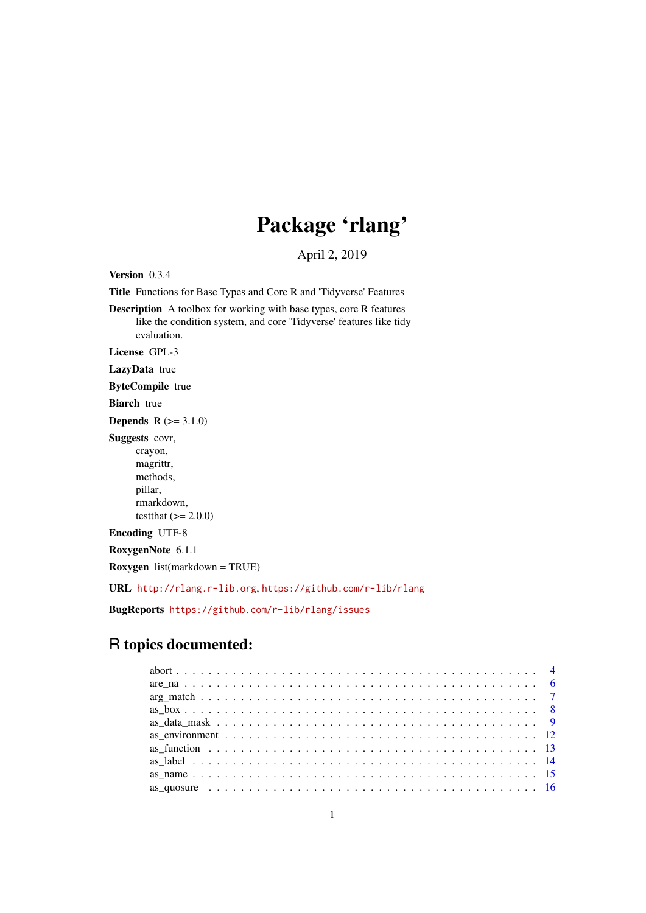# Package 'rlang'

April 2, 2019

**Version** 0.3.4

**Title** Functions for Base Types and Core R and 'Tidyverse' Features

**Description** A toolbox for working with base types, core R features like the condition system, and core 'Tidyverse' features like tidy evaluation.

**License** GPL-3

**LazyData** true

**ByteCompile** true

**Biarch** true

**Depends** R (>= 3.1.0)

**Suggests** covr,
crayon,
magrittr,
methods,
pillar,
rmarkdown,
testthat (>= 2.0.0)

**Encoding** UTF-8

**RoxygenNote** 6.1.1

**Roxygen** list(markdown = TRUE)

**URL** http://rlang.r-lib.org, https://github.com/r-lib/rlang

**BugReports** https://github.com/r-lib/rlang/issues

## R topics documented:

- abort . . . . . . . . . . . . . . . . . . . . . . . . . . . . . . . . . . . . . . . . 4
- are_na . . . . . . . . . . . . . . . . . . . . . . . . . . . . . . . . . . . . . . . . 6
- arg_match . . . . . . . . . . . . . . . . . . . . . . . . . . . . . . . . . . . . . . 7
- as_box . . . . . . . . . . . . . . . . . . . . . . . . . . . . . . . . . . . . . . . . 8
- as_data_mask . . . . . . . . . . . . . . . . . . . . . . . . . . . . . . . . . . . . 9
- as_environment . . . . . . . . . . . . . . . . . . . . . . . . . . . . . . . . . . . 12
- as_function . . . . . . . . . . . . . . . . . . . . . . . . . . . . . . . . . . . . . 13
- as_label . . . . . . . . . . . . . . . . . . . . . . . . . . . . . . . . . . . . . . . 14
- as_name . . . . . . . . . . . . . . . . . . . . . . . . . . . . . . . . . . . . . . . 15
- as_quosure . . . . . . . . . . . . . . . . . . . . . . . . . . . . . . . . . . . . . 16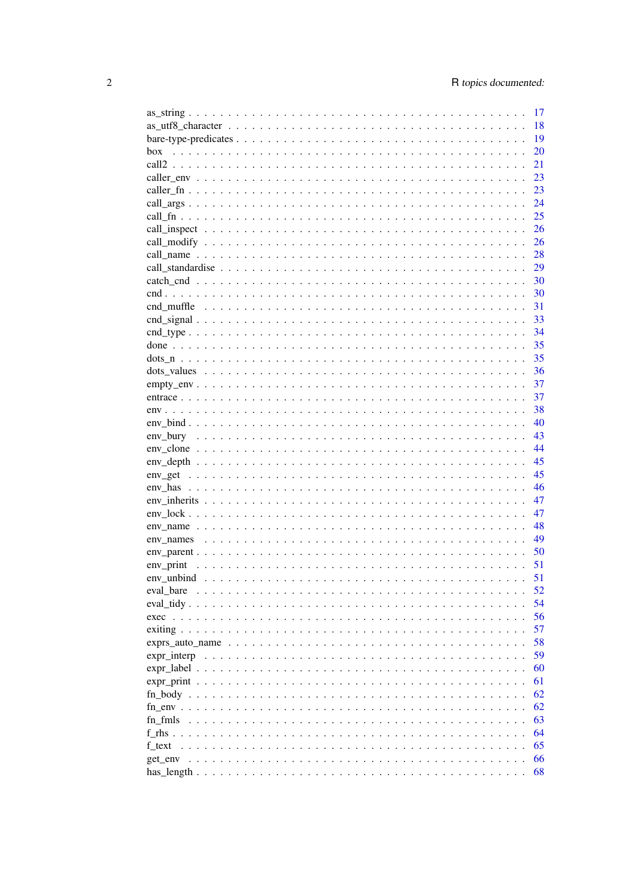as_string . . . . . . . . . . . . . . . . . . . . . . . . . . . . . . . . . . . . . . . . . 17
as_utf8_character . . . . . . . . . . . . . . . . . . . . . . . . . . . . . . . . . . . . . 18
bare-type-predicates . . . . . . . . . . . . . . . . . . . . . . . . . . . . . . . . . . . . 19
box . . . . . . . . . . . . . . . . . . . . . . . . . . . . . . . . . . . . . . . . . . . . 20
call2 . . . . . . . . . . . . . . . . . . . . . . . . . . . . . . . . . . . . . . . . . . . 21
caller_env . . . . . . . . . . . . . . . . . . . . . . . . . . . . . . . . . . . . . . . . . 23
caller_fn . . . . . . . . . . . . . . . . . . . . . . . . . . . . . . . . . . . . . . . . . . 23
call_args . . . . . . . . . . . . . . . . . . . . . . . . . . . . . . . . . . . . . . . . . . 24
call_fn . . . . . . . . . . . . . . . . . . . . . . . . . . . . . . . . . . . . . . . . . . . 25
call_inspect . . . . . . . . . . . . . . . . . . . . . . . . . . . . . . . . . . . . . . . . 26
call_modify . . . . . . . . . . . . . . . . . . . . . . . . . . . . . . . . . . . . . . . . . 26
call_name . . . . . . . . . . . . . . . . . . . . . . . . . . . . . . . . . . . . . . . . . . 28
call_standardise . . . . . . . . . . . . . . . . . . . . . . . . . . . . . . . . . . . . . . 29
catch_cnd . . . . . . . . . . . . . . . . . . . . . . . . . . . . . . . . . . . . . . . . . . 30
cnd . . . . . . . . . . . . . . . . . . . . . . . . . . . . . . . . . . . . . . . . . . . . . 30
cnd_muffle . . . . . . . . . . . . . . . . . . . . . . . . . . . . . . . . . . . . . . . . . 31
cnd_signal . . . . . . . . . . . . . . . . . . . . . . . . . . . . . . . . . . . . . . . . . 33
cnd_type . . . . . . . . . . . . . . . . . . . . . . . . . . . . . . . . . . . . . . . . . . 34
done . . . . . . . . . . . . . . . . . . . . . . . . . . . . . . . . . . . . . . . . . . . . 35
dots_n . . . . . . . . . . . . . . . . . . . . . . . . . . . . . . . . . . . . . . . . . . . 35
dots_values . . . . . . . . . . . . . . . . . . . . . . . . . . . . . . . . . . . . . . . . 36
empty_env . . . . . . . . . . . . . . . . . . . . . . . . . . . . . . . . . . . . . . . . . . 37
entrace . . . . . . . . . . . . . . . . . . . . . . . . . . . . . . . . . . . . . . . . . . . 37
env . . . . . . . . . . . . . . . . . . . . . . . . . . . . . . . . . . . . . . . . . . . . . 38
env_bind . . . . . . . . . . . . . . . . . . . . . . . . . . . . . . . . . . . . . . . . . . 40
env_bury . . . . . . . . . . . . . . . . . . . . . . . . . . . . . . . . . . . . . . . . . . 43
env_clone . . . . . . . . . . . . . . . . . . . . . . . . . . . . . . . . . . . . . . . . . . 44
env_depth . . . . . . . . . . . . . . . . . . . . . . . . . . . . . . . . . . . . . . . . . . 45
env_get . . . . . . . . . . . . . . . . . . . . . . . . . . . . . . . . . . . . . . . . . . . 45
env_has . . . . . . . . . . . . . . . . . . . . . . . . . . . . . . . . . . . . . . . . . . . 46
env_inherits . . . . . . . . . . . . . . . . . . . . . . . . . . . . . . . . . . . . . . . . 47
env_lock . . . . . . . . . . . . . . . . . . . . . . . . . . . . . . . . . . . . . . . . . . . 47
env_name . . . . . . . . . . . . . . . . . . . . . . . . . . . . . . . . . . . . . . . . . . 48
env_names . . . . . . . . . . . . . . . . . . . . . . . . . . . . . . . . . . . . . . . . . . 49
env_parent . . . . . . . . . . . . . . . . . . . . . . . . . . . . . . . . . . . . . . . . . 50
env_print . . . . . . . . . . . . . . . . . . . . . . . . . . . . . . . . . . . . . . . . . . 51
env_unbind . . . . . . . . . . . . . . . . . . . . . . . . . . . . . . . . . . . . . . . . . 51
eval_bare . . . . . . . . . . . . . . . . . . . . . . . . . . . . . . . . . . . . . . . . . . 52
eval_tidy . . . . . . . . . . . . . . . . . . . . . . . . . . . . . . . . . . . . . . . . . . 54
exec . . . . . . . . . . . . . . . . . . . . . . . . . . . . . . . . . . . . . . . . . . . . 56
exiting . . . . . . . . . . . . . . . . . . . . . . . . . . . . . . . . . . . . . . . . . . . 57
exprs_auto_name . . . . . . . . . . . . . . . . . . . . . . . . . . . . . . . . . . . . . . 58
expr_interp . . . . . . . . . . . . . . . . . . . . . . . . . . . . . . . . . . . . . . . . 59
expr_label . . . . . . . . . . . . . . . . . . . . . . . . . . . . . . . . . . . . . . . . . 60
expr_print . . . . . . . . . . . . . . . . . . . . . . . . . . . . . . . . . . . . . . . . . 61
fn_body . . . . . . . . . . . . . . . . . . . . . . . . . . . . . . . . . . . . . . . . . . . 62
fn_env . . . . . . . . . . . . . . . . . . . . . . . . . . . . . . . . . . . . . . . . . . . . 62
fn_fmls . . . . . . . . . . . . . . . . . . . . . . . . . . . . . . . . . . . . . . . . . . . 63
f_rhs . . . . . . . . . . . . . . . . . . . . . . . . . . . . . . . . . . . . . . . . . . . . 64
f_text . . . . . . . . . . . . . . . . . . . . . . . . . . . . . . . . . . . . . . . . . . . 65
get_env . . . . . . . . . . . . . . . . . . . . . . . . . . . . . . . . . . . . . . . . . . . 66
has_length . . . . . . . . . . . . . . . . . . . . . . . . . . . . . . . . . . . . . . . . . 68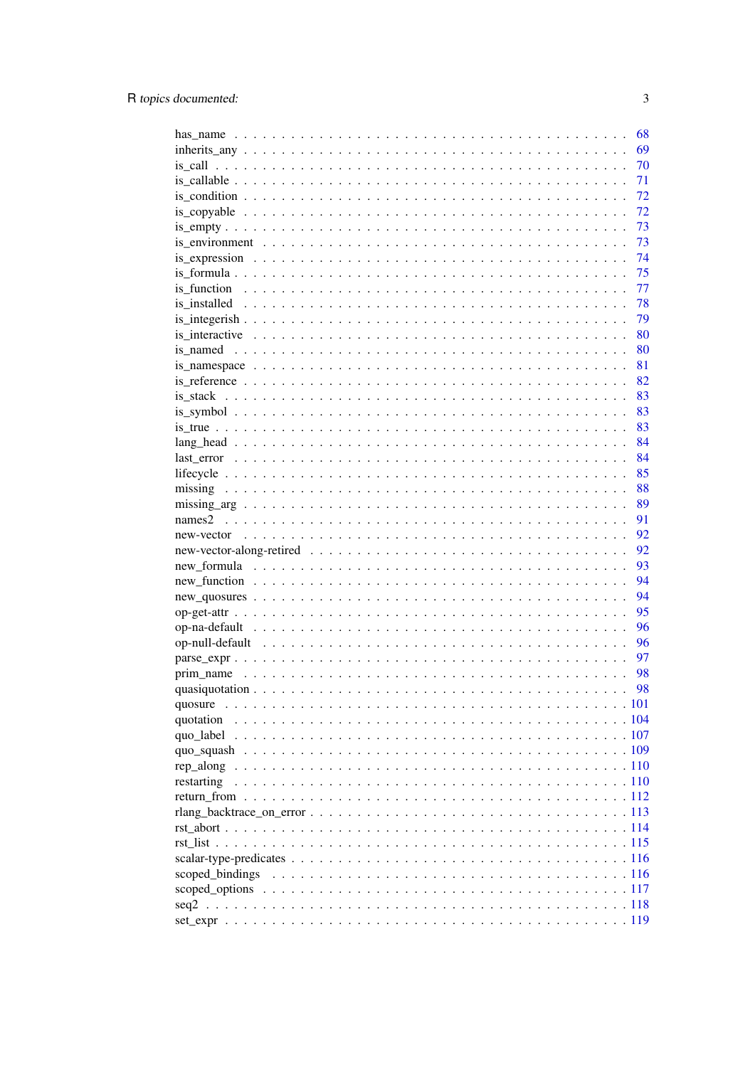| | |
|---|---|
| has_name | 68 |
| inherits_any | 69 |
| is_call | 70 |
| is_callable | 71 |
| is_condition | 72 |
| is_copyable | 72 |
| is_empty | 73 |
| is_environment | 73 |
| is_expression | 74 |
| is_formula | 75 |
| is_function | 77 |
| is_installed | 78 |
| is_integerish | 79 |
| is_interactive | 80 |
| is_named | 80 |
| is_namespace | 81 |
| is_reference | 82 |
| is_stack | 83 |
| is_symbol | 83 |
| is_true | 83 |
| lang_head | 84 |
| last_error | 84 |
| lifecycle | 85 |
| missing | 88 |
| missing_arg | 89 |
| names2 | 91 |
| new-vector | 92 |
| new-vector-along-retired | 92 |
| new_formula | 93 |
| new_function | 94 |
| new_quosures | 94 |
| op-get-attr | 95 |
| op-na-default | 96 |
| op-null-default | 96 |
| parse_expr | 97 |
| prim_name | 98 |
| quasiquotation | 98 |
| quosure | 101 |
| quotation | 104 |
| quo_label | 107 |
| quo_squash | 109 |
| rep_along | 110 |
| restarting | 110 |
| return_from | 112 |
| rlang_backtrace_on_error | 113 |
| rst_abort | 114 |
| rst_list | 115 |
| scalar-type-predicates | 116 |
| scoped_bindings | 116 |
| scoped_options | 117 |
| seq2 | 118 |
| set_expr | 119 |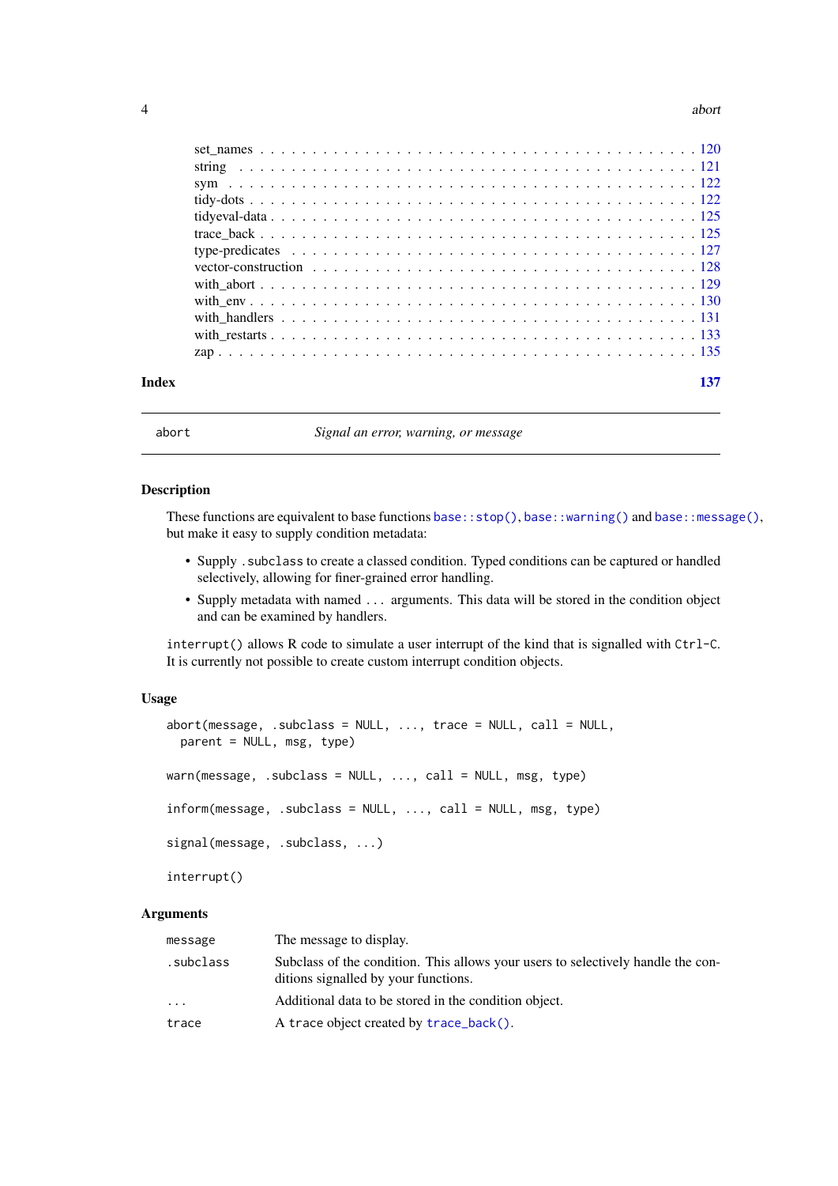set_names . . . . . . . . . . . . . . . . . . . . . . . . . . . . . . . . . . . . . . . . 120
string . . . . . . . . . . . . . . . . . . . . . . . . . . . . . . . . . . . . . . . . . 121
sym . . . . . . . . . . . . . . . . . . . . . . . . . . . . . . . . . . . . . . . . . . 122
tidy-dots . . . . . . . . . . . . . . . . . . . . . . . . . . . . . . . . . . . . . . . . 122
tidyeval-data . . . . . . . . . . . . . . . . . . . . . . . . . . . . . . . . . . . . . . 125
trace_back . . . . . . . . . . . . . . . . . . . . . . . . . . . . . . . . . . . . . . . 125
type-predicates . . . . . . . . . . . . . . . . . . . . . . . . . . . . . . . . . . . . . 127
vector-construction . . . . . . . . . . . . . . . . . . . . . . . . . . . . . . . . . . . 128
with_abort . . . . . . . . . . . . . . . . . . . . . . . . . . . . . . . . . . . . . . . 129
with_env . . . . . . . . . . . . . . . . . . . . . . . . . . . . . . . . . . . . . . . . 130
with_handlers . . . . . . . . . . . . . . . . . . . . . . . . . . . . . . . . . . . . . . 131
with_restarts . . . . . . . . . . . . . . . . . . . . . . . . . . . . . . . . . . . . . . 133
zap . . . . . . . . . . . . . . . . . . . . . . . . . . . . . . . . . . . . . . . . . . . 135

**Index** **137**

---

`abort` *Signal an error, warning, or message*

---

### Description

These functions are equivalent to base functions `base::stop()`, `base::warning()` and `base::message()`, but make it easy to supply condition metadata:

- Supply `.subclass` to create a classed condition. Typed conditions can be captured or handled selectively, allowing for finer-grained error handling.
- Supply metadata with named `...` arguments. This data will be stored in the condition object and can be examined by handlers.

`interrupt()` allows R code to simulate a user interrupt of the kind that is signalled with `Ctrl-C`. It is currently not possible to create custom interrupt condition objects.

### Usage

```
abort(message, .subclass = NULL, ..., trace = NULL, call = NULL,
  parent = NULL, msg, type)

warn(message, .subclass = NULL, ..., call = NULL, msg, type)

inform(message, .subclass = NULL, ..., call = NULL, msg, type)

signal(message, .subclass, ...)

interrupt()
```

### Arguments

| | |
|---|---|
| `message` | The message to display. |
| `.subclass` | Subclass of the condition. This allows your users to selectively handle the conditions signalled by your functions. |
| `...` | Additional data to be stored in the condition object. |
| `trace` | A `trace` object created by `trace_back()`. |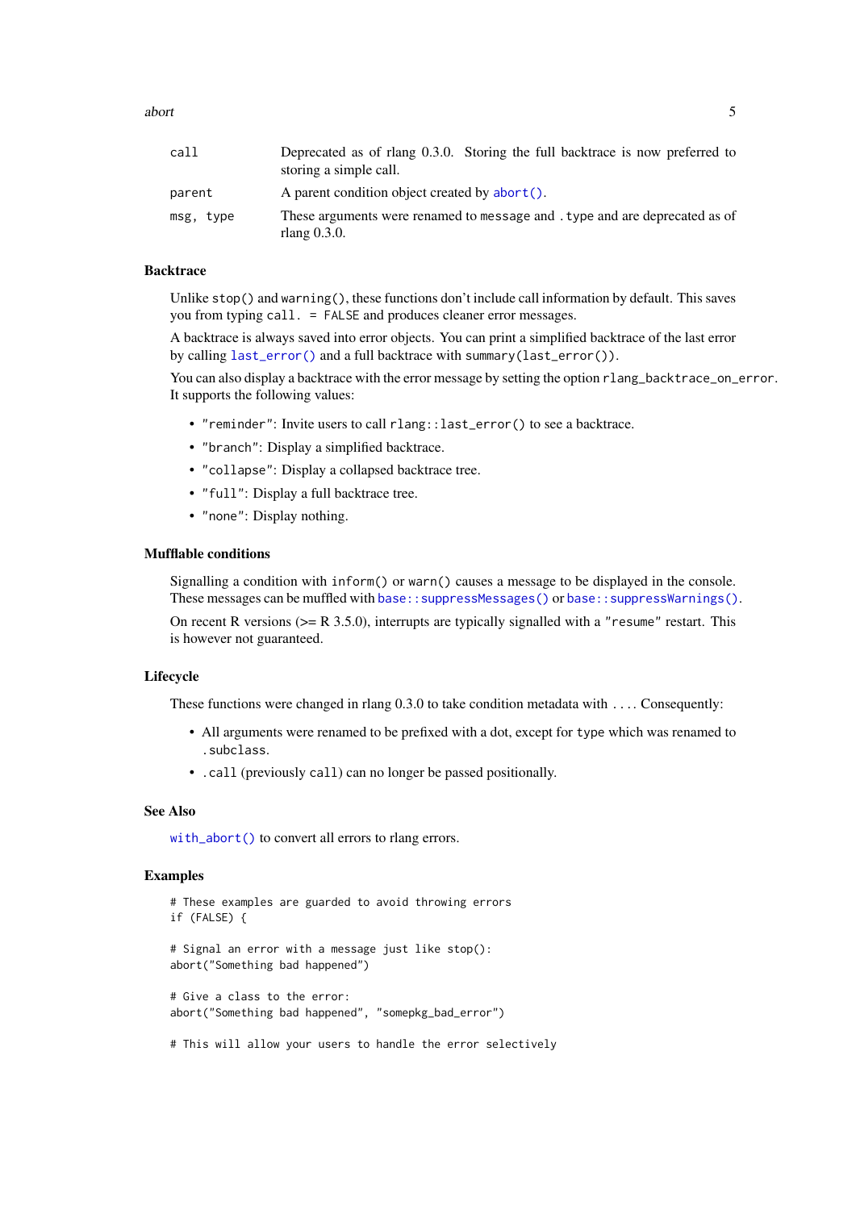| | |
|---|---|
| `call` | Deprecated as of rlang 0.3.0. Storing the full backtrace is now preferred to storing a simple call. |
| `parent` | A parent condition object created by `abort()`. |
| `msg, type` | These arguments were renamed to `message` and `.type` and are deprecated as of rlang 0.3.0. |

### Backtrace

Unlike `stop()` and `warning()`, these functions don't include call information by default. This saves you from typing `call. = FALSE` and produces cleaner error messages.

A backtrace is always saved into error objects. You can print a simplified backtrace of the last error by calling `last_error()` and a full backtrace with `summary(last_error())`.

You can also display a backtrace with the error message by setting the option `rlang_backtrace_on_error`. It supports the following values:

- `"reminder"`: Invite users to call `rlang::last_error()` to see a backtrace.
- `"branch"`: Display a simplified backtrace.
- `"collapse"`: Display a collapsed backtrace tree.
- `"full"`: Display a full backtrace tree.
- `"none"`: Display nothing.

### Mufflable conditions

Signalling a condition with `inform()` or `warn()` causes a message to be displayed in the console. These messages can be muffled with `base::suppressMessages()` or `base::suppressWarnings()`.

On recent R versions (>= R 3.5.0), interrupts are typically signalled with a `"resume"` restart. This is however not guaranteed.

### Lifecycle

These functions were changed in rlang 0.3.0 to take condition metadata with `...`. Consequently:

- All arguments were renamed to be prefixed with a dot, except for `type` which was renamed to `.subclass`.
- `.call` (previously `call`) can no longer be passed positionally.

### See Also

`with_abort()` to convert all errors to rlang errors.

### Examples

```
# These examples are guarded to avoid throwing errors
if (FALSE) {

# Signal an error with a message just like stop():
abort("Something bad happened")

# Give a class to the error:
abort("Something bad happened", "somepkg_bad_error")

# This will allow your users to handle the error selectively
```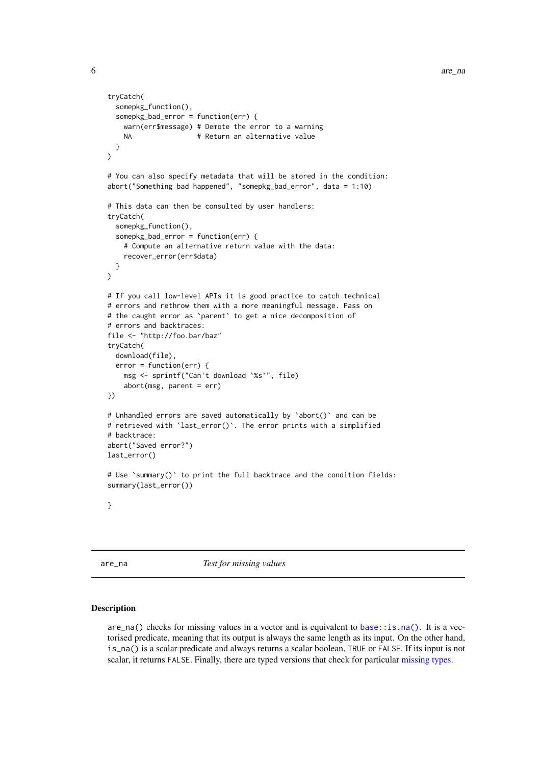```
tryCatch(
  somepkg_function(),
  somepkg_bad_error = function(err) {
    warn(err$message) # Demote the error to a warning
    NA                # Return an alternative value
  }
)

# You can also specify metadata that will be stored in the condition:
abort("Something bad happened", "somepkg_bad_error", data = 1:10)

# This data can then be consulted by user handlers:
tryCatch(
  somepkg_function(),
  somepkg_bad_error = function(err) {
    # Compute an alternative return value with the data:
    recover_error(err$data)
  }
)

# If you call low-level APIs it is good practice to catch technical
# errors and rethrow them with a more meaningful message. Pass on
# the caught error as `parent` to get a nice decomposition of
# errors and backtraces:
file <- "http://foo.bar/baz"
tryCatch(
  download(file),
  error = function(err) {
    msg <- sprintf("Can't download `%s`", file)
    abort(msg, parent = err)
})

# Unhandled errors are saved automatically by `abort()` and can be
# retrieved with `last_error()`. The error prints with a simplified
# backtrace:
abort("Saved error?")
last_error()

# Use `summary()` to print the full backtrace and the condition fields:
summary(last_error())

}
```

## are_na — *Test for missing values*

### Description

are_na() checks for missing values in a vector and is equivalent to base::is.na(). It is a vectorised predicate, meaning that its output is always the same length as its input. On the other hand, is_na() is a scalar predicate and always returns a scalar boolean, TRUE or FALSE. If its input is not scalar, it returns FALSE. Finally, there are typed versions that check for particular missing types.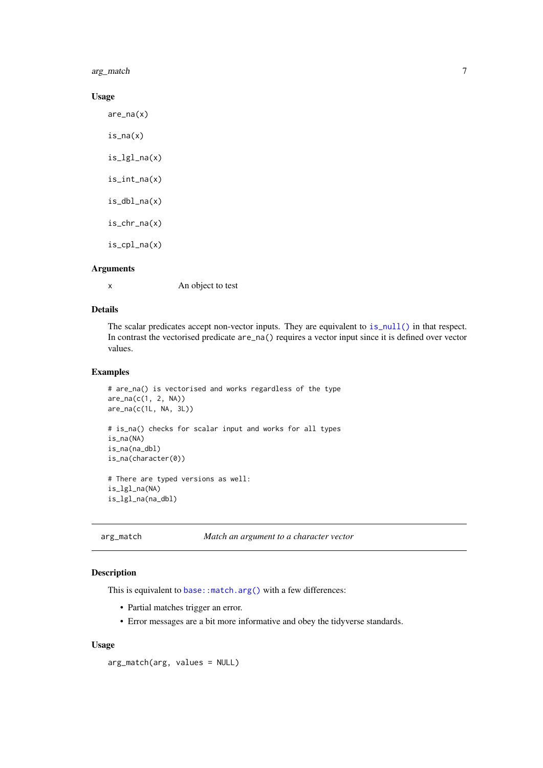### Usage

```
are_na(x)

is_na(x)

is_lgl_na(x)

is_int_na(x)

is_dbl_na(x)

is_chr_na(x)

is_cpl_na(x)
```

### Arguments

| | |
|---|---|
| x | An object to test |

### Details

The scalar predicates accept non-vector inputs. They are equivalent to `is_null()` in that respect. In contrast the vectorised predicate `are_na()` requires a vector input since it is defined over vector values.

### Examples

```
# are_na() is vectorised and works regardless of the type
are_na(c(1, 2, NA))
are_na(c(1L, NA, 3L))

# is_na() checks for scalar input and works for all types
is_na(NA)
is_na(na_dbl)
is_na(character(0))

# There are typed versions as well:
is_lgl_na(NA)
is_lgl_na(na_dbl)
```

---

## arg_match — *Match an argument to a character vector*

---

### Description

This is equivalent to `base::match.arg()` with a few differences:

- Partial matches trigger an error.
- Error messages are a bit more informative and obey the tidyverse standards.

### Usage

```
arg_match(arg, values = NULL)
```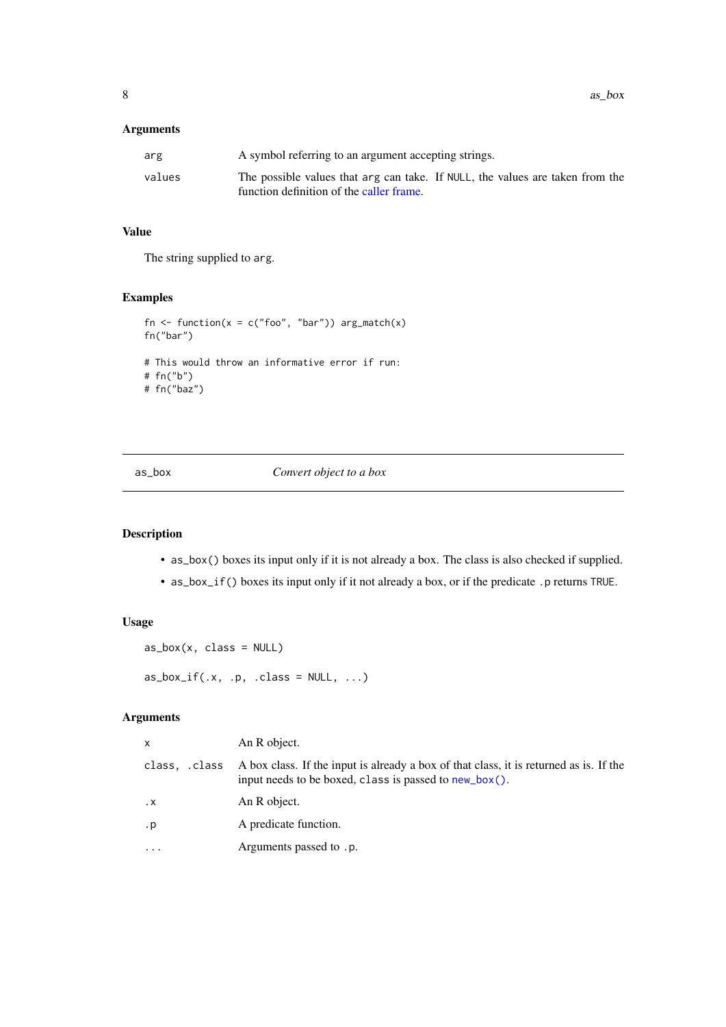### Arguments

| | |
|---|---|
| `arg` | A symbol referring to an argument accepting strings. |
| `values` | The possible values that `arg` can take. If `NULL`, the values are taken from the function definition of the caller frame. |

### Value

The string supplied to `arg`.

### Examples

```
fn <- function(x = c("foo", "bar")) arg_match(x)
fn("bar")

# This would throw an informative error if run:
# fn("b")
# fn("baz")
```

---

## as_box — *Convert object to a box*

---

### Description

- `as_box()` boxes its input only if it is not already a box. The class is also checked if supplied.
- `as_box_if()` boxes its input only if it not already a box, or if the predicate `.p` returns `TRUE`.

### Usage

```
as_box(x, class = NULL)

as_box_if(.x, .p, .class = NULL, ...)
```

### Arguments

| | |
|---|---|
| `x` | An R object. |
| `class, .class` | A box class. If the input is already a box of that class, it is returned as is. If the input needs to be boxed, `class` is passed to `new_box()`. |
| `.x` | An R object. |
| `.p` | A predicate function. |
| `...` | Arguments passed to `.p`. |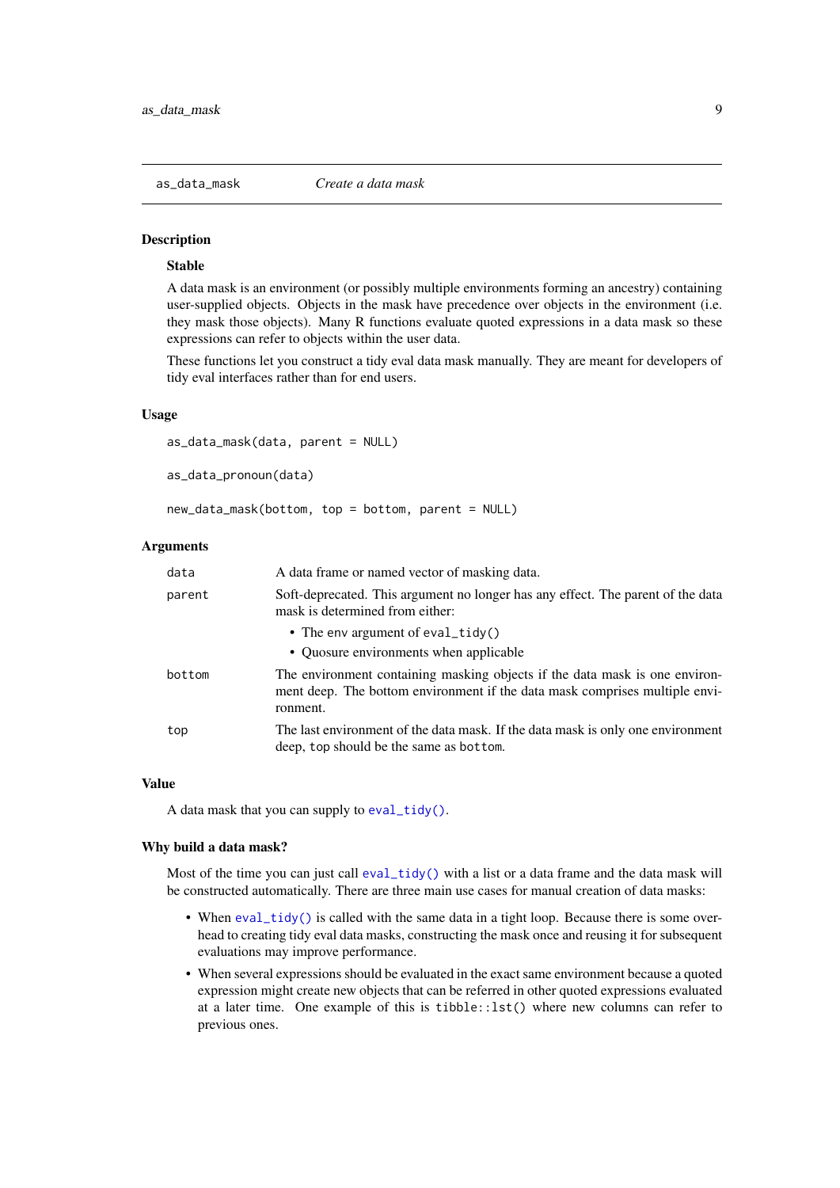## as_data_mask    *Create a data mask*

### Description

**Stable**

A data mask is an environment (or possibly multiple environments forming an ancestry) containing user-supplied objects. Objects in the mask have precedence over objects in the environment (i.e. they mask those objects). Many R functions evaluate quoted expressions in a data mask so these expressions can refer to objects within the user data.

These functions let you construct a tidy eval data mask manually. They are meant for developers of tidy eval interfaces rather than for end users.

### Usage

```
as_data_mask(data, parent = NULL)

as_data_pronoun(data)

new_data_mask(bottom, top = bottom, parent = NULL)
```

### Arguments

| | |
|---|---|
| `data` | A data frame or named vector of masking data. |
| `parent` | Soft-deprecated. This argument no longer has any effect. The parent of the data mask is determined from either:<br>• The `env` argument of `eval_tidy()`<br>• Quosure environments when applicable |
| `bottom` | The environment containing masking objects if the data mask is one environment deep. The bottom environment if the data mask comprises multiple environment. |
| `top` | The last environment of the data mask. If the data mask is only one environment deep, `top` should be the same as `bottom`. |

### Value

A data mask that you can supply to `eval_tidy()`.

### Why build a data mask?

Most of the time you can just call `eval_tidy()` with a list or a data frame and the data mask will be constructed automatically. There are three main use cases for manual creation of data masks:

- When `eval_tidy()` is called with the same data in a tight loop. Because there is some overhead to creating tidy eval data masks, constructing the mask once and reusing it for subsequent evaluations may improve performance.
- When several expressions should be evaluated in the exact same environment because a quoted expression might create new objects that can be referred in other quoted expressions evaluated at a later time. One example of this is `tibble::lst()` where new columns can refer to previous ones.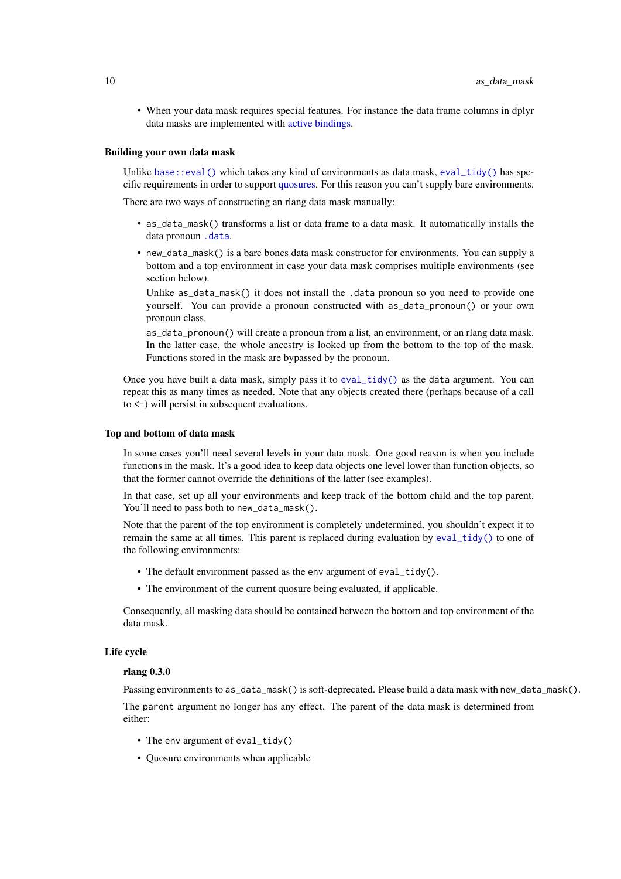- When your data mask requires special features. For instance the data frame columns in dplyr data masks are implemented with active bindings.

### Building your own data mask

Unlike `base::eval()` which takes any kind of environments as data mask, `eval_tidy()` has specific requirements in order to support quosures. For this reason you can't supply bare environments.

There are two ways of constructing an rlang data mask manually:

- `as_data_mask()` transforms a list or data frame to a data mask. It automatically installs the data pronoun `.data`.
- `new_data_mask()` is a bare bones data mask constructor for environments. You can supply a bottom and a top environment in case your data mask comprises multiple environments (see section below).

  Unlike `as_data_mask()` it does not install the `.data` pronoun so you need to provide one yourself. You can provide a pronoun constructed with `as_data_pronoun()` or your own pronoun class.

  `as_data_pronoun()` will create a pronoun from a list, an environment, or an rlang data mask. In the latter case, the whole ancestry is looked up from the bottom to the top of the mask. Functions stored in the mask are bypassed by the pronoun.

Once you have built a data mask, simply pass it to `eval_tidy()` as the `data` argument. You can repeat this as many times as needed. Note that any objects created there (perhaps because of a call to `<-`) will persist in subsequent evaluations.

### Top and bottom of data mask

In some cases you'll need several levels in your data mask. One good reason is when you include functions in the mask. It's a good idea to keep data objects one level lower than function objects, so that the former cannot override the definitions of the latter (see examples).

In that case, set up all your environments and keep track of the bottom child and the top parent. You'll need to pass both to `new_data_mask()`.

Note that the parent of the top environment is completely undetermined, you shouldn't expect it to remain the same at all times. This parent is replaced during evaluation by `eval_tidy()` to one of the following environments:

- The default environment passed as the `env` argument of `eval_tidy()`.
- The environment of the current quosure being evaluated, if applicable.

Consequently, all masking data should be contained between the bottom and top environment of the data mask.

### Life cycle

#### rlang 0.3.0

Passing environments to `as_data_mask()` is soft-deprecated. Please build a data mask with `new_data_mask()`.

The `parent` argument no longer has any effect. The parent of the data mask is determined from either:

- The `env` argument of `eval_tidy()`
- Quosure environments when applicable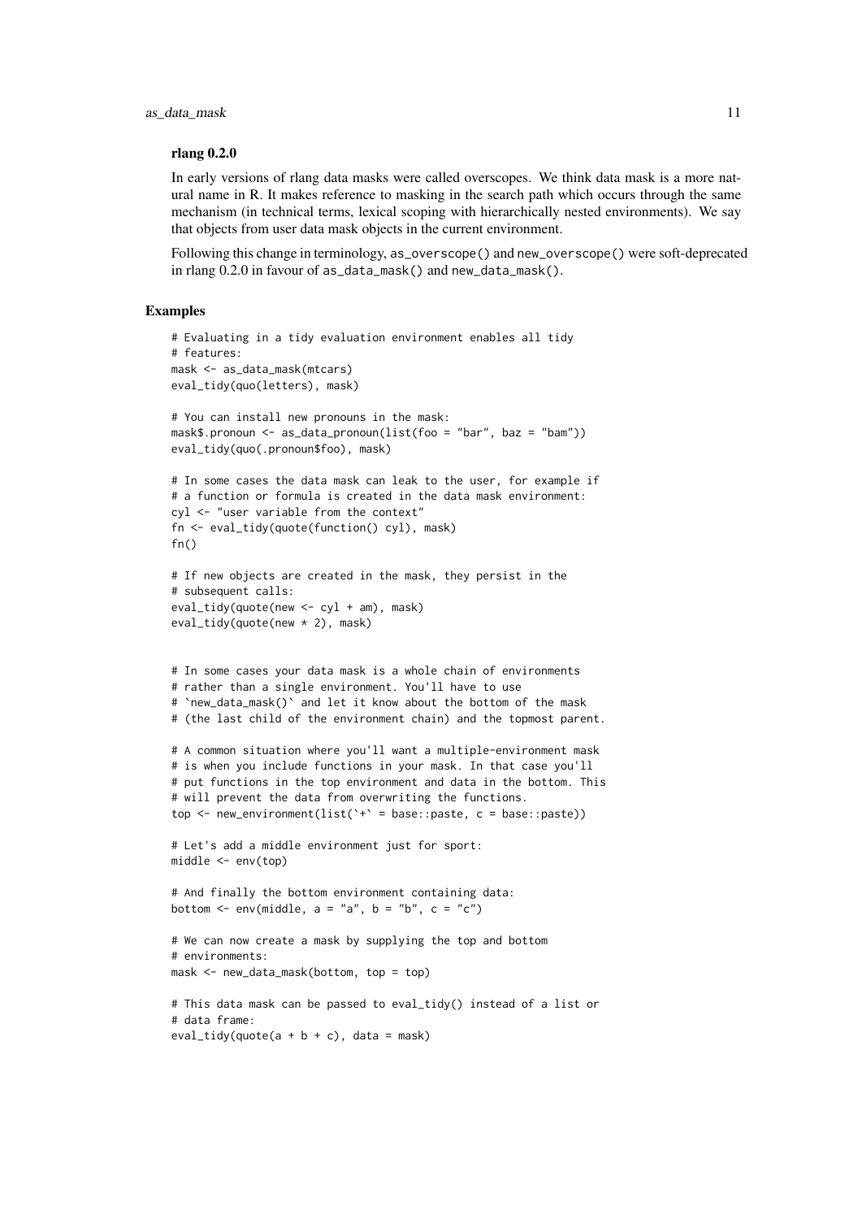### rlang 0.2.0

In early versions of rlang data masks were called overscopes. We think data mask is a more natural name in R. It makes reference to masking in the search path which occurs through the same mechanism (in technical terms, lexical scoping with hierarchically nested environments). We say that objects from user data mask objects in the current environment.

Following this change in terminology, `as_overscope()` and `new_overscope()` were soft-deprecated in rlang 0.2.0 in favour of `as_data_mask()` and `new_data_mask()`.

## Examples

```
# Evaluating in a tidy evaluation environment enables all tidy
# features:
mask <- as_data_mask(mtcars)
eval_tidy(quo(letters), mask)

# You can install new pronouns in the mask:
mask$.pronoun <- as_data_pronoun(list(foo = "bar", baz = "bam"))
eval_tidy(quo(.pronoun$foo), mask)

# In some cases the data mask can leak to the user, for example if
# a function or formula is created in the data mask environment:
cyl <- "user variable from the context"
fn <- eval_tidy(quote(function() cyl), mask)
fn()

# If new objects are created in the mask, they persist in the
# subsequent calls:
eval_tidy(quote(new <- cyl + am), mask)
eval_tidy(quote(new * 2), mask)


# In some cases your data mask is a whole chain of environments
# rather than a single environment. You'll have to use
# `new_data_mask()` and let it know about the bottom of the mask
# (the last child of the environment chain) and the topmost parent.

# A common situation where you'll want a multiple-environment mask
# is when you include functions in your mask. In that case you'll
# put functions in the top environment and data in the bottom. This
# will prevent the data from overwriting the functions.
top <- new_environment(list(`+` = base::paste, c = base::paste))

# Let's add a middle environment just for sport:
middle <- env(top)

# And finally the bottom environment containing data:
bottom <- env(middle, a = "a", b = "b", c = "c")

# We can now create a mask by supplying the top and bottom
# environments:
mask <- new_data_mask(bottom, top = top)

# This data mask can be passed to eval_tidy() instead of a list or
# data frame:
eval_tidy(quote(a + b + c), data = mask)
```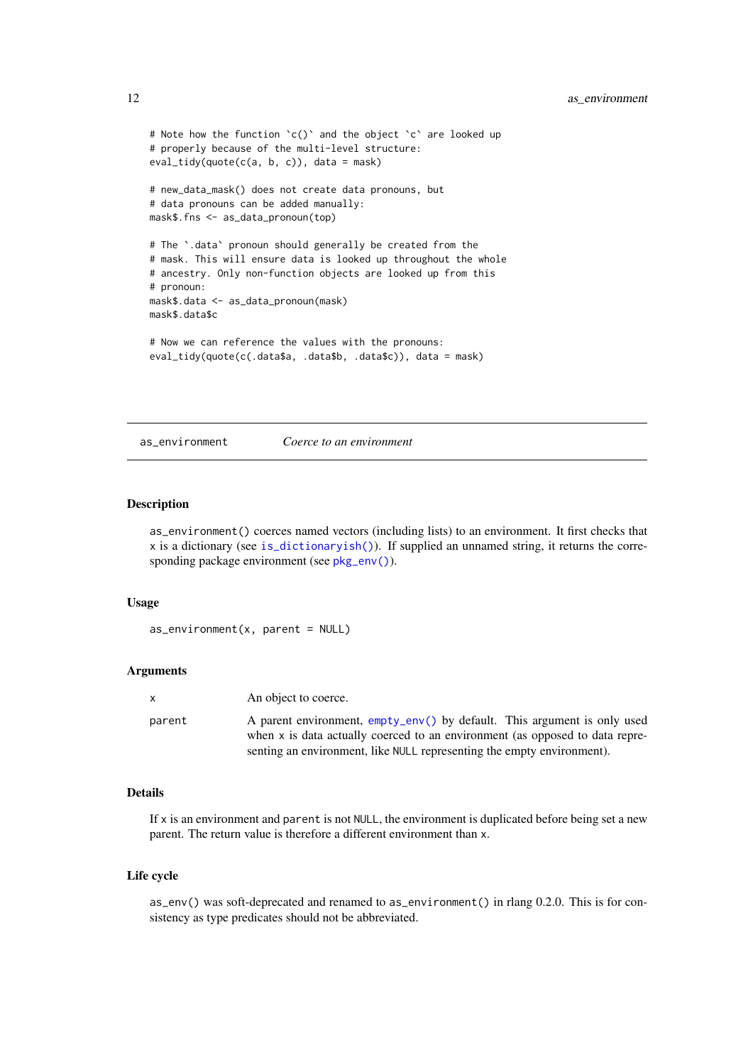```
# Note how the function `c()` and the object `c` are looked up
# properly because of the multi-level structure:
eval_tidy(quote(c(a, b, c)), data = mask)

# new_data_mask() does not create data pronouns, but
# data pronouns can be added manually:
mask$.fns <- as_data_pronoun(top)

# The `.data` pronoun should generally be created from the
# mask. This will ensure data is looked up throughout the whole
# ancestry. Only non-function objects are looked up from this
# pronoun:
mask$.data <- as_data_pronoun(mask)
mask$.data$c

# Now we can reference the values with the pronouns:
eval_tidy(quote(c(.data$a, .data$b, .data$c)), data = mask)
```

---

## as_environment — *Coerce to an environment*

### Description

`as_environment()` coerces named vectors (including lists) to an environment. It first checks that `x` is a dictionary (see `is_dictionaryish()`). If supplied an unnamed string, it returns the corresponding package environment (see `pkg_env()`).

### Usage

```
as_environment(x, parent = NULL)
```

### Arguments

| | |
|---|---|
| `x` | An object to coerce. |
| `parent` | A parent environment, `empty_env()` by default. This argument is only used when `x` is data actually coerced to an environment (as opposed to data representing an environment, like `NULL` representing the empty environment). |

### Details

If `x` is an environment and `parent` is not `NULL`, the environment is duplicated before being set a new parent. The return value is therefore a different environment than `x`.

### Life cycle

`as_env()` was soft-deprecated and renamed to `as_environment()` in rlang 0.2.0. This is for consistency as type predicates should not be abbreviated.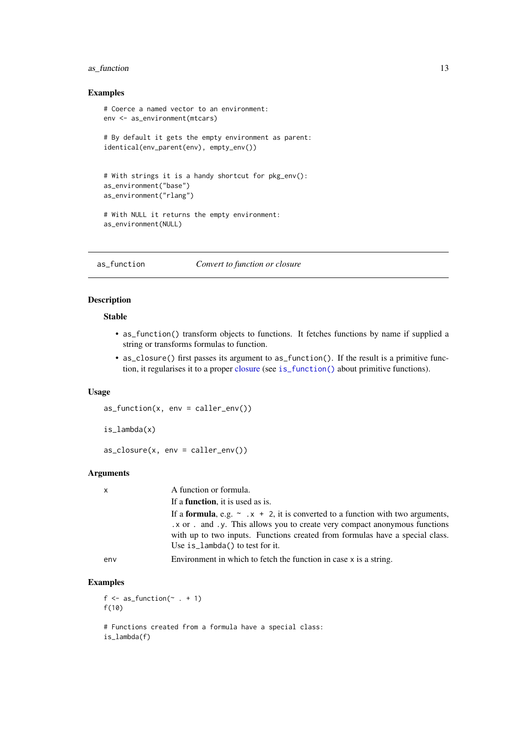## Examples

```
# Coerce a named vector to an environment:
env <- as_environment(mtcars)

# By default it gets the empty environment as parent:
identical(env_parent(env), empty_env())


# With strings it is a handy shortcut for pkg_env():
as_environment("base")
as_environment("rlang")

# With NULL it returns the empty environment:
as_environment(NULL)
```

---

# as_function — *Convert to function or closure*

---

## Description

### Stable

- `as_function()` transform objects to functions. It fetches functions by name if supplied a string or transforms formulas to function.
- `as_closure()` first passes its argument to `as_function()`. If the result is a primitive function, it regularises it to a proper closure (see `is_function()` about primitive functions).

## Usage

```
as_function(x, env = caller_env())

is_lambda(x)

as_closure(x, env = caller_env())
```

## Arguments

| | |
|---|---|
| `x` | A function or formula.<br>If a **function**, it is used as is.<br>If a **formula**, e.g. `~ .x + 2`, it is converted to a function with two arguments, `.x` or `.` and `.y`. This allows you to create very compact anonymous functions with up to two inputs. Functions created from formulas have a special class. Use `is_lambda()` to test for it. |
| `env` | Environment in which to fetch the function in case `x` is a string. |

## Examples

```
f <- as_function(~ . + 1)
f(10)

# Functions created from a formula have a special class:
is_lambda(f)
```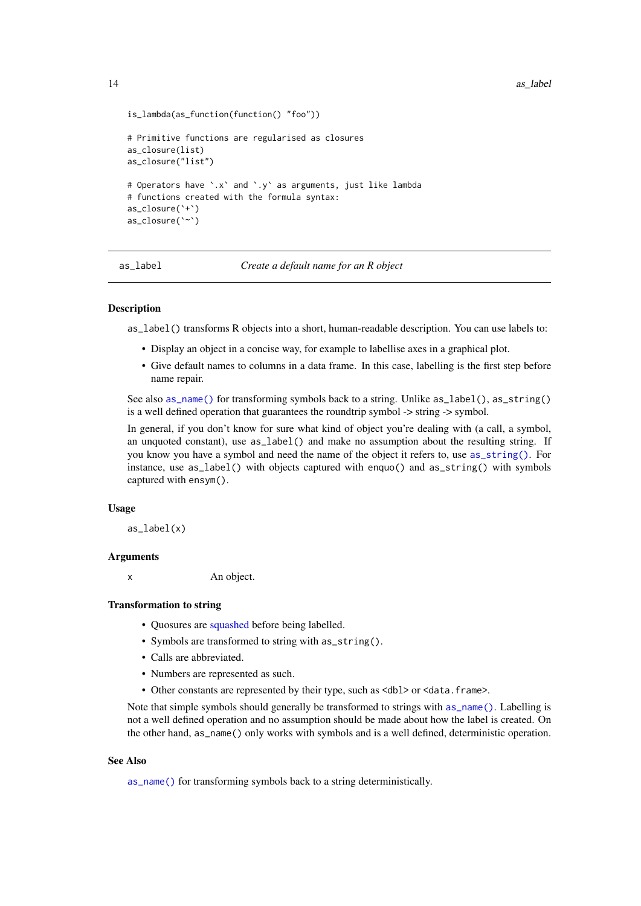```
is_lambda(as_function(function() "foo"))

# Primitive functions are regularised as closures
as_closure(list)
as_closure("list")

# Operators have `.x` and `.y` as arguments, just like lambda
# functions created with the formula syntax:
as_closure(`+`)
as_closure(`~`)
```

---

## as_label — *Create a default name for an R object*

### Description

`as_label()` transforms R objects into a short, human-readable description. You can use labels to:

- Display an object in a concise way, for example to labellise axes in a graphical plot.
- Give default names to columns in a data frame. In this case, labelling is the first step before name repair.

See also `as_name()` for transforming symbols back to a string. Unlike `as_label()`, `as_string()` is a well defined operation that guarantees the roundtrip symbol -> string -> symbol.

In general, if you don't know for sure what kind of object you're dealing with (a call, a symbol, an unquoted constant), use `as_label()` and make no assumption about the resulting string. If you know you have a symbol and need the name of the object it refers to, use `as_string()`. For instance, use `as_label()` with objects captured with `enquo()` and `as_string()` with symbols captured with `ensym()`.

### Usage

```
as_label(x)
```

### Arguments

| | |
|---|---|
| x | An object. |

### Transformation to string

- Quosures are squashed before being labelled.
- Symbols are transformed to string with `as_string()`.
- Calls are abbreviated.
- Numbers are represented as such.
- Other constants are represented by their type, such as `<dbl>` or `<data.frame>`.

Note that simple symbols should generally be transformed to strings with `as_name()`. Labelling is not a well defined operation and no assumption should be made about how the label is created. On the other hand, `as_name()` only works with symbols and is a well defined, deterministic operation.

### See Also

`as_name()` for transforming symbols back to a string deterministically.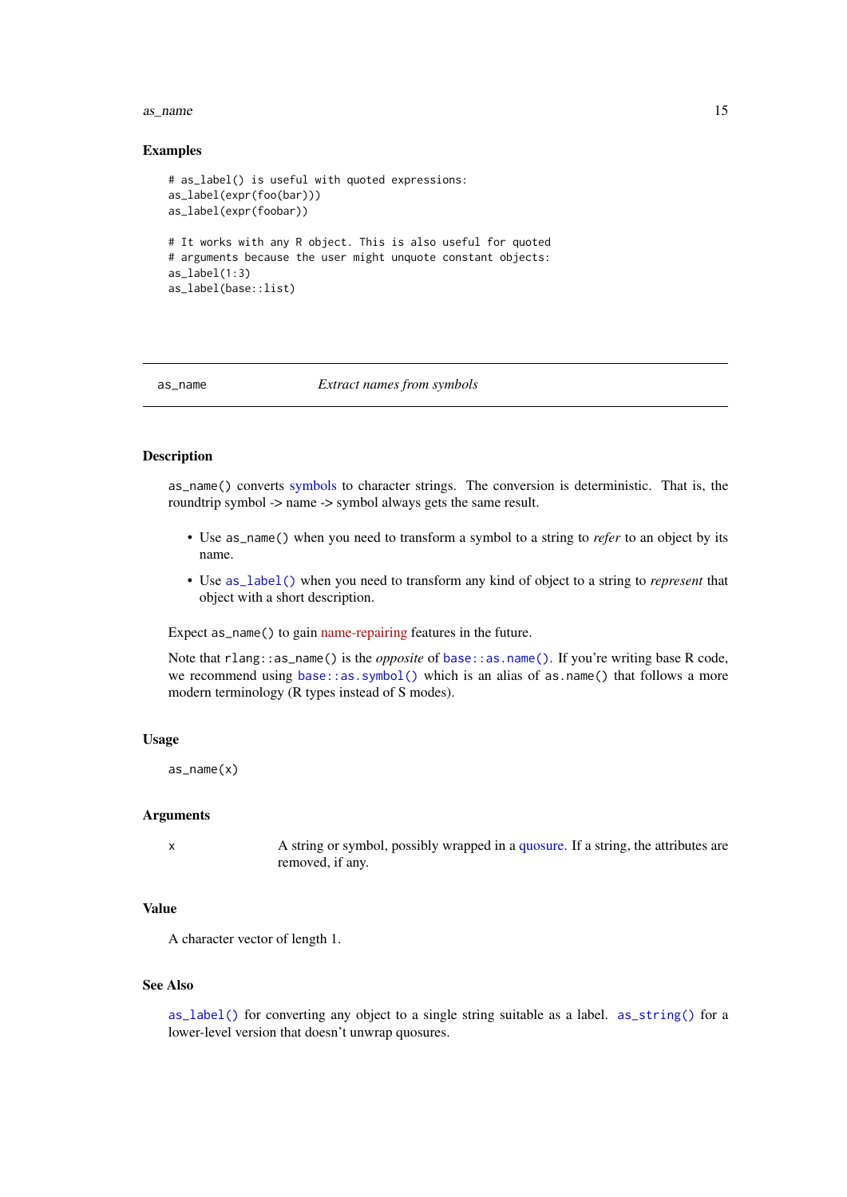### Examples

```
# as_label() is useful with quoted expressions:
as_label(expr(foo(bar)))
as_label(expr(foobar))

# It works with any R object. This is also useful for quoted
# arguments because the user might unquote constant objects:
as_label(1:3)
as_label(base::list)
```

---

## as_name — *Extract names from symbols*

---

### Description

`as_name()` converts symbols to character strings. The conversion is deterministic. That is, the roundtrip symbol -> name -> symbol always gets the same result.

- Use `as_name()` when you need to transform a symbol to a string to *refer* to an object by its name.
- Use `as_label()` when you need to transform any kind of object to a string to *represent* that object with a short description.

Expect `as_name()` to gain name-repairing features in the future.

Note that `rlang::as_name()` is the *opposite* of `base::as.name()`. If you're writing base R code, we recommend using `base::as.symbol()` which is an alias of `as.name()` that follows a more modern terminology (R types instead of S modes).

### Usage

```
as_name(x)
```

### Arguments

| | |
|---|---|
| x | A string or symbol, possibly wrapped in a quosure. If a string, the attributes are removed, if any. |

### Value

A character vector of length 1.

### See Also

`as_label()` for converting any object to a single string suitable as a label. `as_string()` for a lower-level version that doesn't unwrap quosures.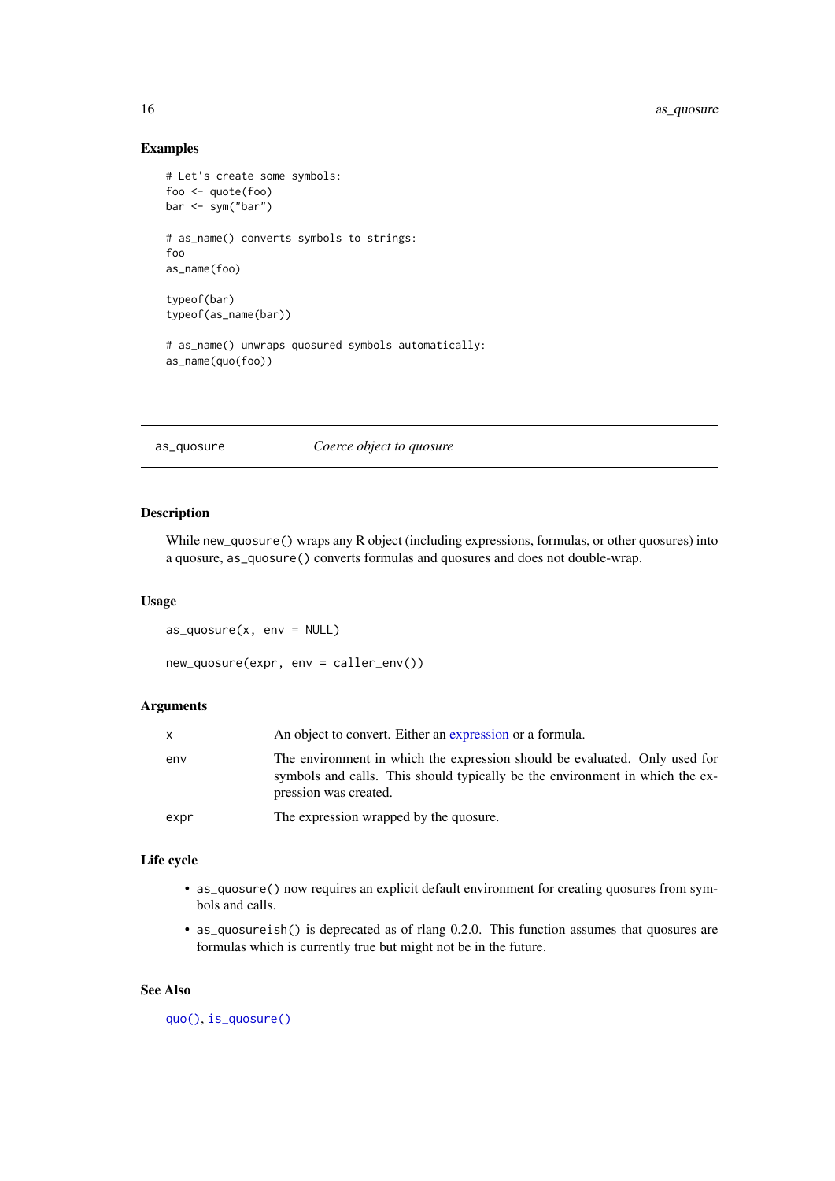## Examples

```
# Let's create some symbols:
foo <- quote(foo)
bar <- sym("bar")

# as_name() converts symbols to strings:
foo
as_name(foo)

typeof(bar)
typeof(as_name(bar))

# as_name() unwraps quosured symbols automatically:
as_name(quo(foo))
```

---

# as_quosure — *Coerce object to quosure*

---

## Description

While `new_quosure()` wraps any R object (including expressions, formulas, or other quosures) into a quosure, `as_quosure()` converts formulas and quosures and does not double-wrap.

## Usage

```
as_quosure(x, env = NULL)

new_quosure(expr, env = caller_env())
```

## Arguments

| | |
|---|---|
| `x` | An object to convert. Either an expression or a formula. |
| `env` | The environment in which the expression should be evaluated. Only used for symbols and calls. This should typically be the environment in which the expression was created. |
| `expr` | The expression wrapped by the quosure. |

## Life cycle

- `as_quosure()` now requires an explicit default environment for creating quosures from symbols and calls.
- `as_quosureish()` is deprecated as of rlang 0.2.0. This function assumes that quosures are formulas which is currently true but might not be in the future.

## See Also

`quo()`, `is_quosure()`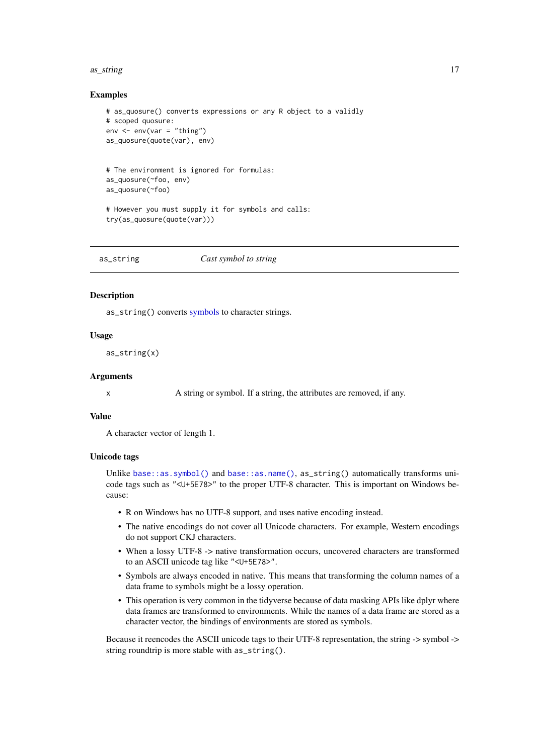### Examples

```
# as_quosure() converts expressions or any R object to a validly
# scoped quosure:
env <- env(var = "thing")
as_quosure(quote(var), env)


# The environment is ignored for formulas:
as_quosure(~foo, env)
as_quosure(~foo)

# However you must supply it for symbols and calls:
try(as_quosure(quote(var)))
```

---

## as_string — *Cast symbol to string*

---

### Description

`as_string()` converts symbols to character strings.

### Usage

```
as_string(x)
```

### Arguments

| | |
|---|---|
| `x` | A string or symbol. If a string, the attributes are removed, if any. |

### Value

A character vector of length 1.

### Unicode tags

Unlike `base::as.symbol()` and `base::as.name()`, `as_string()` automatically transforms unicode tags such as `"<U+5E78>"` to the proper UTF-8 character. This is important on Windows because:

- R on Windows has no UTF-8 support, and uses native encoding instead.
- The native encodings do not cover all Unicode characters. For example, Western encodings do not support CKJ characters.
- When a lossy UTF-8 -> native transformation occurs, uncovered characters are transformed to an ASCII unicode tag like `"<U+5E78>"`.
- Symbols are always encoded in native. This means that transforming the column names of a data frame to symbols might be a lossy operation.
- This operation is very common in the tidyverse because of data masking APIs like dplyr where data frames are transformed to environments. While the names of a data frame are stored as a character vector, the bindings of environments are stored as symbols.

Because it reencodes the ASCII unicode tags to their UTF-8 representation, the string -> symbol -> string roundtrip is more stable with `as_string()`.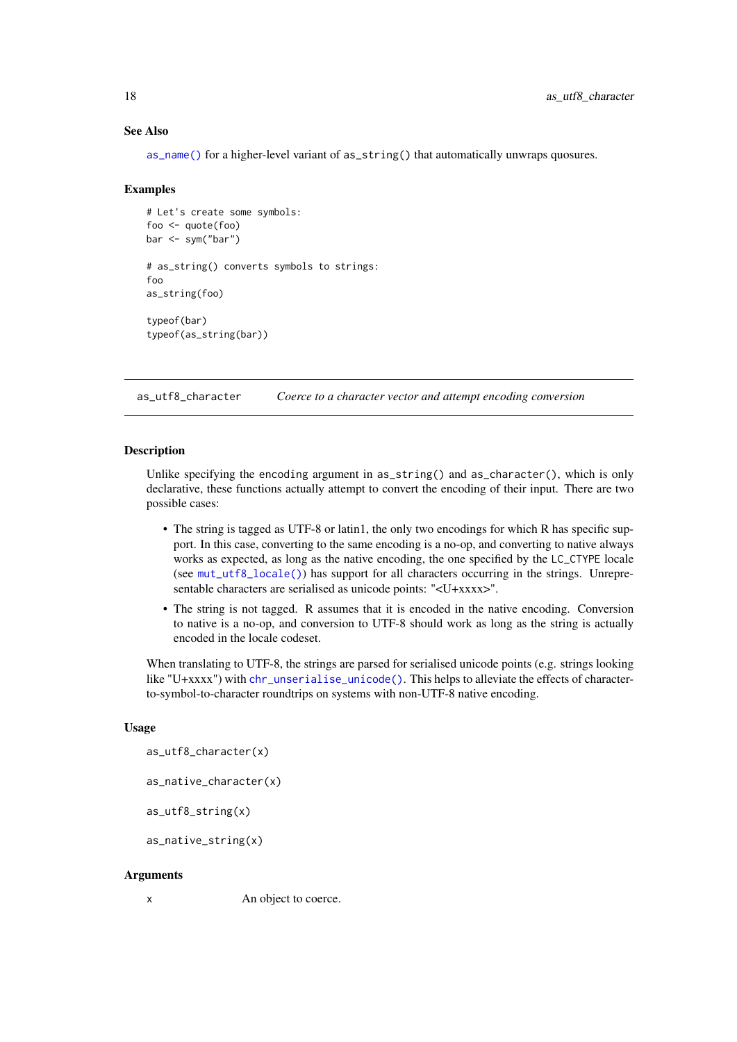### See Also

`as_name()` for a higher-level variant of `as_string()` that automatically unwraps quosures.

### Examples

```
# Let's create some symbols:
foo <- quote(foo)
bar <- sym("bar")

# as_string() converts symbols to strings:
foo
as_string(foo)

typeof(bar)
typeof(as_string(bar))
```

---

## as_utf8_character — *Coerce to a character vector and attempt encoding conversion*

---

### Description

Unlike specifying the encoding argument in `as_string()` and `as_character()`, which is only declarative, these functions actually attempt to convert the encoding of their input. There are two possible cases:

- The string is tagged as UTF-8 or latin1, the only two encodings for which R has specific support. In this case, converting to the same encoding is a no-op, and converting to native always works as expected, as long as the native encoding, the one specified by the `LC_CTYPE` locale (see `mut_utf8_locale()`) has support for all characters occurring in the strings. Unrepresentable characters are serialised as unicode points: "<U+xxxx>".
- The string is not tagged. R assumes that it is encoded in the native encoding. Conversion to native is a no-op, and conversion to UTF-8 should work as long as the string is actually encoded in the locale codeset.

When translating to UTF-8, the strings are parsed for serialised unicode points (e.g. strings looking like "U+xxxx") with `chr_unserialise_unicode()`. This helps to alleviate the effects of character-to-symbol-to-character roundtrips on systems with non-UTF-8 native encoding.

### Usage

```
as_utf8_character(x)

as_native_character(x)

as_utf8_string(x)

as_native_string(x)
```

### Arguments

| | |
|---|---|
| x | An object to coerce. |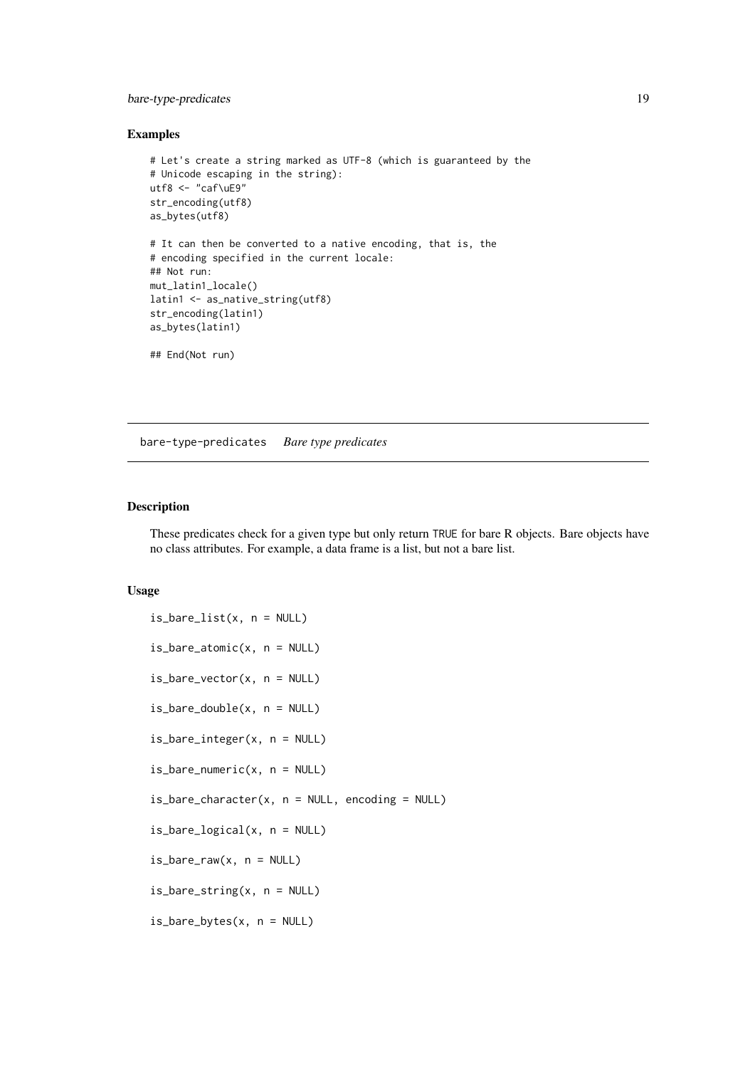## Examples

```
# Let's create a string marked as UTF-8 (which is guaranteed by the
# Unicode escaping in the string):
utf8 <- "caf\uE9"
str_encoding(utf8)
as_bytes(utf8)

# It can then be converted to a native encoding, that is, the
# encoding specified in the current locale:
## Not run:
mut_latin1_locale()
latin1 <- as_native_string(utf8)
str_encoding(latin1)
as_bytes(latin1)

## End(Not run)
```

---

# bare-type-predicates *Bare type predicates*

## Description

These predicates check for a given type but only return TRUE for bare R objects. Bare objects have no class attributes. For example, a data frame is a list, but not a bare list.

## Usage

```
is_bare_list(x, n = NULL)

is_bare_atomic(x, n = NULL)

is_bare_vector(x, n = NULL)

is_bare_double(x, n = NULL)

is_bare_integer(x, n = NULL)

is_bare_numeric(x, n = NULL)

is_bare_character(x, n = NULL, encoding = NULL)

is_bare_logical(x, n = NULL)

is_bare_raw(x, n = NULL)

is_bare_string(x, n = NULL)

is_bare_bytes(x, n = NULL)
```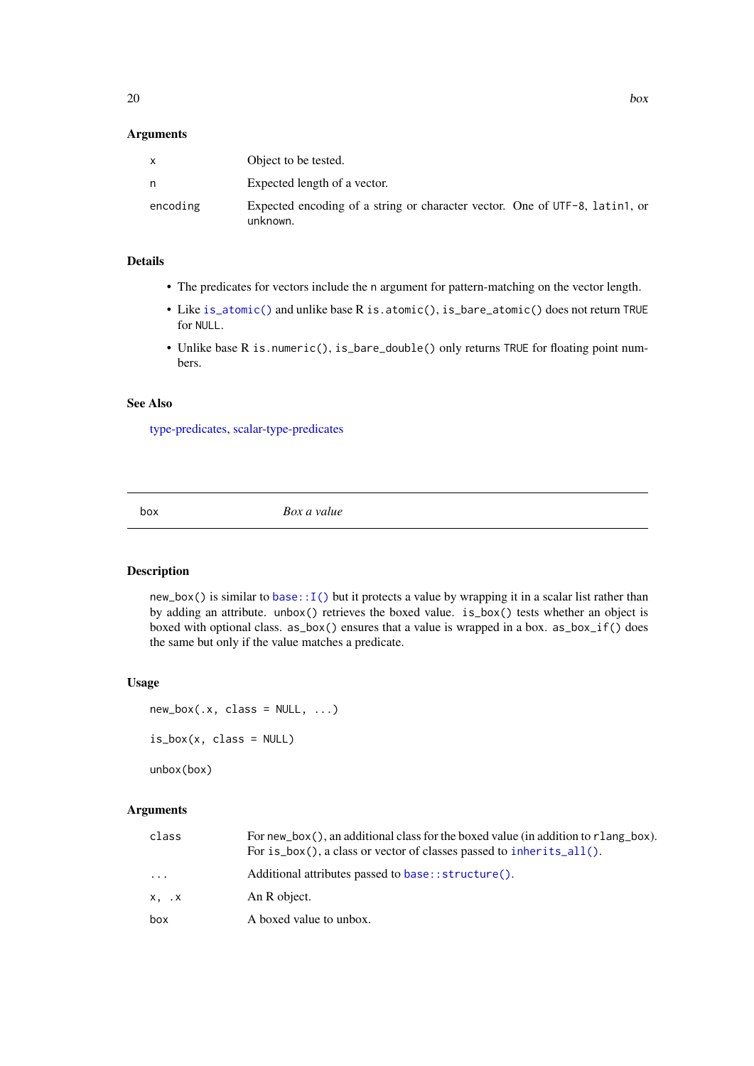### Arguments

| | |
|---|---|
| `x` | Object to be tested. |
| `n` | Expected length of a vector. |
| `encoding` | Expected encoding of a string or character vector. One of `UTF-8`, `latin1`, or `unknown`. |

### Details

- The predicates for vectors include the `n` argument for pattern-matching on the vector length.
- Like `is_atomic()` and unlike base R `is.atomic()`, `is_bare_atomic()` does not return `TRUE` for `NULL`.
- Unlike base R `is.numeric()`, `is_bare_double()` only returns `TRUE` for floating point numbers.

### See Also

type-predicates, scalar-type-predicates

---

## box — *Box a value*

---

### Description

`new_box()` is similar to `base::I()` but it protects a value by wrapping it in a scalar list rather than by adding an attribute. `unbox()` retrieves the boxed value. `is_box()` tests whether an object is boxed with optional class. `as_box()` ensures that a value is wrapped in a box. `as_box_if()` does the same but only if the value matches a predicate.

### Usage

```
new_box(.x, class = NULL, ...)

is_box(x, class = NULL)

unbox(box)
```

### Arguments

| | |
|---|---|
| `class` | For `new_box()`, an additional class for the boxed value (in addition to `rlang_box`). For `is_box()`, a class or vector of classes passed to `inherits_all()`. |
| `...` | Additional attributes passed to `base::structure()`. |
| `x, .x` | An R object. |
| `box` | A boxed value to unbox. |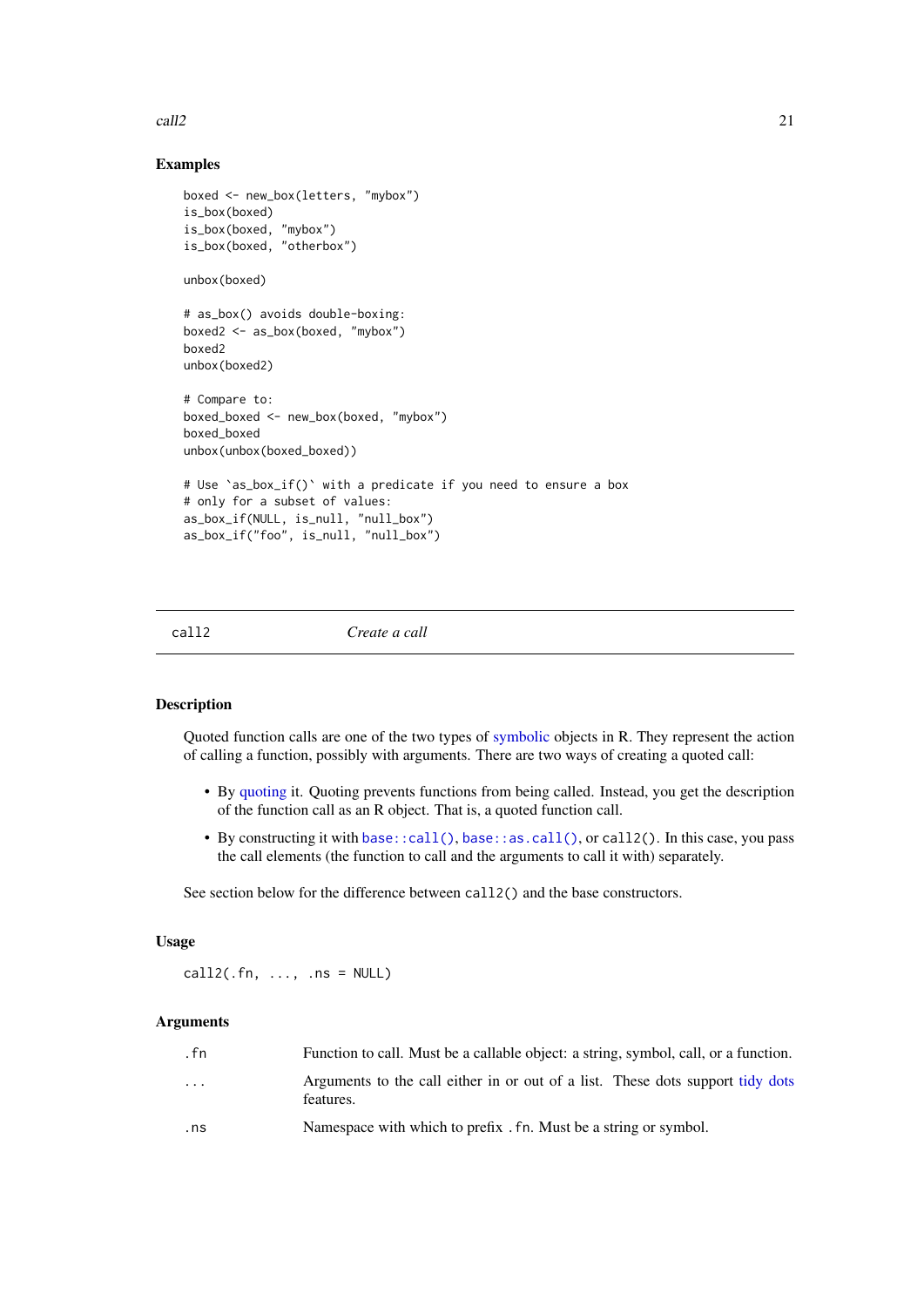## Examples

```
boxed <- new_box(letters, "mybox")
is_box(boxed)
is_box(boxed, "mybox")
is_box(boxed, "otherbox")

unbox(boxed)

# as_box() avoids double-boxing:
boxed2 <- as_box(boxed, "mybox")
boxed2
unbox(boxed2)

# Compare to:
boxed_boxed <- new_box(boxed, "mybox")
boxed_boxed
unbox(unbox(boxed_boxed))

# Use `as_box_if()` with a predicate if you need to ensure a box
# only for a subset of values:
as_box_if(NULL, is_null, "null_box")
as_box_if("foo", is_null, "null_box")
```

---

# call2 — *Create a call*

---

## Description

Quoted function calls are one of the two types of symbolic objects in R. They represent the action of calling a function, possibly with arguments. There are two ways of creating a quoted call:

- By quoting it. Quoting prevents functions from being called. Instead, you get the description of the function call as an R object. That is, a quoted function call.
- By constructing it with `base::call()`, `base::as.call()`, or `call2()`. In this case, you pass the call elements (the function to call and the arguments to call it with) separately.

See section below for the difference between `call2()` and the base constructors.

## Usage

```
call2(.fn, ..., .ns = NULL)
```

## Arguments

| | |
|---|---|
| `.fn` | Function to call. Must be a callable object: a string, symbol, call, or a function. |
| `...` | Arguments to the call either in or out of a list. These dots support tidy dots features. |
| `.ns` | Namespace with which to prefix `.fn`. Must be a string or symbol. |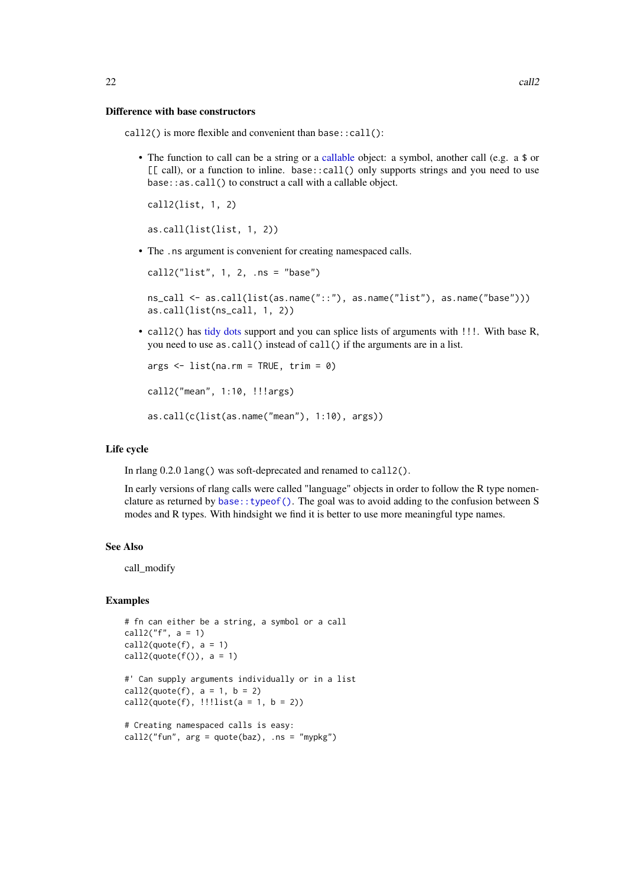### Difference with base constructors

`call2()` is more flexible and convenient than `base::call()`:

- The function to call can be a string or a callable object: a symbol, another call (e.g. a `$` or `[[` call), or a function to inline. `base::call()` only supports strings and you need to use `base::as.call()` to construct a call with a callable object.

  ```
  call2(list, 1, 2)

  as.call(list(list, 1, 2))
  ```

- The `.ns` argument is convenient for creating namespaced calls.

  ```
  call2("list", 1, 2, .ns = "base")

  ns_call <- as.call(list(as.name("::"), as.name("list"), as.name("base")))
  as.call(list(ns_call, 1, 2))
  ```

- `call2()` has tidy dots support and you can splice lists of arguments with `!!!`. With base R, you need to use `as.call()` instead of `call()` if the arguments are in a list.

  ```
  args <- list(na.rm = TRUE, trim = 0)

  call2("mean", 1:10, !!!args)

  as.call(c(list(as.name("mean"), 1:10), args))
  ```

### Life cycle

In rlang 0.2.0 `lang()` was soft-deprecated and renamed to `call2()`.

In early versions of rlang calls were called "language" objects in order to follow the R type nomenclature as returned by `base::typeof()`. The goal was to avoid adding to the confusion between S modes and R types. With hindsight we find it is better to use more meaningful type names.

### See Also

call_modify

### Examples

```
# fn can either be a string, a symbol or a call
call2("f", a = 1)
call2(quote(f), a = 1)
call2(quote(f()), a = 1)

#' Can supply arguments individually or in a list
call2(quote(f), a = 1, b = 2)
call2(quote(f), !!!list(a = 1, b = 2))

# Creating namespaced calls is easy:
call2("fun", arg = quote(baz), .ns = "mypkg")
```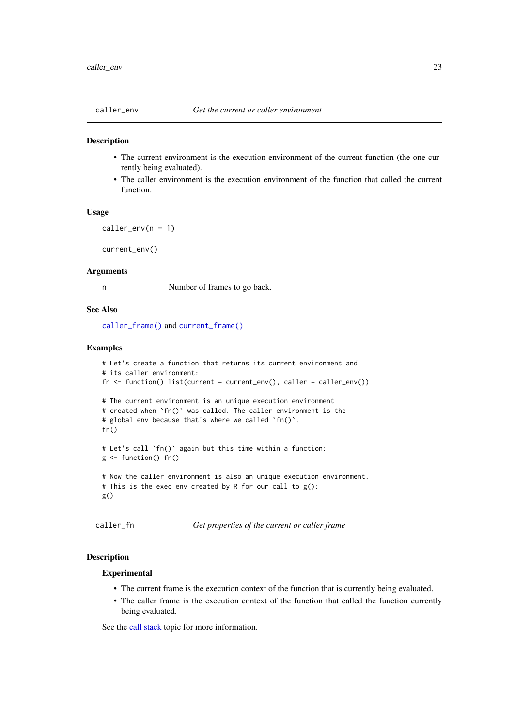## caller_env — *Get the current or caller environment*

### Description

- The current environment is the execution environment of the current function (the one currently being evaluated).
- The caller environment is the execution environment of the function that called the current function.

### Usage

```
caller_env(n = 1)

current_env()
```

### Arguments

| | |
|---|---|
| n | Number of frames to go back. |

### See Also

`caller_frame()` and `current_frame()`

### Examples

```
# Let's create a function that returns its current environment and
# its caller environment:
fn <- function() list(current = current_env(), caller = caller_env())

# The current environment is an unique execution environment
# created when `fn()` was called. The caller environment is the
# global env because that's where we called `fn()`.
fn()

# Let's call `fn()` again but this time within a function:
g <- function() fn()

# Now the caller environment is also an unique execution environment.
# This is the exec env created by R for our call to g():
g()
```

## caller_fn — *Get properties of the current or caller frame*

### Description

#### Experimental

- The current frame is the execution context of the function that is currently being evaluated.
- The caller frame is the execution context of the function that called the function currently being evaluated.

See the call stack topic for more information.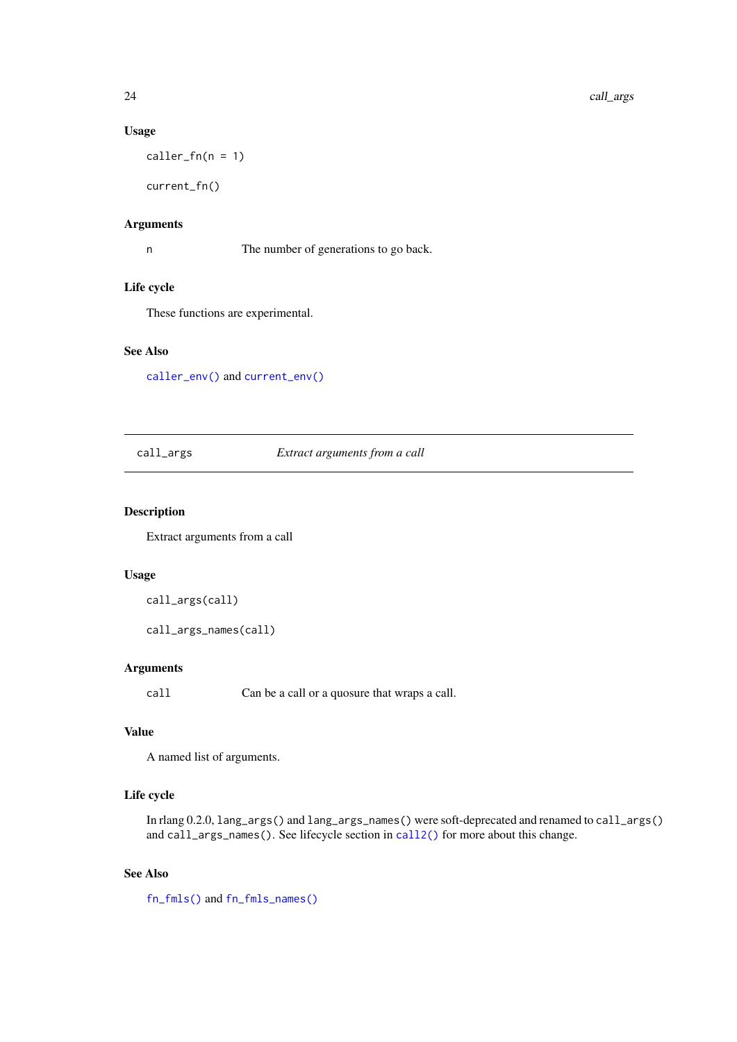### Usage

```
caller_fn(n = 1)

current_fn()
```

### Arguments

| | |
|---|---|
| `n` | The number of generations to go back. |

### Life cycle

These functions are experimental.

### See Also

`caller_env()` and `current_env()`

---

## call_args — *Extract arguments from a call*

---

### Description

Extract arguments from a call

### Usage

```
call_args(call)

call_args_names(call)
```

### Arguments

| | |
|---|---|
| `call` | Can be a call or a quosure that wraps a call. |

### Value

A named list of arguments.

### Life cycle

In rlang 0.2.0, `lang_args()` and `lang_args_names()` were soft-deprecated and renamed to `call_args()` and `call_args_names()`. See lifecycle section in `call2()` for more about this change.

### See Also

`fn_fmls()` and `fn_fmls_names()`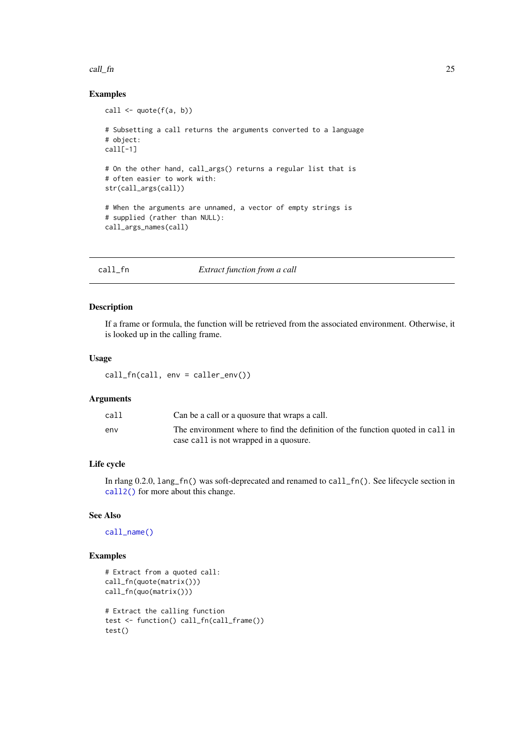### Examples

```
call <- quote(f(a, b))

# Subsetting a call returns the arguments converted to a language
# object:
call[-1]

# On the other hand, call_args() returns a regular list that is
# often easier to work with:
str(call_args(call))

# When the arguments are unnamed, a vector of empty strings is
# supplied (rather than NULL):
call_args_names(call)
```

---

## call_fn — *Extract function from a call*

### Description

If a frame or formula, the function will be retrieved from the associated environment. Otherwise, it is looked up in the calling frame.

### Usage

```
call_fn(call, env = caller_env())
```

### Arguments

| | |
|---|---|
| `call` | Can be a call or a quosure that wraps a call. |
| `env` | The environment where to find the definition of the function quoted in `call` in case `call` is not wrapped in a quosure. |

### Life cycle

In rlang 0.2.0, `lang_fn()` was soft-deprecated and renamed to `call_fn()`. See lifecycle section in `call2()` for more about this change.

### See Also

`call_name()`

### Examples

```
# Extract from a quoted call:
call_fn(quote(matrix()))
call_fn(quo(matrix()))

# Extract the calling function
test <- function() call_fn(call_frame())
test()
```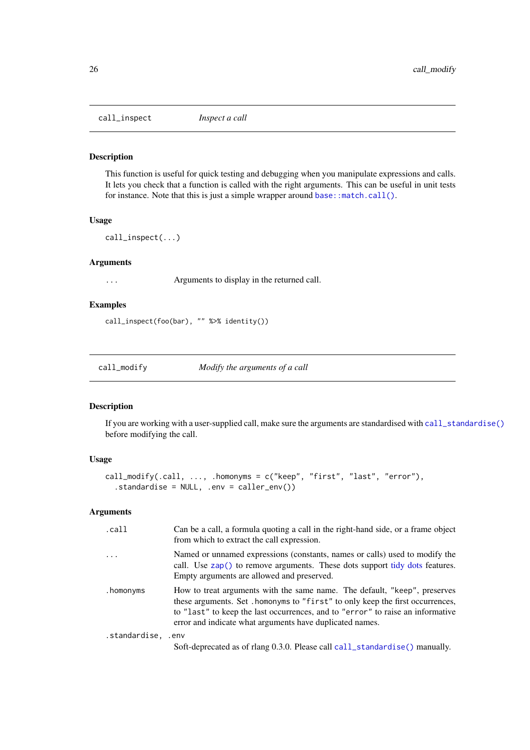## call_inspect — *Inspect a call*

### Description

This function is useful for quick testing and debugging when you manipulate expressions and calls. It lets you check that a function is called with the right arguments. This can be useful in unit tests for instance. Note that this is just a simple wrapper around `base::match.call()`.

### Usage

```
call_inspect(...)
```

### Arguments

| | |
|---|---|
| `...` | Arguments to display in the returned call. |

### Examples

```
call_inspect(foo(bar), "" %>% identity())
```

## call_modify — *Modify the arguments of a call*

### Description

If you are working with a user-supplied call, make sure the arguments are standardised with `call_standardise()` before modifying the call.

### Usage

```
call_modify(.call, ..., .homonyms = c("keep", "first", "last", "error"),
  .standardise = NULL, .env = caller_env())
```

### Arguments

| | |
|---|---|
| `.call` | Can be a call, a formula quoting a call in the right-hand side, or a frame object from which to extract the call expression. |
| `...` | Named or unnamed expressions (constants, names or calls) used to modify the call. Use `zap()` to remove arguments. These dots support tidy dots features. Empty arguments are allowed and preserved. |
| `.homonyms` | How to treat arguments with the same name. The default, `"keep"`, preserves these arguments. Set `.homonyms` to `"first"` to only keep the first occurrences, to `"last"` to keep the last occurrences, and to `"error"` to raise an informative error and indicate what arguments have duplicated names. |
| `.standardise, .env` | Soft-deprecated as of rlang 0.3.0. Please call `call_standardise()` manually. |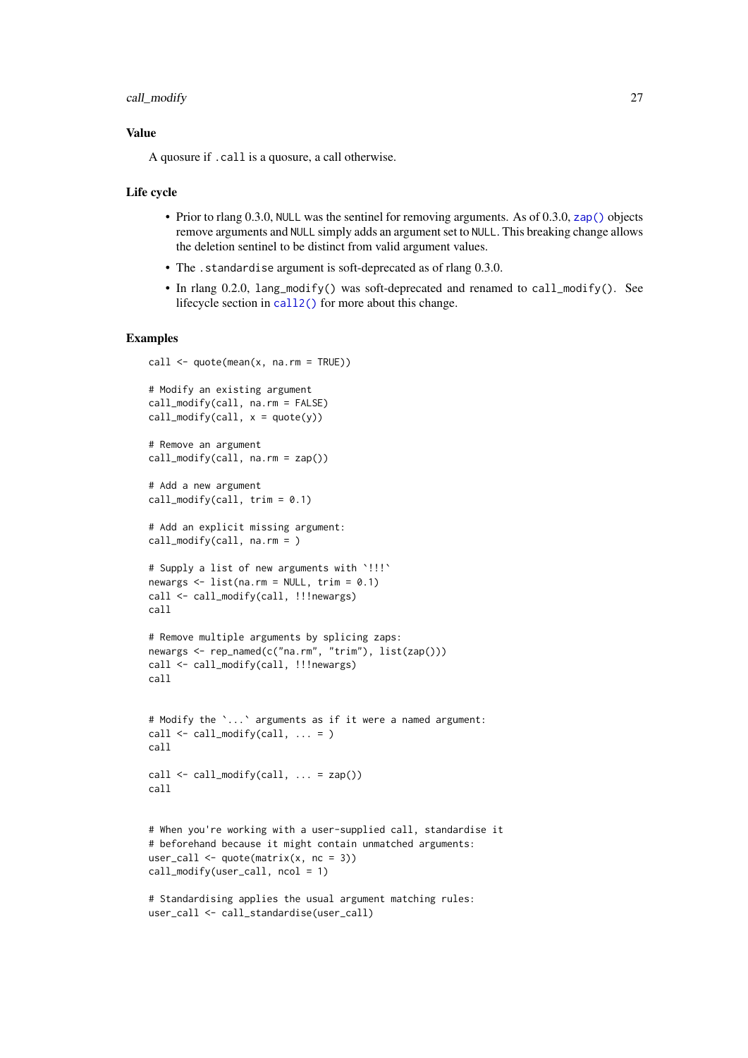### Value

A quosure if `.call` is a quosure, a call otherwise.

### Life cycle

- Prior to rlang 0.3.0, `NULL` was the sentinel for removing arguments. As of 0.3.0, `zap()` objects remove arguments and `NULL` simply adds an argument set to `NULL`. This breaking change allows the deletion sentinel to be distinct from valid argument values.
- The `.standardise` argument is soft-deprecated as of rlang 0.3.0.
- In rlang 0.2.0, `lang_modify()` was soft-deprecated and renamed to `call_modify()`. See lifecycle section in `call2()` for more about this change.

### Examples

```
call <- quote(mean(x, na.rm = TRUE))

# Modify an existing argument
call_modify(call, na.rm = FALSE)
call_modify(call, x = quote(y))

# Remove an argument
call_modify(call, na.rm = zap())

# Add a new argument
call_modify(call, trim = 0.1)

# Add an explicit missing argument:
call_modify(call, na.rm = )

# Supply a list of new arguments with `!!!`
newargs <- list(na.rm = NULL, trim = 0.1)
call <- call_modify(call, !!!newargs)
call

# Remove multiple arguments by splicing zaps:
newargs <- rep_named(c("na.rm", "trim"), list(zap()))
call <- call_modify(call, !!!newargs)
call


# Modify the `...` arguments as if it were a named argument:
call <- call_modify(call, ... = )
call

call <- call_modify(call, ... = zap())
call


# When you're working with a user-supplied call, standardise it
# beforehand because it might contain unmatched arguments:
user_call <- quote(matrix(x, nc = 3))
call_modify(user_call, ncol = 1)

# Standardising applies the usual argument matching rules:
user_call <- call_standardise(user_call)
```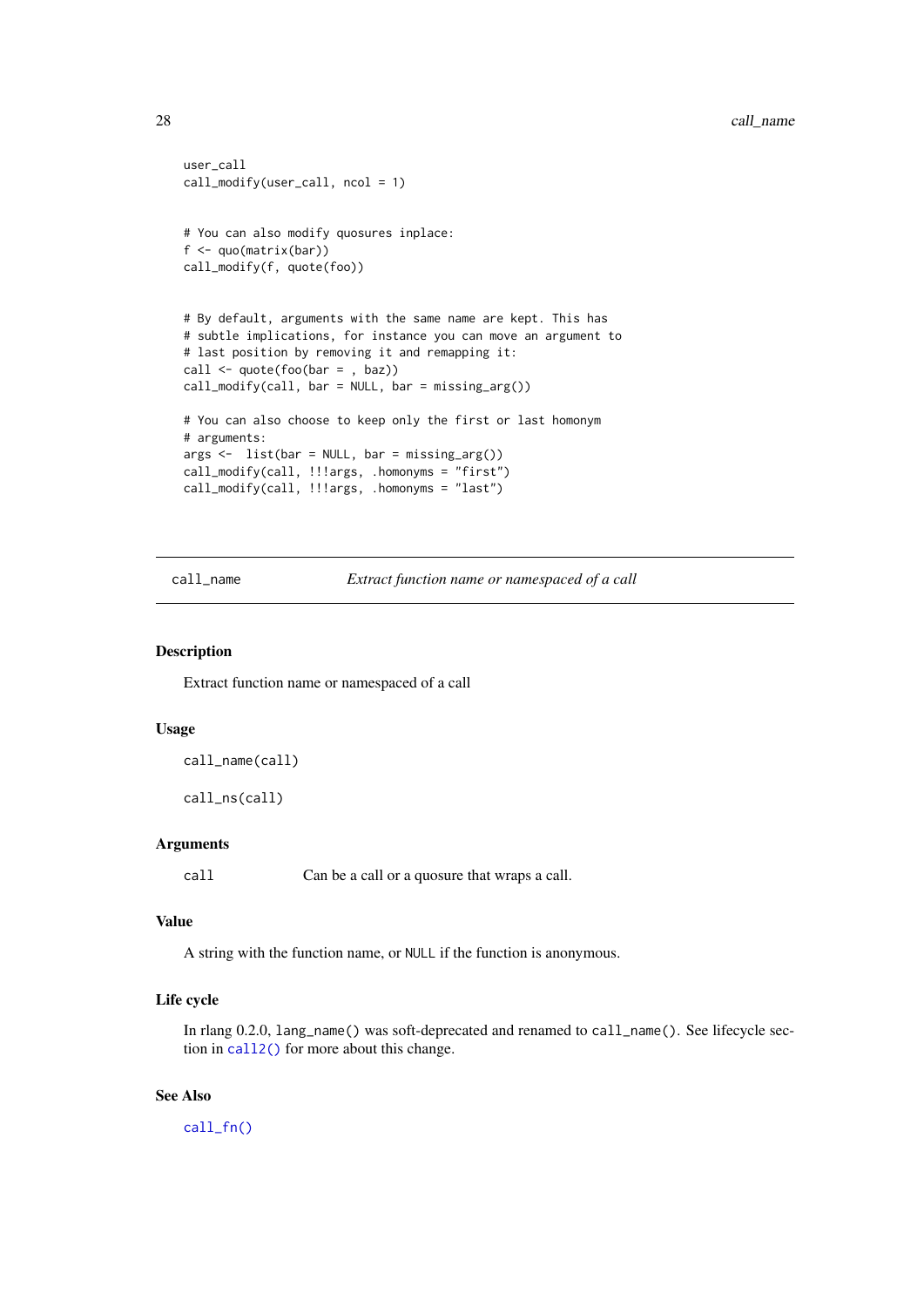```
user_call
call_modify(user_call, ncol = 1)


# You can also modify quosures inplace:
f <- quo(matrix(bar))
call_modify(f, quote(foo))


# By default, arguments with the same name are kept. This has
# subtle implications, for instance you can move an argument to
# last position by removing it and remapping it:
call <- quote(foo(bar = , baz))
call_modify(call, bar = NULL, bar = missing_arg())

# You can also choose to keep only the first or last homonym
# arguments:
args <-  list(bar = NULL, bar = missing_arg())
call_modify(call, !!!args, .homonyms = "first")
call_modify(call, !!!args, .homonyms = "last")
```

---

`call_name` — *Extract function name or namespaced of a call*

---

### Description

Extract function name or namespaced of a call

### Usage

```
call_name(call)

call_ns(call)
```

### Arguments

| | |
|---|---|
| `call` | Can be a call or a quosure that wraps a call. |

### Value

A string with the function name, or `NULL` if the function is anonymous.

### Life cycle

In rlang 0.2.0, `lang_name()` was soft-deprecated and renamed to `call_name()`. See lifecycle section in `call2()` for more about this change.

### See Also

`call_fn()`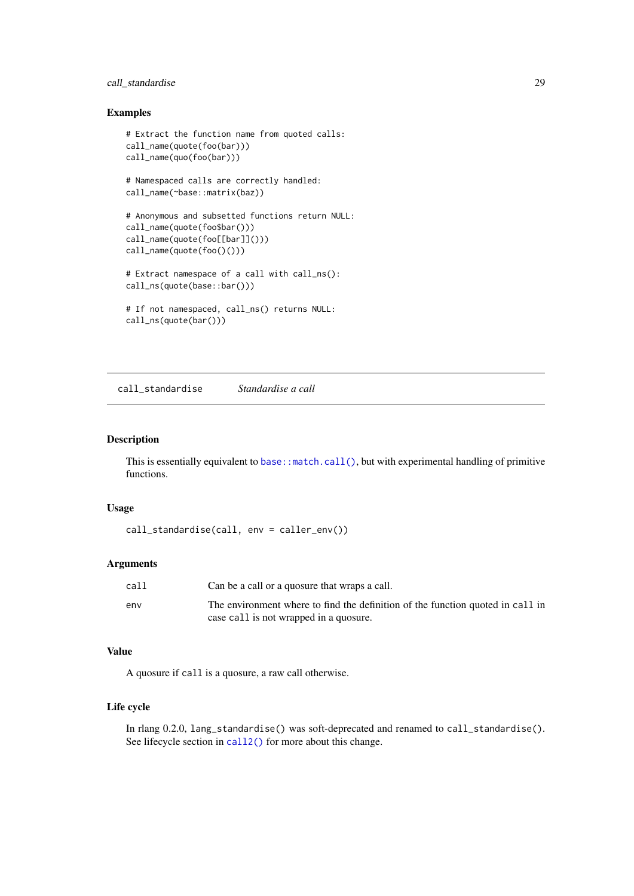### Examples

```
# Extract the function name from quoted calls:
call_name(quote(foo(bar)))
call_name(quo(foo(bar)))

# Namespaced calls are correctly handled:
call_name(~base::matrix(baz))

# Anonymous and subsetted functions return NULL:
call_name(quote(foo$bar()))
call_name(quote(foo[[bar]]()))
call_name(quote(foo()()))

# Extract namespace of a call with call_ns():
call_ns(quote(base::bar()))

# If not namespaced, call_ns() returns NULL:
call_ns(quote(bar()))
```

---

## call_standardise — *Standardise a call*

### Description

This is essentially equivalent to `base::match.call()`, but with experimental handling of primitive functions.

### Usage

```
call_standardise(call, env = caller_env())
```

### Arguments

| | |
|---|---|
| `call` | Can be a call or a quosure that wraps a call. |
| `env` | The environment where to find the definition of the function quoted in `call` in case `call` is not wrapped in a quosure. |

### Value

A quosure if `call` is a quosure, a raw call otherwise.

### Life cycle

In rlang 0.2.0, `lang_standardise()` was soft-deprecated and renamed to `call_standardise()`. See lifecycle section in `call2()` for more about this change.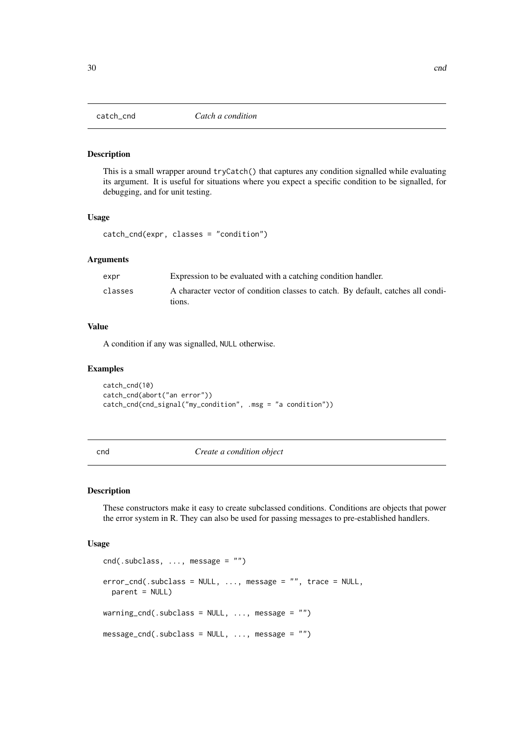## catch_cnd — *Catch a condition*

### Description

This is a small wrapper around `tryCatch()` that captures any condition signalled while evaluating its argument. It is useful for situations where you expect a specific condition to be signalled, for debugging, and for unit testing.

### Usage

```
catch_cnd(expr, classes = "condition")
```

### Arguments

| | |
|---|---|
| `expr` | Expression to be evaluated with a catching condition handler. |
| `classes` | A character vector of condition classes to catch. By default, catches all conditions. |

### Value

A condition if any was signalled, `NULL` otherwise.

### Examples

```
catch_cnd(10)
catch_cnd(abort("an error"))
catch_cnd(cnd_signal("my_condition", .msg = "a condition"))
```

## cnd — *Create a condition object*

### Description

These constructors make it easy to create subclassed conditions. Conditions are objects that power the error system in R. They can also be used for passing messages to pre-established handlers.

### Usage

```
cnd(.subclass, ..., message = "")

error_cnd(.subclass = NULL, ..., message = "", trace = NULL,
  parent = NULL)

warning_cnd(.subclass = NULL, ..., message = "")

message_cnd(.subclass = NULL, ..., message = "")
```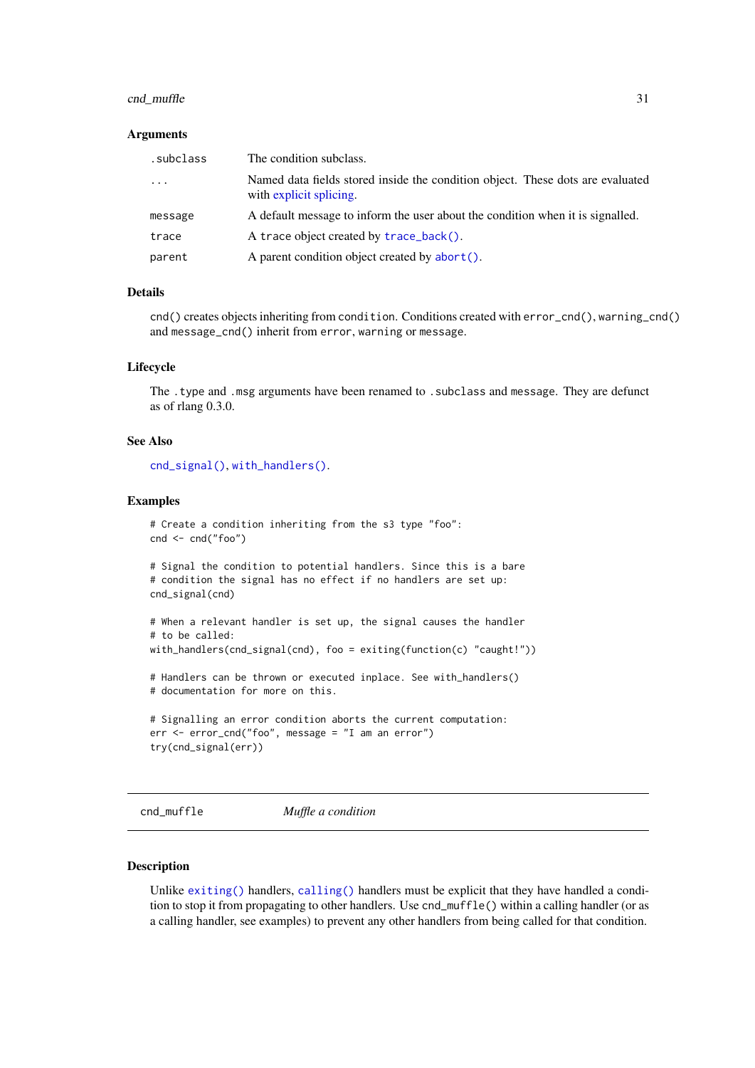### Arguments

| | |
|---|---|
| `.subclass` | The condition subclass. |
| `...` | Named data fields stored inside the condition object. These dots are evaluated with explicit splicing. |
| `message` | A default message to inform the user about the condition when it is signalled. |
| `trace` | A `trace` object created by `trace_back()`. |
| `parent` | A parent condition object created by `abort()`. |

### Details

`cnd()` creates objects inheriting from `condition`. Conditions created with `error_cnd()`, `warning_cnd()` and `message_cnd()` inherit from `error`, `warning` or `message`.

### Lifecycle

The `.type` and `.msg` arguments have been renamed to `.subclass` and `message`. They are defunct as of rlang 0.3.0.

### See Also

`cnd_signal()`, `with_handlers()`.

### Examples

```
# Create a condition inheriting from the s3 type "foo":
cnd <- cnd("foo")

# Signal the condition to potential handlers. Since this is a bare
# condition the signal has no effect if no handlers are set up:
cnd_signal(cnd)

# When a relevant handler is set up, the signal causes the handler
# to be called:
with_handlers(cnd_signal(cnd), foo = exiting(function(c) "caught!"))

# Handlers can be thrown or executed inplace. See with_handlers()
# documentation for more on this.

# Signalling an error condition aborts the current computation:
err <- error_cnd("foo", message = "I am an error")
try(cnd_signal(err))
```

---

## cnd_muffle — *Muffle a condition*

### Description

Unlike `exiting()` handlers, `calling()` handlers must be explicit that they have handled a condition to stop it from propagating to other handlers. Use `cnd_muffle()` within a calling handler (or as a calling handler, see examples) to prevent any other handlers from being called for that condition.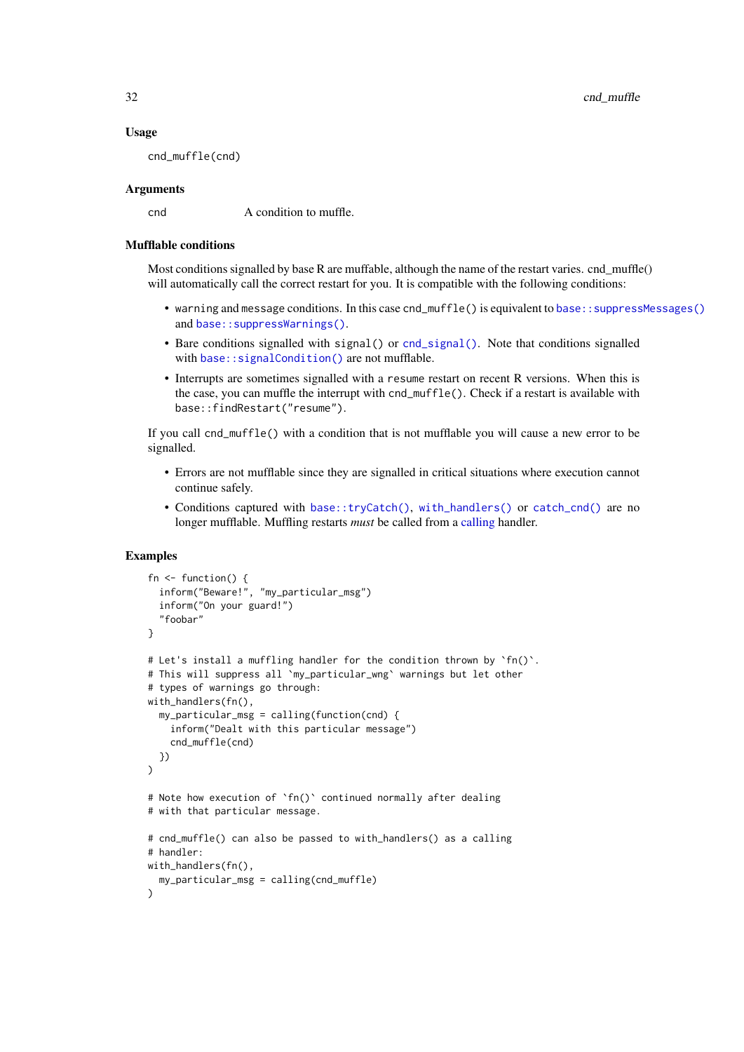### Usage

```
cnd_muffle(cnd)
```

### Arguments

| | |
|---|---|
| cnd | A condition to muffle. |

### Mufflable conditions

Most conditions signalled by base R are muffable, although the name of the restart varies. cnd_muffle() will automatically call the correct restart for you. It is compatible with the following conditions:

- `warning` and `message` conditions. In this case `cnd_muffle()` is equivalent to `base::suppressMessages()` and `base::suppressWarnings()`.
- Bare conditions signalled with `signal()` or `cnd_signal()`. Note that conditions signalled with `base::signalCondition()` are not mufflable.
- Interrupts are sometimes signalled with a `resume` restart on recent R versions. When this is the case, you can muffle the interrupt with `cnd_muffle()`. Check if a restart is available with `base::findRestart("resume")`.

If you call `cnd_muffle()` with a condition that is not mufflable you will cause a new error to be signalled.

- Errors are not mufflable since they are signalled in critical situations where execution cannot continue safely.
- Conditions captured with `base::tryCatch()`, `with_handlers()` or `catch_cnd()` are no longer mufflable. Muffling restarts *must* be called from a calling handler.

### Examples

```
fn <- function() {
  inform("Beware!", "my_particular_msg")
  inform("On your guard!")
  "foobar"
}

# Let's install a muffling handler for the condition thrown by `fn()`.
# This will suppress all `my_particular_wng` warnings but let other
# types of warnings go through:
with_handlers(fn(),
  my_particular_msg = calling(function(cnd) {
    inform("Dealt with this particular message")
    cnd_muffle(cnd)
  })
)

# Note how execution of `fn()` continued normally after dealing
# with that particular message.

# cnd_muffle() can also be passed to with_handlers() as a calling
# handler:
with_handlers(fn(),
  my_particular_msg = calling(cnd_muffle)
)
```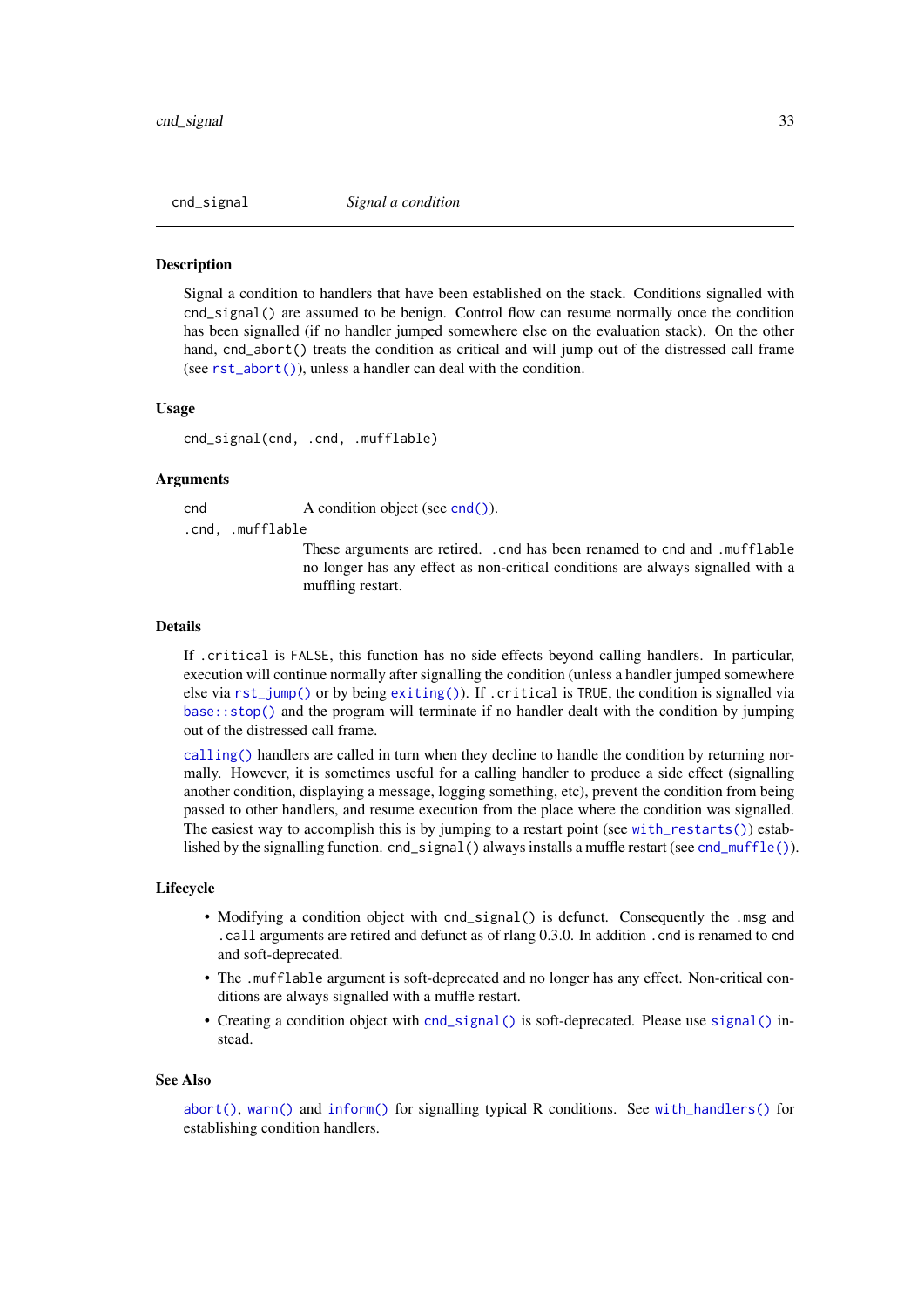## cnd_signal — *Signal a condition*

### Description

Signal a condition to handlers that have been established on the stack. Conditions signalled with `cnd_signal()` are assumed to be benign. Control flow can resume normally once the condition has been signalled (if no handler jumped somewhere else on the evaluation stack). On the other hand, `cnd_abort()` treats the condition as critical and will jump out of the distressed call frame (see `rst_abort()`), unless a handler can deal with the condition.

### Usage

```
cnd_signal(cnd, .cnd, .mufflable)
```

### Arguments

| | |
|---|---|
| `cnd` | A condition object (see `cnd()`). |
| `.cnd, .mufflable` | These arguments are retired. `.cnd` has been renamed to `cnd` and `.mufflable` no longer has any effect as non-critical conditions are always signalled with a muffling restart. |

### Details

If `.critical` is `FALSE`, this function has no side effects beyond calling handlers. In particular, execution will continue normally after signalling the condition (unless a handler jumped somewhere else via `rst_jump()` or by being `exiting()`). If `.critical` is `TRUE`, the condition is signalled via `base::stop()` and the program will terminate if no handler dealt with the condition by jumping out of the distressed call frame.

`calling()` handlers are called in turn when they decline to handle the condition by returning normally. However, it is sometimes useful for a calling handler to produce a side effect (signalling another condition, displaying a message, logging something, etc), prevent the condition from being passed to other handlers, and resume execution from the place where the condition was signalled. The easiest way to accomplish this is by jumping to a restart point (see `with_restarts()`) established by the signalling function. `cnd_signal()` always installs a muffle restart (see `cnd_muffle()`).

### Lifecycle

- Modifying a condition object with `cnd_signal()` is defunct. Consequently the `.msg` and `.call` arguments are retired and defunct as of rlang 0.3.0. In addition `.cnd` is renamed to `cnd` and soft-deprecated.
- The `.mufflable` argument is soft-deprecated and no longer has any effect. Non-critical conditions are always signalled with a muffle restart.
- Creating a condition object with `cnd_signal()` is soft-deprecated. Please use `signal()` instead.

### See Also

`abort()`, `warn()` and `inform()` for signalling typical R conditions. See `with_handlers()` for establishing condition handlers.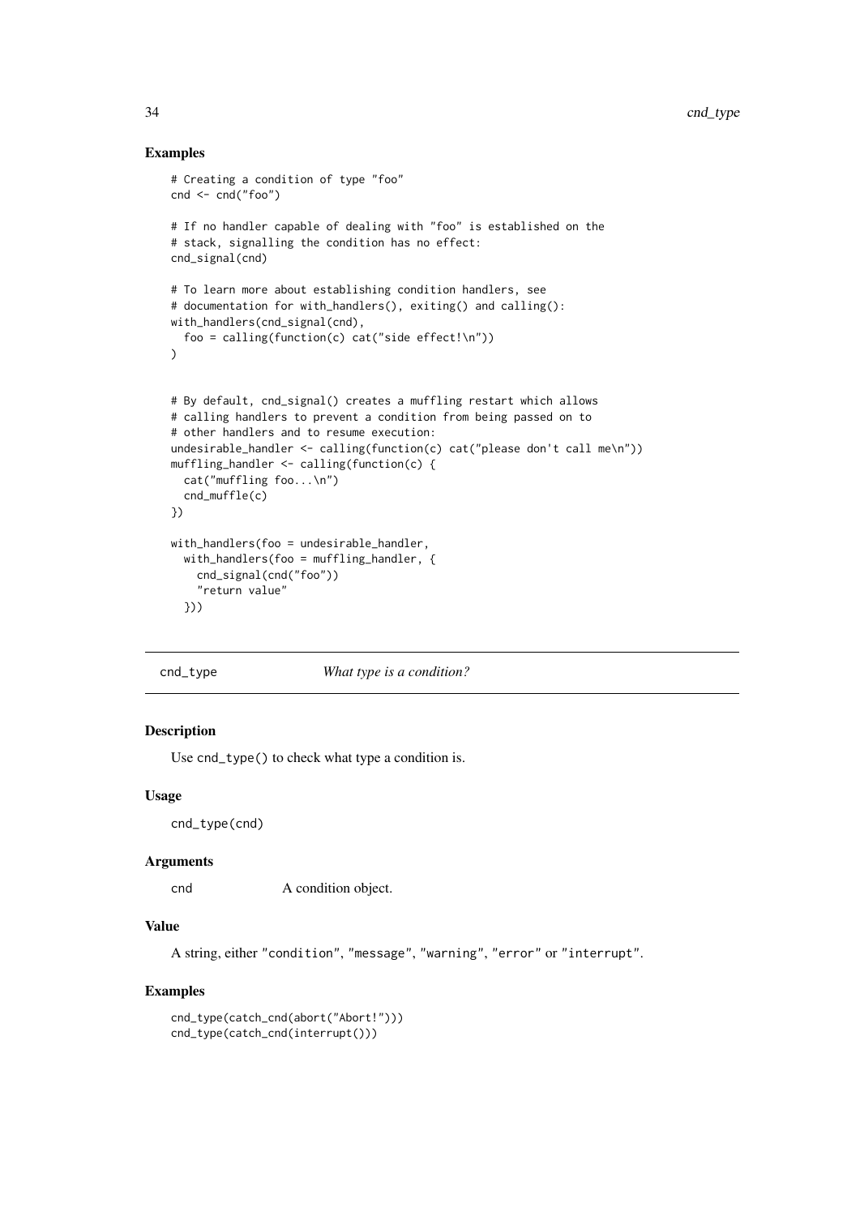### Examples

```
# Creating a condition of type "foo"
cnd <- cnd("foo")

# If no handler capable of dealing with "foo" is established on the
# stack, signalling the condition has no effect:
cnd_signal(cnd)

# To learn more about establishing condition handlers, see
# documentation for with_handlers(), exiting() and calling():
with_handlers(cnd_signal(cnd),
  foo = calling(function(c) cat("side effect!\n"))
)


# By default, cnd_signal() creates a muffling restart which allows
# calling handlers to prevent a condition from being passed on to
# other handlers and to resume execution:
undesirable_handler <- calling(function(c) cat("please don't call me\n"))
muffling_handler <- calling(function(c) {
  cat("muffling foo...\n")
  cnd_muffle(c)
})

with_handlers(foo = undesirable_handler,
  with_handlers(foo = muffling_handler, {
    cnd_signal(cnd("foo"))
    "return value"
  }))
```

---

## cnd_type — *What type is a condition?*

### Description

Use cnd_type() to check what type a condition is.

### Usage

```
cnd_type(cnd)
```

### Arguments

| | |
|---|---|
| cnd | A condition object. |

### Value

A string, either "condition", "message", "warning", "error" or "interrupt".

### Examples

```
cnd_type(catch_cnd(abort("Abort!")))
cnd_type(catch_cnd(interrupt()))
```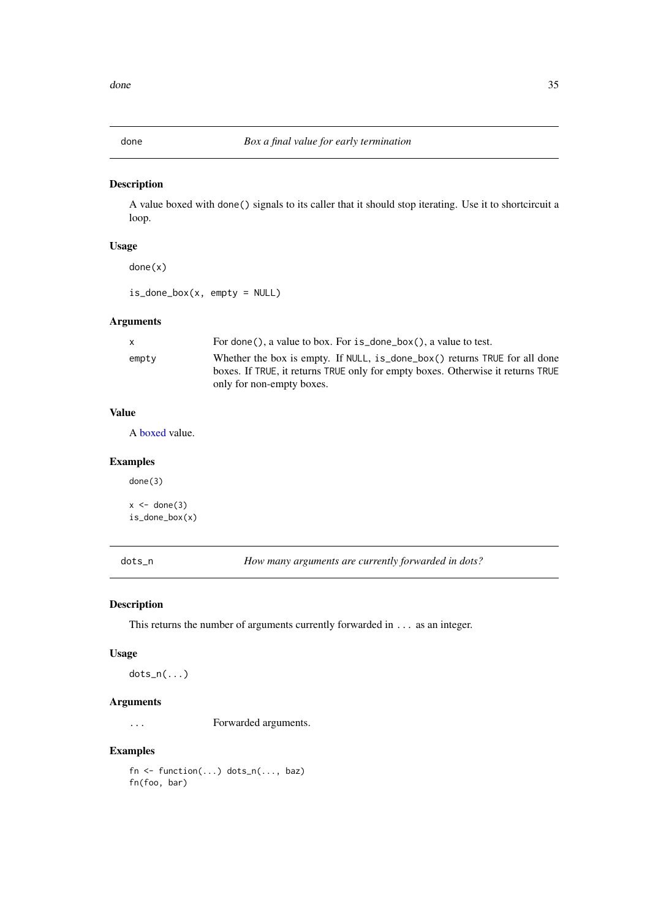## done — *Box a final value for early termination*

### Description

A value boxed with `done()` signals to its caller that it should stop iterating. Use it to shortcircuit a loop.

### Usage

```
done(x)

is_done_box(x, empty = NULL)
```

### Arguments

| | |
|---|---|
| `x` | For `done()`, a value to box. For `is_done_box()`, a value to test. |
| `empty` | Whether the box is empty. If `NULL`, `is_done_box()` returns `TRUE` for all done boxes. If `TRUE`, it returns `TRUE` only for empty boxes. Otherwise it returns `TRUE` only for non-empty boxes. |

### Value

A boxed value.

### Examples

```
done(3)

x <- done(3)
is_done_box(x)
```

## dots_n — *How many arguments are currently forwarded in dots?*

### Description

This returns the number of arguments currently forwarded in `...` as an integer.

### Usage

```
dots_n(...)
```

### Arguments

| | |
|---|---|
| `...` | Forwarded arguments. |

### Examples

```
fn <- function(...) dots_n(..., baz)
fn(foo, bar)
```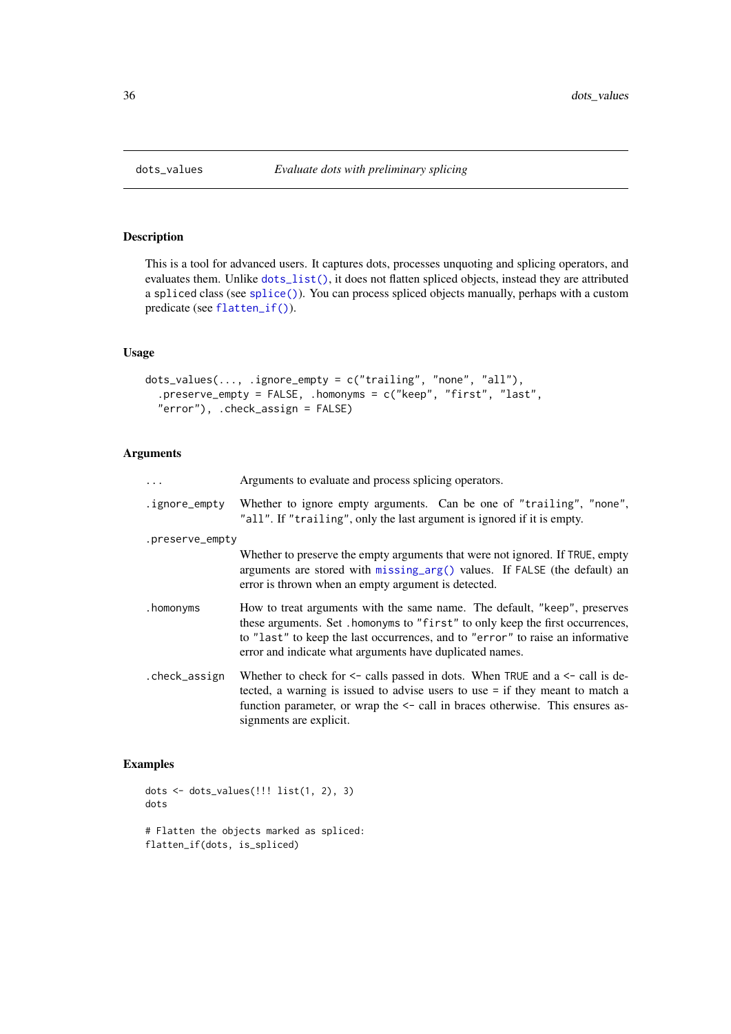dots_values *Evaluate dots with preliminary splicing*

### Description

This is a tool for advanced users. It captures dots, processes unquoting and splicing operators, and evaluates them. Unlike `dots_list()`, it does not flatten spliced objects, instead they are attributed a `spliced` class (see `splice()`). You can process spliced objects manually, perhaps with a custom predicate (see `flatten_if()`).

### Usage

```
dots_values(..., .ignore_empty = c("trailing", "none", "all"),
  .preserve_empty = FALSE, .homonyms = c("keep", "first", "last",
  "error"), .check_assign = FALSE)
```

### Arguments

| | |
|---|---|
| `...` | Arguments to evaluate and process splicing operators. |
| `.ignore_empty` | Whether to ignore empty arguments. Can be one of `"trailing"`, `"none"`, `"all"`. If `"trailing"`, only the last argument is ignored if it is empty. |
| `.preserve_empty` | Whether to preserve the empty arguments that were not ignored. If `TRUE`, empty arguments are stored with `missing_arg()` values. If `FALSE` (the default) an error is thrown when an empty argument is detected. |
| `.homonyms` | How to treat arguments with the same name. The default, `"keep"`, preserves these arguments. Set `.homonyms` to `"first"` to only keep the first occurrences, to `"last"` to keep the last occurrences, and to `"error"` to raise an informative error and indicate what arguments have duplicated names. |
| `.check_assign` | Whether to check for `<-` calls passed in dots. When `TRUE` and a `<-` call is detected, a warning is issued to advise users to use `=` if they meant to match a function parameter, or wrap the `<-` call in braces otherwise. This ensures assignments are explicit. |

### Examples

```
dots <- dots_values(!!! list(1, 2), 3)
dots

# Flatten the objects marked as spliced:
flatten_if(dots, is_spliced)
```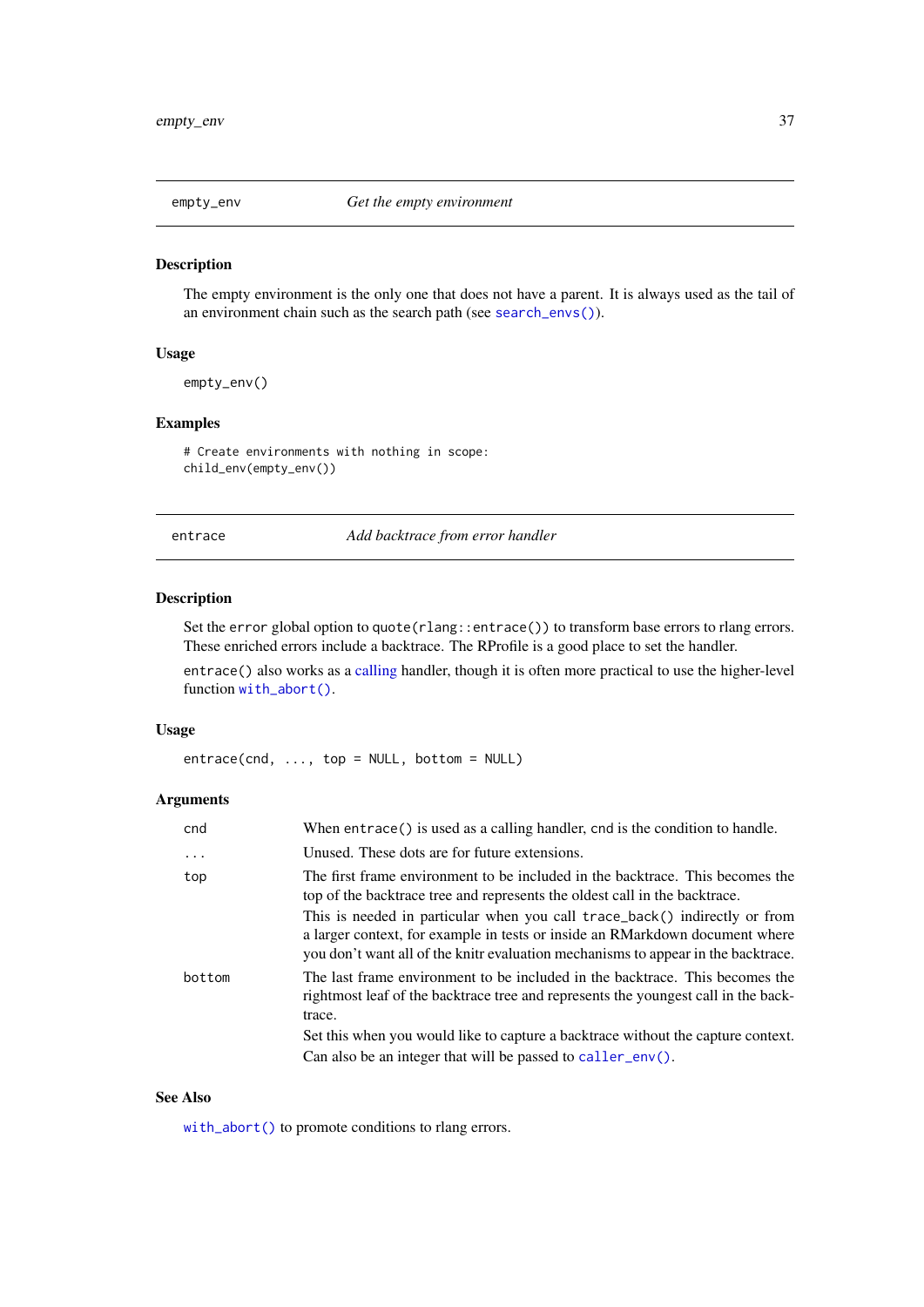## empty_env — *Get the empty environment*

### Description

The empty environment is the only one that does not have a parent. It is always used as the tail of an environment chain such as the search path (see `search_envs()`).

### Usage

```
empty_env()
```

### Examples

```
# Create environments with nothing in scope:
child_env(empty_env())
```

## entrace — *Add backtrace from error handler*

### Description

Set the `error` global option to `quote(rlang::entrace())` to transform base errors to rlang errors. These enriched errors include a backtrace. The RProfile is a good place to set the handler.

`entrace()` also works as a calling handler, though it is often more practical to use the higher-level function `with_abort()`.

### Usage

```
entrace(cnd, ..., top = NULL, bottom = NULL)
```

### Arguments

| | |
|---|---|
| `cnd` | When `entrace()` is used as a calling handler, `cnd` is the condition to handle. |
| `...` | Unused. These dots are for future extensions. |
| `top` | The first frame environment to be included in the backtrace. This becomes the top of the backtrace tree and represents the oldest call in the backtrace. <br> This is needed in particular when you call `trace_back()` indirectly or from a larger context, for example in tests or inside an RMarkdown document where you don't want all of the knitr evaluation mechanisms to appear in the backtrace. |
| `bottom` | The last frame environment to be included in the backtrace. This becomes the rightmost leaf of the backtrace tree and represents the youngest call in the backtrace. <br> Set this when you would like to capture a backtrace without the capture context. <br> Can also be an integer that will be passed to `caller_env()`. |

### See Also

`with_abort()` to promote conditions to rlang errors.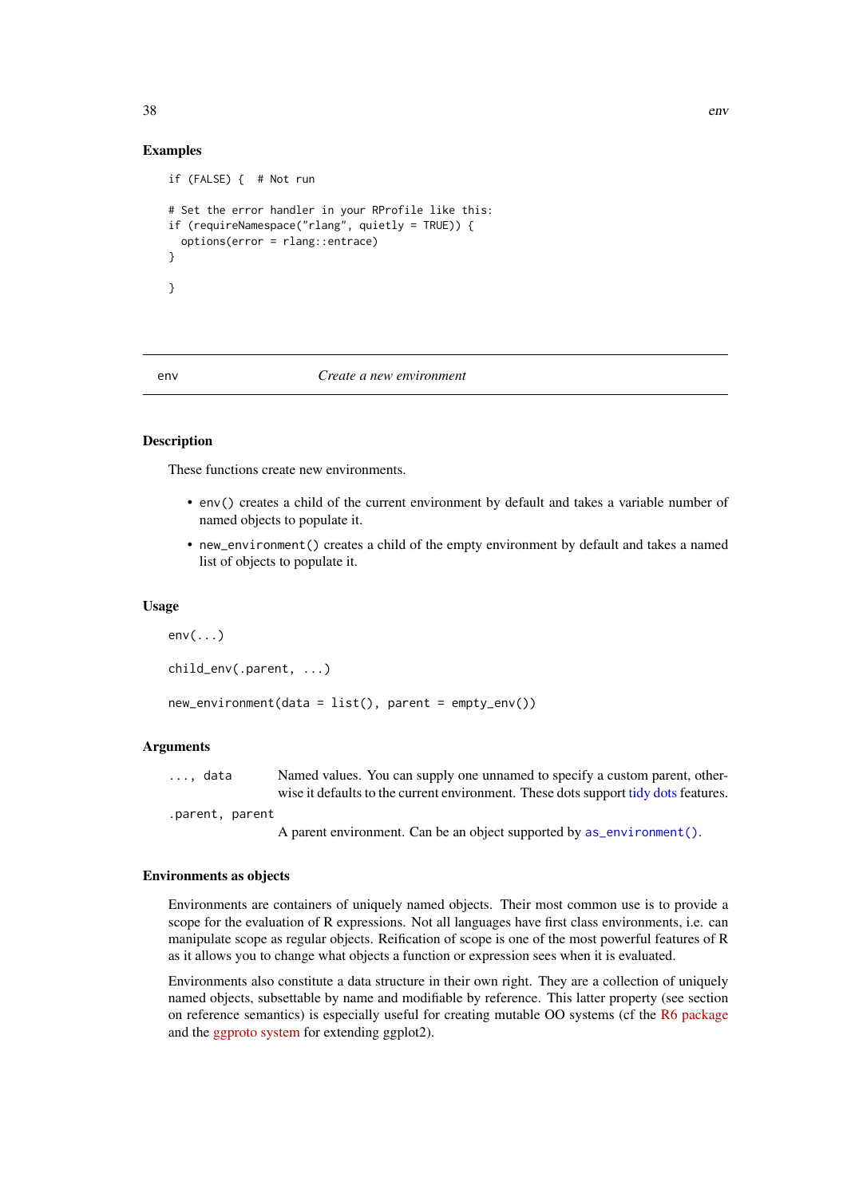## Examples

```
if (FALSE) {  # Not run

# Set the error handler in your RProfile like this:
if (requireNamespace("rlang", quietly = TRUE)) {
  options(error = rlang::entrace)
}

}
```

---

# env *Create a new environment*

## Description

These functions create new environments.

- `env()` creates a child of the current environment by default and takes a variable number of named objects to populate it.
- `new_environment()` creates a child of the empty environment by default and takes a named list of objects to populate it.

## Usage

```
env(...)

child_env(.parent, ...)

new_environment(data = list(), parent = empty_env())
```

## Arguments

| | |
|---|---|
| `..., data` | Named values. You can supply one unnamed to specify a custom parent, otherwise it defaults to the current environment. These dots support tidy dots features. |
| `.parent, parent` | A parent environment. Can be an object supported by `as_environment()`. |

## Environments as objects

Environments are containers of uniquely named objects. Their most common use is to provide a scope for the evaluation of R expressions. Not all languages have first class environments, i.e. can manipulate scope as regular objects. Reification of scope is one of the most powerful features of R as it allows you to change what objects a function or expression sees when it is evaluated.

Environments also constitute a data structure in their own right. They are a collection of uniquely named objects, subsettable by name and modifiable by reference. This latter property (see section on reference semantics) is especially useful for creating mutable OO systems (cf the R6 package and the ggproto system for extending ggplot2).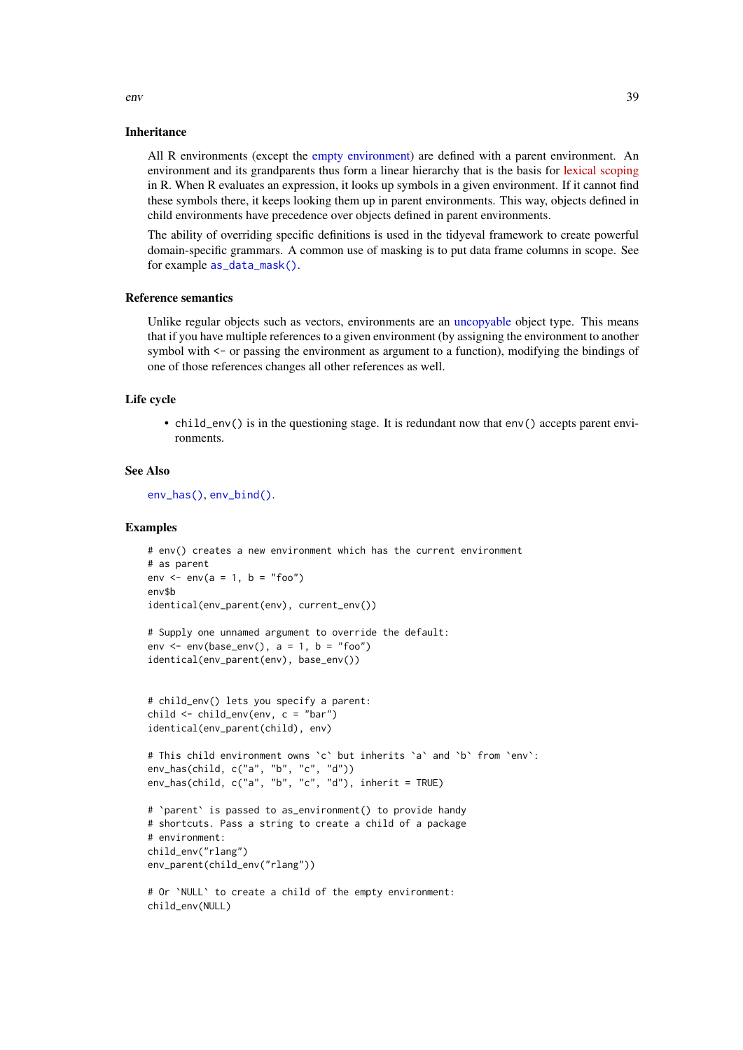### Inheritance

All R environments (except the empty environment) are defined with a parent environment. An environment and its grandparents thus form a linear hierarchy that is the basis for lexical scoping in R. When R evaluates an expression, it looks up symbols in a given environment. If it cannot find these symbols there, it keeps looking them up in parent environments. This way, objects defined in child environments have precedence over objects defined in parent environments.

The ability of overriding specific definitions is used in the tidyeval framework to create powerful domain-specific grammars. A common use of masking is to put data frame columns in scope. See for example `as_data_mask()`.

### Reference semantics

Unlike regular objects such as vectors, environments are an uncopyable object type. This means that if you have multiple references to a given environment (by assigning the environment to another symbol with <- or passing the environment as argument to a function), modifying the bindings of one of those references changes all other references as well.

### Life cycle

- `child_env()` is in the questioning stage. It is redundant now that `env()` accepts parent environments.

### See Also

`env_has()`, `env_bind()`.

### Examples

```
# env() creates a new environment which has the current environment
# as parent
env <- env(a = 1, b = "foo")
env$b
identical(env_parent(env), current_env())

# Supply one unnamed argument to override the default:
env <- env(base_env(), a = 1, b = "foo")
identical(env_parent(env), base_env())


# child_env() lets you specify a parent:
child <- child_env(env, c = "bar")
identical(env_parent(child), env)

# This child environment owns `c` but inherits `a` and `b` from `env`:
env_has(child, c("a", "b", "c", "d"))
env_has(child, c("a", "b", "c", "d"), inherit = TRUE)

# `parent` is passed to as_environment() to provide handy
# shortcuts. Pass a string to create a child of a package
# environment:
child_env("rlang")
env_parent(child_env("rlang"))

# Or `NULL` to create a child of the empty environment:
child_env(NULL)
```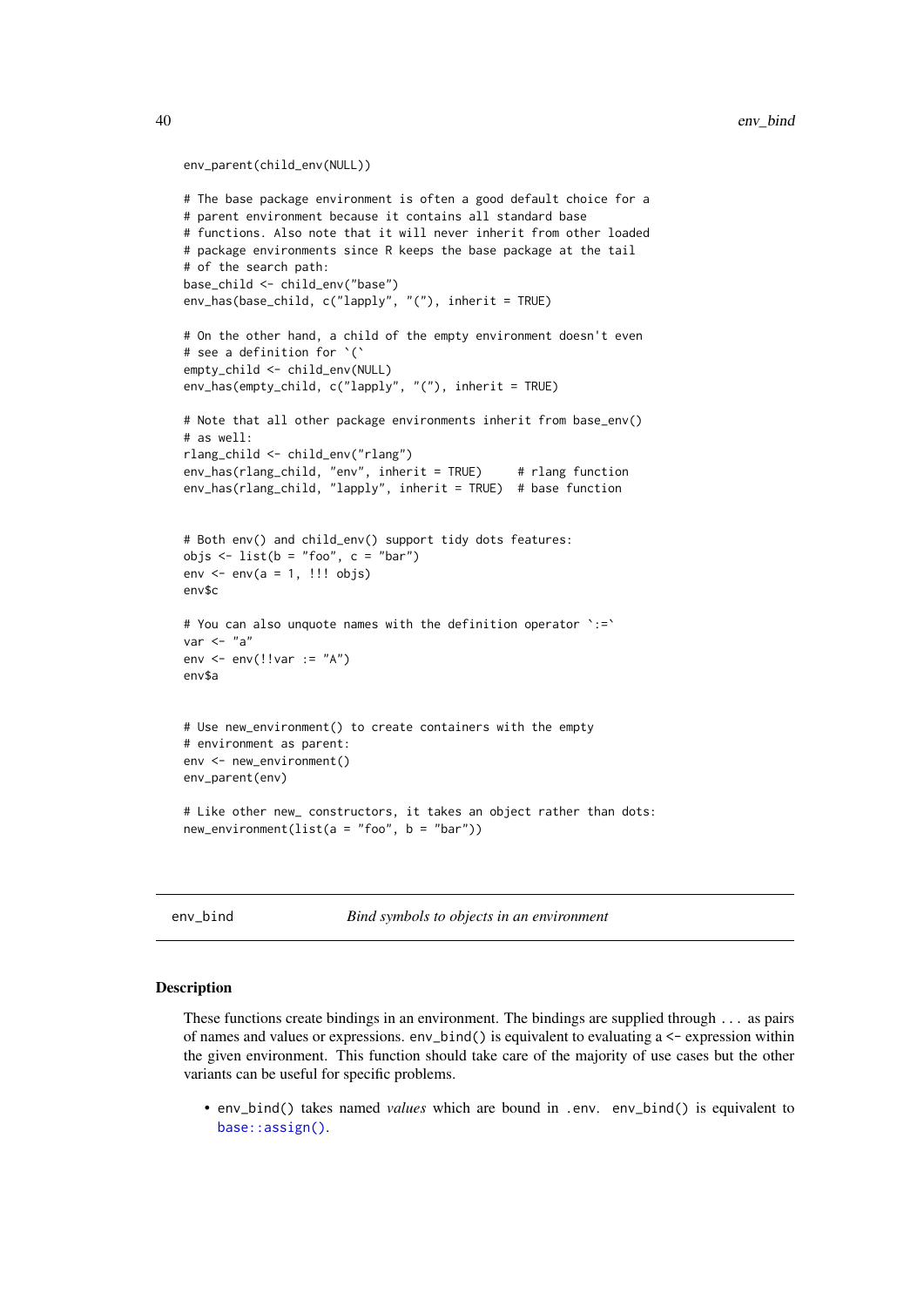```
env_parent(child_env(NULL))

# The base package environment is often a good default choice for a
# parent environment because it contains all standard base
# functions. Also note that it will never inherit from other loaded
# package environments since R keeps the base package at the tail
# of the search path:
base_child <- child_env("base")
env_has(base_child, c("lapply", "("), inherit = TRUE)

# On the other hand, a child of the empty environment doesn't even
# see a definition for `(`
empty_child <- child_env(NULL)
env_has(empty_child, c("lapply", "("), inherit = TRUE)

# Note that all other package environments inherit from base_env()
# as well:
rlang_child <- child_env("rlang")
env_has(rlang_child, "env", inherit = TRUE)     # rlang function
env_has(rlang_child, "lapply", inherit = TRUE)  # base function


# Both env() and child_env() support tidy dots features:
objs <- list(b = "foo", c = "bar")
env <- env(a = 1, !!! objs)
env$c

# You can also unquote names with the definition operator `:=`
var <- "a"
env <- env(!!var := "A")
env$a


# Use new_environment() to create containers with the empty
# environment as parent:
env <- new_environment()
env_parent(env)

# Like other new_ constructors, it takes an object rather than dots:
new_environment(list(a = "foo", b = "bar"))
```

---

## env_bind — *Bind symbols to objects in an environment*

### Description

These functions create bindings in an environment. The bindings are supplied through ... as pairs of names and values or expressions. env_bind() is equivalent to evaluating a <- expression within the given environment. This function should take care of the majority of use cases but the other variants can be useful for specific problems.

- env_bind() takes named *values* which are bound in .env. env_bind() is equivalent to base::assign().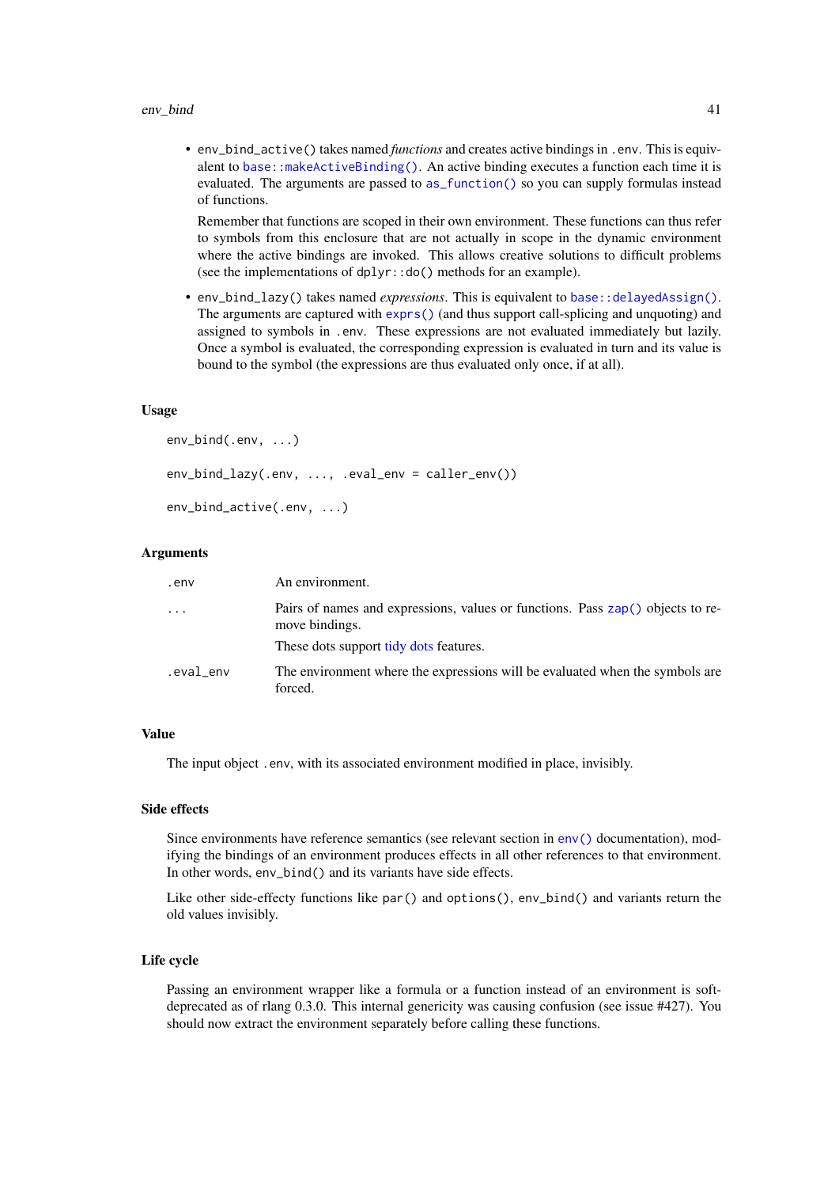- `env_bind_active()` takes named *functions* and creates active bindings in `.env`. This is equivalent to `base::makeActiveBinding()`. An active binding executes a function each time it is evaluated. The arguments are passed to `as_function()` so you can supply formulas instead of functions.

  Remember that functions are scoped in their own environment. These functions can thus refer to symbols from this enclosure that are not actually in scope in the dynamic environment where the active bindings are invoked. This allows creative solutions to difficult problems (see the implementations of `dplyr::do()` methods for an example).

- `env_bind_lazy()` takes named *expressions*. This is equivalent to `base::delayedAssign()`. The arguments are captured with `exprs()` (and thus support call-splicing and unquoting) and assigned to symbols in `.env`. These expressions are not evaluated immediately but lazily. Once a symbol is evaluated, the corresponding expression is evaluated in turn and its value is bound to the symbol (the expressions are thus evaluated only once, if at all).

### Usage

```
env_bind(.env, ...)

env_bind_lazy(.env, ..., .eval_env = caller_env())

env_bind_active(.env, ...)
```

### Arguments

| | |
|---|---|
| `.env` | An environment. |
| `...` | Pairs of names and expressions, values or functions. Pass `zap()` objects to remove bindings. These dots support tidy dots features. |
| `.eval_env` | The environment where the expressions will be evaluated when the symbols are forced. |

### Value

The input object `.env`, with its associated environment modified in place, invisibly.

### Side effects

Since environments have reference semantics (see relevant section in `env()` documentation), modifying the bindings of an environment produces effects in all other references to that environment. In other words, `env_bind()` and its variants have side effects.

Like other side-effecty functions like `par()` and `options()`, `env_bind()` and variants return the old values invisibly.

### Life cycle

Passing an environment wrapper like a formula or a function instead of an environment is soft-deprecated as of rlang 0.3.0. This internal genericity was causing confusion (see issue #427). You should now extract the environment separately before calling these functions.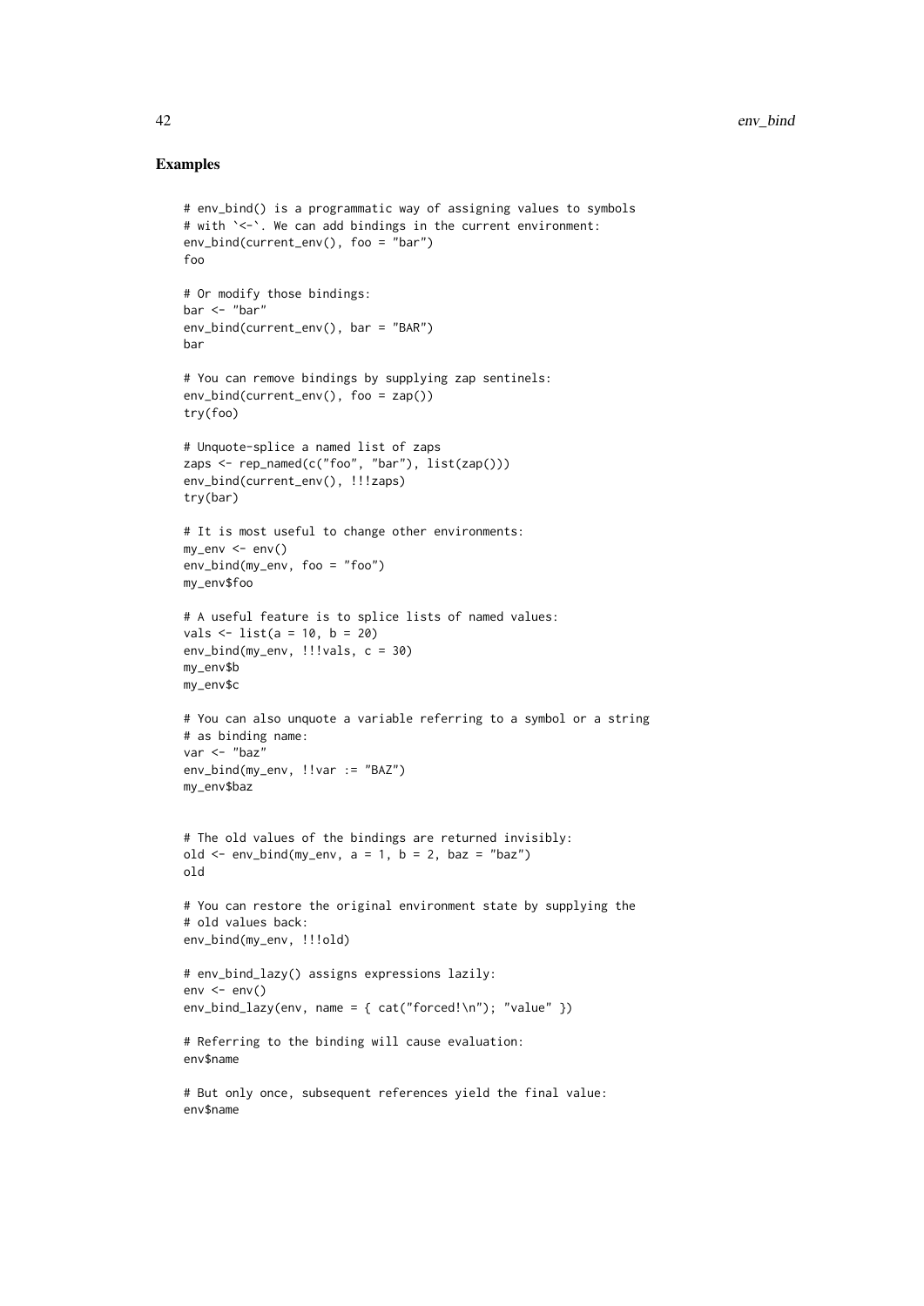## Examples

```
# env_bind() is a programmatic way of assigning values to symbols
# with `<-`. We can add bindings in the current environment:
env_bind(current_env(), foo = "bar")
foo

# Or modify those bindings:
bar <- "bar"
env_bind(current_env(), bar = "BAR")
bar

# You can remove bindings by supplying zap sentinels:
env_bind(current_env(), foo = zap())
try(foo)

# Unquote-splice a named list of zaps
zaps <- rep_named(c("foo", "bar"), list(zap()))
env_bind(current_env(), !!!zaps)
try(bar)

# It is most useful to change other environments:
my_env <- env()
env_bind(my_env, foo = "foo")
my_env$foo

# A useful feature is to splice lists of named values:
vals <- list(a = 10, b = 20)
env_bind(my_env, !!!vals, c = 30)
my_env$b
my_env$c

# You can also unquote a variable referring to a symbol or a string
# as binding name:
var <- "baz"
env_bind(my_env, !!var := "BAZ")
my_env$baz


# The old values of the bindings are returned invisibly:
old <- env_bind(my_env, a = 1, b = 2, baz = "baz")
old

# You can restore the original environment state by supplying the
# old values back:
env_bind(my_env, !!!old)

# env_bind_lazy() assigns expressions lazily:
env <- env()
env_bind_lazy(env, name = { cat("forced!\n"); "value" })

# Referring to the binding will cause evaluation:
env$name

# But only once, subsequent references yield the final value:
env$name
```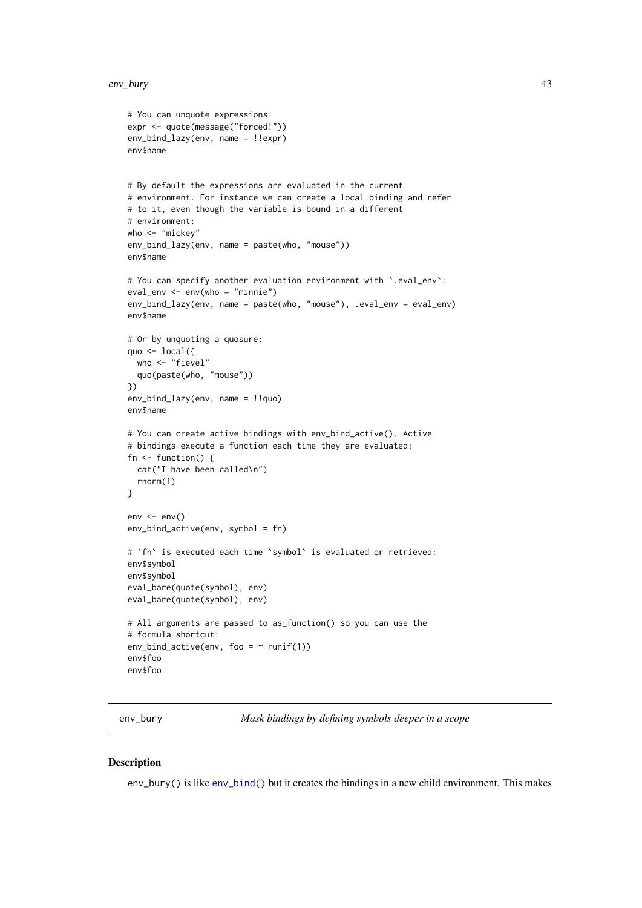```
# You can unquote expressions:
expr <- quote(message("forced!"))
env_bind_lazy(env, name = !!expr)
env$name


# By default the expressions are evaluated in the current
# environment. For instance we can create a local binding and refer
# to it, even though the variable is bound in a different
# environment:
who <- "mickey"
env_bind_lazy(env, name = paste(who, "mouse"))
env$name

# You can specify another evaluation environment with `.eval_env`:
eval_env <- env(who = "minnie")
env_bind_lazy(env, name = paste(who, "mouse"), .eval_env = eval_env)
env$name

# Or by unquoting a quosure:
quo <- local({
  who <- "fievel"
  quo(paste(who, "mouse"))
})
env_bind_lazy(env, name = !!quo)
env$name

# You can create active bindings with env_bind_active(). Active
# bindings execute a function each time they are evaluated:
fn <- function() {
  cat("I have been called\n")
  rnorm(1)
}

env <- env()
env_bind_active(env, symbol = fn)

# `fn` is executed each time `symbol` is evaluated or retrieved:
env$symbol
env$symbol
eval_bare(quote(symbol), env)
eval_bare(quote(symbol), env)

# All arguments are passed to as_function() so you can use the
# formula shortcut:
env_bind_active(env, foo = ~ runif(1))
env$foo
env$foo
```

## env_bury — *Mask bindings by defining symbols deeper in a scope*

### Description

env_bury() is like env_bind() but it creates the bindings in a new child environment. This makes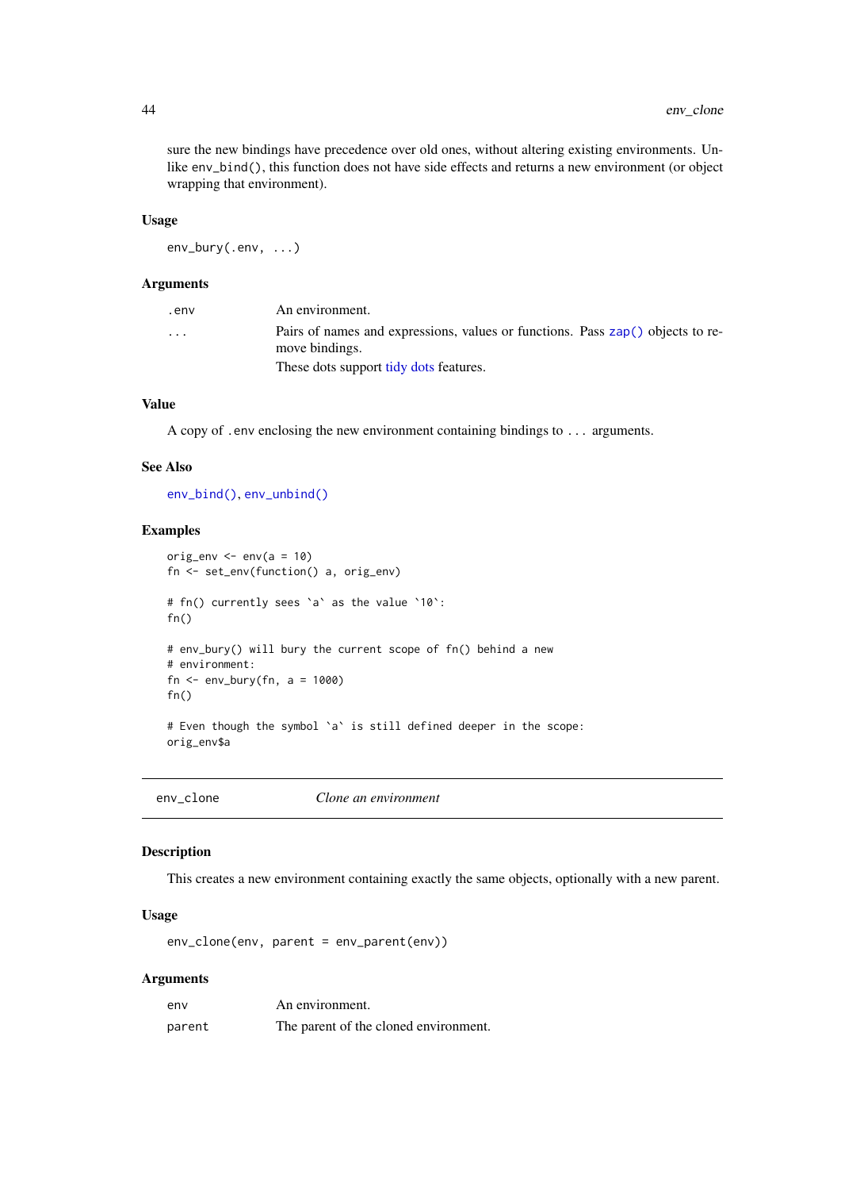sure the new bindings have precedence over old ones, without altering existing environments. Unlike `env_bind()`, this function does not have side effects and returns a new environment (or object wrapping that environment).

### Usage

```
env_bury(.env, ...)
```

### Arguments

| | |
|---|---|
| `.env` | An environment. |
| `...` | Pairs of names and expressions, values or functions. Pass `zap()` objects to remove bindings. These dots support tidy dots features. |

### Value

A copy of `.env` enclosing the new environment containing bindings to `...` arguments.

### See Also

`env_bind()`, `env_unbind()`

### Examples

```
orig_env <- env(a = 10)
fn <- set_env(function() a, orig_env)

# fn() currently sees `a` as the value `10`:
fn()

# env_bury() will bury the current scope of fn() behind a new
# environment:
fn <- env_bury(fn, a = 1000)
fn()

# Even though the symbol `a` is still defined deeper in the scope:
orig_env$a
```

---

## env_clone — *Clone an environment*

### Description

This creates a new environment containing exactly the same objects, optionally with a new parent.

### Usage

```
env_clone(env, parent = env_parent(env))
```

### Arguments

| | |
|---|---|
| `env` | An environment. |
| `parent` | The parent of the cloned environment. |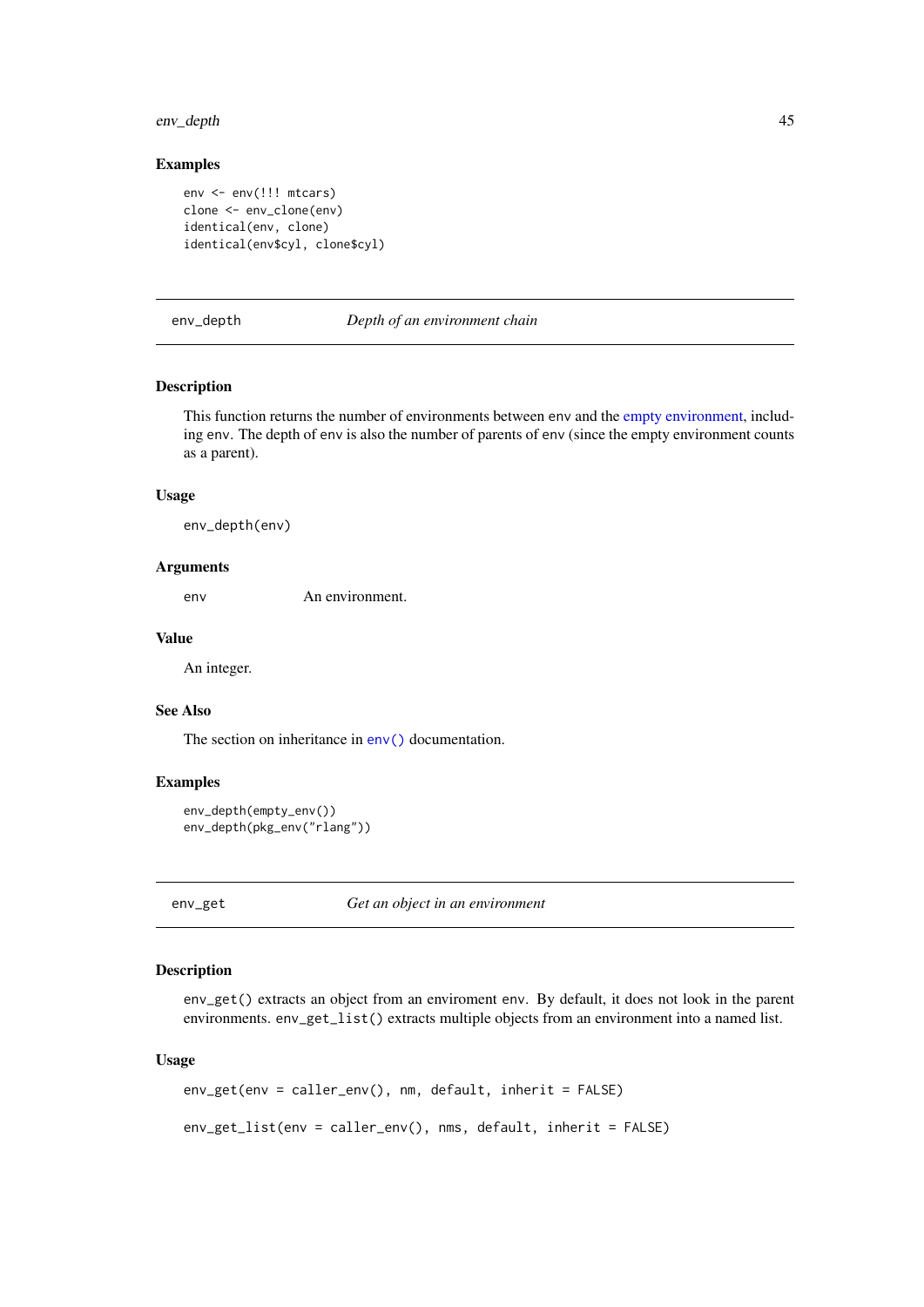### Examples

```
env <- env(!!! mtcars)
clone <- env_clone(env)
identical(env, clone)
identical(env$cyl, clone$cyl)
```

---

## env_depth — *Depth of an environment chain*

---

### Description

This function returns the number of environments between env and the empty environment, including env. The depth of env is also the number of parents of env (since the empty environment counts as a parent).

### Usage

```
env_depth(env)
```

### Arguments

| | |
|---|---|
| env | An environment. |

### Value

An integer.

### See Also

The section on inheritance in `env()` documentation.

### Examples

```
env_depth(empty_env())
env_depth(pkg_env("rlang"))
```

---

## env_get — *Get an object in an environment*

---

### Description

`env_get()` extracts an object from an enviroment env. By default, it does not look in the parent environments. `env_get_list()` extracts multiple objects from an environment into a named list.

### Usage

```
env_get(env = caller_env(), nm, default, inherit = FALSE)

env_get_list(env = caller_env(), nms, default, inherit = FALSE)
```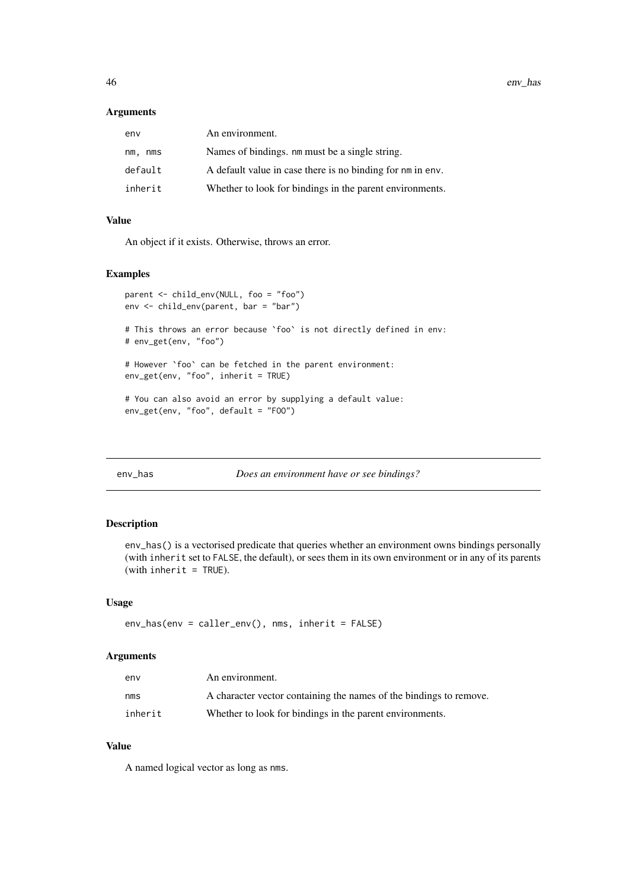### Arguments

| | |
|---|---|
| env | An environment. |
| nm, nms | Names of bindings. nm must be a single string. |
| default | A default value in case there is no binding for nm in env. |
| inherit | Whether to look for bindings in the parent environments. |

### Value

An object if it exists. Otherwise, throws an error.

### Examples

```
parent <- child_env(NULL, foo = "foo")
env <- child_env(parent, bar = "bar")

# This throws an error because `foo` is not directly defined in env:
# env_get(env, "foo")

# However `foo` can be fetched in the parent environment:
env_get(env, "foo", inherit = TRUE)

# You can also avoid an error by supplying a default value:
env_get(env, "foo", default = "FOO")
```

---

## env_has *Does an environment have or see bindings?*

### Description

env_has() is a vectorised predicate that queries whether an environment owns bindings personally (with inherit set to FALSE, the default), or sees them in its own environment or in any of its parents (with inherit = TRUE).

### Usage

```
env_has(env = caller_env(), nms, inherit = FALSE)
```

### Arguments

| | |
|---|---|
| env | An environment. |
| nms | A character vector containing the names of the bindings to remove. |
| inherit | Whether to look for bindings in the parent environments. |

### Value

A named logical vector as long as nms.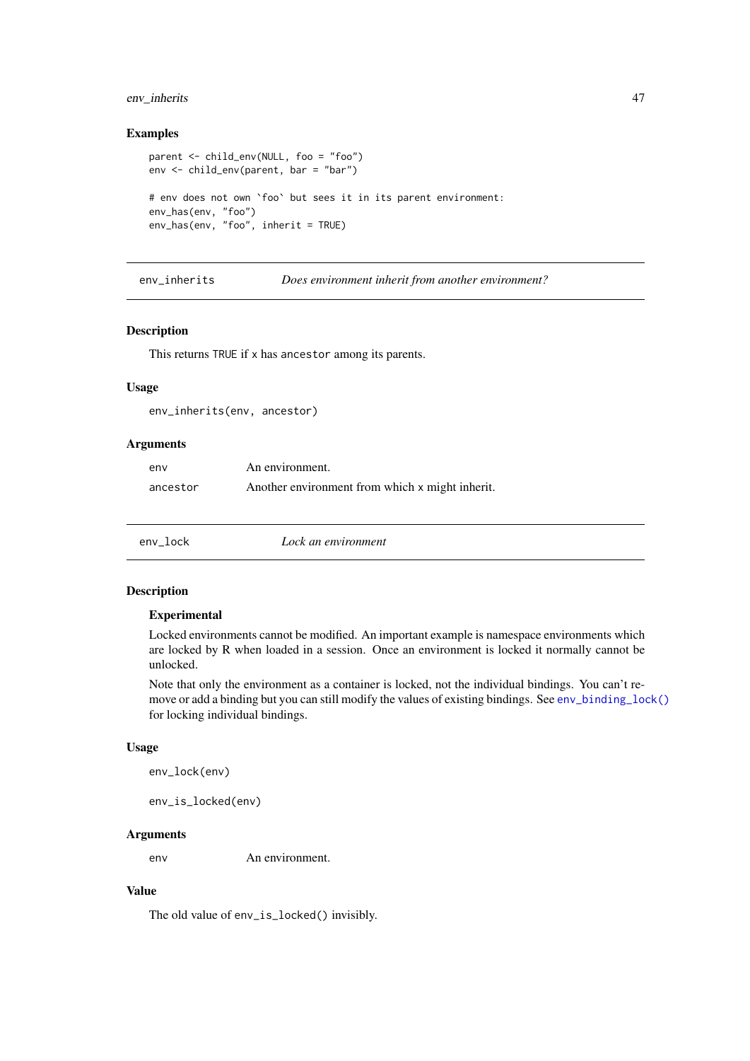### Examples

```
parent <- child_env(NULL, foo = "foo")
env <- child_env(parent, bar = "bar")

# env does not own `foo` but sees it in its parent environment:
env_has(env, "foo")
env_has(env, "foo", inherit = TRUE)
```

---

## env_inherits — *Does environment inherit from another environment?*

### Description

This returns TRUE if x has ancestor among its parents.

### Usage

```
env_inherits(env, ancestor)
```

### Arguments

| | |
|---|---|
| env | An environment. |
| ancestor | Another environment from which x might inherit. |

---

## env_lock — *Lock an environment*

### Description

#### Experimental

Locked environments cannot be modified. An important example is namespace environments which are locked by R when loaded in a session. Once an environment is locked it normally cannot be unlocked.

Note that only the environment as a container is locked, not the individual bindings. You can't remove or add a binding but you can still modify the values of existing bindings. See env_binding_lock() for locking individual bindings.

### Usage

```
env_lock(env)

env_is_locked(env)
```

### Arguments

| | |
|---|---|
| env | An environment. |

### Value

The old value of env_is_locked() invisibly.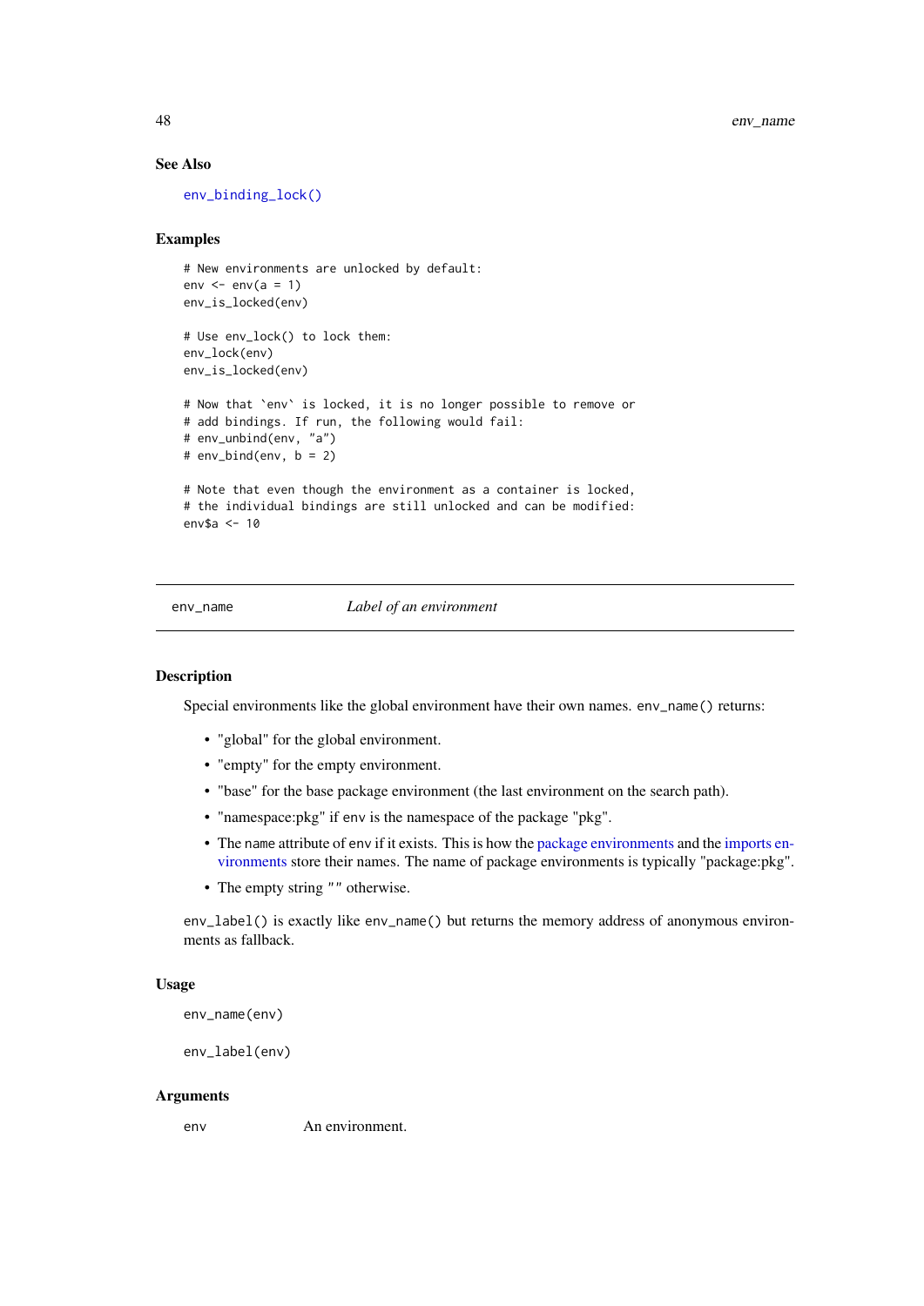### See Also

env_binding_lock()

### Examples

```
# New environments are unlocked by default:
env <- env(a = 1)
env_is_locked(env)

# Use env_lock() to lock them:
env_lock(env)
env_is_locked(env)

# Now that `env` is locked, it is no longer possible to remove or
# add bindings. If run, the following would fail:
# env_unbind(env, "a")
# env_bind(env, b = 2)

# Note that even though the environment as a container is locked,
# the individual bindings are still unlocked and can be modified:
env$a <- 10
```

---

## env_name — *Label of an environment*

---

### Description

Special environments like the global environment have their own names. `env_name()` returns:

- "global" for the global environment.
- "empty" for the empty environment.
- "base" for the base package environment (the last environment on the search path).
- "namespace:pkg" if env is the namespace of the package "pkg".
- The name attribute of env if it exists. This is how the package environments and the imports environments store their names. The name of package environments is typically "package:pkg".
- The empty string "" otherwise.

`env_label()` is exactly like `env_name()` but returns the memory address of anonymous environments as fallback.

### Usage

```
env_name(env)

env_label(env)
```

### Arguments

| | |
|---|---|
| env | An environment. |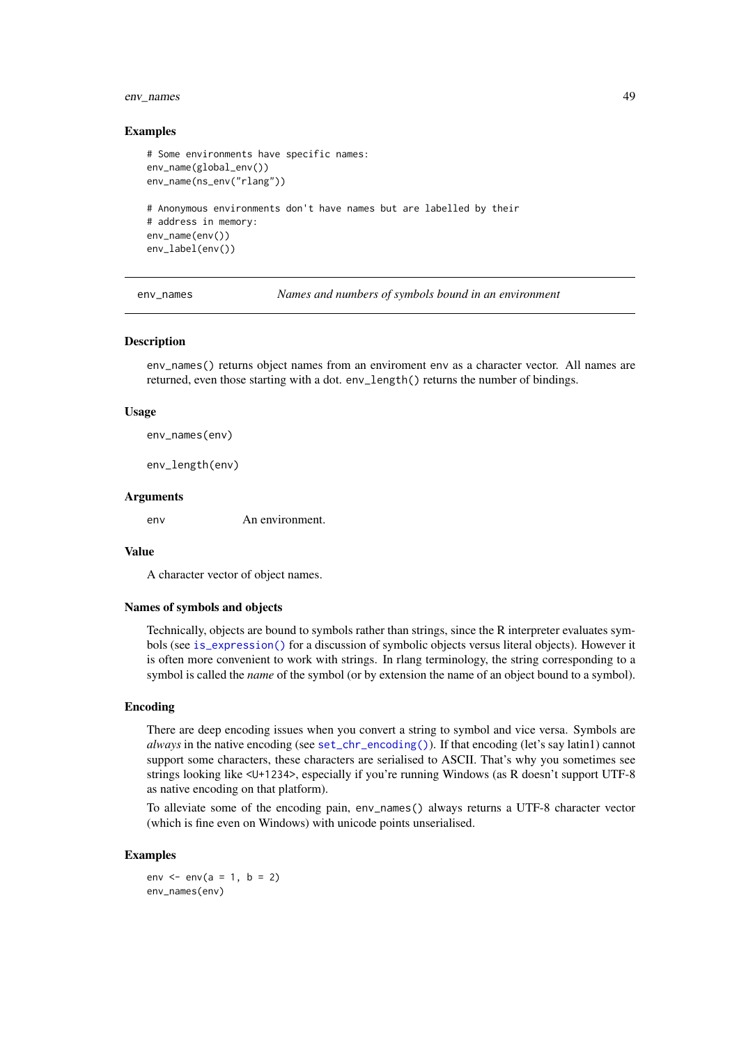### Examples

```
# Some environments have specific names:
env_name(global_env())
env_name(ns_env("rlang"))

# Anonymous environments don't have names but are labelled by their
# address in memory:
env_name(env())
env_label(env())
```

---

## env_names — *Names and numbers of symbols bound in an environment*

---

### Description

`env_names()` returns object names from an enviroment `env` as a character vector. All names are returned, even those starting with a dot. `env_length()` returns the number of bindings.

### Usage

```
env_names(env)

env_length(env)
```

### Arguments

| | |
|---|---|
| `env` | An environment. |

### Value

A character vector of object names.

### Names of symbols and objects

Technically, objects are bound to symbols rather than strings, since the R interpreter evaluates symbols (see `is_expression()` for a discussion of symbolic objects versus literal objects). However it is often more convenient to work with strings. In rlang terminology, the string corresponding to a symbol is called the *name* of the symbol (or by extension the name of an object bound to a symbol).

### Encoding

There are deep encoding issues when you convert a string to symbol and vice versa. Symbols are *always* in the native encoding (see `set_chr_encoding()`). If that encoding (let's say latin1) cannot support some characters, these characters are serialised to ASCII. That's why you sometimes see strings looking like `<U+1234>`, especially if you're running Windows (as R doesn't support UTF-8 as native encoding on that platform).

To alleviate some of the encoding pain, `env_names()` always returns a UTF-8 character vector (which is fine even on Windows) with unicode points unserialised.

### Examples

```
env <- env(a = 1, b = 2)
env_names(env)
```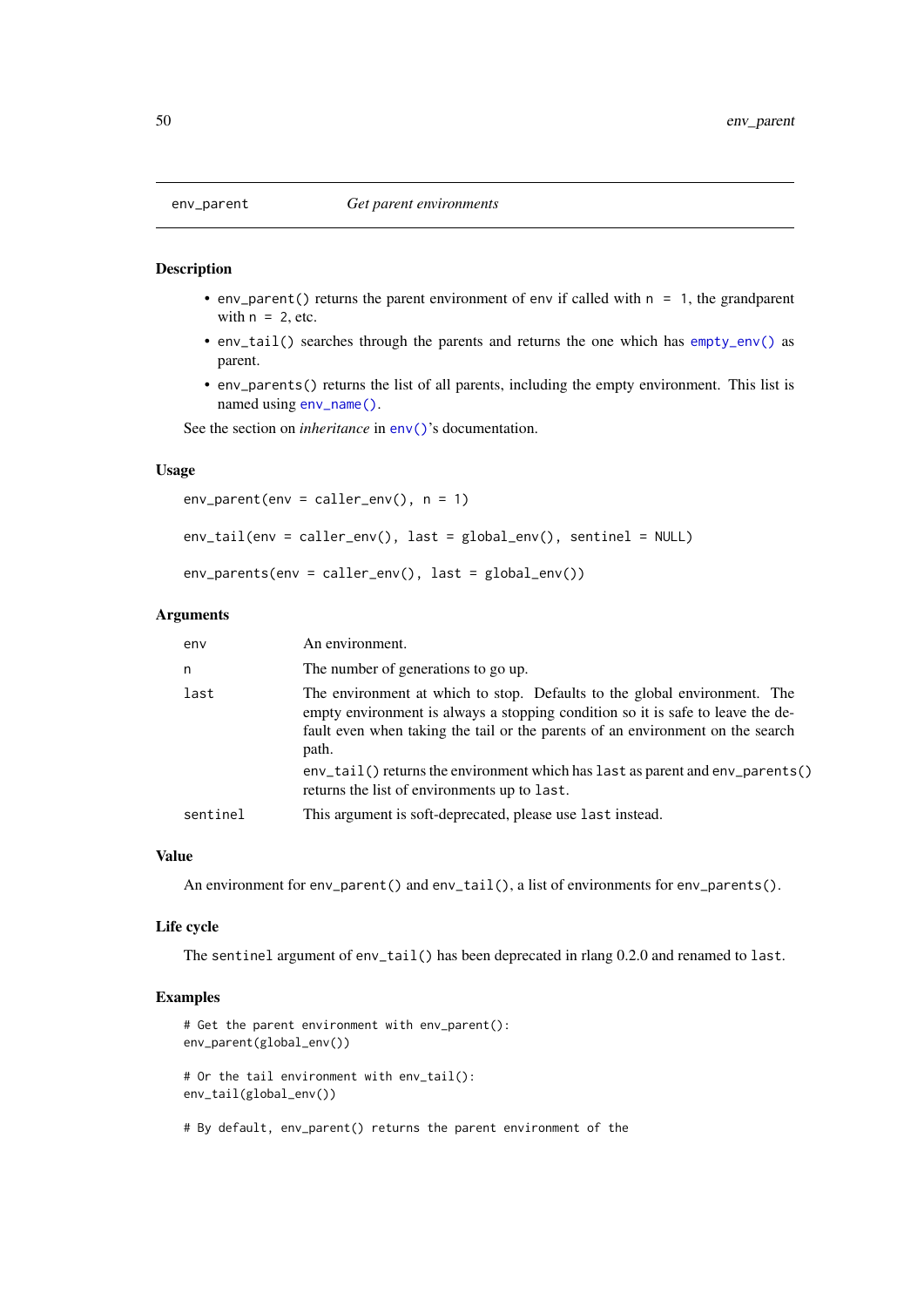## env_parent — *Get parent environments*

### Description

- `env_parent()` returns the parent environment of `env` if called with `n = 1`, the grandparent with `n = 2`, etc.
- `env_tail()` searches through the parents and returns the one which has `empty_env()` as parent.
- `env_parents()` returns the list of all parents, including the empty environment. This list is named using `env_name()`.

See the section on *inheritance* in `env()`'s documentation.

### Usage

```
env_parent(env = caller_env(), n = 1)

env_tail(env = caller_env(), last = global_env(), sentinel = NULL)

env_parents(env = caller_env(), last = global_env())
```

### Arguments

| | |
|---|---|
| `env` | An environment. |
| `n` | The number of generations to go up. |
| `last` | The environment at which to stop. Defaults to the global environment. The empty environment is always a stopping condition so it is safe to leave the default even when taking the tail or the parents of an environment on the search path. `env_tail()` returns the environment which has `last` as parent and `env_parents()` returns the list of environments up to `last`. |
| `sentinel` | This argument is soft-deprecated, please use `last` instead. |

### Value

An environment for `env_parent()` and `env_tail()`, a list of environments for `env_parents()`.

### Life cycle

The `sentinel` argument of `env_tail()` has been deprecated in rlang 0.2.0 and renamed to `last`.

### Examples

```
# Get the parent environment with env_parent():
env_parent(global_env())

# Or the tail environment with env_tail():
env_tail(global_env())

# By default, env_parent() returns the parent environment of the
```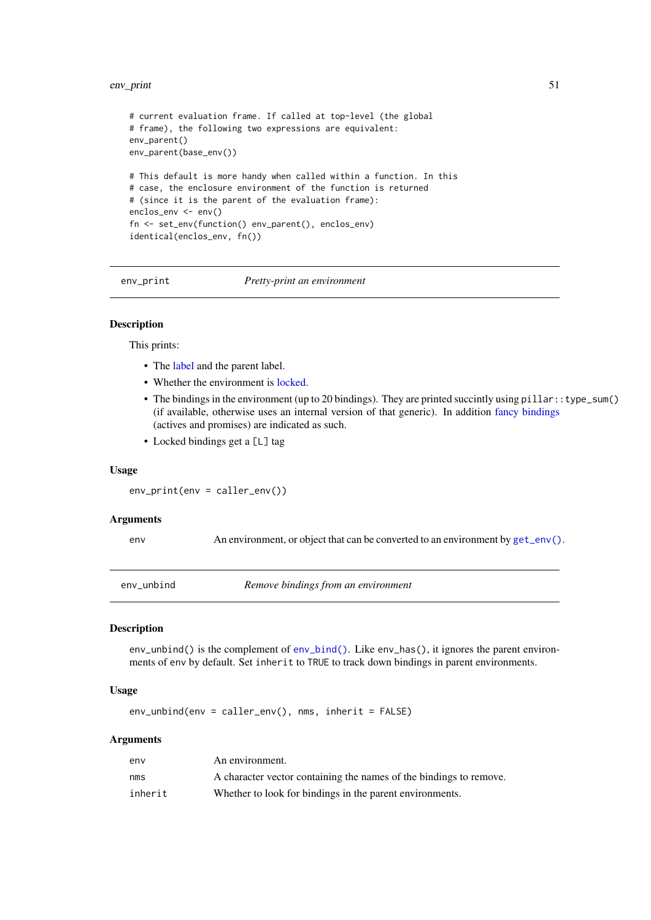```
# current evaluation frame. If called at top-level (the global
# frame), the following two expressions are equivalent:
env_parent()
env_parent(base_env())

# This default is more handy when called within a function. In this
# case, the enclosure environment of the function is returned
# (since it is the parent of the evaluation frame):
enclos_env <- env()
fn <- set_env(function() env_parent(), enclos_env)
identical(enclos_env, fn())
```

---

## env_print — *Pretty-print an environment*

### Description

This prints:

- The label and the parent label.
- Whether the environment is locked.
- The bindings in the environment (up to 20 bindings). They are printed succintly using `pillar::type_sum()` (if available, otherwise uses an internal version of that generic). In addition fancy bindings (actives and promises) are indicated as such.
- Locked bindings get a `[L]` tag

### Usage

```
env_print(env = caller_env())
```

### Arguments

| | |
|---|---|
| `env` | An environment, or object that can be converted to an environment by `get_env()`. |

---

## env_unbind — *Remove bindings from an environment*

### Description

`env_unbind()` is the complement of `env_bind()`. Like `env_has()`, it ignores the parent environments of `env` by default. Set `inherit` to `TRUE` to track down bindings in parent environments.

### Usage

```
env_unbind(env = caller_env(), nms, inherit = FALSE)
```

### Arguments

| | |
|---|---|
| `env` | An environment. |
| `nms` | A character vector containing the names of the bindings to remove. |
| `inherit` | Whether to look for bindings in the parent environments. |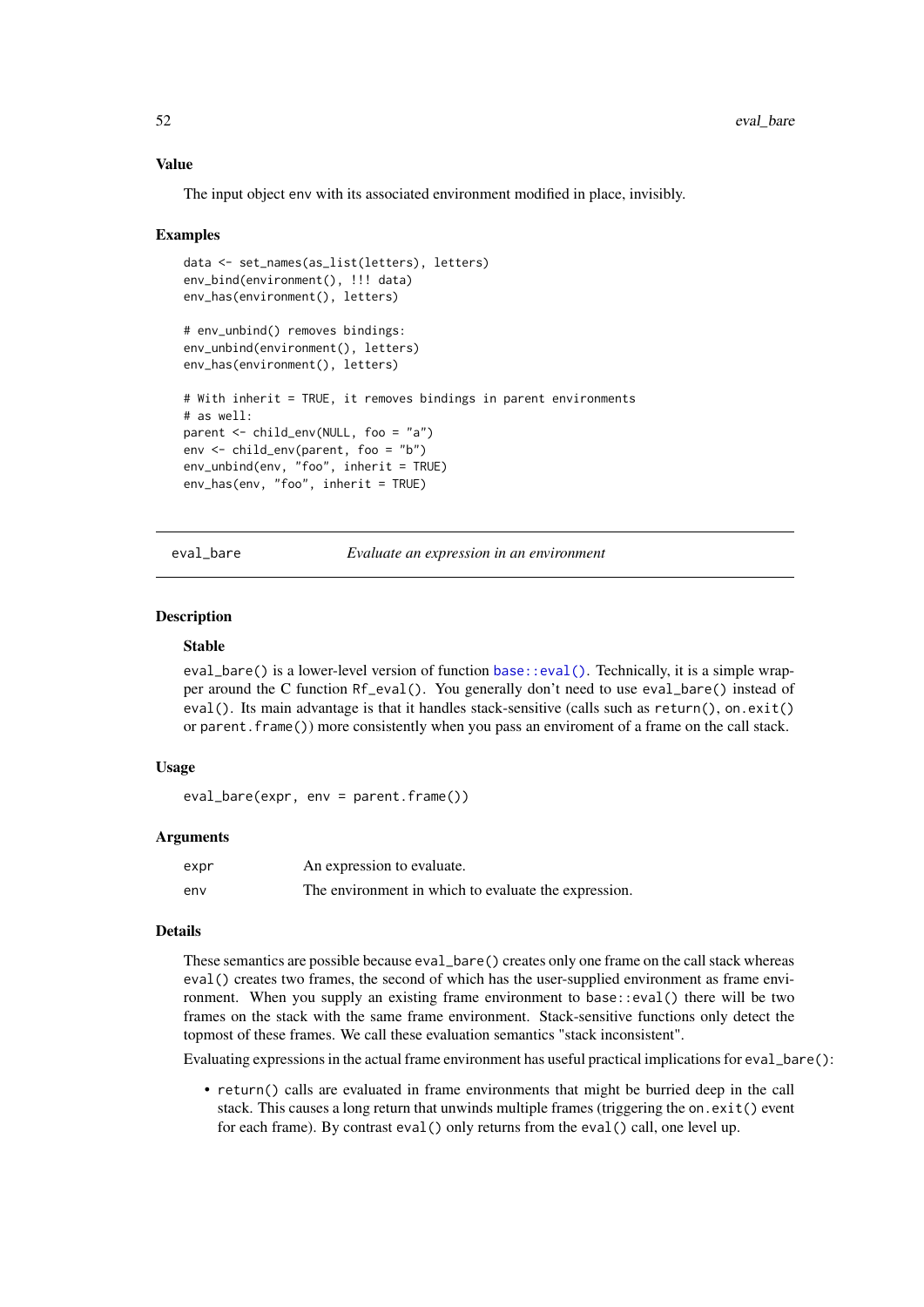### Value

The input object env with its associated environment modified in place, invisibly.

### Examples

```
data <- set_names(as_list(letters), letters)
env_bind(environment(), !!! data)
env_has(environment(), letters)

# env_unbind() removes bindings:
env_unbind(environment(), letters)
env_has(environment(), letters)

# With inherit = TRUE, it removes bindings in parent environments
# as well:
parent <- child_env(NULL, foo = "a")
env <- child_env(parent, foo = "b")
env_unbind(env, "foo", inherit = TRUE)
env_has(env, "foo", inherit = TRUE)
```

---

## eval_bare — *Evaluate an expression in an environment*

### Description

#### Stable

`eval_bare()` is a lower-level version of function `base::eval()`. Technically, it is a simple wrapper around the C function `Rf_eval()`. You generally don't need to use `eval_bare()` instead of `eval()`. Its main advantage is that it handles stack-sensitive (calls such as `return()`, `on.exit()` or `parent.frame()`) more consistently when you pass an enviroment of a frame on the call stack.

### Usage

```
eval_bare(expr, env = parent.frame())
```

### Arguments

| | |
|---|---|
| expr | An expression to evaluate. |
| env | The environment in which to evaluate the expression. |

### Details

These semantics are possible because `eval_bare()` creates only one frame on the call stack whereas `eval()` creates two frames, the second of which has the user-supplied environment as frame environment. When you supply an existing frame environment to `base::eval()` there will be two frames on the stack with the same frame environment. Stack-sensitive functions only detect the topmost of these frames. We call these evaluation semantics "stack inconsistent".

Evaluating expressions in the actual frame environment has useful practical implications for `eval_bare()`:

- `return()` calls are evaluated in frame environments that might be burried deep in the call stack. This causes a long return that unwinds multiple frames (triggering the `on.exit()` event for each frame). By contrast `eval()` only returns from the `eval()` call, one level up.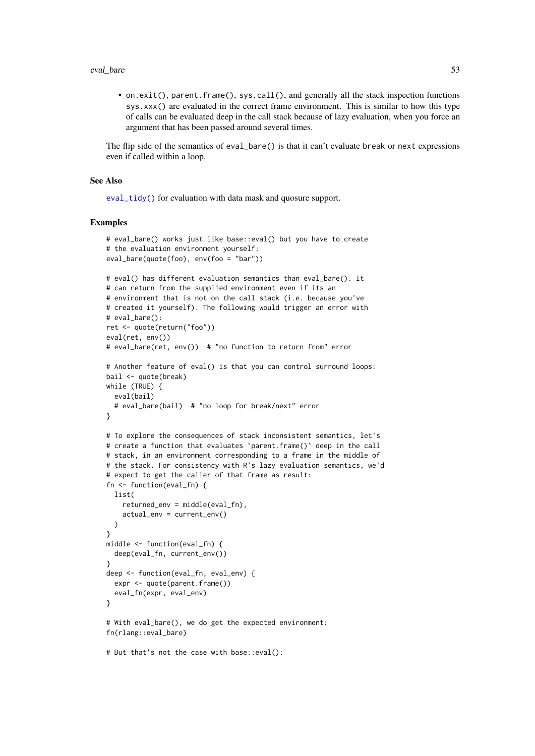- `on.exit()`, `parent.frame()`, `sys.call()`, and generally all the stack inspection functions `sys.xxx()` are evaluated in the correct frame environment. This is similar to how this type of calls can be evaluated deep in the call stack because of lazy evaluation, when you force an argument that has been passed around several times.

The flip side of the semantics of `eval_bare()` is that it can't evaluate `break` or `next` expressions even if called within a loop.

### See Also

`eval_tidy()` for evaluation with data mask and quosure support.

### Examples

```
# eval_bare() works just like base::eval() but you have to create
# the evaluation environment yourself:
eval_bare(quote(foo), env(foo = "bar"))

# eval() has different evaluation semantics than eval_bare(). It
# can return from the supplied environment even if its an
# environment that is not on the call stack (i.e. because you've
# created it yourself). The following would trigger an error with
# eval_bare():
ret <- quote(return("foo"))
eval(ret, env())
# eval_bare(ret, env())  # "no function to return from" error

# Another feature of eval() is that you can control surround loops:
bail <- quote(break)
while (TRUE) {
  eval(bail)
  # eval_bare(bail)  # "no loop for break/next" error
}

# To explore the consequences of stack inconsistent semantics, let's
# create a function that evaluates `parent.frame()` deep in the call
# stack, in an environment corresponding to a frame in the middle of
# the stack. For consistency with R's lazy evaluation semantics, we'd
# expect to get the caller of that frame as result:
fn <- function(eval_fn) {
  list(
    returned_env = middle(eval_fn),
    actual_env = current_env()
  )
}
middle <- function(eval_fn) {
  deep(eval_fn, current_env())
}
deep <- function(eval_fn, eval_env) {
  expr <- quote(parent.frame())
  eval_fn(expr, eval_env)
}

# With eval_bare(), we do get the expected environment:
fn(rlang::eval_bare)

# But that's not the case with base::eval():
```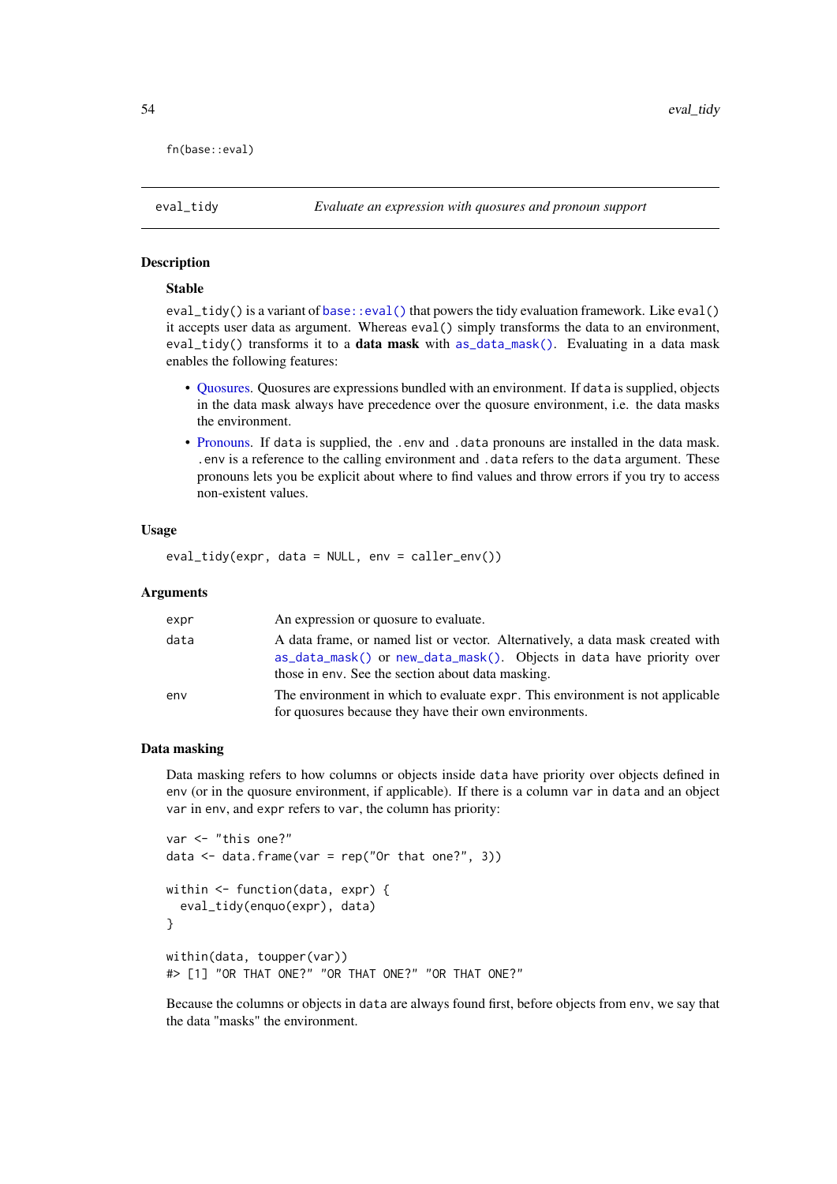```
fn(base::eval)
```

---

`eval_tidy` — *Evaluate an expression with quosures and pronoun support*

---

## Description

### Stable

`eval_tidy()` is a variant of `base::eval()` that powers the tidy evaluation framework. Like `eval()` it accepts user data as argument. Whereas `eval()` simply transforms the data to an environment, `eval_tidy()` transforms it to a **data mask** with `as_data_mask()`. Evaluating in a data mask enables the following features:

- Quosures. Quosures are expressions bundled with an environment. If `data` is supplied, objects in the data mask always have precedence over the quosure environment, i.e. the data masks the environment.
- Pronouns. If `data` is supplied, the `.env` and `.data` pronouns are installed in the data mask. `.env` is a reference to the calling environment and `.data` refers to the `data` argument. These pronouns lets you be explicit about where to find values and throw errors if you try to access non-existent values.

## Usage

```
eval_tidy(expr, data = NULL, env = caller_env())
```

## Arguments

| | |
|---|---|
| `expr` | An expression or quosure to evaluate. |
| `data` | A data frame, or named list or vector. Alternatively, a data mask created with `as_data_mask()` or `new_data_mask()`. Objects in `data` have priority over those in `env`. See the section about data masking. |
| `env` | The environment in which to evaluate `expr`. This environment is not applicable for quosures because they have their own environments. |

## Data masking

Data masking refers to how columns or objects inside `data` have priority over objects defined in `env` (or in the quosure environment, if applicable). If there is a column `var` in `data` and an object `var` in `env`, and `expr` refers to `var`, the column has priority:

```
var <- "this one?"
data <- data.frame(var = rep("Or that one?", 3))

within <- function(data, expr) {
  eval_tidy(enquo(expr), data)
}

within(data, toupper(var))
#> [1] "OR THAT ONE?" "OR THAT ONE?" "OR THAT ONE?"
```

Because the columns or objects in `data` are always found first, before objects from `env`, we say that the data "masks" the environment.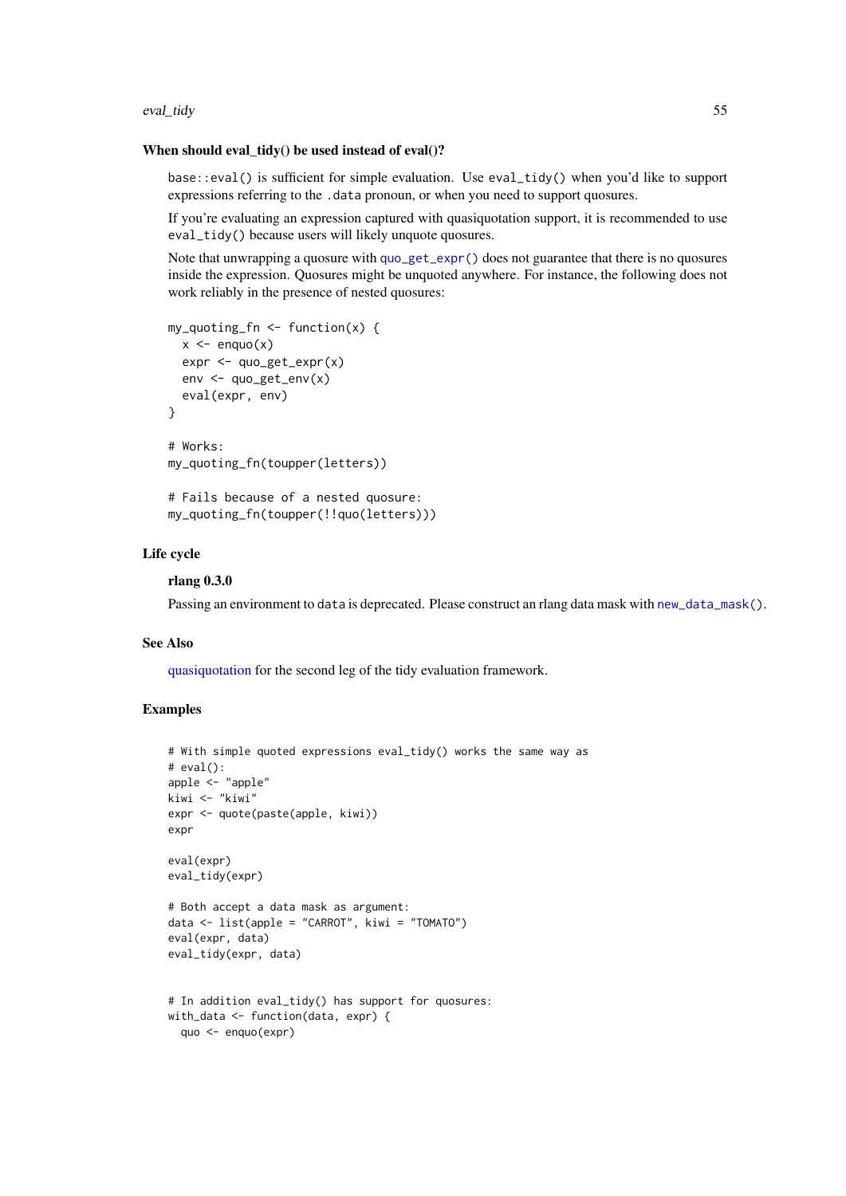### When should eval_tidy() be used instead of eval()?

`base::eval()` is sufficient for simple evaluation. Use `eval_tidy()` when you'd like to support expressions referring to the `.data` pronoun, or when you need to support quosures.

If you're evaluating an expression captured with quasiquotation support, it is recommended to use `eval_tidy()` because users will likely unquote quosures.

Note that unwrapping a quosure with `quo_get_expr()` does not guarantee that there is no quosures inside the expression. Quosures might be unquoted anywhere. For instance, the following does not work reliably in the presence of nested quosures:

```
my_quoting_fn <- function(x) {
  x <- enquo(x)
  expr <- quo_get_expr(x)
  env <- quo_get_env(x)
  eval(expr, env)
}

# Works:
my_quoting_fn(toupper(letters))

# Fails because of a nested quosure:
my_quoting_fn(toupper(!!quo(letters)))
```

### Life cycle

#### rlang 0.3.0

Passing an environment to `data` is deprecated. Please construct an rlang data mask with `new_data_mask()`.

### See Also

quasiquotation for the second leg of the tidy evaluation framework.

### Examples

```
# With simple quoted expressions eval_tidy() works the same way as
# eval():
apple <- "apple"
kiwi <- "kiwi"
expr <- quote(paste(apple, kiwi))
expr

eval(expr)
eval_tidy(expr)

# Both accept a data mask as argument:
data <- list(apple = "CARROT", kiwi = "TOMATO")
eval(expr, data)
eval_tidy(expr, data)


# In addition eval_tidy() has support for quosures:
with_data <- function(data, expr) {
  quo <- enquo(expr)
```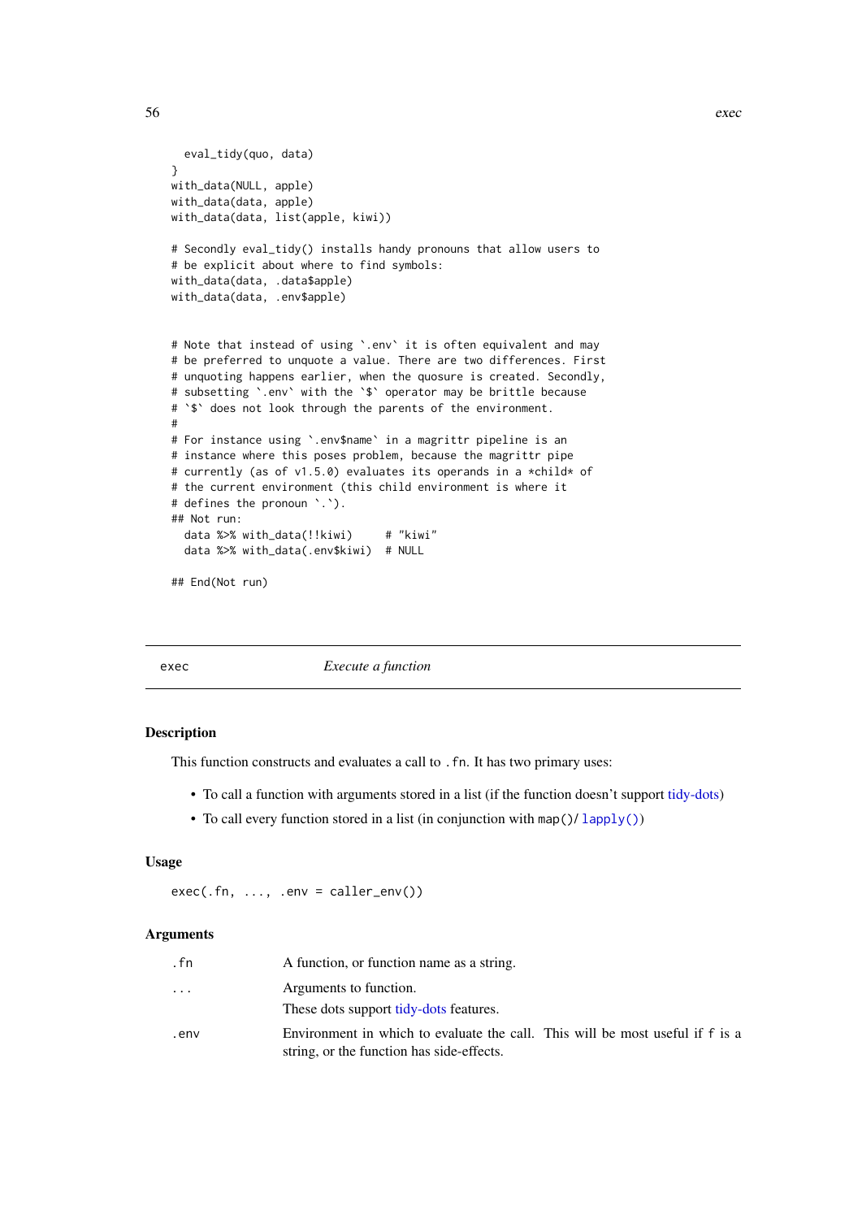```
  eval_tidy(quo, data)
}
with_data(NULL, apple)
with_data(data, apple)
with_data(data, list(apple, kiwi))

# Secondly eval_tidy() installs handy pronouns that allow users to
# be explicit about where to find symbols:
with_data(data, .data$apple)
with_data(data, .env$apple)


# Note that instead of using `.env` it is often equivalent and may
# be preferred to unquote a value. There are two differences. First
# unquoting happens earlier, when the quosure is created. Secondly,
# subsetting `.env` with the `$` operator may be brittle because
# `$` does not look through the parents of the environment.
#
# For instance using `.env$name` in a magrittr pipeline is an
# instance where this poses problem, because the magrittr pipe
# currently (as of v1.5.0) evaluates its operands in a *child* of
# the current environment (this child environment is where it
# defines the pronoun `.`).
## Not run:
  data %>% with_data(!!kiwi)     # "kiwi"
  data %>% with_data(.env$kiwi)  # NULL

## End(Not run)
```

---

## exec — *Execute a function*

### Description

This function constructs and evaluates a call to `.fn`. It has two primary uses:

- To call a function with arguments stored in a list (if the function doesn't support tidy-dots)
- To call every function stored in a list (in conjunction with `map()`/ `lapply()`)

### Usage

```
exec(.fn, ..., .env = caller_env())
```

### Arguments

| | |
|---|---|
| `.fn` | A function, or function name as a string. |
| `...` | Arguments to function.<br>These dots support tidy-dots features. |
| `.env` | Environment in which to evaluate the call. This will be most useful if `f` is a string, or the function has side-effects. |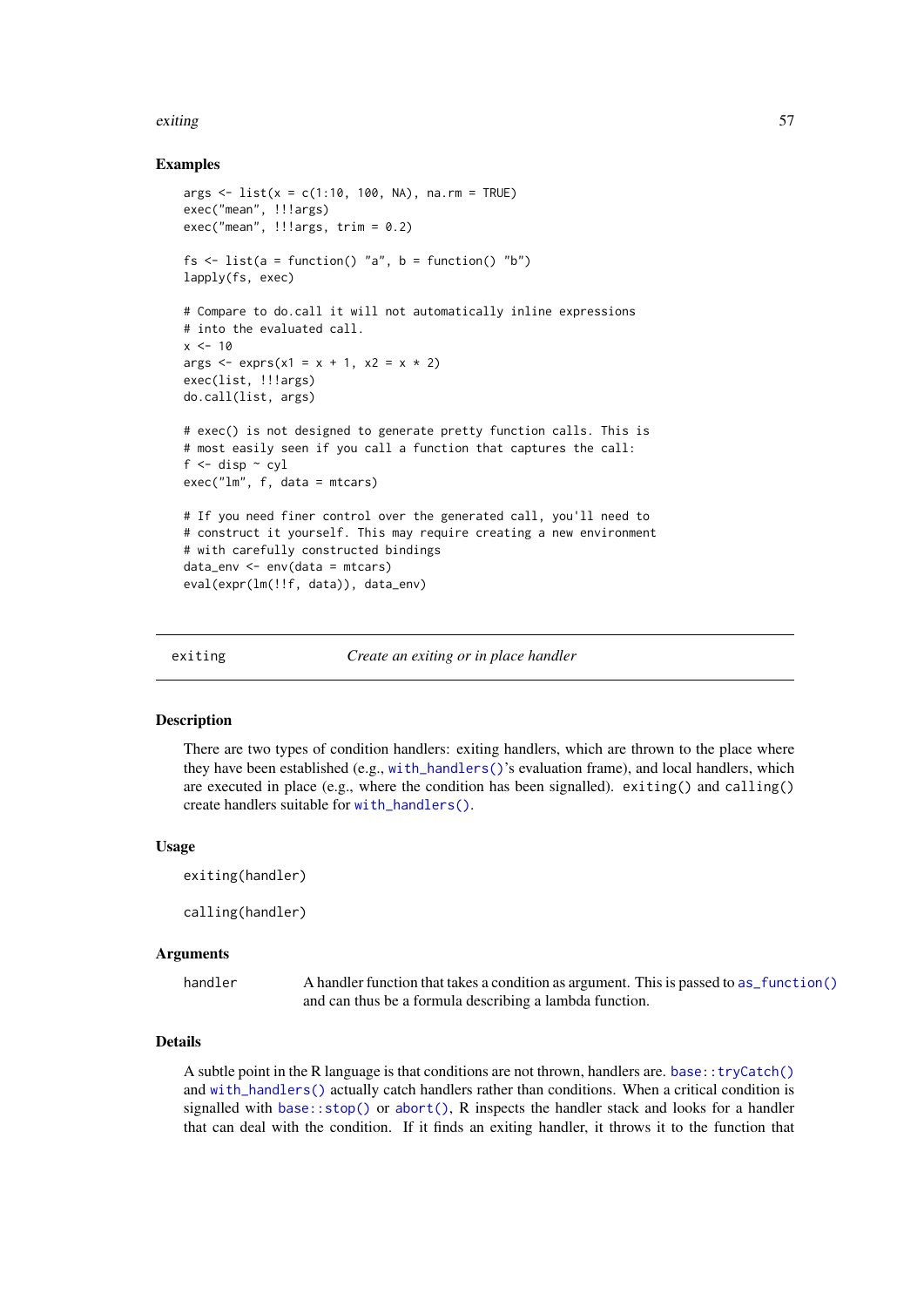### Examples

```
args <- list(x = c(1:10, 100, NA), na.rm = TRUE)
exec("mean", !!!args)
exec("mean", !!!args, trim = 0.2)

fs <- list(a = function() "a", b = function() "b")
lapply(fs, exec)

# Compare to do.call it will not automatically inline expressions
# into the evaluated call.
x <- 10
args <- exprs(x1 = x + 1, x2 = x * 2)
exec(list, !!!args)
do.call(list, args)

# exec() is not designed to generate pretty function calls. This is
# most easily seen if you call a function that captures the call:
f <- disp ~ cyl
exec("lm", f, data = mtcars)

# If you need finer control over the generated call, you'll need to
# construct it yourself. This may require creating a new environment
# with carefully constructed bindings
data_env <- env(data = mtcars)
eval(expr(lm(!!f, data)), data_env)
```

---

## exiting — *Create an exiting or in place handler*

---

### Description

There are two types of condition handlers: exiting handlers, which are thrown to the place where they have been established (e.g., `with_handlers()`'s evaluation frame), and local handlers, which are executed in place (e.g., where the condition has been signalled). `exiting()` and `calling()` create handlers suitable for `with_handlers()`.

### Usage

```
exiting(handler)

calling(handler)
```

### Arguments

| | |
|---|---|
| handler | A handler function that takes a condition as argument. This is passed to `as_function()` and can thus be a formula describing a lambda function. |

### Details

A subtle point in the R language is that conditions are not thrown, handlers are. `base::tryCatch()` and `with_handlers()` actually catch handlers rather than conditions. When a critical condition is signalled with `base::stop()` or `abort()`, R inspects the handler stack and looks for a handler that can deal with the condition. If it finds an exiting handler, it throws it to the function that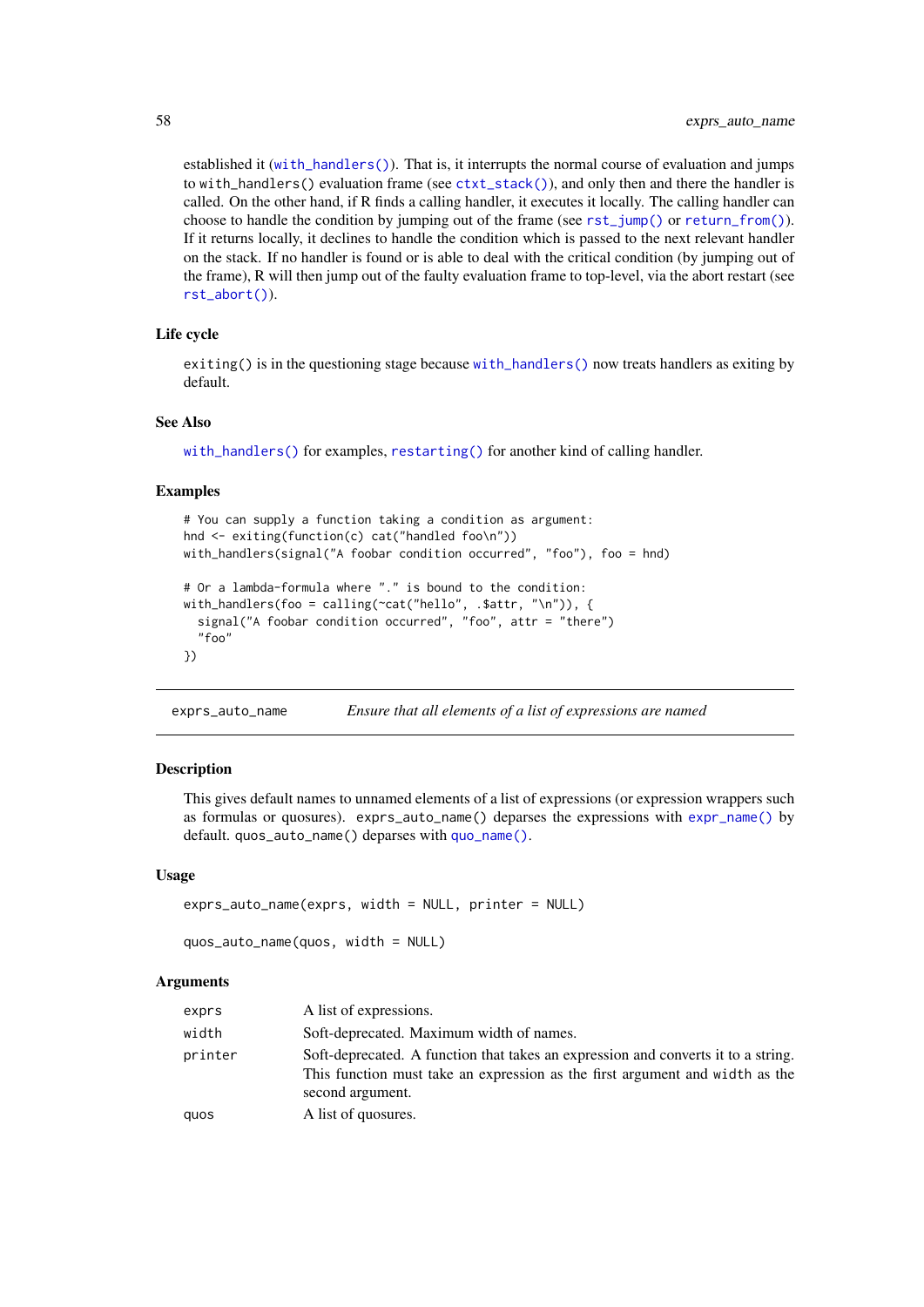established it (with_handlers()). That is, it interrupts the normal course of evaluation and jumps to with_handlers() evaluation frame (see ctxt_stack()), and only then and there the handler is called. On the other hand, if R finds a calling handler, it executes it locally. The calling handler can choose to handle the condition by jumping out of the frame (see rst_jump() or return_from()). If it returns locally, it declines to handle the condition which is passed to the next relevant handler on the stack. If no handler is found or is able to deal with the critical condition (by jumping out of the frame), R will then jump out of the faulty evaluation frame to top-level, via the abort restart (see rst_abort()).

### Life cycle

exiting() is in the questioning stage because with_handlers() now treats handlers as exiting by default.

### See Also

with_handlers() for examples, restarting() for another kind of calling handler.

### Examples

```
# You can supply a function taking a condition as argument:
hnd <- exiting(function(c) cat("handled foo\n"))
with_handlers(signal("A foobar condition occurred", "foo"), foo = hnd)

# Or a lambda-formula where "." is bound to the condition:
with_handlers(foo = calling(~cat("hello", .$attr, "\n")), {
  signal("A foobar condition occurred", "foo", attr = "there")
  "foo"
})
```

---

## exprs_auto_name — *Ensure that all elements of a list of expressions are named*

### Description

This gives default names to unnamed elements of a list of expressions (or expression wrappers such as formulas or quosures). exprs_auto_name() deparses the expressions with expr_name() by default. quos_auto_name() deparses with quo_name().

### Usage

```
exprs_auto_name(exprs, width = NULL, printer = NULL)

quos_auto_name(quos, width = NULL)
```

### Arguments

| | |
|---|---|
| exprs | A list of expressions. |
| width | Soft-deprecated. Maximum width of names. |
| printer | Soft-deprecated. A function that takes an expression and converts it to a string. This function must take an expression as the first argument and width as the second argument. |
| quos | A list of quosures. |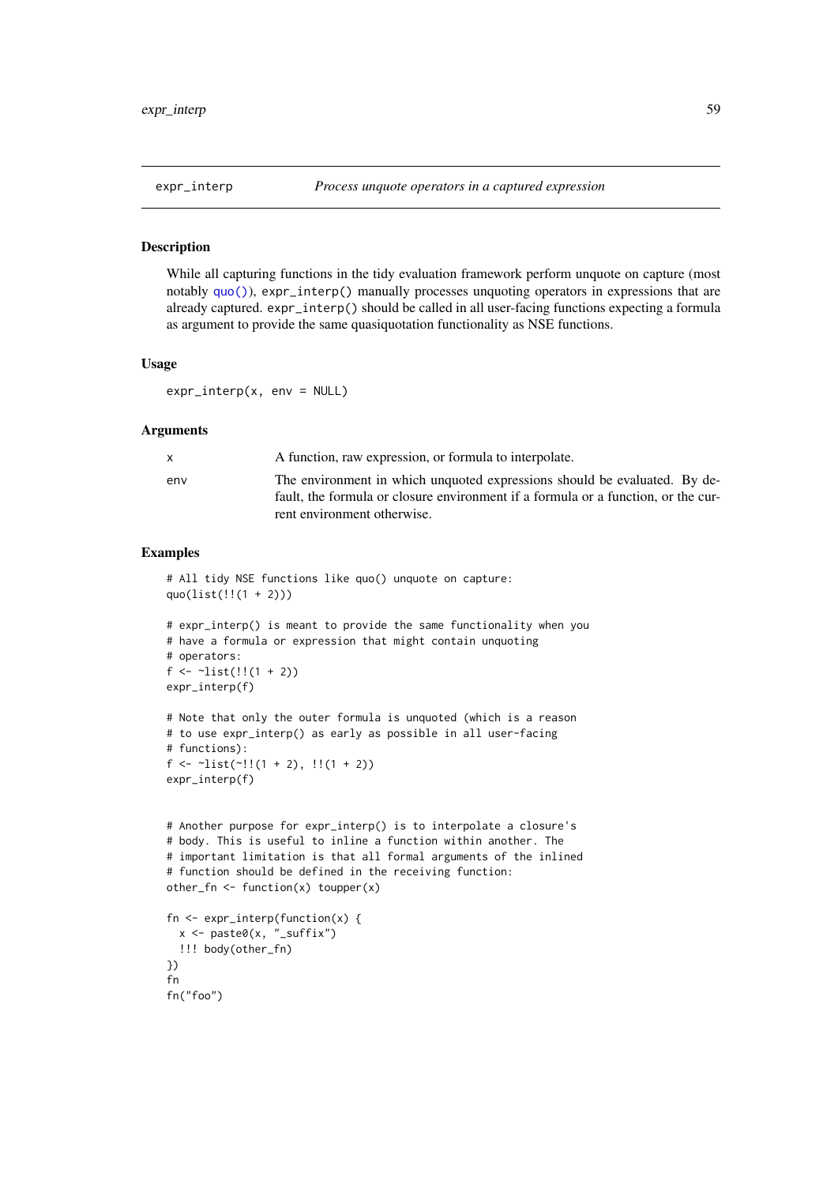# expr_interp — *Process unquote operators in a captured expression*

## Description

While all capturing functions in the tidy evaluation framework perform unquote on capture (most notably `quo()`), `expr_interp()` manually processes unquoting operators in expressions that are already captured. `expr_interp()` should be called in all user-facing functions expecting a formula as argument to provide the same quasiquotation functionality as NSE functions.

## Usage

```
expr_interp(x, env = NULL)
```

## Arguments

| | |
|---|---|
| x | A function, raw expression, or formula to interpolate. |
| env | The environment in which unquoted expressions should be evaluated. By default, the formula or closure environment if a formula or a function, or the current environment otherwise. |

## Examples

```
# All tidy NSE functions like quo() unquote on capture:
quo(list(!!(1 + 2)))

# expr_interp() is meant to provide the same functionality when you
# have a formula or expression that might contain unquoting
# operators:
f <- ~list(!!(1 + 2))
expr_interp(f)

# Note that only the outer formula is unquoted (which is a reason
# to use expr_interp() as early as possible in all user-facing
# functions):
f <- ~list(~!!(1 + 2), !!(1 + 2))
expr_interp(f)


# Another purpose for expr_interp() is to interpolate a closure's
# body. This is useful to inline a function within another. The
# important limitation is that all formal arguments of the inlined
# function should be defined in the receiving function:
other_fn <- function(x) toupper(x)

fn <- expr_interp(function(x) {
  x <- paste0(x, "_suffix")
  !!! body(other_fn)
})
fn
fn("foo")
```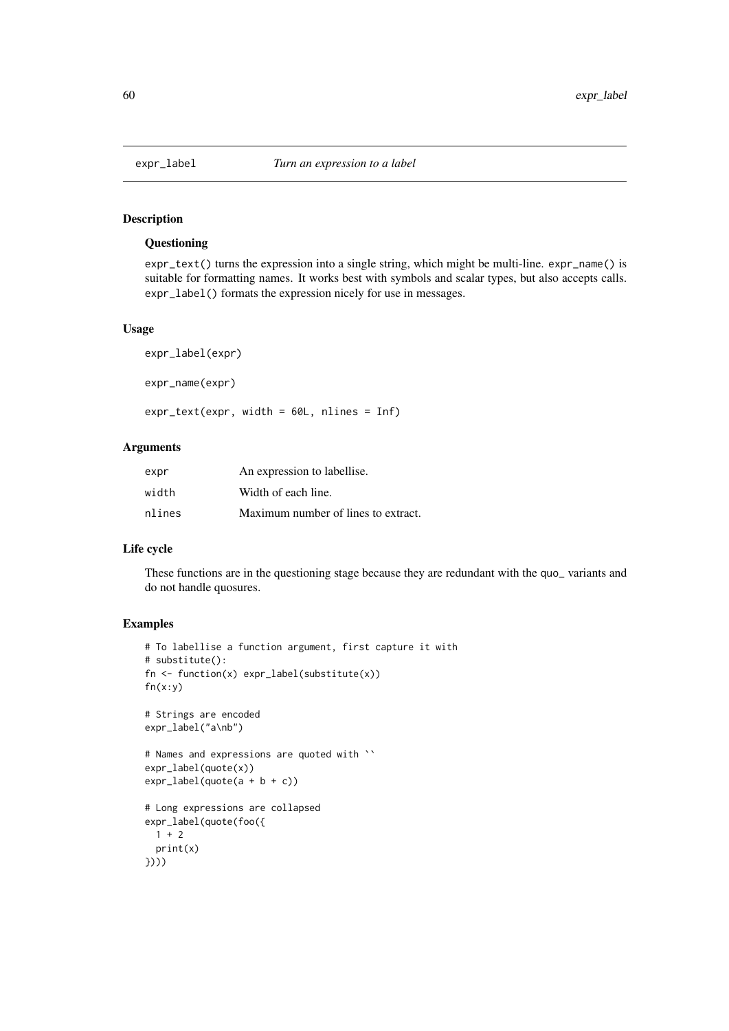# expr_label *Turn an expression to a label*

## Description

### Questioning

`expr_text()` turns the expression into a single string, which might be multi-line. `expr_name()` is suitable for formatting names. It works best with symbols and scalar types, but also accepts calls. `expr_label()` formats the expression nicely for use in messages.

## Usage

```
expr_label(expr)

expr_name(expr)

expr_text(expr, width = 60L, nlines = Inf)
```

## Arguments

| | |
|---|---|
| `expr` | An expression to labellise. |
| `width` | Width of each line. |
| `nlines` | Maximum number of lines to extract. |

## Life cycle

These functions are in the questioning stage because they are redundant with the `quo_` variants and do not handle quosures.

## Examples

```
# To labellise a function argument, first capture it with
# substitute():
fn <- function(x) expr_label(substitute(x))
fn(x:y)

# Strings are encoded
expr_label("a\nb")

# Names and expressions are quoted with ``
expr_label(quote(x))
expr_label(quote(a + b + c))

# Long expressions are collapsed
expr_label(quote(foo({
  1 + 2
  print(x)
})))
```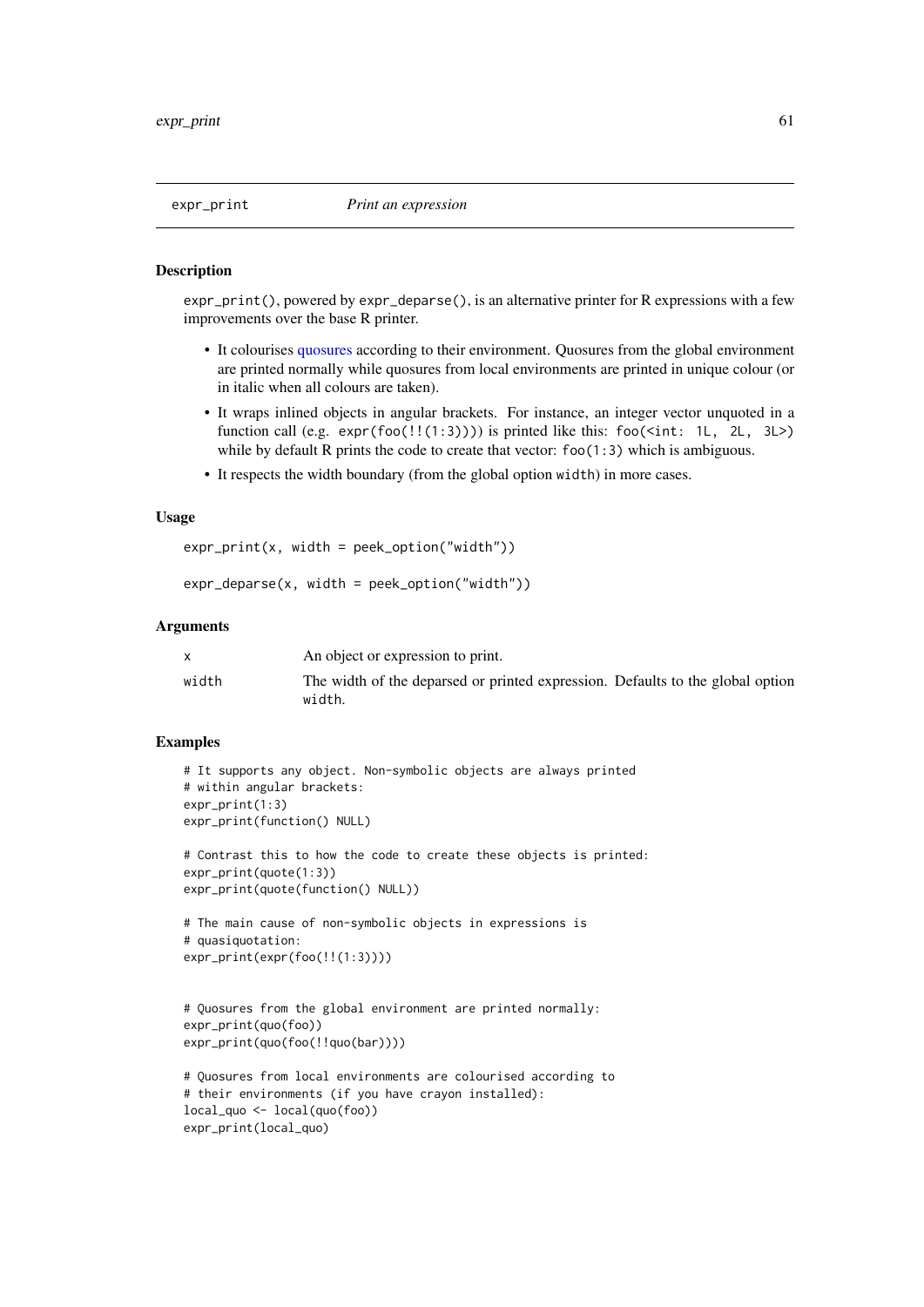## expr_print    *Print an expression*

### Description

`expr_print()`, powered by `expr_deparse()`, is an alternative printer for R expressions with a few improvements over the base R printer.

- It colourises quosures according to their environment. Quosures from the global environment are printed normally while quosures from local environments are printed in unique colour (or in italic when all colours are taken).
- It wraps inlined objects in angular brackets. For instance, an integer vector unquoted in a function call (e.g. `expr(foo(!!(1:3)))`) is printed like this: `foo(<int: 1L, 2L, 3L>)` while by default R prints the code to create that vector: `foo(1:3)` which is ambiguous.
- It respects the width boundary (from the global option `width`) in more cases.

### Usage

```
expr_print(x, width = peek_option("width"))

expr_deparse(x, width = peek_option("width"))
```

### Arguments

| | |
|---|---|
| `x` | An object or expression to print. |
| `width` | The width of the deparsed or printed expression. Defaults to the global option `width`. |

### Examples

```
# It supports any object. Non-symbolic objects are always printed
# within angular brackets:
expr_print(1:3)
expr_print(function() NULL)

# Contrast this to how the code to create these objects is printed:
expr_print(quote(1:3))
expr_print(quote(function() NULL))

# The main cause of non-symbolic objects in expressions is
# quasiquotation:
expr_print(expr(foo(!!(1:3))))


# Quosures from the global environment are printed normally:
expr_print(quo(foo))
expr_print(quo(foo(!!quo(bar))))

# Quosures from local environments are colourised according to
# their environments (if you have crayon installed):
local_quo <- local(quo(foo))
expr_print(local_quo)
```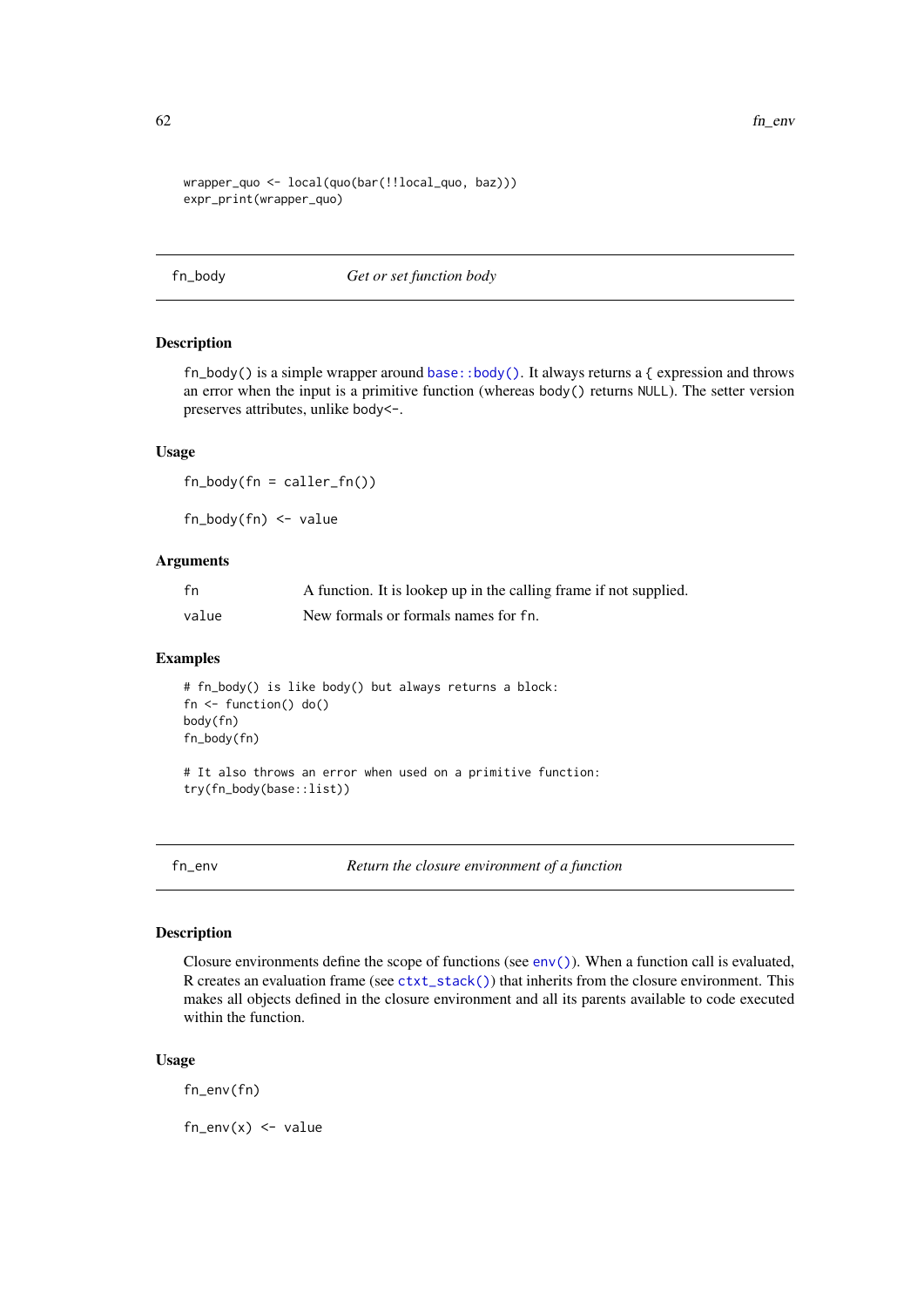```
wrapper_quo <- local(quo(bar(!!local_quo, baz)))
expr_print(wrapper_quo)
```

## fn_body — *Get or set function body*

### Description

fn_body() is a simple wrapper around base::body(). It always returns a { expression and throws an error when the input is a primitive function (whereas body() returns NULL). The setter version preserves attributes, unlike body<-.

### Usage

```
fn_body(fn = caller_fn())

fn_body(fn) <- value
```

### Arguments

| | |
|---|---|
| fn | A function. It is lookep up in the calling frame if not supplied. |
| value | New formals or formals names for fn. |

### Examples

```
# fn_body() is like body() but always returns a block:
fn <- function() do()
body(fn)
fn_body(fn)

# It also throws an error when used on a primitive function:
try(fn_body(base::list))
```

## fn_env — *Return the closure environment of a function*

### Description

Closure environments define the scope of functions (see env()). When a function call is evaluated, R creates an evaluation frame (see ctxt_stack()) that inherits from the closure environment. This makes all objects defined in the closure environment and all its parents available to code executed within the function.

### Usage

```
fn_env(fn)

fn_env(x) <- value
```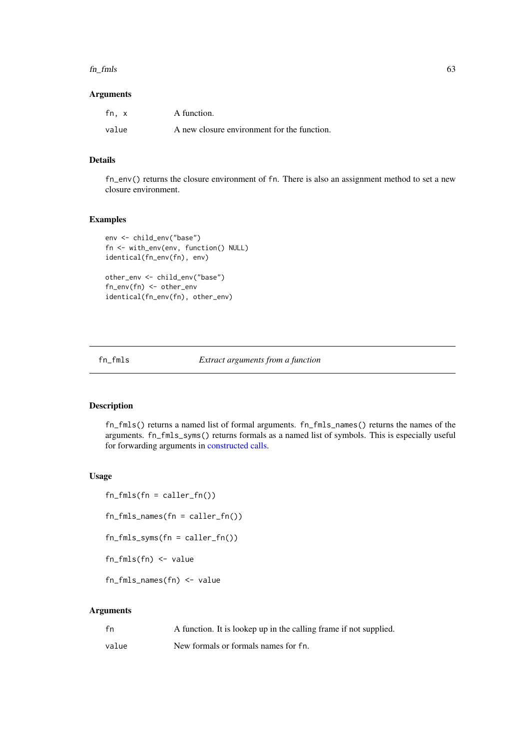### Arguments

| | |
|---|---|
| fn, x | A function. |
| value | A new closure environment for the function. |

### Details

`fn_env()` returns the closure environment of `fn`. There is also an assignment method to set a new closure environment.

### Examples

```
env <- child_env("base")
fn <- with_env(env, function() NULL)
identical(fn_env(fn), env)

other_env <- child_env("base")
fn_env(fn) <- other_env
identical(fn_env(fn), other_env)
```

---

## fn_fmls *Extract arguments from a function*

---

### Description

`fn_fmls()` returns a named list of formal arguments. `fn_fmls_names()` returns the names of the arguments. `fn_fmls_syms()` returns formals as a named list of symbols. This is especially useful for forwarding arguments in constructed calls.

### Usage

```
fn_fmls(fn = caller_fn())

fn_fmls_names(fn = caller_fn())

fn_fmls_syms(fn = caller_fn())

fn_fmls(fn) <- value

fn_fmls_names(fn) <- value
```

### Arguments

| | |
|---|---|
| fn | A function. It is lookep up in the calling frame if not supplied. |
| value | New formals or formals names for fn. |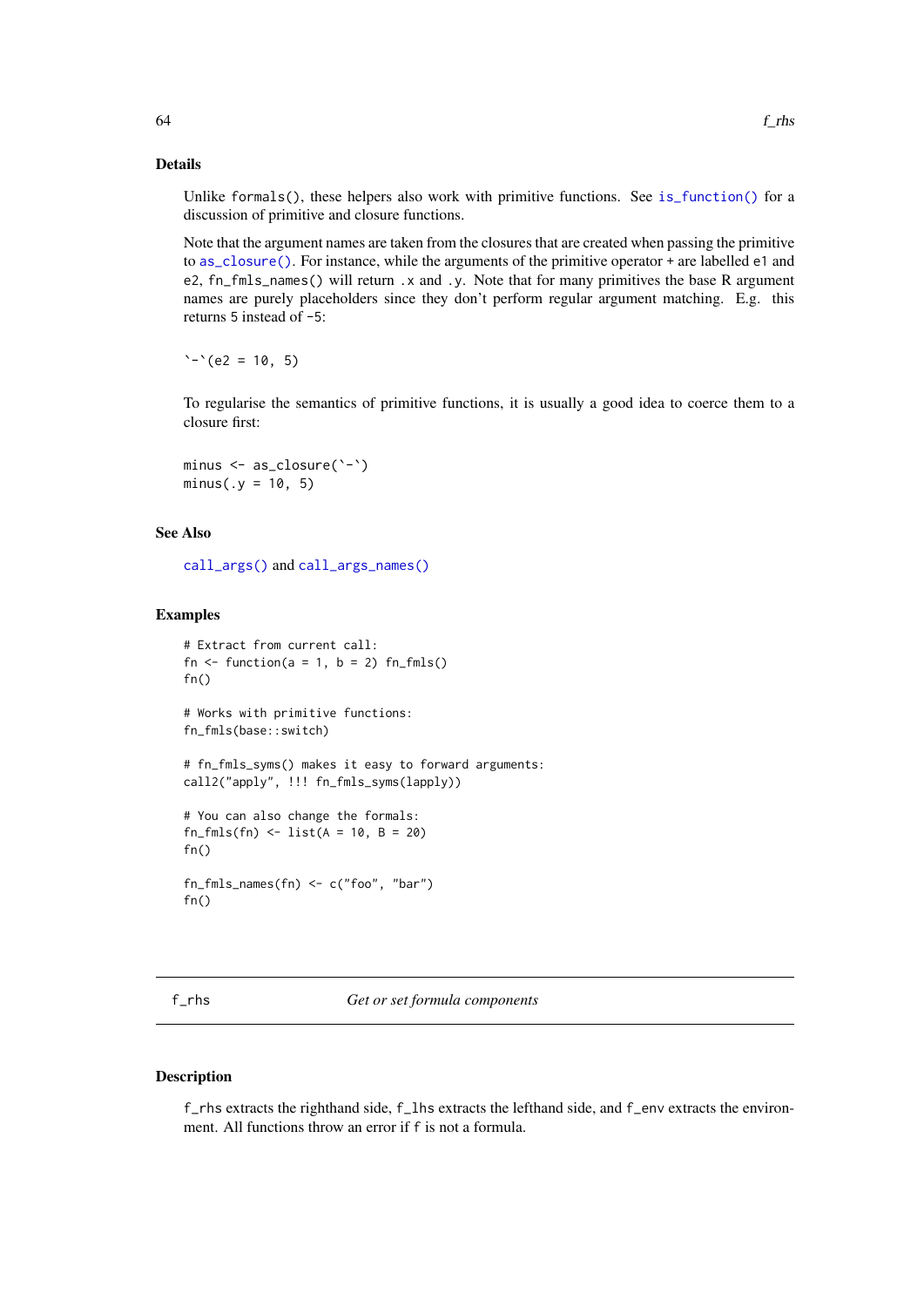### Details

Unlike `formals()`, these helpers also work with primitive functions. See `is_function()` for a discussion of primitive and closure functions.

Note that the argument names are taken from the closures that are created when passing the primitive to `as_closure()`. For instance, while the arguments of the primitive operator `+` are labelled `e1` and `e2`, `fn_fmls_names()` will return `.x` and `.y`. Note that for many primitives the base R argument names are purely placeholders since they don't perform regular argument matching. E.g. this returns 5 instead of -5:

```
`-`(e2 = 10, 5)
```

To regularise the semantics of primitive functions, it is usually a good idea to coerce them to a closure first:

```
minus <- as_closure(`-`)
minus(.y = 10, 5)
```

### See Also

`call_args()` and `call_args_names()`

### Examples

```
# Extract from current call:
fn <- function(a = 1, b = 2) fn_fmls()
fn()

# Works with primitive functions:
fn_fmls(base::switch)

# fn_fmls_syms() makes it easy to forward arguments:
call2("apply", !!! fn_fmls_syms(lapply))

# You can also change the formals:
fn_fmls(fn) <- list(A = 10, B = 20)
fn()

fn_fmls_names(fn) <- c("foo", "bar")
fn()
```

---

## f_rhs — *Get or set formula components*

### Description

`f_rhs` extracts the righthand side, `f_lhs` extracts the lefthand side, and `f_env` extracts the environment. All functions throw an error if `f` is not a formula.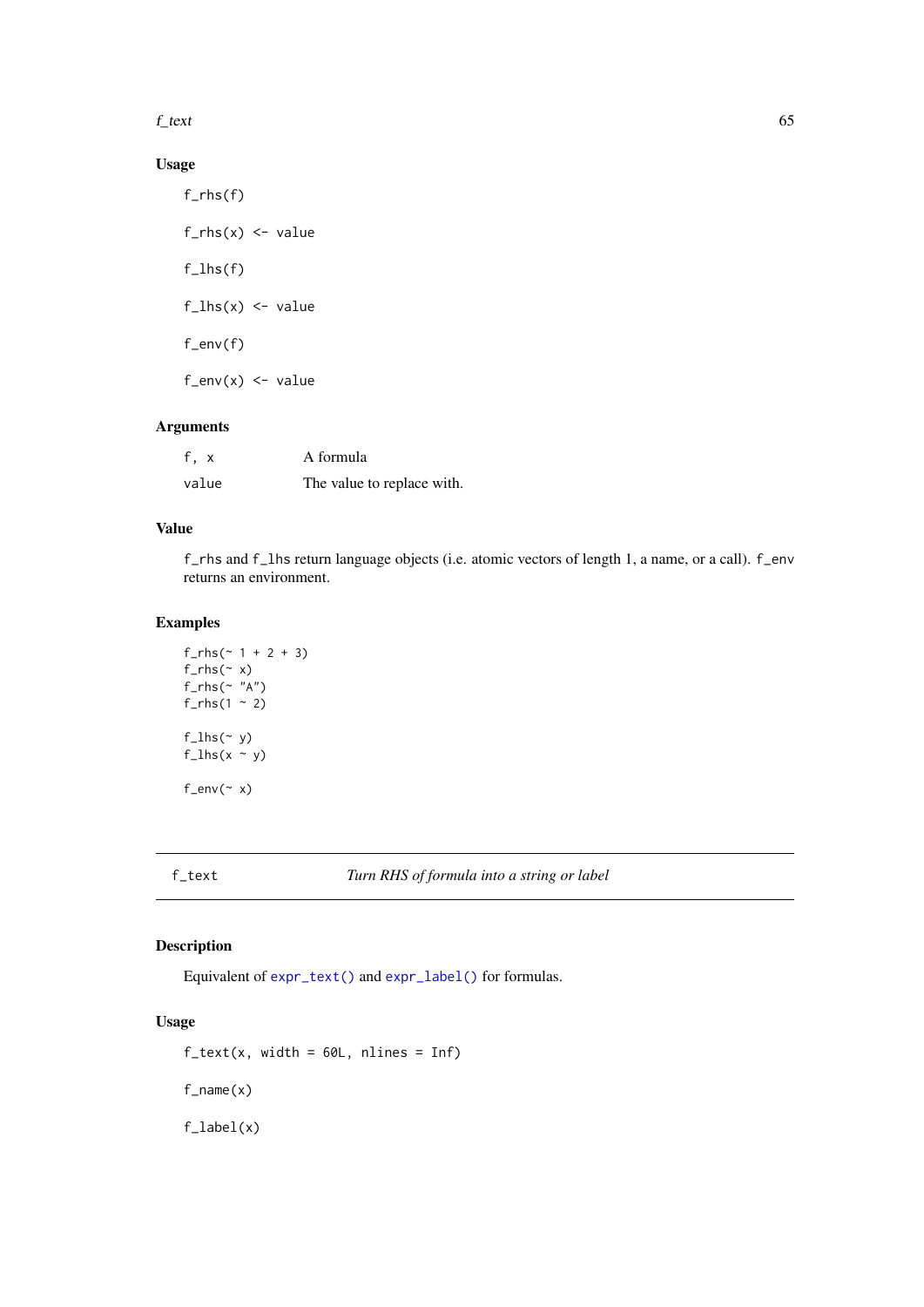### Usage

```
f_rhs(f)

f_rhs(x) <- value

f_lhs(f)

f_lhs(x) <- value

f_env(f)

f_env(x) <- value
```

### Arguments

| | |
|---|---|
| `f, x` | A formula |
| `value` | The value to replace with. |

### Value

`f_rhs` and `f_lhs` return language objects (i.e. atomic vectors of length 1, a name, or a call). `f_env` returns an environment.

### Examples

```
f_rhs(~ 1 + 2 + 3)
f_rhs(~ x)
f_rhs(~ "A")
f_rhs(1 ~ 2)

f_lhs(~ y)
f_lhs(x ~ y)

f_env(~ x)
```

---

## f_text — *Turn RHS of formula into a string or label*

### Description

Equivalent of `expr_text()` and `expr_label()` for formulas.

### Usage

```
f_text(x, width = 60L, nlines = Inf)

f_name(x)

f_label(x)
```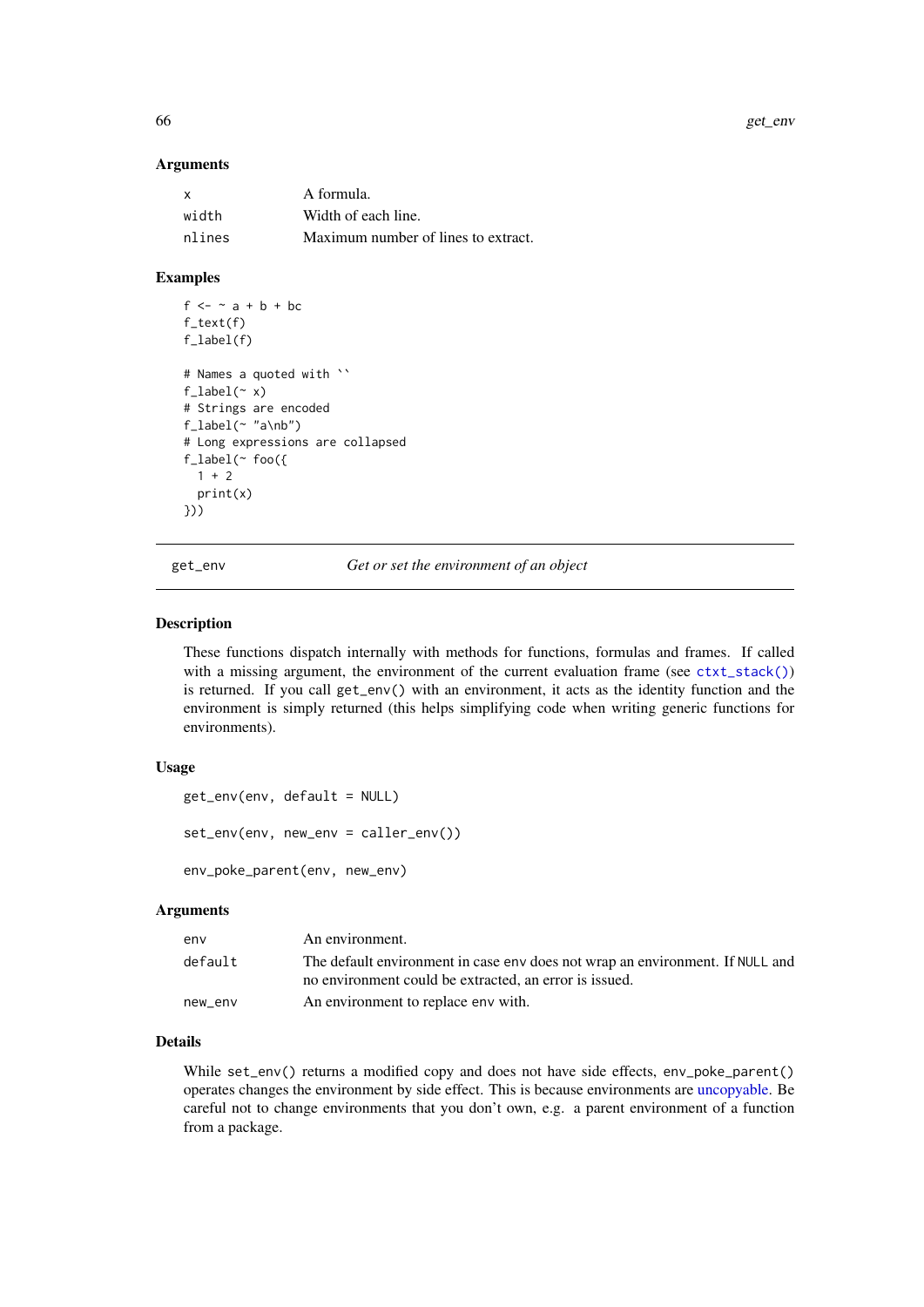### Arguments

| | |
|---|---|
| x | A formula. |
| width | Width of each line. |
| nlines | Maximum number of lines to extract. |

### Examples

```
f <- ~ a + b + bc
f_text(f)
f_label(f)

# Names a quoted with ``
f_label(~ x)
# Strings are encoded
f_label(~ "a\nb")
# Long expressions are collapsed
f_label(~ foo({
  1 + 2
  print(x)
}))
```

## get_env — *Get or set the environment of an object*

### Description

These functions dispatch internally with methods for functions, formulas and frames. If called with a missing argument, the environment of the current evaluation frame (see `ctxt_stack()`) is returned. If you call `get_env()` with an environment, it acts as the identity function and the environment is simply returned (this helps simplifying code when writing generic functions for environments).

### Usage

```
get_env(env, default = NULL)

set_env(env, new_env = caller_env())

env_poke_parent(env, new_env)
```

### Arguments

| | |
|---|---|
| env | An environment. |
| default | The default environment in case env does not wrap an environment. If NULL and no environment could be extracted, an error is issued. |
| new_env | An environment to replace env with. |

### Details

While `set_env()` returns a modified copy and does not have side effects, `env_poke_parent()` operates changes the environment by side effect. This is because environments are uncopyable. Be careful not to change environments that you don't own, e.g. a parent environment of a function from a package.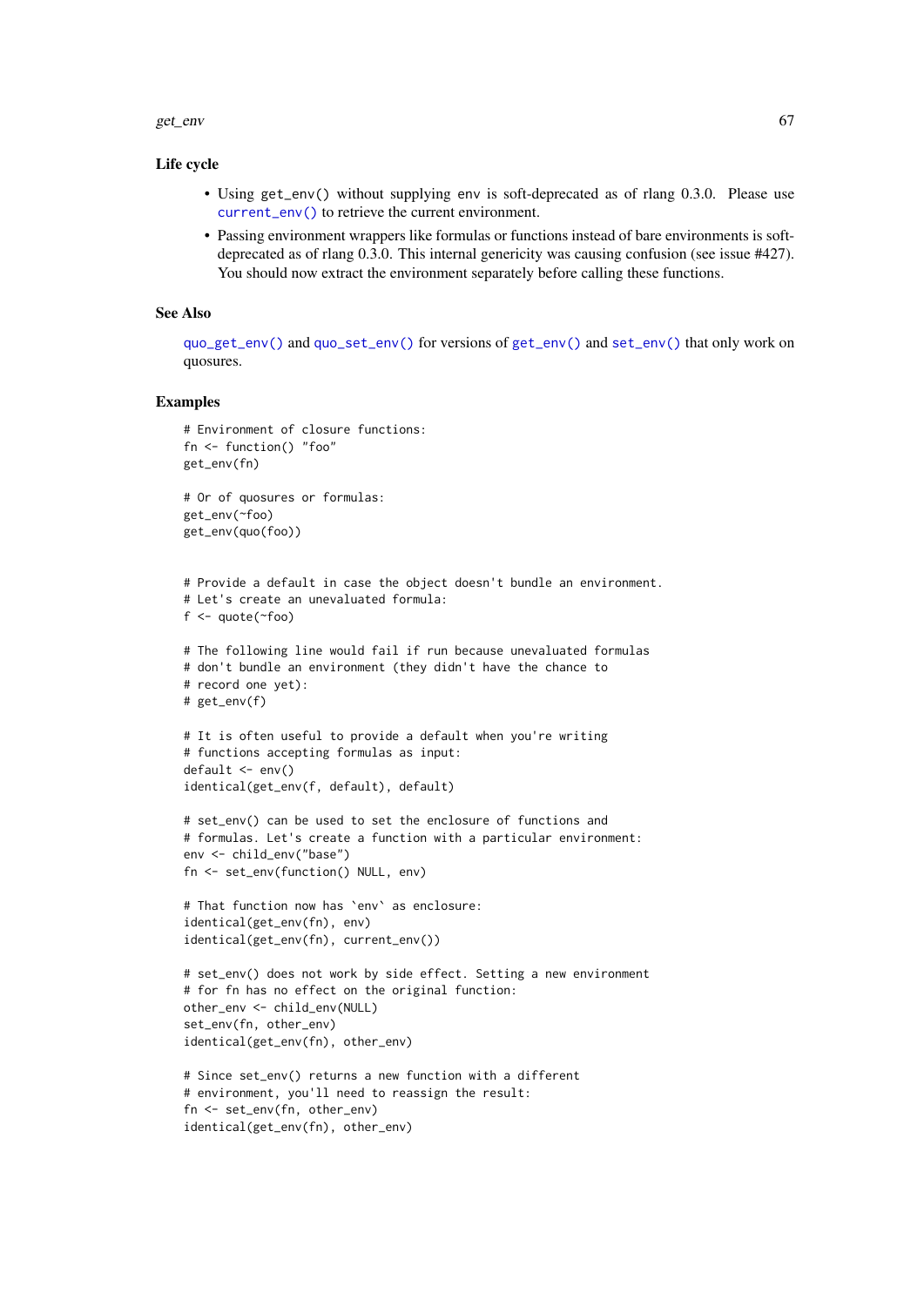### Life cycle

- Using `get_env()` without supplying `env` is soft-deprecated as of rlang 0.3.0. Please use `current_env()` to retrieve the current environment.
- Passing environment wrappers like formulas or functions instead of bare environments is soft-deprecated as of rlang 0.3.0. This internal genericity was causing confusion (see issue #427). You should now extract the environment separately before calling these functions.

### See Also

`quo_get_env()` and `quo_set_env()` for versions of `get_env()` and `set_env()` that only work on quosures.

### Examples

```
# Environment of closure functions:
fn <- function() "foo"
get_env(fn)

# Or of quosures or formulas:
get_env(~foo)
get_env(quo(foo))


# Provide a default in case the object doesn't bundle an environment.
# Let's create an unevaluated formula:
f <- quote(~foo)

# The following line would fail if run because unevaluated formulas
# don't bundle an environment (they didn't have the chance to
# record one yet):
# get_env(f)

# It is often useful to provide a default when you're writing
# functions accepting formulas as input:
default <- env()
identical(get_env(f, default), default)

# set_env() can be used to set the enclosure of functions and
# formulas. Let's create a function with a particular environment:
env <- child_env("base")
fn <- set_env(function() NULL, env)

# That function now has `env` as enclosure:
identical(get_env(fn), env)
identical(get_env(fn), current_env())

# set_env() does not work by side effect. Setting a new environment
# for fn has no effect on the original function:
other_env <- child_env(NULL)
set_env(fn, other_env)
identical(get_env(fn), other_env)

# Since set_env() returns a new function with a different
# environment, you'll need to reassign the result:
fn <- set_env(fn, other_env)
identical(get_env(fn), other_env)
```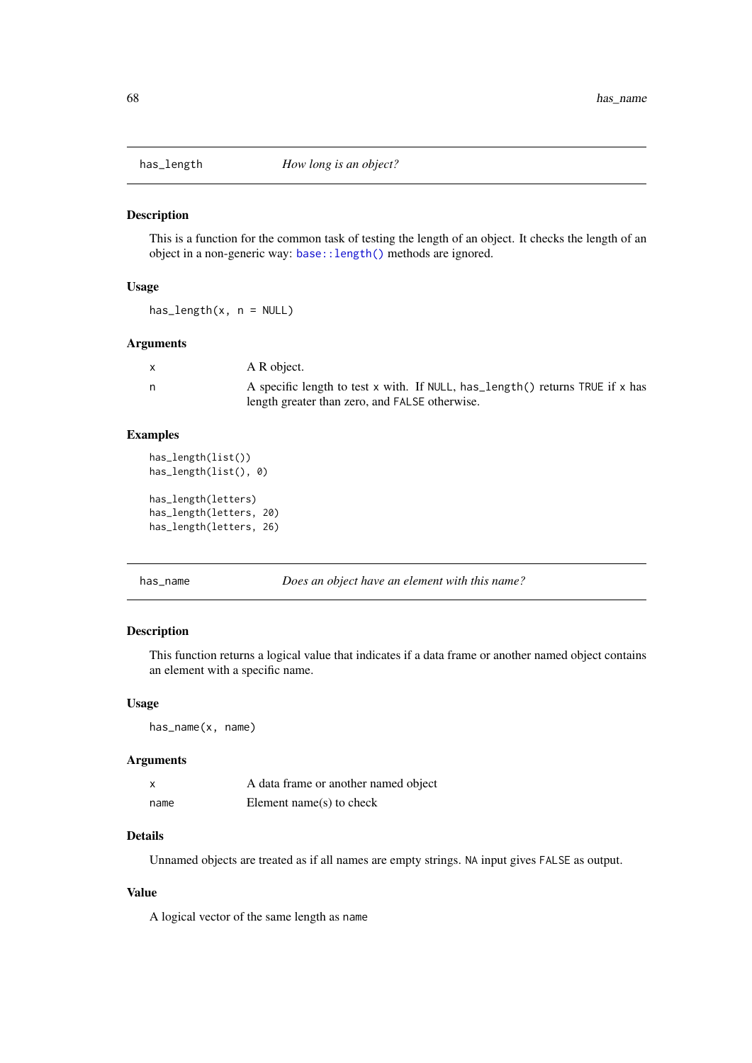## has_length — *How long is an object?*

### Description

This is a function for the common task of testing the length of an object. It checks the length of an object in a non-generic way: `base::length()` methods are ignored.

### Usage

```
has_length(x, n = NULL)
```

### Arguments

| | |
|---|---|
| `x` | A R object. |
| `n` | A specific length to test `x` with. If `NULL`, `has_length()` returns `TRUE` if `x` has length greater than zero, and `FALSE` otherwise. |

### Examples

```
has_length(list())
has_length(list(), 0)

has_length(letters)
has_length(letters, 20)
has_length(letters, 26)
```

## has_name — *Does an object have an element with this name?*

### Description

This function returns a logical value that indicates if a data frame or another named object contains an element with a specific name.

### Usage

```
has_name(x, name)
```

### Arguments

| | |
|---|---|
| `x` | A data frame or another named object |
| `name` | Element name(s) to check |

### Details

Unnamed objects are treated as if all names are empty strings. `NA` input gives `FALSE` as output.

### Value

A logical vector of the same length as `name`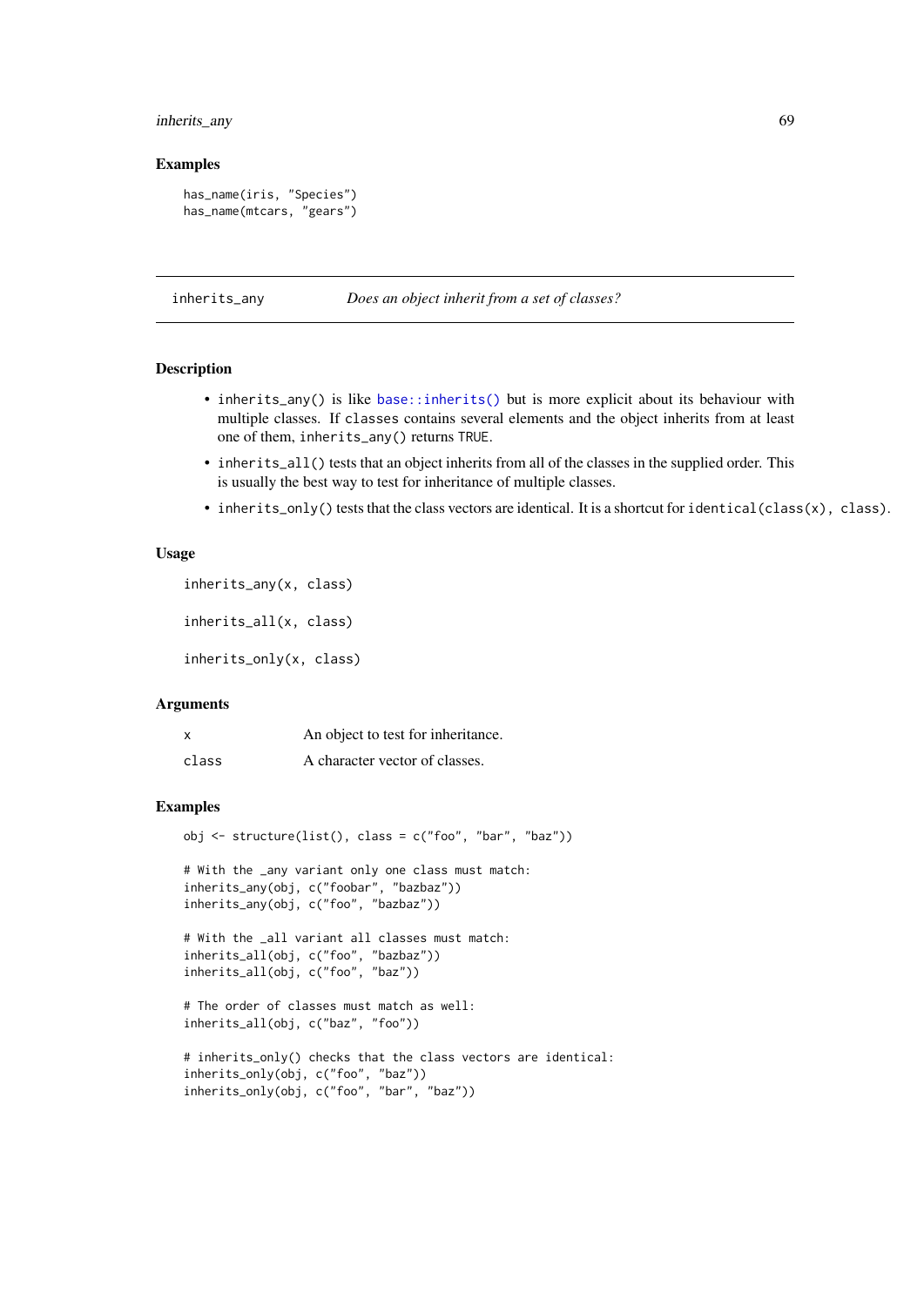### Examples

```
has_name(iris, "Species")
has_name(mtcars, "gears")
```

---

## inherits_any — *Does an object inherit from a set of classes?*

---

### Description

- `inherits_any()` is like `base::inherits()` but is more explicit about its behaviour with multiple classes. If `classes` contains several elements and the object inherits from at least one of them, `inherits_any()` returns `TRUE`.
- `inherits_all()` tests that an object inherits from all of the classes in the supplied order. This is usually the best way to test for inheritance of multiple classes.
- `inherits_only()` tests that the class vectors are identical. It is a shortcut for `identical(class(x), class)`.

### Usage

```
inherits_any(x, class)

inherits_all(x, class)

inherits_only(x, class)
```

### Arguments

| | |
|---|---|
| `x` | An object to test for inheritance. |
| `class` | A character vector of classes. |

### Examples

```
obj <- structure(list(), class = c("foo", "bar", "baz"))

# With the _any variant only one class must match:
inherits_any(obj, c("foobar", "bazbaz"))
inherits_any(obj, c("foo", "bazbaz"))

# With the _all variant all classes must match:
inherits_all(obj, c("foo", "bazbaz"))
inherits_all(obj, c("foo", "baz"))

# The order of classes must match as well:
inherits_all(obj, c("baz", "foo"))

# inherits_only() checks that the class vectors are identical:
inherits_only(obj, c("foo", "baz"))
inherits_only(obj, c("foo", "bar", "baz"))
```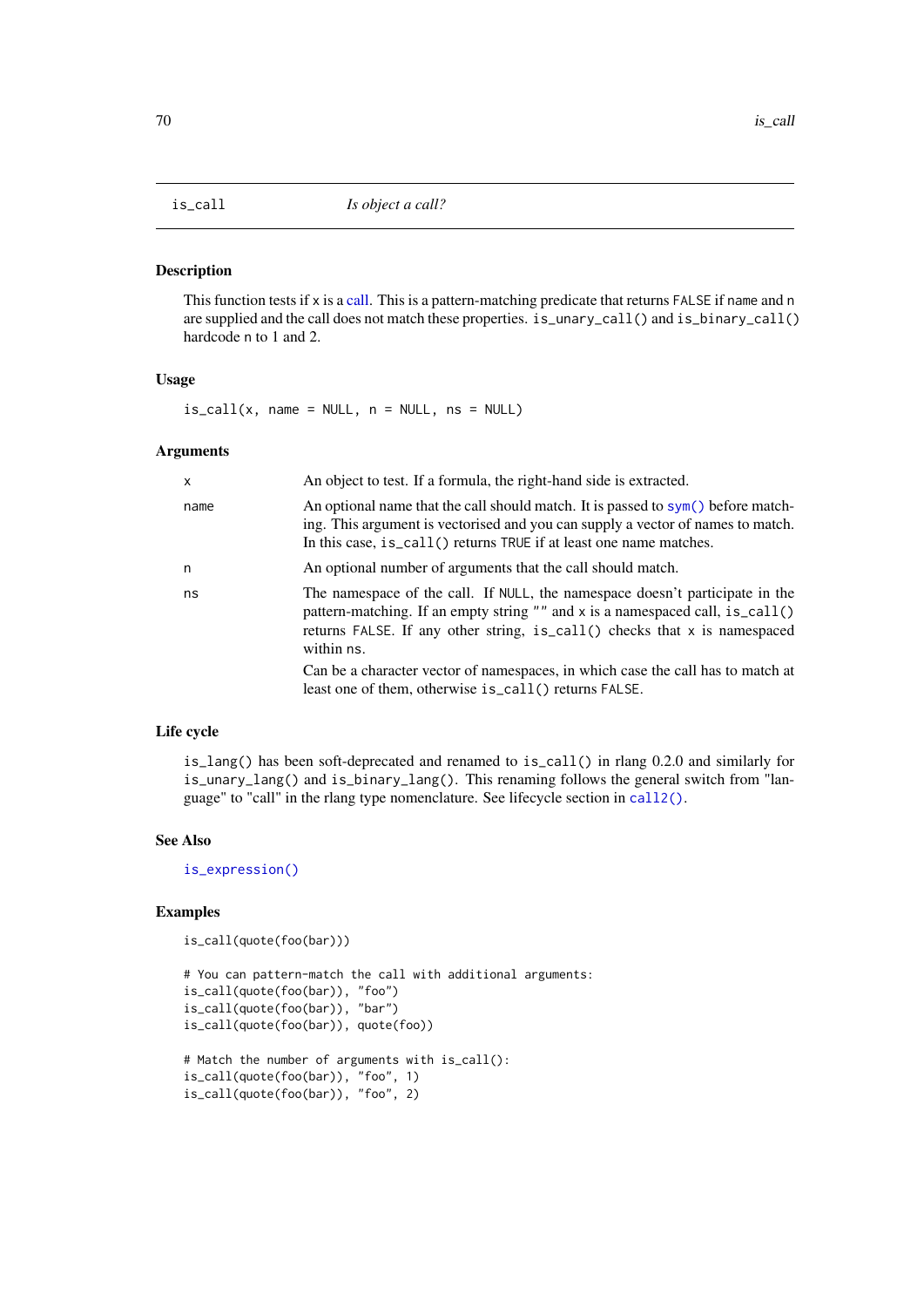## is_call — *Is object a call?*

### Description

This function tests if x is a call. This is a pattern-matching predicate that returns FALSE if name and n are supplied and the call does not match these properties. is_unary_call() and is_binary_call() hardcode n to 1 and 2.

### Usage

```
is_call(x, name = NULL, n = NULL, ns = NULL)
```

### Arguments

| | |
|---|---|
| x | An object to test. If a formula, the right-hand side is extracted. |
| name | An optional name that the call should match. It is passed to sym() before matching. This argument is vectorised and you can supply a vector of names to match. In this case, is_call() returns TRUE if at least one name matches. |
| n | An optional number of arguments that the call should match. |
| ns | The namespace of the call. If NULL, the namespace doesn't participate in the pattern-matching. If an empty string "" and x is a namespaced call, is_call() returns FALSE. If any other string, is_call() checks that x is namespaced within ns. <br><br> Can be a character vector of namespaces, in which case the call has to match at least one of them, otherwise is_call() returns FALSE. |

### Life cycle

is_lang() has been soft-deprecated and renamed to is_call() in rlang 0.2.0 and similarly for is_unary_lang() and is_binary_lang(). This renaming follows the general switch from "language" to "call" in the rlang type nomenclature. See lifecycle section in call2().

### See Also

is_expression()

### Examples

```
is_call(quote(foo(bar)))

# You can pattern-match the call with additional arguments:
is_call(quote(foo(bar)), "foo")
is_call(quote(foo(bar)), "bar")
is_call(quote(foo(bar)), quote(foo))

# Match the number of arguments with is_call():
is_call(quote(foo(bar)), "foo", 1)
is_call(quote(foo(bar)), "foo", 2)
```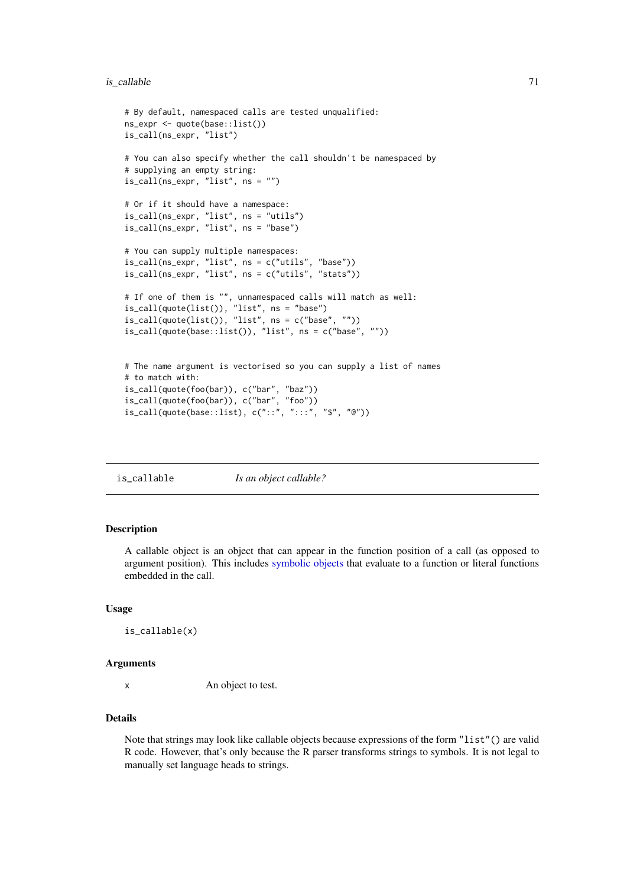```
# By default, namespaced calls are tested unqualified:
ns_expr <- quote(base::list())
is_call(ns_expr, "list")

# You can also specify whether the call shouldn't be namespaced by
# supplying an empty string:
is_call(ns_expr, "list", ns = "")

# Or if it should have a namespace:
is_call(ns_expr, "list", ns = "utils")
is_call(ns_expr, "list", ns = "base")

# You can supply multiple namespaces:
is_call(ns_expr, "list", ns = c("utils", "base"))
is_call(ns_expr, "list", ns = c("utils", "stats"))

# If one of them is "", unnamespaced calls will match as well:
is_call(quote(list()), "list", ns = "base")
is_call(quote(list()), "list", ns = c("base", ""))
is_call(quote(base::list()), "list", ns = c("base", ""))


# The name argument is vectorised so you can supply a list of names
# to match with:
is_call(quote(foo(bar)), c("bar", "baz"))
is_call(quote(foo(bar)), c("bar", "foo"))
is_call(quote(base::list), c("::", ":::", "$", "@"))
```

---

## is_callable *Is an object callable?*

---

### Description

A callable object is an object that can appear in the function position of a call (as opposed to argument position). This includes symbolic objects that evaluate to a function or literal functions embedded in the call.

### Usage

```
is_callable(x)
```

### Arguments

| | |
|---|---|
| x | An object to test. |

### Details

Note that strings may look like callable objects because expressions of the form `"list"()` are valid R code. However, that's only because the R parser transforms strings to symbols. It is not legal to manually set language heads to strings.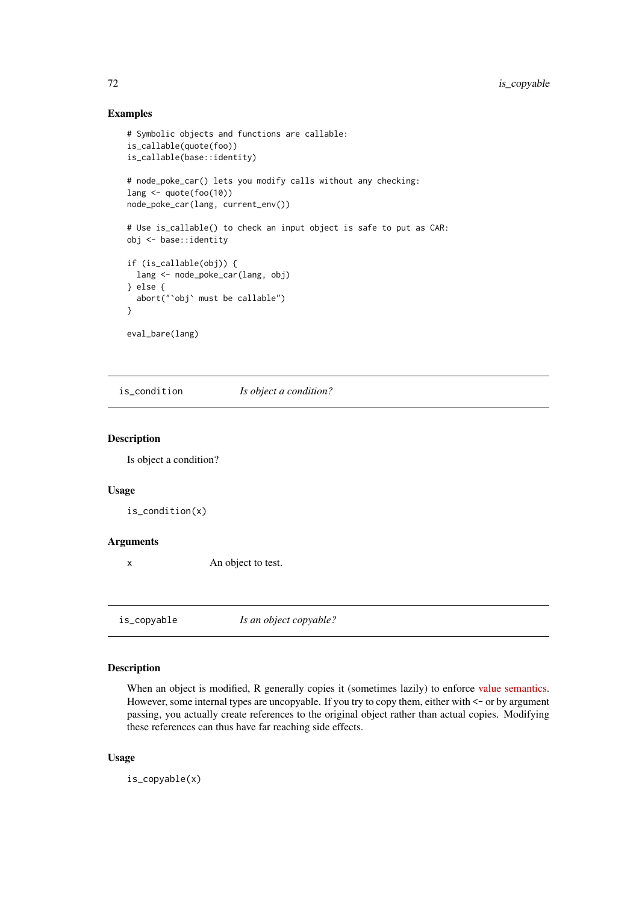### Examples

```
# Symbolic objects and functions are callable:
is_callable(quote(foo))
is_callable(base::identity)

# node_poke_car() lets you modify calls without any checking:
lang <- quote(foo(10))
node_poke_car(lang, current_env())

# Use is_callable() to check an input object is safe to put as CAR:
obj <- base::identity

if (is_callable(obj)) {
  lang <- node_poke_car(lang, obj)
} else {
  abort("`obj` must be callable")
}

eval_bare(lang)
```

---

## is_condition — *Is object a condition?*

### Description

Is object a condition?

### Usage

```
is_condition(x)
```

### Arguments

| | |
|---|---|
| `x` | An object to test. |

---

## is_copyable — *Is an object copyable?*

### Description

When an object is modified, R generally copies it (sometimes lazily) to enforce value semantics. However, some internal types are uncopyable. If you try to copy them, either with <- or by argument passing, you actually create references to the original object rather than actual copies. Modifying these references can thus have far reaching side effects.

### Usage

```
is_copyable(x)
```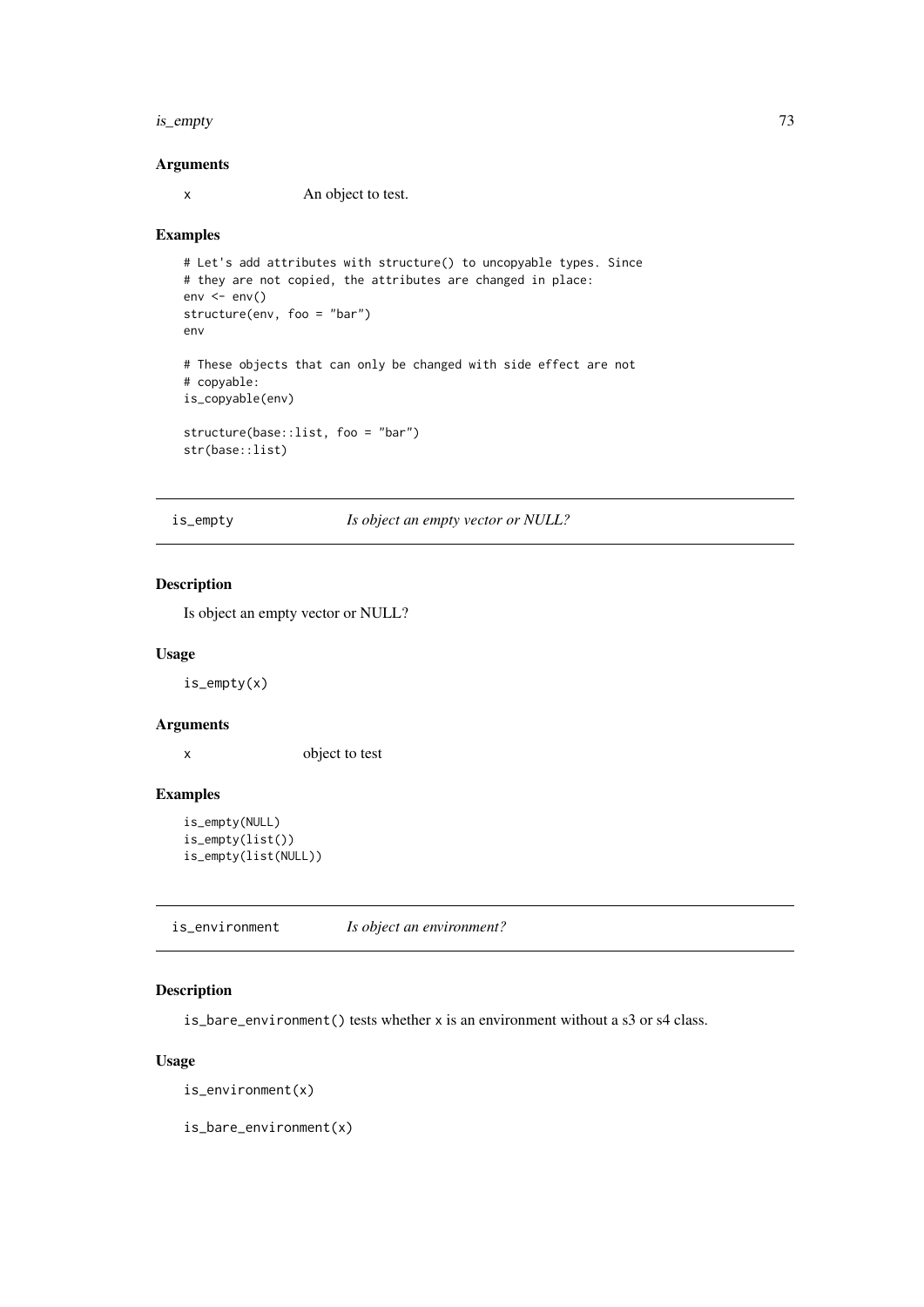### Arguments

x An object to test.

### Examples

```
# Let's add attributes with structure() to uncopyable types. Since
# they are not copied, the attributes are changed in place:
env <- env()
structure(env, foo = "bar")
env

# These objects that can only be changed with side effect are not
# copyable:
is_copyable(env)

structure(base::list, foo = "bar")
str(base::list)
```

---

## is_empty *Is object an empty vector or NULL?*

---

### Description

Is object an empty vector or NULL?

### Usage

```
is_empty(x)
```

### Arguments

x object to test

### Examples

```
is_empty(NULL)
is_empty(list())
is_empty(list(NULL))
```

---

## is_environment *Is object an environment?*

---

### Description

`is_bare_environment()` tests whether `x` is an environment without a s3 or s4 class.

### Usage

```
is_environment(x)

is_bare_environment(x)
```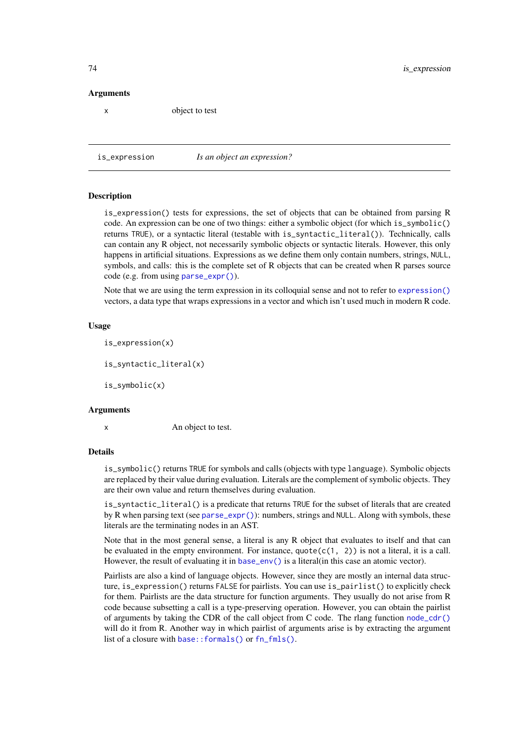### Arguments

x object to test

---

## is_expression *Is an object an expression?*

---

### Description

`is_expression()` tests for expressions, the set of objects that can be obtained from parsing R code. An expression can be one of two things: either a symbolic object (for which `is_symbolic()` returns `TRUE`), or a syntactic literal (testable with `is_syntactic_literal()`). Technically, calls can contain any R object, not necessarily symbolic objects or syntactic literals. However, this only happens in artificial situations. Expressions as we define them only contain numbers, strings, `NULL`, symbols, and calls: this is the complete set of R objects that can be created when R parses source code (e.g. from using `parse_expr()`).

Note that we are using the term expression in its colloquial sense and not to refer to `expression()` vectors, a data type that wraps expressions in a vector and which isn't used much in modern R code.

### Usage

```
is_expression(x)

is_syntactic_literal(x)

is_symbolic(x)
```

### Arguments

x An object to test.

### Details

`is_symbolic()` returns `TRUE` for symbols and calls (objects with type `language`). Symbolic objects are replaced by their value during evaluation. Literals are the complement of symbolic objects. They are their own value and return themselves during evaluation.

`is_syntactic_literal()` is a predicate that returns `TRUE` for the subset of literals that are created by R when parsing text (see `parse_expr()`): numbers, strings and `NULL`. Along with symbols, these literals are the terminating nodes in an AST.

Note that in the most general sense, a literal is any R object that evaluates to itself and that can be evaluated in the empty environment. For instance, `quote(c(1, 2))` is not a literal, it is a call. However, the result of evaluating it in `base_env()` is a literal(in this case an atomic vector).

Pairlists are also a kind of language objects. However, since they are mostly an internal data structure, `is_expression()` returns `FALSE` for pairlists. You can use `is_pairlist()` to explicitly check for them. Pairlists are the data structure for function arguments. They usually do not arise from R code because subsetting a call is a type-preserving operation. However, you can obtain the pairlist of arguments by taking the CDR of the call object from C code. The rlang function `node_cdr()` will do it from R. Another way in which pairlist of arguments arise is by extracting the argument list of a closure with `base::formals()` or `fn_fmls()`.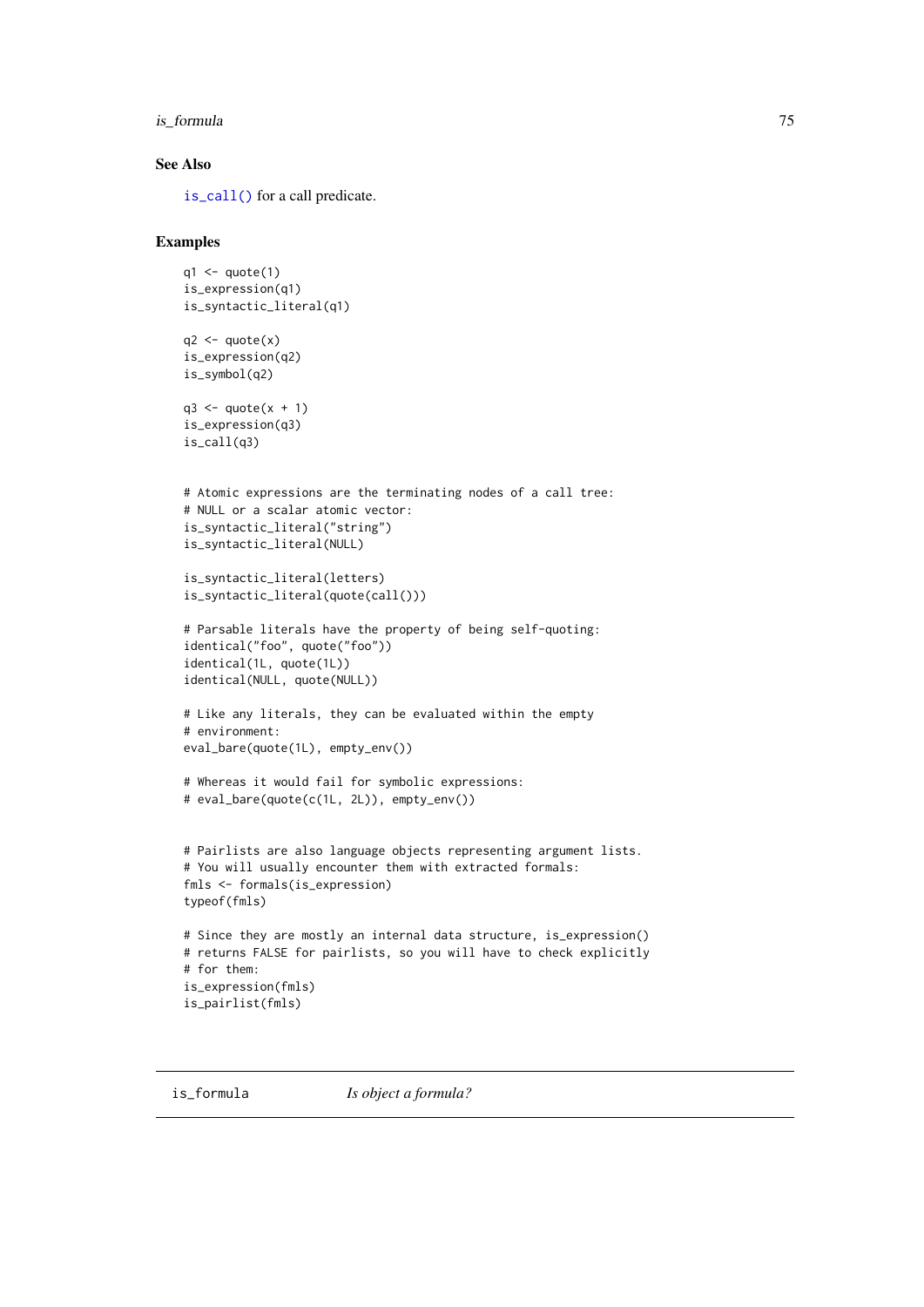### See Also

`is_call()` for a call predicate.

### Examples

```
q1 <- quote(1)
is_expression(q1)
is_syntactic_literal(q1)

q2 <- quote(x)
is_expression(q2)
is_symbol(q2)

q3 <- quote(x + 1)
is_expression(q3)
is_call(q3)


# Atomic expressions are the terminating nodes of a call tree:
# NULL or a scalar atomic vector:
is_syntactic_literal("string")
is_syntactic_literal(NULL)

is_syntactic_literal(letters)
is_syntactic_literal(quote(call()))

# Parsable literals have the property of being self-quoting:
identical("foo", quote("foo"))
identical(1L, quote(1L))
identical(NULL, quote(NULL))

# Like any literals, they can be evaluated within the empty
# environment:
eval_bare(quote(1L), empty_env())

# Whereas it would fail for symbolic expressions:
# eval_bare(quote(c(1L, 2L)), empty_env())


# Pairlists are also language objects representing argument lists.
# You will usually encounter them with extracted formals:
fmls <- formals(is_expression)
typeof(fmls)

# Since they are mostly an internal data structure, is_expression()
# returns FALSE for pairlists, so you will have to check explicitly
# for them:
is_expression(fmls)
is_pairlist(fmls)
```

## is_formula *Is object a formula?*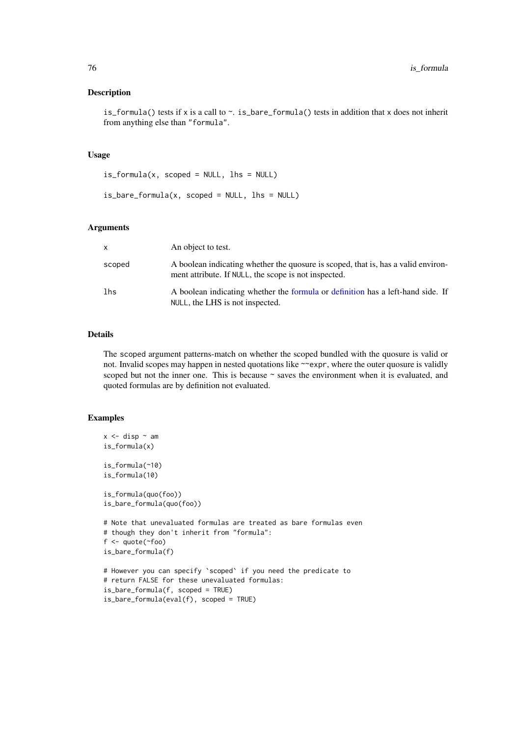### Description

`is_formula()` tests if `x` is a call to `~`. `is_bare_formula()` tests in addition that `x` does not inherit from anything else than `"formula"`.

### Usage

```
is_formula(x, scoped = NULL, lhs = NULL)

is_bare_formula(x, scoped = NULL, lhs = NULL)
```

### Arguments

| | |
|---|---|
| x | An object to test. |
| scoped | A boolean indicating whether the quosure is scoped, that is, has a valid environment attribute. If NULL, the scope is not inspected. |
| lhs | A boolean indicating whether the formula or definition has a left-hand side. If NULL, the LHS is not inspected. |

### Details

The `scoped` argument patterns-match on whether the scoped bundled with the quosure is valid or not. Invalid scopes may happen in nested quotations like `~~expr`, where the outer quosure is validly scoped but not the inner one. This is because `~` saves the environment when it is evaluated, and quoted formulas are by definition not evaluated.

### Examples

```
x <- disp ~ am
is_formula(x)

is_formula(~10)
is_formula(10)

is_formula(quo(foo))
is_bare_formula(quo(foo))

# Note that unevaluated formulas are treated as bare formulas even
# though they don't inherit from "formula":
f <- quote(~foo)
is_bare_formula(f)

# However you can specify `scoped` if you need the predicate to
# return FALSE for these unevaluated formulas:
is_bare_formula(f, scoped = TRUE)
is_bare_formula(eval(f), scoped = TRUE)
```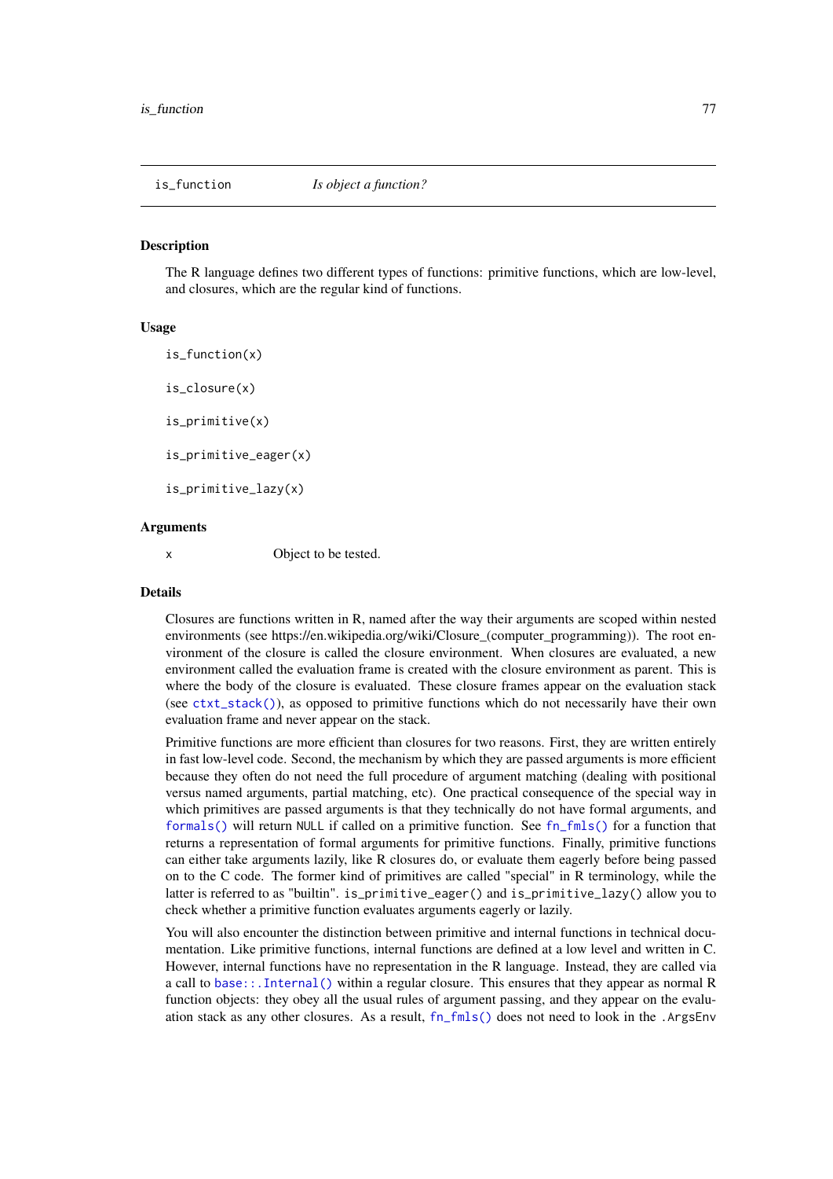## is_function *Is object a function?*

### Description

The R language defines two different types of functions: primitive functions, which are low-level, and closures, which are the regular kind of functions.

### Usage

```
is_function(x)

is_closure(x)

is_primitive(x)

is_primitive_eager(x)

is_primitive_lazy(x)
```

### Arguments

| | |
|---|---|
| x | Object to be tested. |

### Details

Closures are functions written in R, named after the way their arguments are scoped within nested environments (see https://en.wikipedia.org/wiki/Closure_(computer_programming)). The root environment of the closure is called the closure environment. When closures are evaluated, a new environment called the evaluation frame is created with the closure environment as parent. This is where the body of the closure is evaluated. These closure frames appear on the evaluation stack (see `ctxt_stack()`), as opposed to primitive functions which do not necessarily have their own evaluation frame and never appear on the stack.

Primitive functions are more efficient than closures for two reasons. First, they are written entirely in fast low-level code. Second, the mechanism by which they are passed arguments is more efficient because they often do not need the full procedure of argument matching (dealing with positional versus named arguments, partial matching, etc). One practical consequence of the special way in which primitives are passed arguments is that they technically do not have formal arguments, and `formals()` will return `NULL` if called on a primitive function. See `fn_fmls()` for a function that returns a representation of formal arguments for primitive functions. Finally, primitive functions can either take arguments lazily, like R closures do, or evaluate them eagerly before being passed on to the C code. The former kind of primitives are called "special" in R terminology, while the latter is referred to as "builtin". `is_primitive_eager()` and `is_primitive_lazy()` allow you to check whether a primitive function evaluates arguments eagerly or lazily.

You will also encounter the distinction between primitive and internal functions in technical documentation. Like primitive functions, internal functions are defined at a low level and written in C. However, internal functions have no representation in the R language. Instead, they are called via a call to `base::.Internal()` within a regular closure. This ensures that they appear as normal R function objects: they obey all the usual rules of argument passing, and they appear on the evaluation stack as any other closures. As a result, `fn_fmls()` does not need to look in the `.ArgsEnv`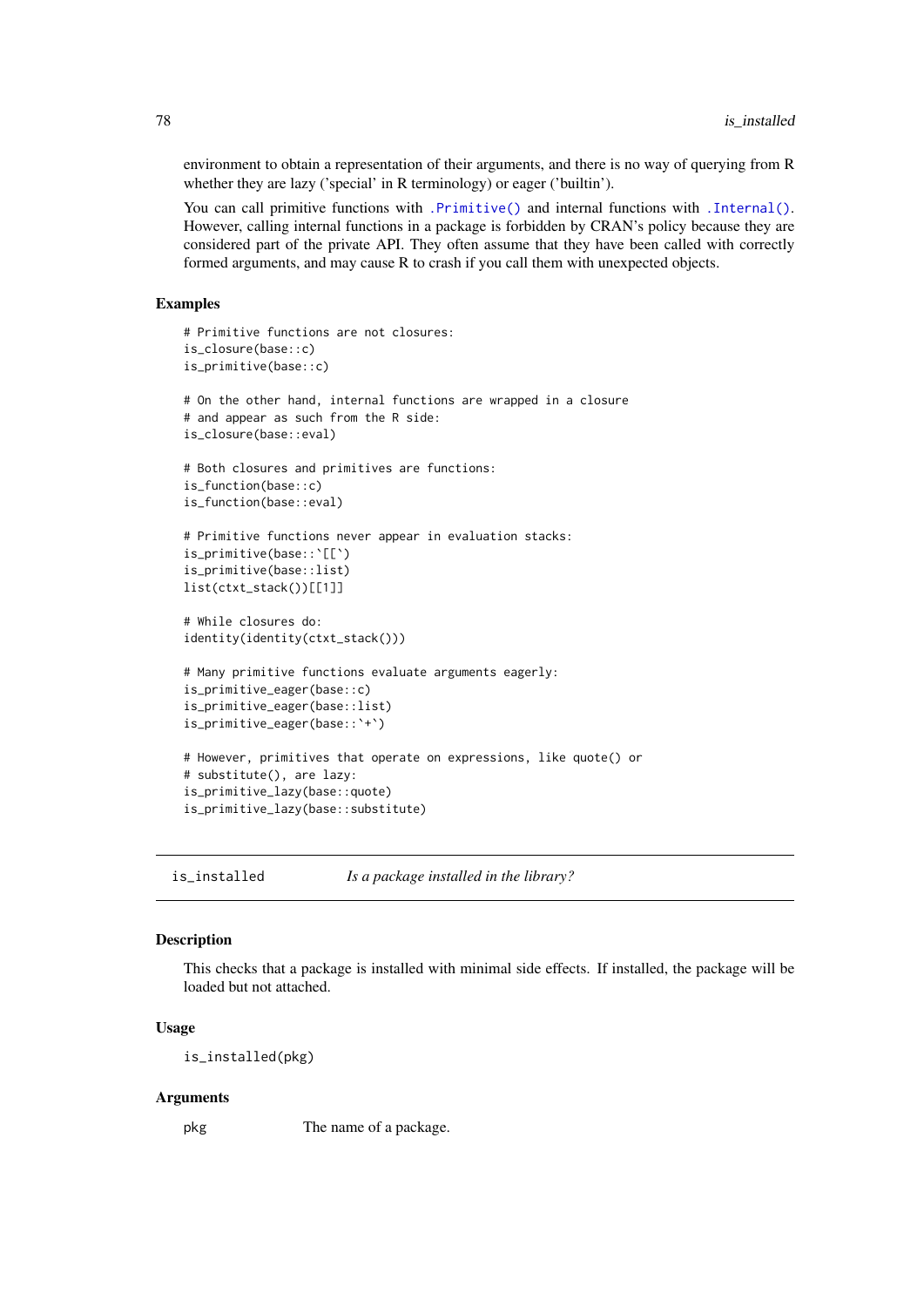environment to obtain a representation of their arguments, and there is no way of querying from R whether they are lazy ('special' in R terminology) or eager ('builtin').

You can call primitive functions with `.Primitive()` and internal functions with `.Internal()`. However, calling internal functions in a package is forbidden by CRAN's policy because they are considered part of the private API. They often assume that they have been called with correctly formed arguments, and may cause R to crash if you call them with unexpected objects.

### Examples

```
# Primitive functions are not closures:
is_closure(base::c)
is_primitive(base::c)

# On the other hand, internal functions are wrapped in a closure
# and appear as such from the R side:
is_closure(base::eval)

# Both closures and primitives are functions:
is_function(base::c)
is_function(base::eval)

# Primitive functions never appear in evaluation stacks:
is_primitive(base::`[[`)
is_primitive(base::list)
list(ctxt_stack())[[1]]

# While closures do:
identity(identity(ctxt_stack()))

# Many primitive functions evaluate arguments eagerly:
is_primitive_eager(base::c)
is_primitive_eager(base::list)
is_primitive_eager(base::`+`)

# However, primitives that operate on expressions, like quote() or
# substitute(), are lazy:
is_primitive_lazy(base::quote)
is_primitive_lazy(base::substitute)
```

## is_installed    *Is a package installed in the library?*

### Description

This checks that a package is installed with minimal side effects. If installed, the package will be loaded but not attached.

### Usage

```
is_installed(pkg)
```

### Arguments

| | |
|---|---|
| pkg | The name of a package. |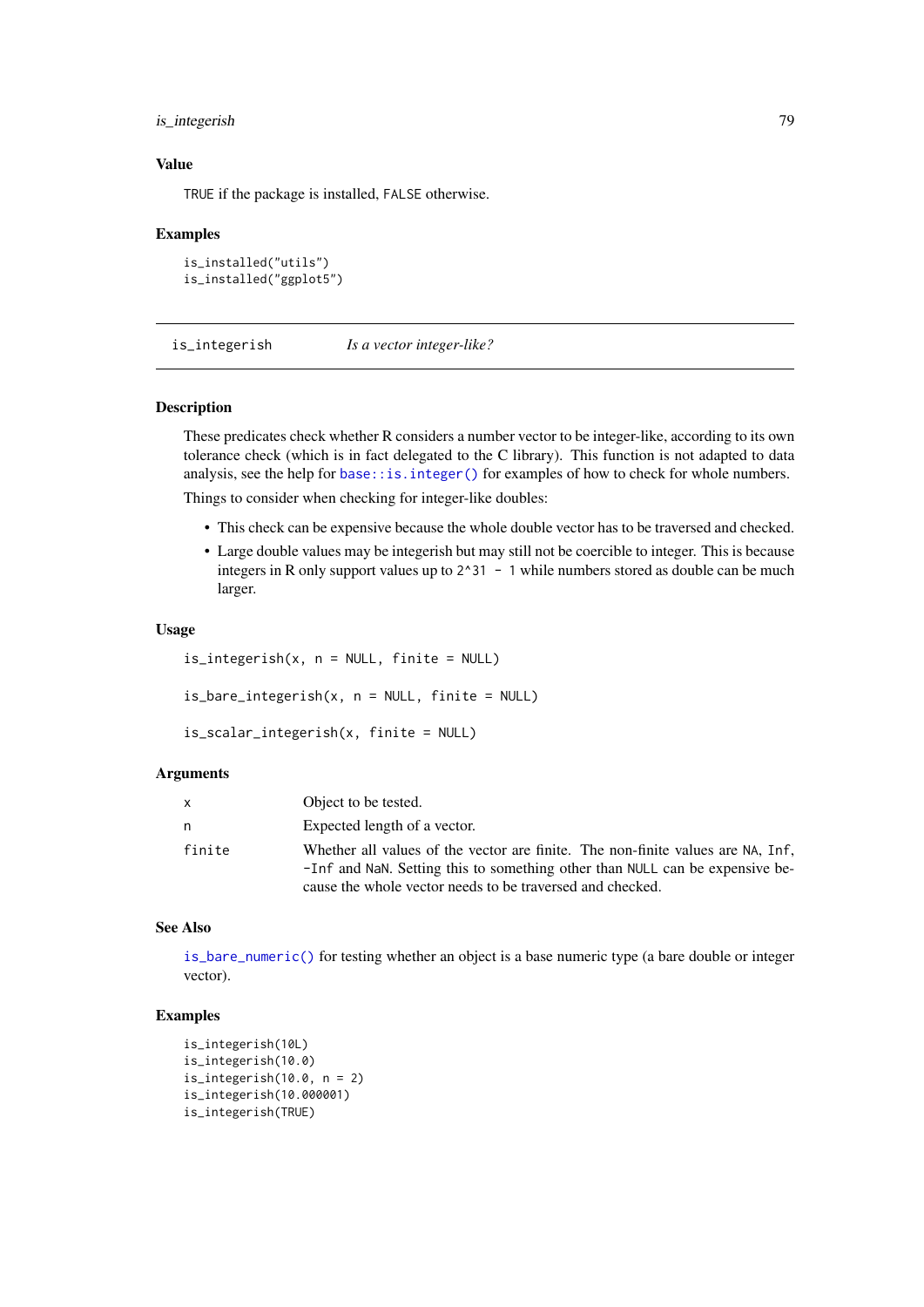### Value

TRUE if the package is installed, FALSE otherwise.

### Examples

```
is_installed("utils")
is_installed("ggplot5")
```

---

## is_integerish — *Is a vector integer-like?*

---

### Description

These predicates check whether R considers a number vector to be integer-like, according to its own tolerance check (which is in fact delegated to the C library). This function is not adapted to data analysis, see the help for `base::is.integer()` for examples of how to check for whole numbers.

Things to consider when checking for integer-like doubles:

- This check can be expensive because the whole double vector has to be traversed and checked.
- Large double values may be integerish but may still not be coercible to integer. This is because integers in R only support values up to `2^31 - 1` while numbers stored as double can be much larger.

### Usage

```
is_integerish(x, n = NULL, finite = NULL)

is_bare_integerish(x, n = NULL, finite = NULL)

is_scalar_integerish(x, finite = NULL)
```

### Arguments

| | |
|---|---|
| x | Object to be tested. |
| n | Expected length of a vector. |
| finite | Whether all values of the vector are finite. The non-finite values are NA, Inf, -Inf and NaN. Setting this to something other than NULL can be expensive because the whole vector needs to be traversed and checked. |

### See Also

`is_bare_numeric()` for testing whether an object is a base numeric type (a bare double or integer vector).

### Examples

```
is_integerish(10L)
is_integerish(10.0)
is_integerish(10.0, n = 2)
is_integerish(10.000001)
is_integerish(TRUE)
```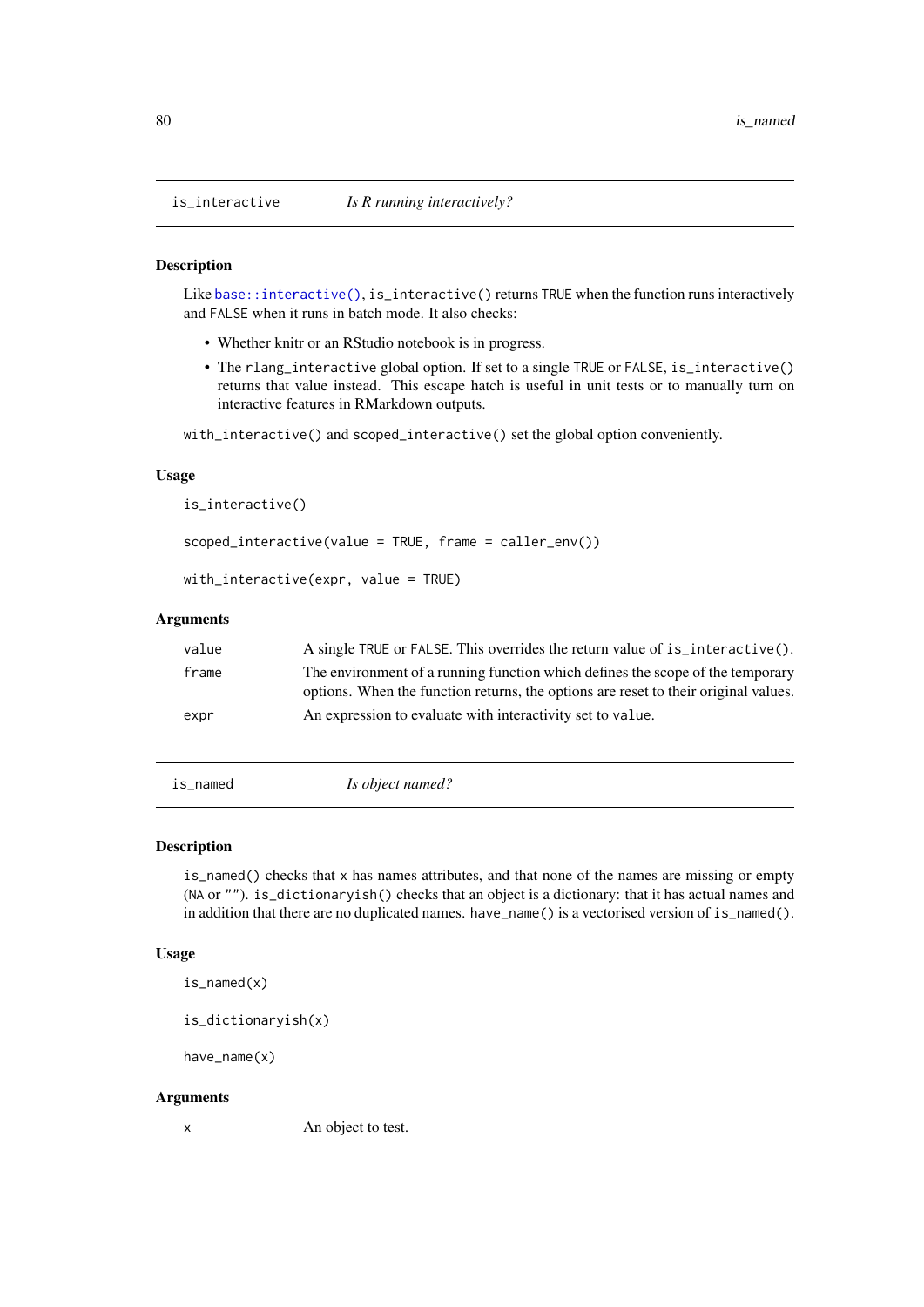## is_interactive — *Is R running interactively?*

### Description

Like `base::interactive()`, `is_interactive()` returns `TRUE` when the function runs interactively and `FALSE` when it runs in batch mode. It also checks:

- Whether knitr or an RStudio notebook is in progress.
- The `rlang_interactive` global option. If set to a single `TRUE` or `FALSE`, `is_interactive()` returns that value instead. This escape hatch is useful in unit tests or to manually turn on interactive features in RMarkdown outputs.

`with_interactive()` and `scoped_interactive()` set the global option conveniently.

### Usage

```
is_interactive()

scoped_interactive(value = TRUE, frame = caller_env())

with_interactive(expr, value = TRUE)
```

### Arguments

| | |
|---|---|
| `value` | A single `TRUE` or `FALSE`. This overrides the return value of `is_interactive()`. |
| `frame` | The environment of a running function which defines the scope of the temporary options. When the function returns, the options are reset to their original values. |
| `expr` | An expression to evaluate with interactivity set to `value`. |

## is_named — *Is object named?*

### Description

`is_named()` checks that `x` has names attributes, and that none of the names are missing or empty (`NA` or `""`). `is_dictionaryish()` checks that an object is a dictionary: that it has actual names and in addition that there are no duplicated names. `have_name()` is a vectorised version of `is_named()`.

### Usage

```
is_named(x)

is_dictionaryish(x)

have_name(x)
```

### Arguments

| | |
|---|---|
| `x` | An object to test. |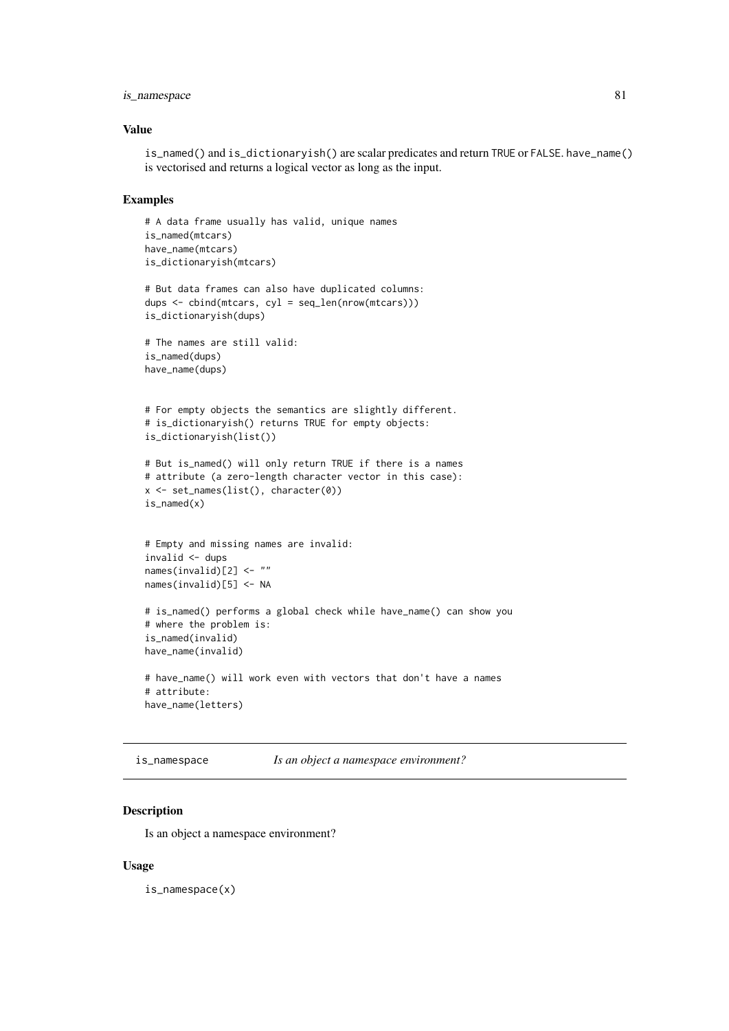## Value

`is_named()` and `is_dictionaryish()` are scalar predicates and return TRUE or FALSE. `have_name()` is vectorised and returns a logical vector as long as the input.

## Examples

```
# A data frame usually has valid, unique names
is_named(mtcars)
have_name(mtcars)
is_dictionaryish(mtcars)

# But data frames can also have duplicated columns:
dups <- cbind(mtcars, cyl = seq_len(nrow(mtcars)))
is_dictionaryish(dups)

# The names are still valid:
is_named(dups)
have_name(dups)


# For empty objects the semantics are slightly different.
# is_dictionaryish() returns TRUE for empty objects:
is_dictionaryish(list())

# But is_named() will only return TRUE if there is a names
# attribute (a zero-length character vector in this case):
x <- set_names(list(), character(0))
is_named(x)


# Empty and missing names are invalid:
invalid <- dups
names(invalid)[2] <- ""
names(invalid)[5] <- NA

# is_named() performs a global check while have_name() can show you
# where the problem is:
is_named(invalid)
have_name(invalid)

# have_name() will work even with vectors that don't have a names
# attribute:
have_name(letters)
```

---

# is_namespace *Is an object a namespace environment?*

---

## Description

Is an object a namespace environment?

## Usage

```
is_namespace(x)
```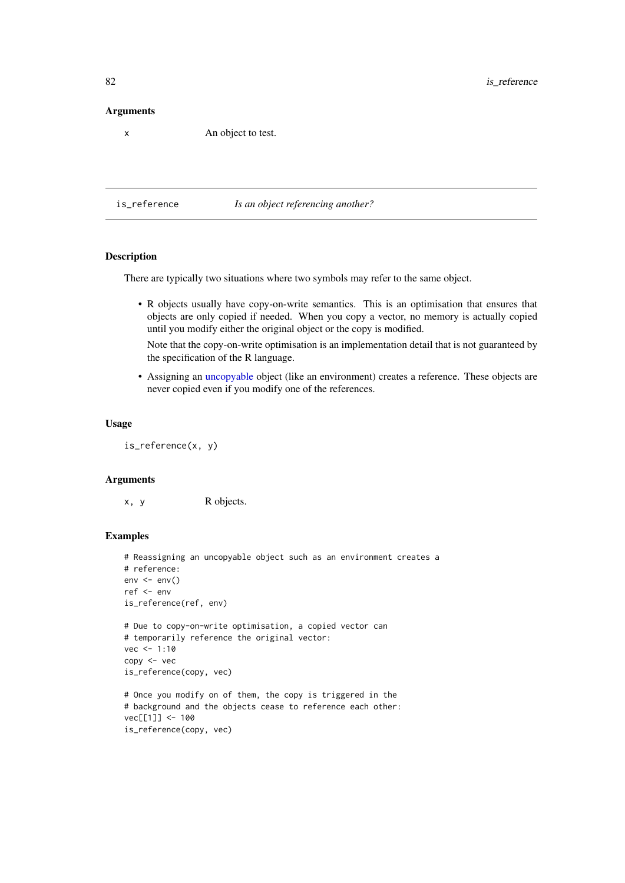### Arguments

| | |
|---|---|
| x | An object to test. |

---

## is_reference — *Is an object referencing another?*

### Description

There are typically two situations where two symbols may refer to the same object.

- R objects usually have copy-on-write semantics. This is an optimisation that ensures that objects are only copied if needed. When you copy a vector, no memory is actually copied until you modify either the original object or the copy is modified.

  Note that the copy-on-write optimisation is an implementation detail that is not guaranteed by the specification of the R language.

- Assigning an uncopyable object (like an environment) creates a reference. These objects are never copied even if you modify one of the references.

### Usage

```
is_reference(x, y)
```

### Arguments

| | |
|---|---|
| x, y | R objects. |

### Examples

```
# Reassigning an uncopyable object such as an environment creates a
# reference:
env <- env()
ref <- env
is_reference(ref, env)

# Due to copy-on-write optimisation, a copied vector can
# temporarily reference the original vector:
vec <- 1:10
copy <- vec
is_reference(copy, vec)

# Once you modify on of them, the copy is triggered in the
# background and the objects cease to reference each other:
vec[[1]] <- 100
is_reference(copy, vec)
```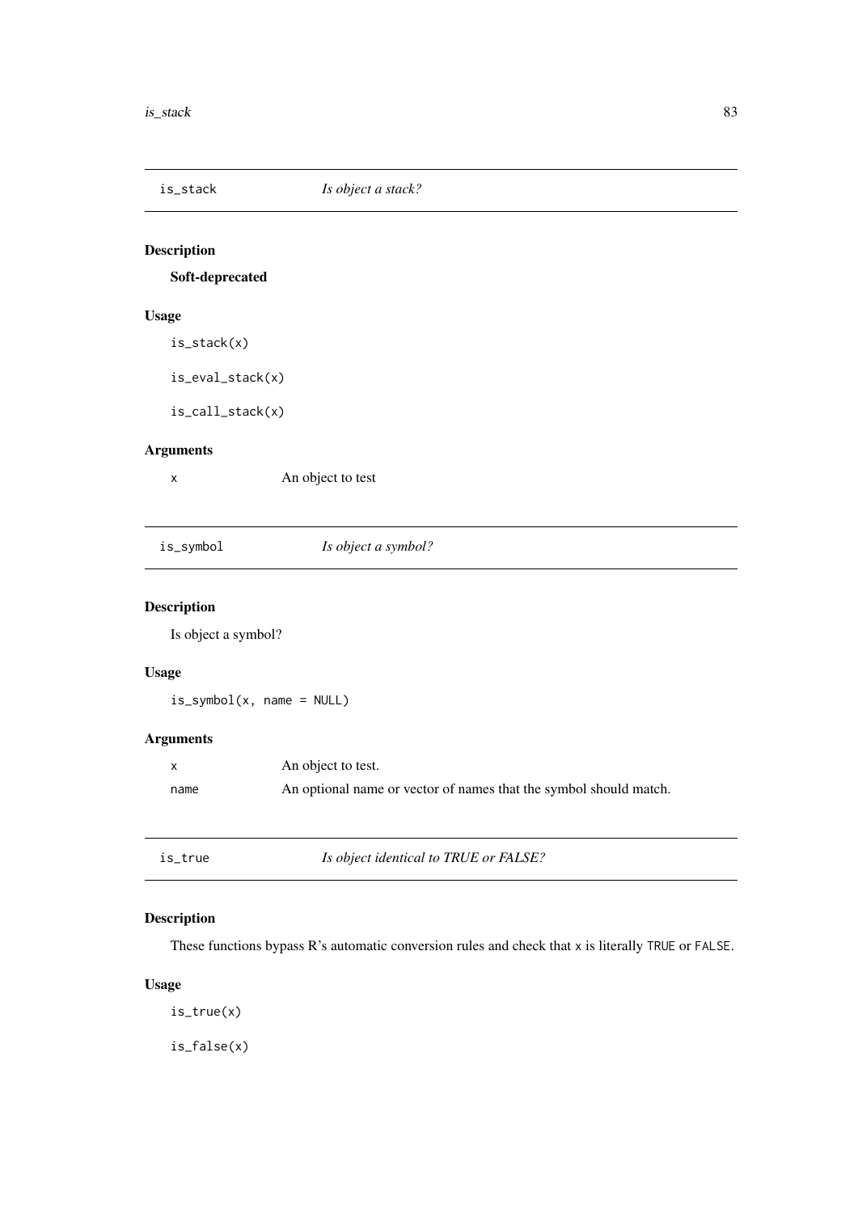## is_stack — *Is object a stack?*

### Description

**Soft-deprecated**

### Usage

```
is_stack(x)

is_eval_stack(x)

is_call_stack(x)
```

### Arguments

| | |
|---|---|
| `x` | An object to test |

## is_symbol — *Is object a symbol?*

### Description

Is object a symbol?

### Usage

```
is_symbol(x, name = NULL)
```

### Arguments

| | |
|---|---|
| `x` | An object to test. |
| `name` | An optional name or vector of names that the symbol should match. |

## is_true — *Is object identical to TRUE or FALSE?*

### Description

These functions bypass R's automatic conversion rules and check that `x` is literally `TRUE` or `FALSE`.

### Usage

```
is_true(x)

is_false(x)
```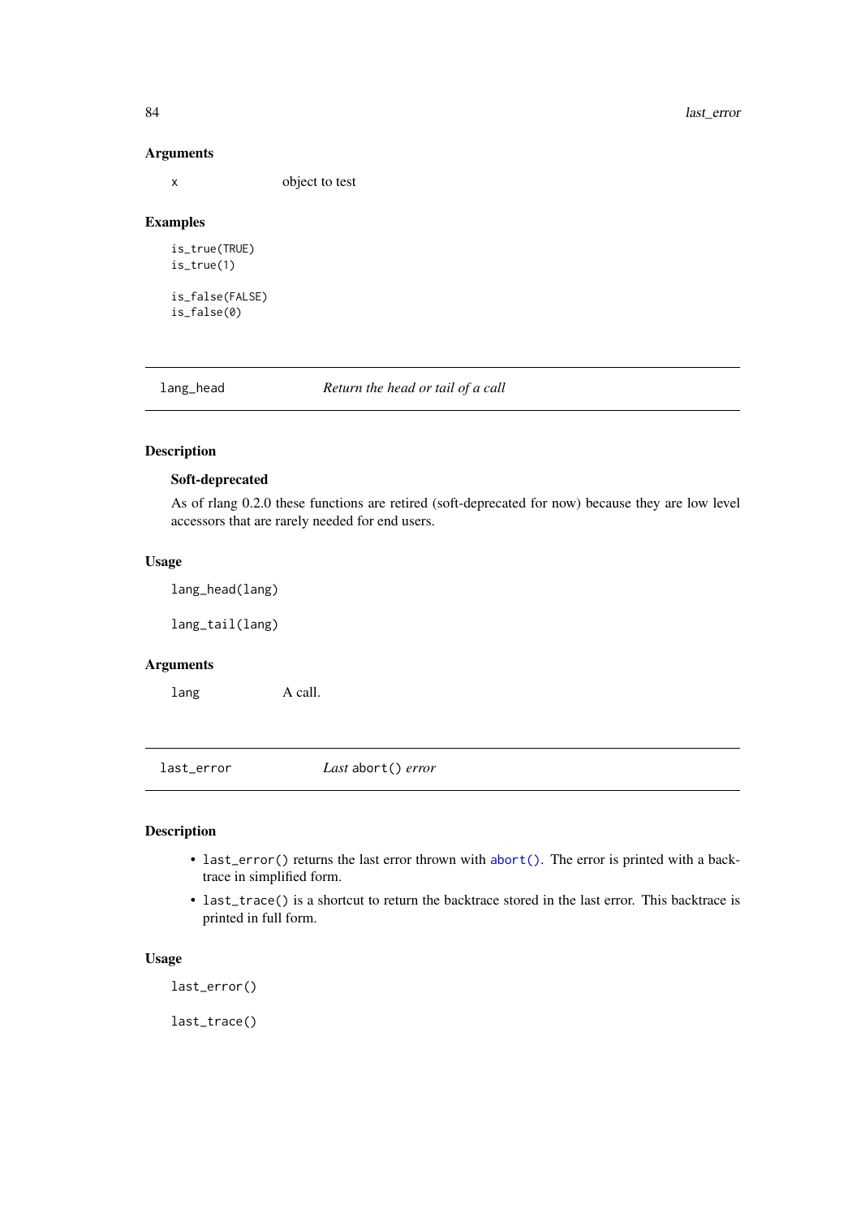### Arguments

x object to test

### Examples

```
is_true(TRUE)
is_true(1)

is_false(FALSE)
is_false(0)
```

## lang_head — *Return the head or tail of a call*

### Description

#### Soft-deprecated

As of rlang 0.2.0 these functions are retired (soft-deprecated for now) because they are low level accessors that are rarely needed for end users.

### Usage

```
lang_head(lang)

lang_tail(lang)
```

### Arguments

lang A call.

## last_error — *Last* `abort()` *error*

### Description

- `last_error()` returns the last error thrown with `abort()`. The error is printed with a backtrace in simplified form.
- `last_trace()` is a shortcut to return the backtrace stored in the last error. This backtrace is printed in full form.

### Usage

```
last_error()

last_trace()
```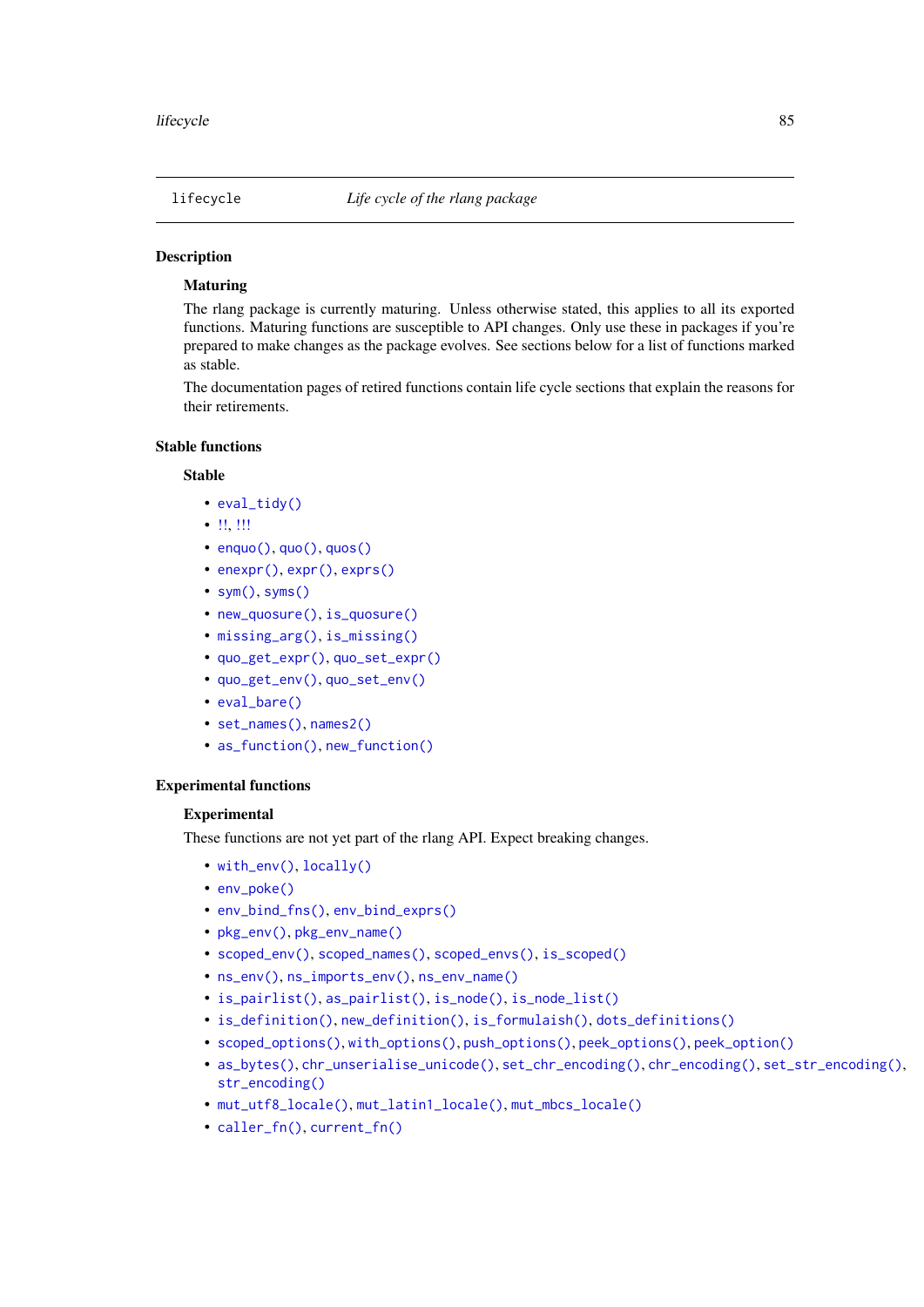lifecycle — *Life cycle of the rlang package*

## Description

### Maturing

The rlang package is currently maturing. Unless otherwise stated, this applies to all its exported functions. Maturing functions are susceptible to API changes. Only use these in packages if you're prepared to make changes as the package evolves. See sections below for a list of functions marked as stable.

The documentation pages of retired functions contain life cycle sections that explain the reasons for their retirements.

## Stable functions

### Stable

- `eval_tidy()`
- !!, !!!
- `enquo()`, `quo()`, `quos()`
- `enexpr()`, `expr()`, `exprs()`
- `sym()`, `syms()`
- `new_quosure()`, `is_quosure()`
- `missing_arg()`, `is_missing()`
- `quo_get_expr()`, `quo_set_expr()`
- `quo_get_env()`, `quo_set_env()`
- `eval_bare()`
- `set_names()`, `names2()`
- `as_function()`, `new_function()`

## Experimental functions

### Experimental

These functions are not yet part of the rlang API. Expect breaking changes.

- `with_env()`, `locally()`
- `env_poke()`
- `env_bind_fns()`, `env_bind_exprs()`
- `pkg_env()`, `pkg_env_name()`
- `scoped_env()`, `scoped_names()`, `scoped_envs()`, `is_scoped()`
- `ns_env()`, `ns_imports_env()`, `ns_env_name()`
- `is_pairlist()`, `as_pairlist()`, `is_node()`, `is_node_list()`
- `is_definition()`, `new_definition()`, `is_formulaish()`, `dots_definitions()`
- `scoped_options()`, `with_options()`, `push_options()`, `peek_options()`, `peek_option()`
- `as_bytes()`, `chr_unserialise_unicode()`, `set_chr_encoding()`, `chr_encoding()`, `set_str_encoding()`, `str_encoding()`
- `mut_utf8_locale()`, `mut_latin1_locale()`, `mut_mbcs_locale()`
- `caller_fn()`, `current_fn()`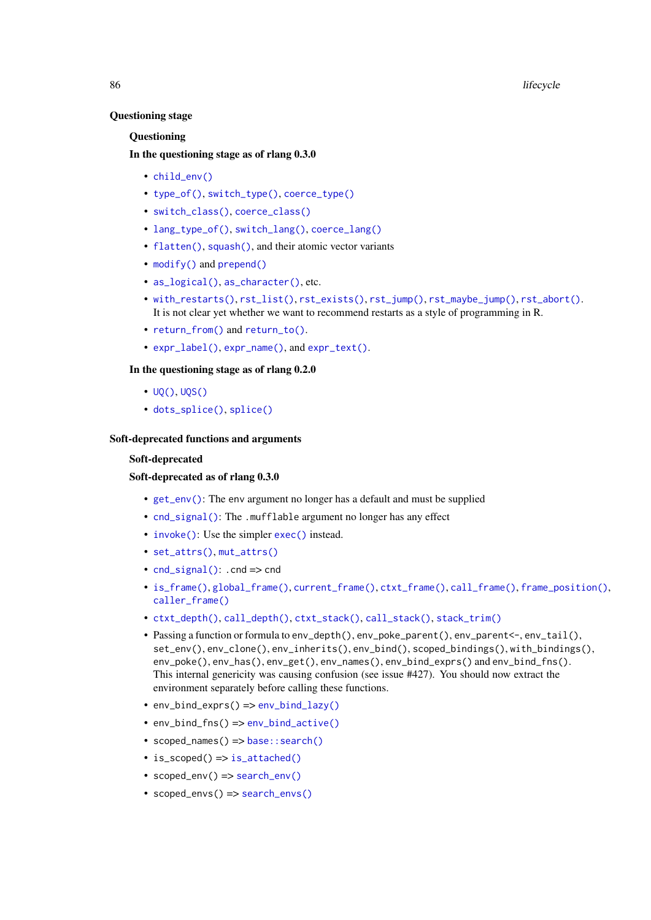## Questioning stage

### Questioning

#### In the questioning stage as of rlang 0.3.0

- `child_env()`
- `type_of()`, `switch_type()`, `coerce_type()`
- `switch_class()`, `coerce_class()`
- `lang_type_of()`, `switch_lang()`, `coerce_lang()`
- `flatten()`, `squash()`, and their atomic vector variants
- `modify()` and `prepend()`
- `as_logical()`, `as_character()`, etc.
- `with_restarts()`, `rst_list()`, `rst_exists()`, `rst_jump()`, `rst_maybe_jump()`, `rst_abort()`. It is not clear yet whether we want to recommend restarts as a style of programming in R.
- `return_from()` and `return_to()`.
- `expr_label()`, `expr_name()`, and `expr_text()`.

#### In the questioning stage as of rlang 0.2.0

- `UQ()`, `UQS()`
- `dots_splice()`, `splice()`

## Soft-deprecated functions and arguments

### Soft-deprecated

#### Soft-deprecated as of rlang 0.3.0

- `get_env()`: The env argument no longer has a default and must be supplied
- `cnd_signal()`: The `.mufflable` argument no longer has any effect
- `invoke()`: Use the simpler `exec()` instead.
- `set_attrs()`, `mut_attrs()`
- `cnd_signal()`: `.cnd` => `cnd`
- `is_frame()`, `global_frame()`, `current_frame()`, `ctxt_frame()`, `call_frame()`, `frame_position()`, `caller_frame()`
- `ctxt_depth()`, `call_depth()`, `ctxt_stack()`, `call_stack()`, `stack_trim()`
- Passing a function or formula to `env_depth()`, `env_poke_parent()`, `env_parent<-`, `env_tail()`, `set_env()`, `env_clone()`, `env_inherits()`, `env_bind()`, `scoped_bindings()`, `with_bindings()`, `env_poke()`, `env_has()`, `env_get()`, `env_names()`, `env_bind_exprs()` and `env_bind_fns()`. This internal genericity was causing confusion (see issue #427). You should now extract the environment separately before calling these functions.
- `env_bind_exprs()` => `env_bind_lazy()`
- `env_bind_fns()` => `env_bind_active()`
- `scoped_names()` => `base::search()`
- `is_scoped()` => `is_attached()`
- `scoped_env()` => `search_env()`
- `scoped_envs()` => `search_envs()`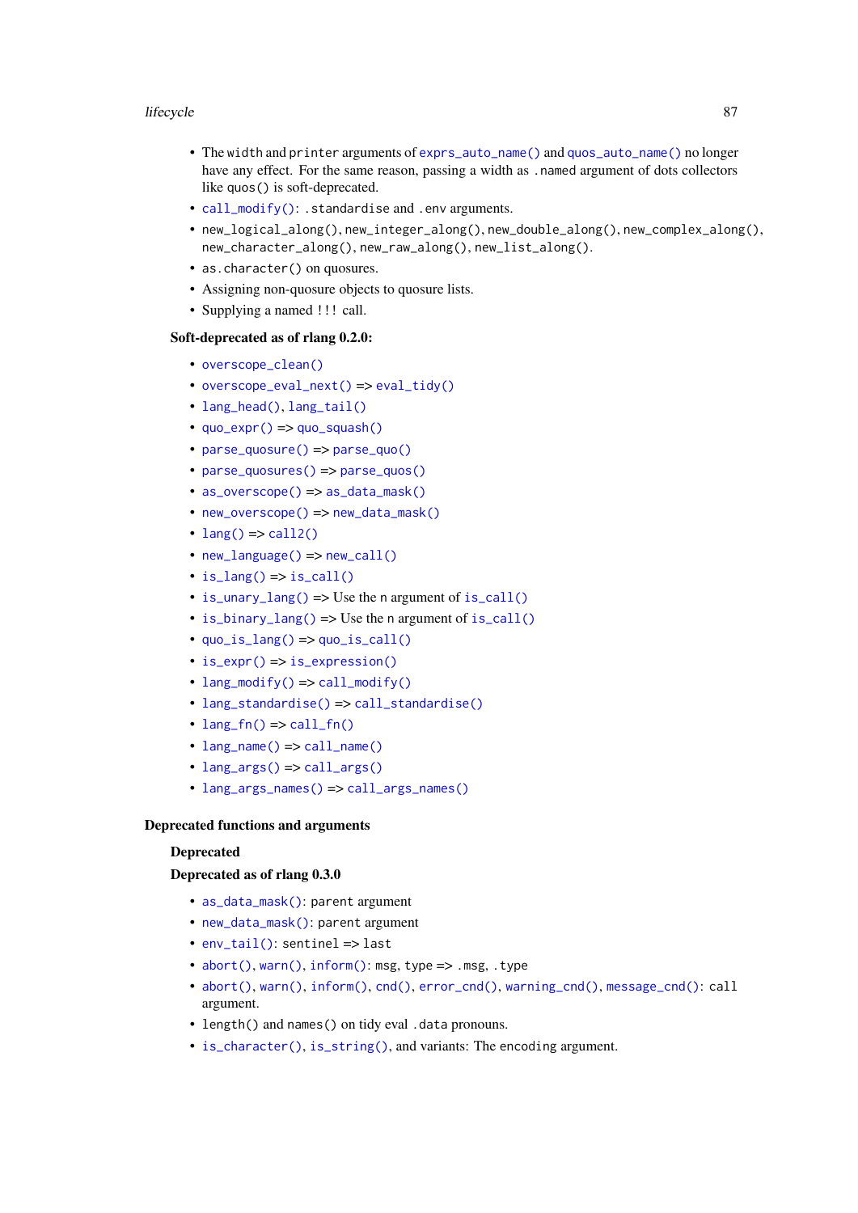- The width and printer arguments of exprs_auto_name() and quos_auto_name() no longer have any effect. For the same reason, passing a width as .named argument of dots collectors like quos() is soft-deprecated.
- call_modify(): .standardise and .env arguments.
- new_logical_along(), new_integer_along(), new_double_along(), new_complex_along(), new_character_along(), new_raw_along(), new_list_along().
- as.character() on quosures.
- Assigning non-quosure objects to quosure lists.
- Supplying a named !!! call.

**Soft-deprecated as of rlang 0.2.0:**

- overscope_clean()
- overscope_eval_next() => eval_tidy()
- lang_head(), lang_tail()
- quo_expr() => quo_squash()
- parse_quosure() => parse_quo()
- parse_quosures() => parse_quos()
- as_overscope() => as_data_mask()
- new_overscope() => new_data_mask()
- lang() => call2()
- new_language() => new_call()
- is_lang() => is_call()
- is_unary_lang() => Use the n argument of is_call()
- is_binary_lang() => Use the n argument of is_call()
- quo_is_lang() => quo_is_call()
- is_expr() => is_expression()
- lang_modify() => call_modify()
- lang_standardise() => call_standardise()
- lang_fn() => call_fn()
- lang_name() => call_name()
- lang_args() => call_args()
- lang_args_names() => call_args_names()

## Deprecated functions and arguments

### Deprecated

**Deprecated as of rlang 0.3.0**

- as_data_mask(): parent argument
- new_data_mask(): parent argument
- env_tail(): sentinel => last
- abort(), warn(), inform(): msg, type => .msg, .type
- abort(), warn(), inform(), cnd(), error_cnd(), warning_cnd(), message_cnd(): call argument.
- length() and names() on tidy eval .data pronouns.
- is_character(), is_string(), and variants: The encoding argument.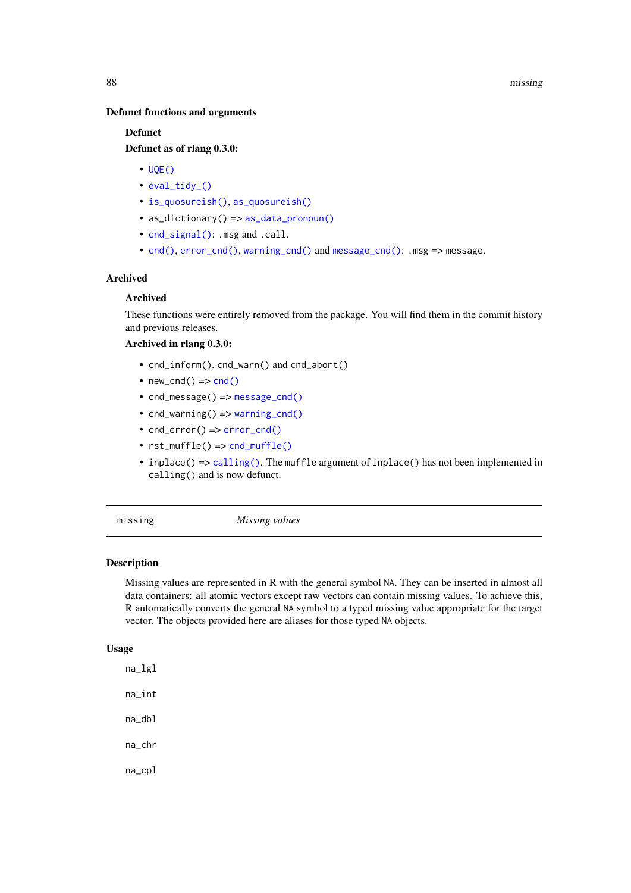## Defunct functions and arguments

### Defunct

**Defunct as of rlang 0.3.0:**

- `UQE()`
- `eval_tidy_()`
- `is_quosureish()`, `as_quosureish()`
- `as_dictionary()` => `as_data_pronoun()`
- `cnd_signal()`: `.msg` and `.call`.
- `cnd()`, `error_cnd()`, `warning_cnd()` and `message_cnd()`: `.msg` => `message`.

## Archived

### Archived

These functions were entirely removed from the package. You will find them in the commit history and previous releases.

**Archived in rlang 0.3.0:**

- `cnd_inform()`, `cnd_warn()` and `cnd_abort()`
- `new_cnd()` => `cnd()`
- `cnd_message()` => `message_cnd()`
- `cnd_warning()` => `warning_cnd()`
- `cnd_error()` => `error_cnd()`
- `rst_muffle()` => `cnd_muffle()`
- `inplace()` => `calling()`. The `muffle` argument of `inplace()` has not been implemented in `calling()` and is now defunct.

---

`missing` *Missing values*

---

## Description

Missing values are represented in R with the general symbol `NA`. They can be inserted in almost all data containers: all atomic vectors except raw vectors can contain missing values. To achieve this, R automatically converts the general `NA` symbol to a typed missing value appropriate for the target vector. The objects provided here are aliases for those typed `NA` objects.

## Usage

```
na_lgl

na_int

na_dbl

na_chr

na_cpl
```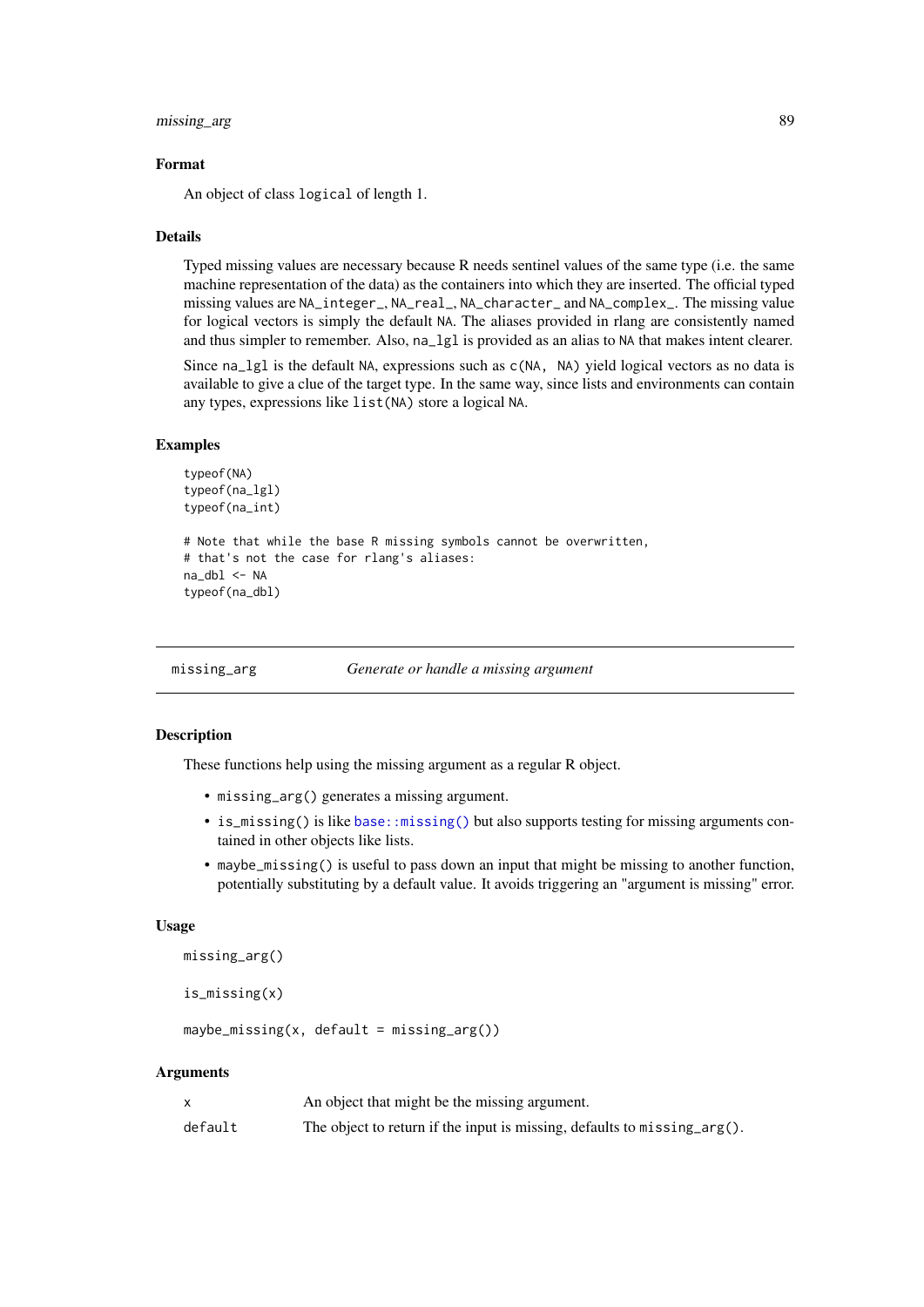### Format

An object of class `logical` of length 1.

### Details

Typed missing values are necessary because R needs sentinel values of the same type (i.e. the same machine representation of the data) as the containers into which they are inserted. The official typed missing values are `NA_integer_`, `NA_real_`, `NA_character_` and `NA_complex_`. The missing value for logical vectors is simply the default `NA`. The aliases provided in rlang are consistently named and thus simpler to remember. Also, `na_lgl` is provided as an alias to `NA` that makes intent clearer.

Since `na_lgl` is the default `NA`, expressions such as `c(NA, NA)` yield logical vectors as no data is available to give a clue of the target type. In the same way, since lists and environments can contain any types, expressions like `list(NA)` store a logical `NA`.

### Examples

```
typeof(NA)
typeof(na_lgl)
typeof(na_int)

# Note that while the base R missing symbols cannot be overwritten,
# that's not the case for rlang's aliases:
na_dbl <- NA
typeof(na_dbl)
```

---

## missing_arg — *Generate or handle a missing argument*

### Description

These functions help using the missing argument as a regular R object.

- `missing_arg()` generates a missing argument.
- `is_missing()` is like `base::missing()` but also supports testing for missing arguments contained in other objects like lists.
- `maybe_missing()` is useful to pass down an input that might be missing to another function, potentially substituting by a default value. It avoids triggering an "argument is missing" error.

### Usage

```
missing_arg()

is_missing(x)

maybe_missing(x, default = missing_arg())
```

### Arguments

| | |
|---|---|
| `x` | An object that might be the missing argument. |
| `default` | The object to return if the input is missing, defaults to `missing_arg()`. |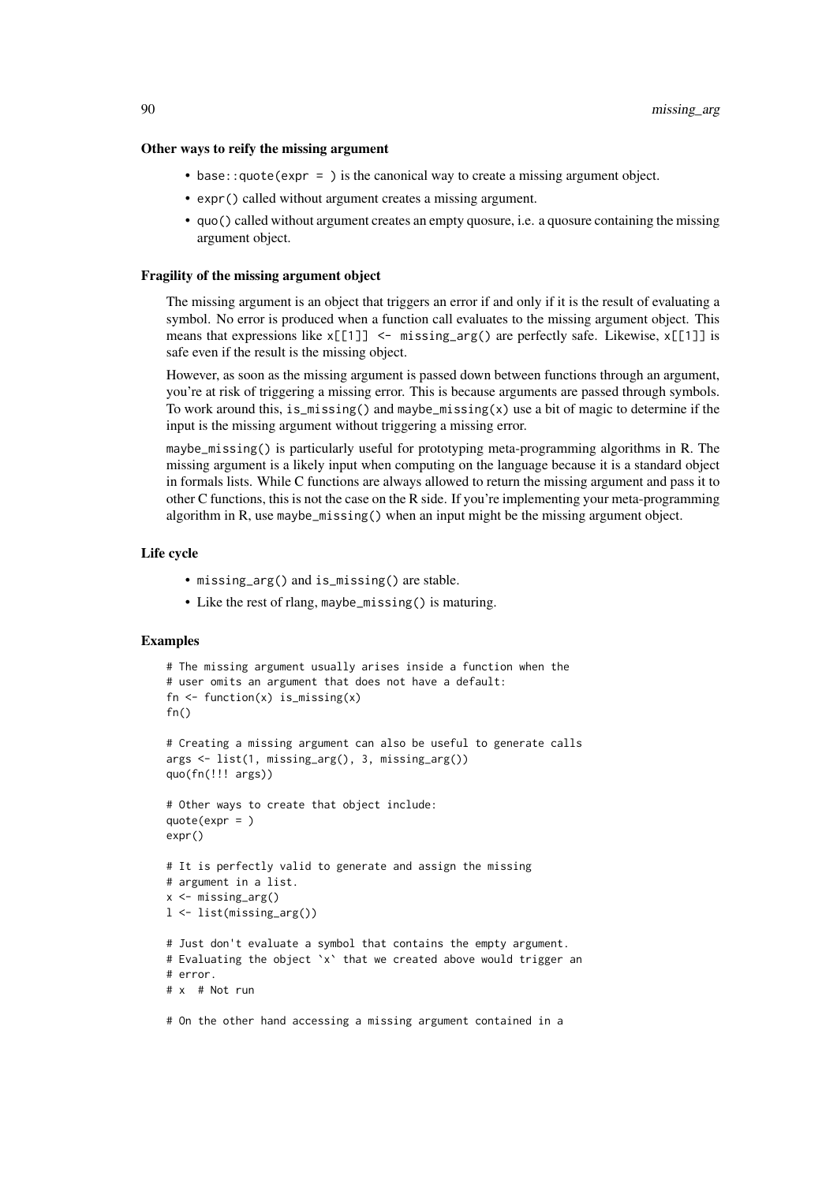### Other ways to reify the missing argument

- `base::quote(expr = )` is the canonical way to create a missing argument object.
- `expr()` called without argument creates a missing argument.
- `quo()` called without argument creates an empty quosure, i.e. a quosure containing the missing argument object.

### Fragility of the missing argument object

The missing argument is an object that triggers an error if and only if it is the result of evaluating a symbol. No error is produced when a function call evaluates to the missing argument object. This means that expressions like `x[[1]] <- missing_arg()` are perfectly safe. Likewise, `x[[1]]` is safe even if the result is the missing object.

However, as soon as the missing argument is passed down between functions through an argument, you're at risk of triggering a missing error. This is because arguments are passed through symbols. To work around this, `is_missing()` and `maybe_missing(x)` use a bit of magic to determine if the input is the missing argument without triggering a missing error.

`maybe_missing()` is particularly useful for prototyping meta-programming algorithms in R. The missing argument is a likely input when computing on the language because it is a standard object in formals lists. While C functions are always allowed to return the missing argument and pass it to other C functions, this is not the case on the R side. If you're implementing your meta-programming algorithm in R, use `maybe_missing()` when an input might be the missing argument object.

### Life cycle

- `missing_arg()` and `is_missing()` are stable.
- Like the rest of rlang, `maybe_missing()` is maturing.

### Examples

```
# The missing argument usually arises inside a function when the
# user omits an argument that does not have a default:
fn <- function(x) is_missing(x)
fn()

# Creating a missing argument can also be useful to generate calls
args <- list(1, missing_arg(), 3, missing_arg())
quo(fn(!!! args))

# Other ways to create that object include:
quote(expr = )
expr()

# It is perfectly valid to generate and assign the missing
# argument in a list.
x <- missing_arg()
l <- list(missing_arg())

# Just don't evaluate a symbol that contains the empty argument.
# Evaluating the object `x` that we created above would trigger an
# error.
# x  # Not run

# On the other hand accessing a missing argument contained in a
```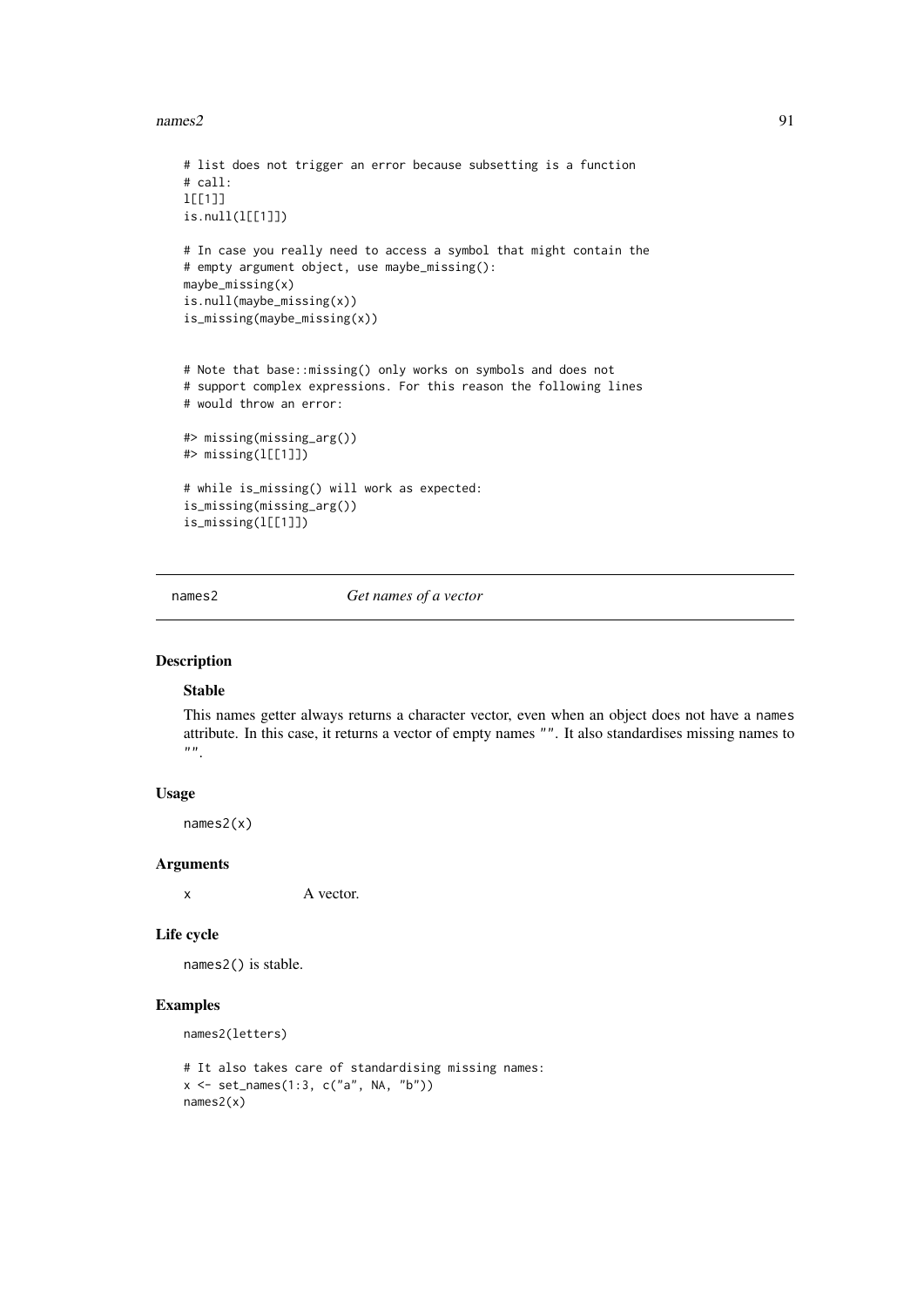```
# list does not trigger an error because subsetting is a function
# call:
l[[1]]
is.null(l[[1]])

# In case you really need to access a symbol that might contain the
# empty argument object, use maybe_missing():
maybe_missing(x)
is.null(maybe_missing(x))
is_missing(maybe_missing(x))


# Note that base::missing() only works on symbols and does not
# support complex expressions. For this reason the following lines
# would throw an error:

#> missing(missing_arg())
#> missing(l[[1]])

# while is_missing() will work as expected:
is_missing(missing_arg())
is_missing(l[[1]])
```

## names2 — *Get names of a vector*

### Description

**Stable**

This names getter always returns a character vector, even when an object does not have a names attribute. In this case, it returns a vector of empty names "". It also standardises missing names to "".

### Usage

```
names2(x)
```

### Arguments

| | |
|---|---|
| x | A vector. |

### Life cycle

names2() is stable.

### Examples

```
names2(letters)

# It also takes care of standardising missing names:
x <- set_names(1:3, c("a", NA, "b"))
names2(x)
```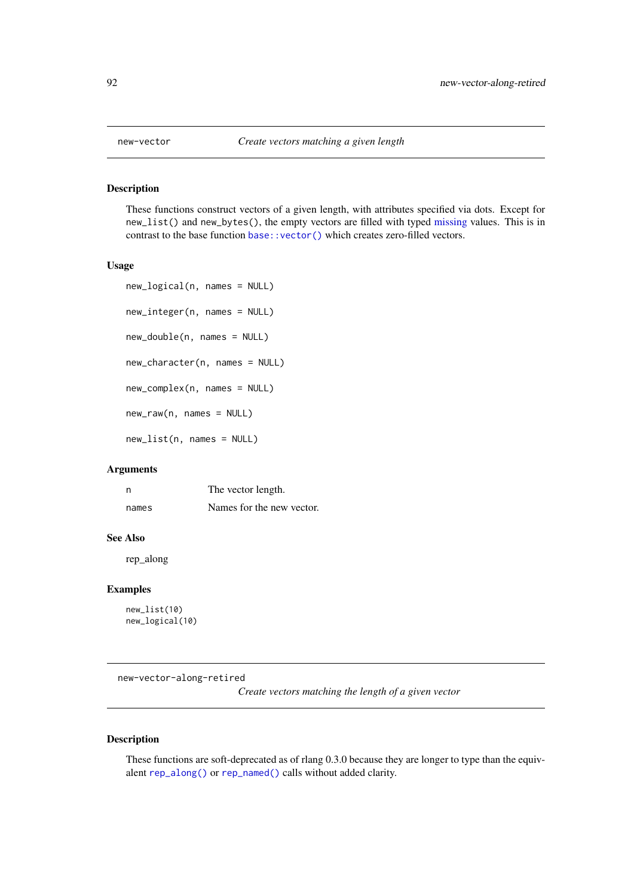## new-vector — *Create vectors matching a given length*

### Description

These functions construct vectors of a given length, with attributes specified via dots. Except for `new_list()` and `new_bytes()`, the empty vectors are filled with typed missing values. This is in contrast to the base function `base::vector()` which creates zero-filled vectors.

### Usage

```
new_logical(n, names = NULL)

new_integer(n, names = NULL)

new_double(n, names = NULL)

new_character(n, names = NULL)

new_complex(n, names = NULL)

new_raw(n, names = NULL)

new_list(n, names = NULL)
```

### Arguments

| | |
|---|---|
| `n` | The vector length. |
| `names` | Names for the new vector. |

### See Also

rep_along

### Examples

```
new_list(10)
new_logical(10)
```

## new-vector-along-retired — *Create vectors matching the length of a given vector*

### Description

These functions are soft-deprecated as of rlang 0.3.0 because they are longer to type than the equivalent `rep_along()` or `rep_named()` calls without added clarity.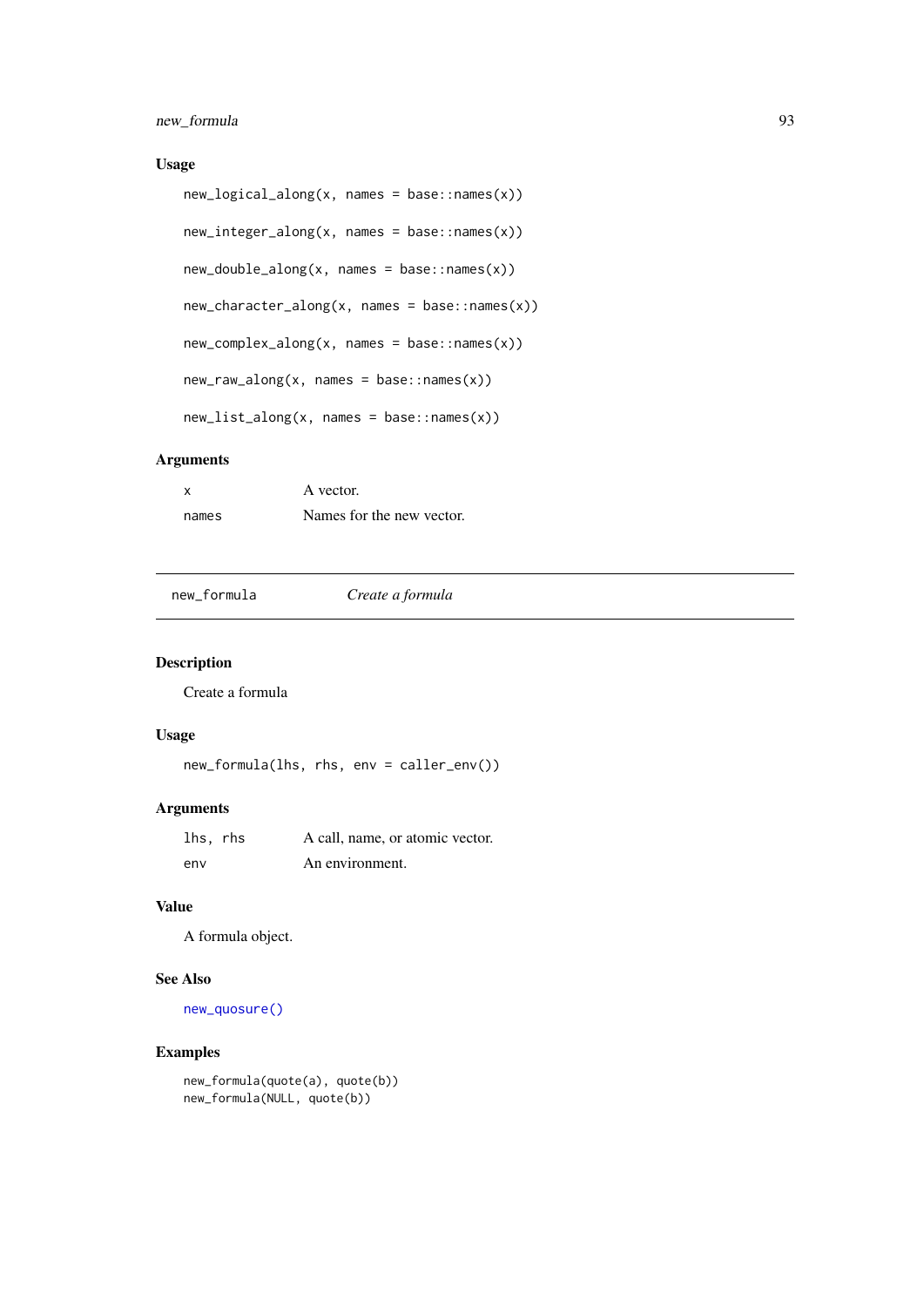### Usage

```
new_logical_along(x, names = base::names(x))

new_integer_along(x, names = base::names(x))

new_double_along(x, names = base::names(x))

new_character_along(x, names = base::names(x))

new_complex_along(x, names = base::names(x))

new_raw_along(x, names = base::names(x))

new_list_along(x, names = base::names(x))
```

### Arguments

| | |
|---|---|
| `x` | A vector. |
| `names` | Names for the new vector. |

---

## new_formula — *Create a formula*

---

### Description

Create a formula

### Usage

```
new_formula(lhs, rhs, env = caller_env())
```

### Arguments

| | |
|---|---|
| `lhs, rhs` | A call, name, or atomic vector. |
| `env` | An environment. |

### Value

A formula object.

### See Also

`new_quosure()`

### Examples

```
new_formula(quote(a), quote(b))
new_formula(NULL, quote(b))
```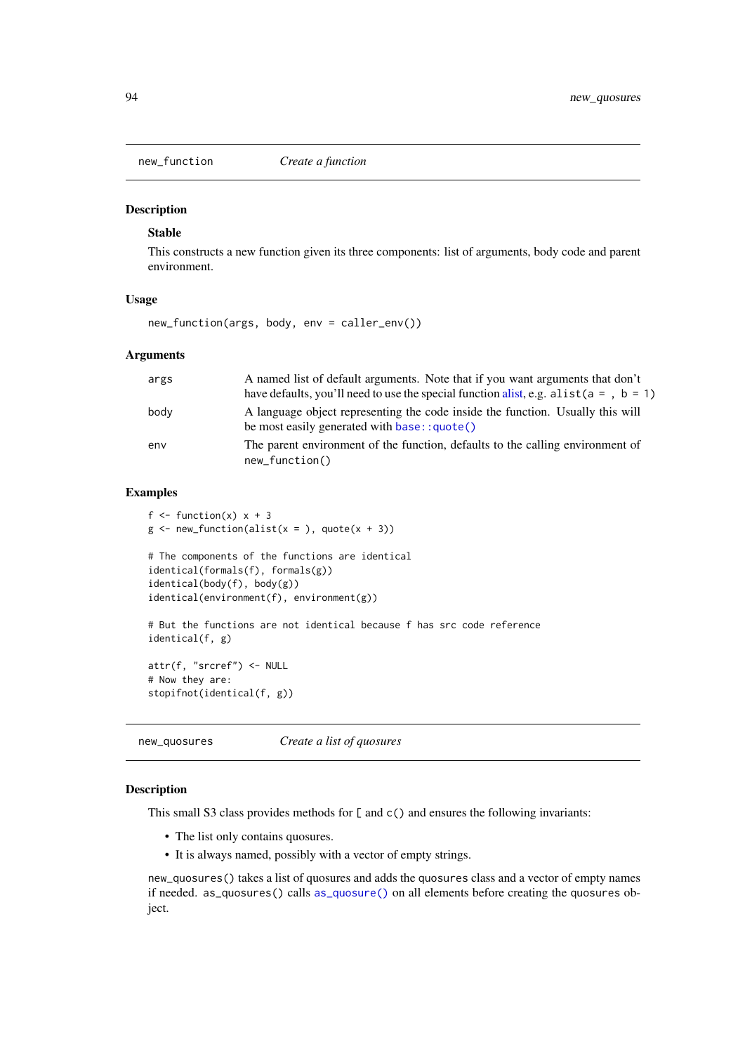## new_function — *Create a function*

### Description

**Stable**

This constructs a new function given its three components: list of arguments, body code and parent environment.

### Usage

```
new_function(args, body, env = caller_env())
```

### Arguments

| | |
|---|---|
| args | A named list of default arguments. Note that if you want arguments that don't have defaults, you'll need to use the special function alist, e.g. `alist(a = , b = 1)` |
| body | A language object representing the code inside the function. Usually this will be most easily generated with `base::quote()` |
| env | The parent environment of the function, defaults to the calling environment of `new_function()` |

### Examples

```
f <- function(x) x + 3
g <- new_function(alist(x = ), quote(x + 3))

# The components of the functions are identical
identical(formals(f), formals(g))
identical(body(f), body(g))
identical(environment(f), environment(g))

# But the functions are not identical because f has src code reference
identical(f, g)

attr(f, "srcref") <- NULL
# Now they are:
stopifnot(identical(f, g))
```

## new_quosures — *Create a list of quosures*

### Description

This small S3 class provides methods for `[` and `c()` and ensures the following invariants:

- The list only contains quosures.
- It is always named, possibly with a vector of empty strings.

`new_quosures()` takes a list of quosures and adds the `quosures` class and a vector of empty names if needed. `as_quosures()` calls `as_quosure()` on all elements before creating the `quosures` object.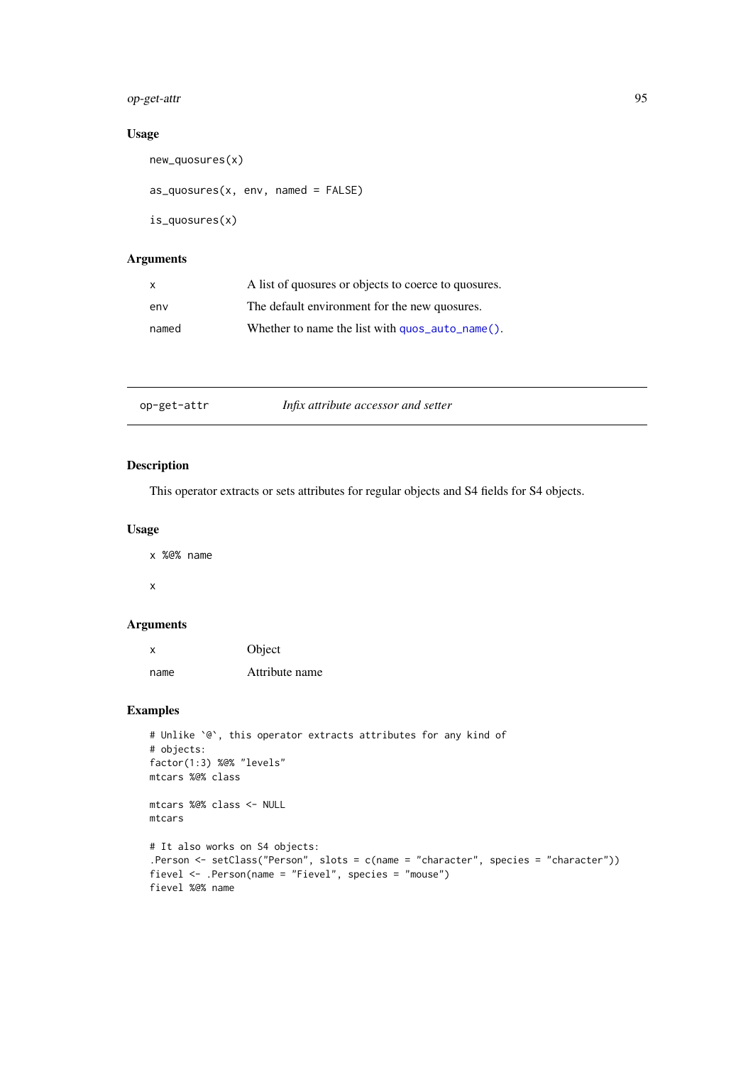## Usage

```
new_quosures(x)

as_quosures(x, env, named = FALSE)

is_quosures(x)
```

## Arguments

| | |
|---|---|
| x | A list of quosures or objects to coerce to quosures. |
| env | The default environment for the new quosures. |
| named | Whether to name the list with `quos_auto_name()`. |

---

# op-get-attr *Infix attribute accessor and setter*

## Description

This operator extracts or sets attributes for regular objects and S4 fields for S4 objects.

## Usage

```
x %@% name

x
```

## Arguments

| | |
|---|---|
| x | Object |
| name | Attribute name |

## Examples

```
# Unlike `@`, this operator extracts attributes for any kind of
# objects:
factor(1:3) %@% "levels"
mtcars %@% class

mtcars %@% class <- NULL
mtcars

# It also works on S4 objects:
.Person <- setClass("Person", slots = c(name = "character", species = "character"))
fievel <- .Person(name = "Fievel", species = "mouse")
fievel %@% name
```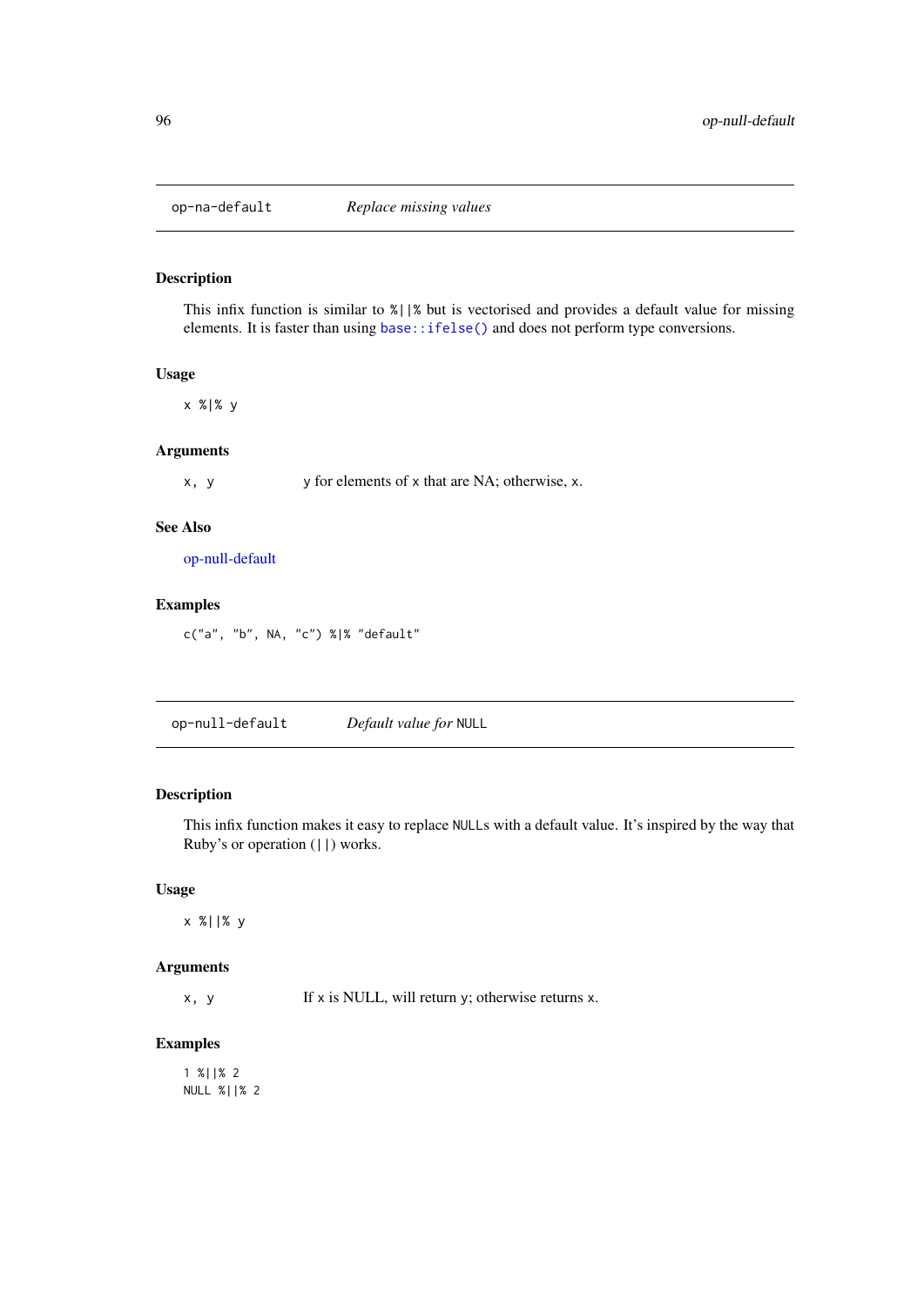## op-na-default — *Replace missing values*

### Description

This infix function is similar to `%||%` but is vectorised and provides a default value for missing elements. It is faster than using `base::ifelse()` and does not perform type conversions.

### Usage

```
x %|% y
```

### Arguments

| | |
|---|---|
| `x, y` | `y` for elements of `x` that are NA; otherwise, `x`. |

### See Also

op-null-default

### Examples

```
c("a", "b", NA, "c") %|% "default"
```

## op-null-default — *Default value for* `NULL`

### Description

This infix function makes it easy to replace `NULL`s with a default value. It's inspired by the way that Ruby's or operation (`||`) works.

### Usage

```
x %||% y
```

### Arguments

| | |
|---|---|
| `x, y` | If `x` is NULL, will return `y`; otherwise returns `x`. |

### Examples

```
1 %||% 2
NULL %||% 2
```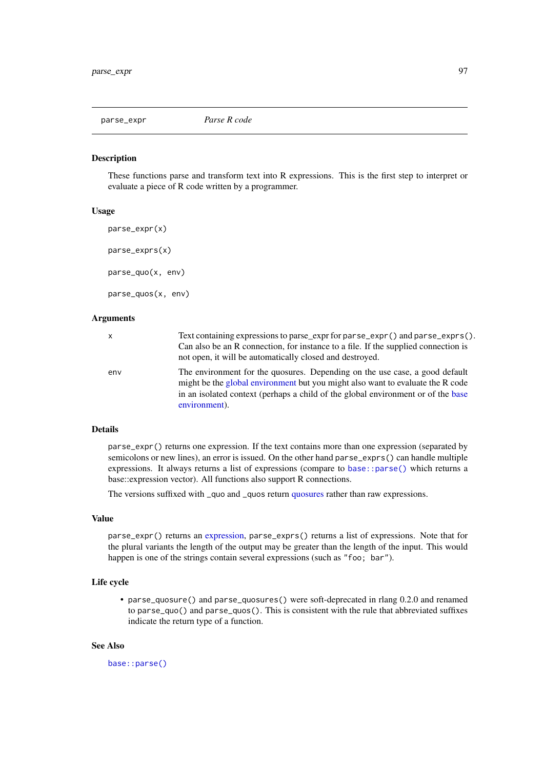parse_expr *Parse R code*

## Description

These functions parse and transform text into R expressions. This is the first step to interpret or evaluate a piece of R code written by a programmer.

## Usage

```
parse_expr(x)

parse_exprs(x)

parse_quo(x, env)

parse_quos(x, env)
```

## Arguments

| | |
|---|---|
| x | Text containing expressions to parse_expr for `parse_expr()` and `parse_exprs()`. Can also be an R connection, for instance to a file. If the supplied connection is not open, it will be automatically closed and destroyed. |
| env | The environment for the quosures. Depending on the use case, a good default might be the global environment but you might also want to evaluate the R code in an isolated context (perhaps a child of the global environment or of the base environment). |

## Details

`parse_expr()` returns one expression. If the text contains more than one expression (separated by semicolons or new lines), an error is issued. On the other hand `parse_exprs()` can handle multiple expressions. It always returns a list of expressions (compare to `base::parse()` which returns a base::expression vector). All functions also support R connections.

The versions suffixed with `_quo` and `_quos` return quosures rather than raw expressions.

## Value

`parse_expr()` returns an expression, `parse_exprs()` returns a list of expressions. Note that for the plural variants the length of the output may be greater than the length of the input. This would happen is one of the strings contain several expressions (such as `"foo; bar"`).

## Life cycle

- `parse_quosure()` and `parse_quosures()` were soft-deprecated in rlang 0.2.0 and renamed to `parse_quo()` and `parse_quos()`. This is consistent with the rule that abbreviated suffixes indicate the return type of a function.

## See Also

`base::parse()`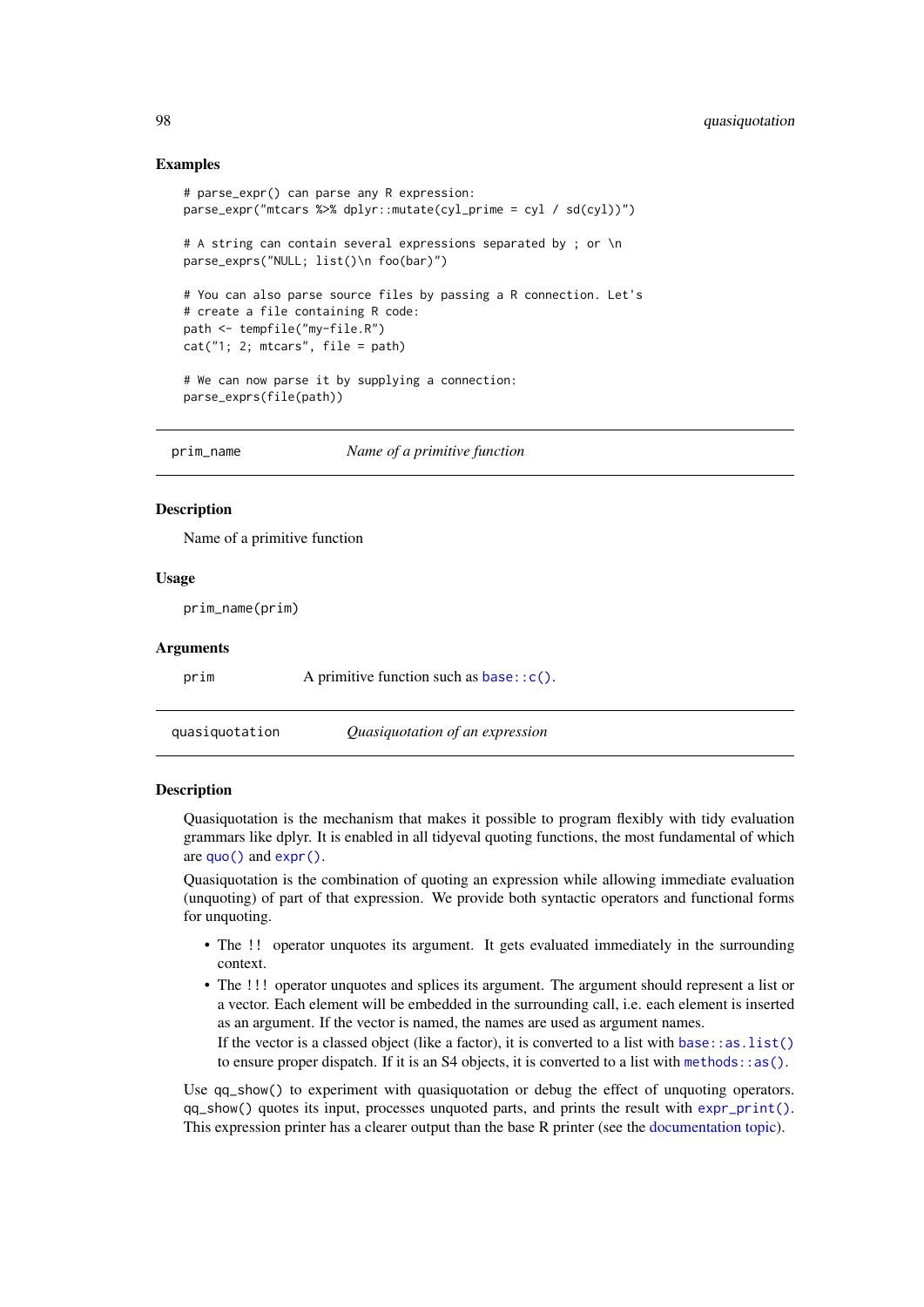### Examples

```
# parse_expr() can parse any R expression:
parse_expr("mtcars %>% dplyr::mutate(cyl_prime = cyl / sd(cyl))")

# A string can contain several expressions separated by ; or \n
parse_exprs("NULL; list()\n foo(bar)")

# You can also parse source files by passing a R connection. Let's
# create a file containing R code:
path <- tempfile("my-file.R")
cat("1; 2; mtcars", file = path)

# We can now parse it by supplying a connection:
parse_exprs(file(path))
```

## prim_name — *Name of a primitive function*

### Description

Name of a primitive function

### Usage

```
prim_name(prim)
```

### Arguments

| | |
|---|---|
| prim | A primitive function such as `base::c()`. |

## quasiquotation — *Quasiquotation of an expression*

### Description

Quasiquotation is the mechanism that makes it possible to program flexibly with tidy evaluation grammars like dplyr. It is enabled in all tidyeval quoting functions, the most fundamental of which are `quo()` and `expr()`.

Quasiquotation is the combination of quoting an expression while allowing immediate evaluation (unquoting) of part of that expression. We provide both syntactic operators and functional forms for unquoting.

- The `!!` operator unquotes its argument. It gets evaluated immediately in the surrounding context.
- The `!!!` operator unquotes and splices its argument. The argument should represent a list or a vector. Each element will be embedded in the surrounding call, i.e. each element is inserted as an argument. If the vector is named, the names are used as argument names.
  If the vector is a classed object (like a factor), it is converted to a list with `base::as.list()` to ensure proper dispatch. If it is an S4 objects, it is converted to a list with `methods::as()`.

Use `qq_show()` to experiment with quasiquotation or debug the effect of unquoting operators. `qq_show()` quotes its input, processes unquoted parts, and prints the result with `expr_print()`. This expression printer has a clearer output than the base R printer (see the documentation topic).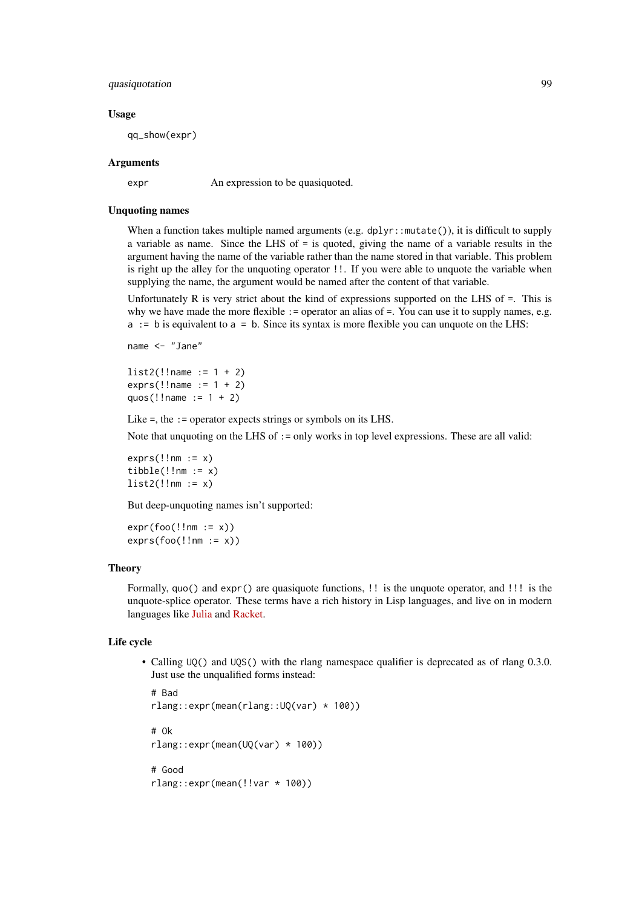## Usage

```
qq_show(expr)
```

## Arguments

| | |
|---|---|
| `expr` | An expression to be quasiquoted. |

## Unquoting names

When a function takes multiple named arguments (e.g. `dplyr::mutate()`), it is difficult to supply a variable as name. Since the LHS of `=` is quoted, giving the name of a variable results in the argument having the name of the variable rather than the name stored in that variable. This problem is right up the alley for the unquoting operator `!!`. If you were able to unquote the variable when supplying the name, the argument would be named after the content of that variable.

Unfortunately R is very strict about the kind of expressions supported on the LHS of `=`. This is why we have made the more flexible `:=` operator an alias of `=`. You can use it to supply names, e.g. `a := b` is equivalent to `a = b`. Since its syntax is more flexible you can unquote on the LHS:

```
name <- "Jane"

list2(!!name := 1 + 2)
exprs(!!name := 1 + 2)
quos(!!name := 1 + 2)
```

Like `=`, the `:=` operator expects strings or symbols on its LHS.

Note that unquoting on the LHS of `:=` only works in top level expressions. These are all valid:

```
exprs(!!nm := x)
tibble(!!nm := x)
list2(!!nm := x)
```

But deep-unquoting names isn't supported:

```
expr(foo(!!nm := x))
exprs(foo(!!nm := x))
```

## Theory

Formally, `quo()` and `expr()` are quasiquote functions, `!!` is the unquote operator, and `!!!` is the unquote-splice operator. These terms have a rich history in Lisp languages, and live on in modern languages like Julia and Racket.

## Life cycle

- Calling `UQ()` and `UQS()` with the rlang namespace qualifier is deprecated as of rlang 0.3.0. Just use the unqualified forms instead:

  ```
  # Bad
  rlang::expr(mean(rlang::UQ(var) * 100))

  # Ok
  rlang::expr(mean(UQ(var) * 100))

  # Good
  rlang::expr(mean(!!var * 100))
  ```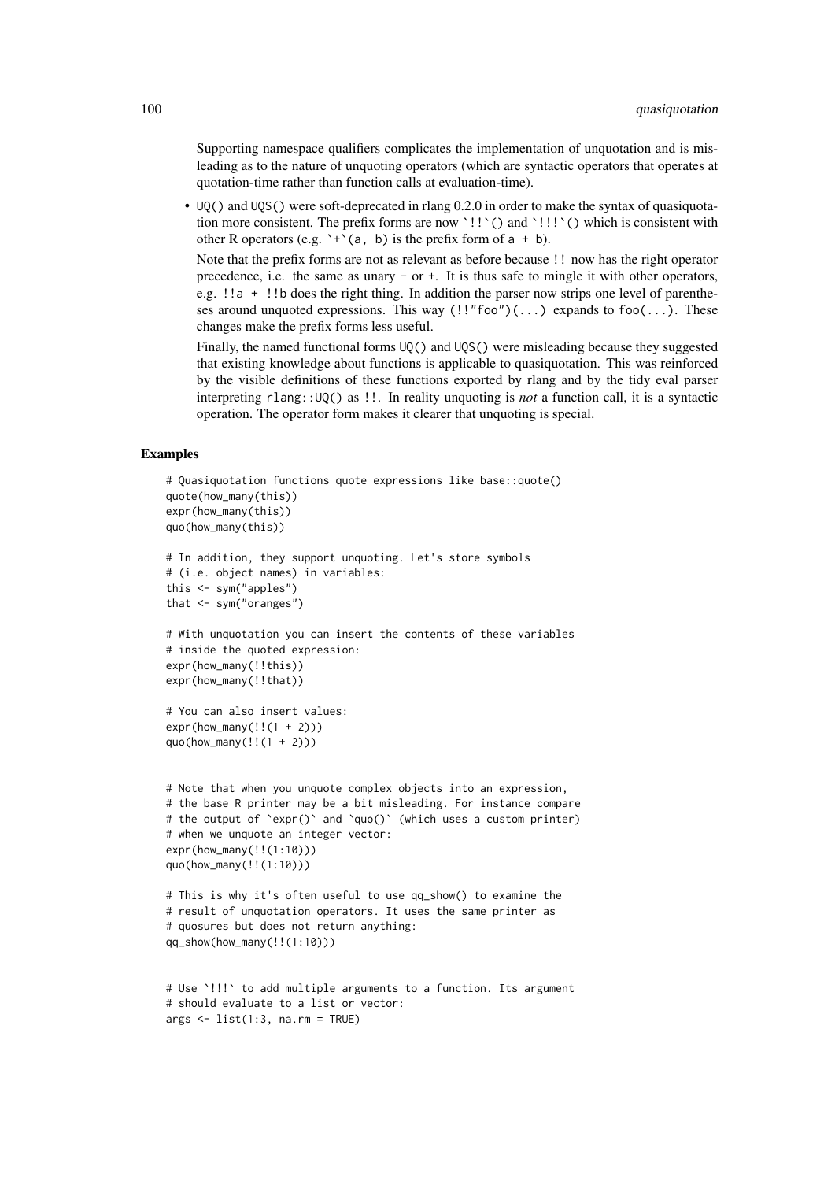Supporting namespace qualifiers complicates the implementation of unquotation and is misleading as to the nature of unquoting operators (which are syntactic operators that operates at quotation-time rather than function calls at evaluation-time).

- `UQ()` and `UQS()` were soft-deprecated in rlang 0.2.0 in order to make the syntax of quasiquotation more consistent. The prefix forms are now `` `!!`() `` and `` `!!!`() `` which is consistent with other R operators (e.g. `` `+`(a, b) `` is the prefix form of `a + b`).

  Note that the prefix forms are not as relevant as before because `!!` now has the right operator precedence, i.e. the same as unary `-` or `+`. It is thus safe to mingle it with other operators, e.g. `!!a + !!b` does the right thing. In addition the parser now strips one level of parentheses around unquoted expressions. This way `(!!"foo")(...)` expands to `foo(...)`. These changes make the prefix forms less useful.

  Finally, the named functional forms `UQ()` and `UQS()` were misleading because they suggested that existing knowledge about functions is applicable to quasiquotation. This was reinforced by the visible definitions of these functions exported by rlang and by the tidy eval parser interpreting `rlang::UQ()` as `!!`. In reality unquoting is *not* a function call, it is a syntactic operation. The operator form makes it clearer that unquoting is special.

### Examples

```
# Quasiquotation functions quote expressions like base::quote()
quote(how_many(this))
expr(how_many(this))
quo(how_many(this))

# In addition, they support unquoting. Let's store symbols
# (i.e. object names) in variables:
this <- sym("apples")
that <- sym("oranges")

# With unquotation you can insert the contents of these variables
# inside the quoted expression:
expr(how_many(!!this))
expr(how_many(!!that))

# You can also insert values:
expr(how_many(!!(1 + 2)))
quo(how_many(!!(1 + 2)))


# Note that when you unquote complex objects into an expression,
# the base R printer may be a bit misleading. For instance compare
# the output of `expr()` and `quo()` (which uses a custom printer)
# when we unquote an integer vector:
expr(how_many(!!(1:10)))
quo(how_many(!!(1:10)))

# This is why it's often useful to use qq_show() to examine the
# result of unquotation operators. It uses the same printer as
# quosures but does not return anything:
qq_show(how_many(!!(1:10)))


# Use `!!!` to add multiple arguments to a function. Its argument
# should evaluate to a list or vector:
args <- list(1:3, na.rm = TRUE)
```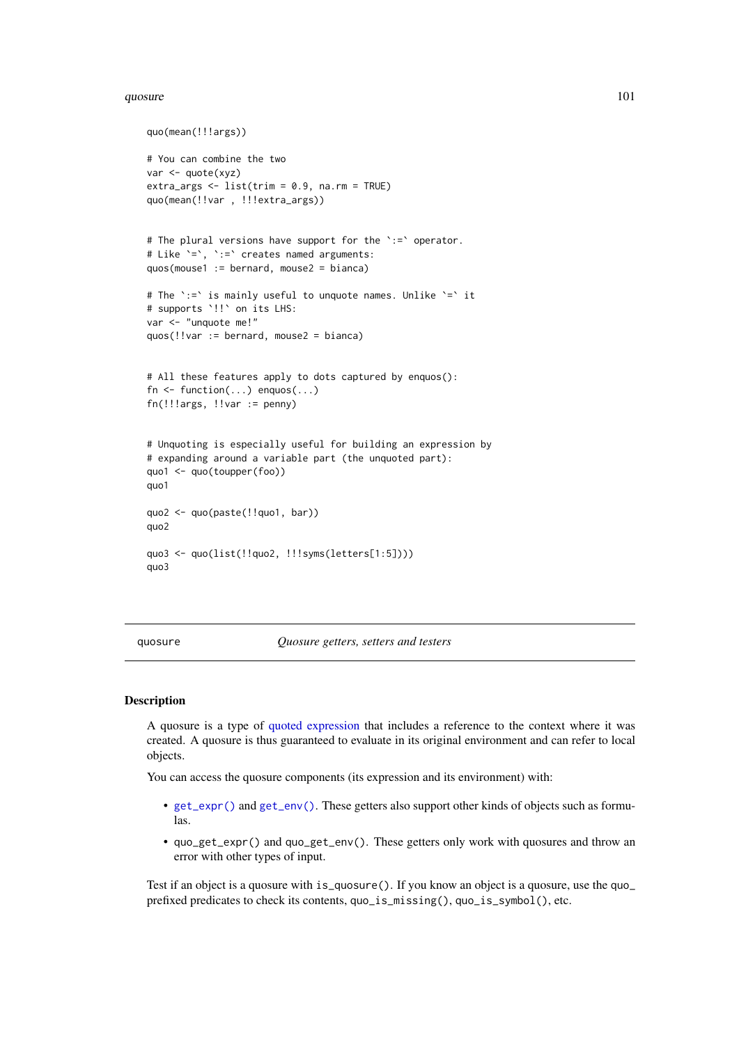```
quo(mean(!!!args))

# You can combine the two
var <- quote(xyz)
extra_args <- list(trim = 0.9, na.rm = TRUE)
quo(mean(!!var , !!!extra_args))


# The plural versions have support for the `:=` operator.
# Like `=`, `:=` creates named arguments:
quos(mouse1 := bernard, mouse2 = bianca)

# The `:=` is mainly useful to unquote names. Unlike `=` it
# supports `!!` on its LHS:
var <- "unquote me!"
quos(!!var := bernard, mouse2 = bianca)


# All these features apply to dots captured by enquos():
fn <- function(...) enquos(...)
fn(!!!args, !!var := penny)


# Unquoting is especially useful for building an expression by
# expanding around a variable part (the unquoted part):
quo1 <- quo(toupper(foo))
quo1

quo2 <- quo(paste(!!quo1, bar))
quo2

quo3 <- quo(list(!!quo2, !!!syms(letters[1:5])))
quo3
```

---

quosure — *Quosure getters, setters and testers*

---

## Description

A quosure is a type of quoted expression that includes a reference to the context where it was created. A quosure is thus guaranteed to evaluate in its original environment and can refer to local objects.

You can access the quosure components (its expression and its environment) with:

- `get_expr()` and `get_env()`. These getters also support other kinds of objects such as formulas.
- `quo_get_expr()` and `quo_get_env()`. These getters only work with quosures and throw an error with other types of input.

Test if an object is a quosure with `is_quosure()`. If you know an object is a quosure, use the `quo_` prefixed predicates to check its contents, `quo_is_missing()`, `quo_is_symbol()`, etc.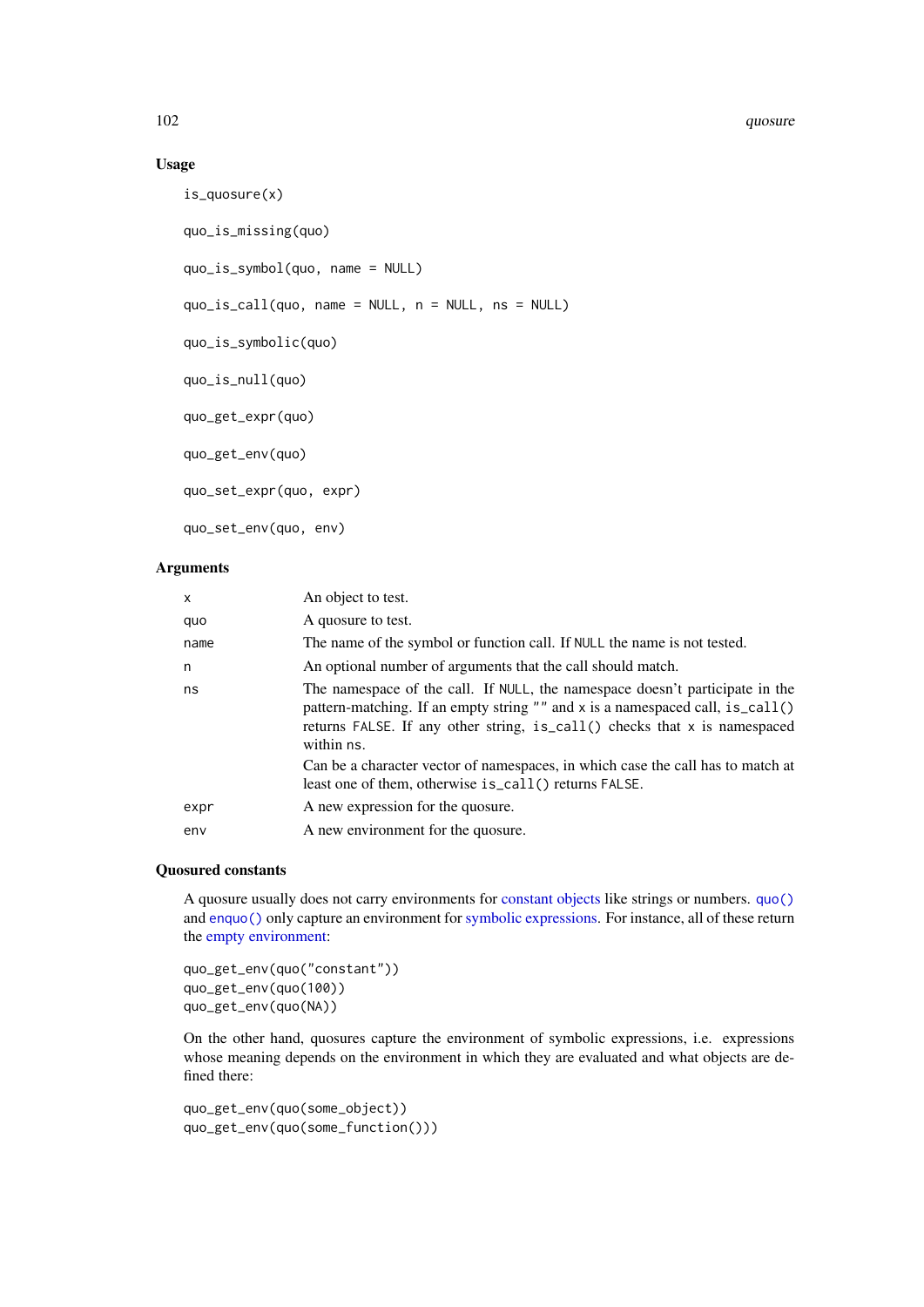### Usage

```
is_quosure(x)

quo_is_missing(quo)

quo_is_symbol(quo, name = NULL)

quo_is_call(quo, name = NULL, n = NULL, ns = NULL)

quo_is_symbolic(quo)

quo_is_null(quo)

quo_get_expr(quo)

quo_get_env(quo)

quo_set_expr(quo, expr)

quo_set_env(quo, env)
```

### Arguments

| | |
|---|---|
| x | An object to test. |
| quo | A quosure to test. |
| name | The name of the symbol or function call. If NULL the name is not tested. |
| n | An optional number of arguments that the call should match. |
| ns | The namespace of the call. If NULL, the namespace doesn't participate in the pattern-matching. If an empty string "" and x is a namespaced call, is_call() returns FALSE. If any other string, is_call() checks that x is namespaced within ns. <br> Can be a character vector of namespaces, in which case the call has to match at least one of them, otherwise is_call() returns FALSE. |
| expr | A new expression for the quosure. |
| env | A new environment for the quosure. |

### Quosured constants

A quosure usually does not carry environments for constant objects like strings or numbers. quo() and enquo() only capture an environment for symbolic expressions. For instance, all of these return the empty environment:

```
quo_get_env(quo("constant"))
quo_get_env(quo(100))
quo_get_env(quo(NA))
```

On the other hand, quosures capture the environment of symbolic expressions, i.e. expressions whose meaning depends on the environment in which they are evaluated and what objects are defined there:

```
quo_get_env(quo(some_object))
quo_get_env(quo(some_function()))
```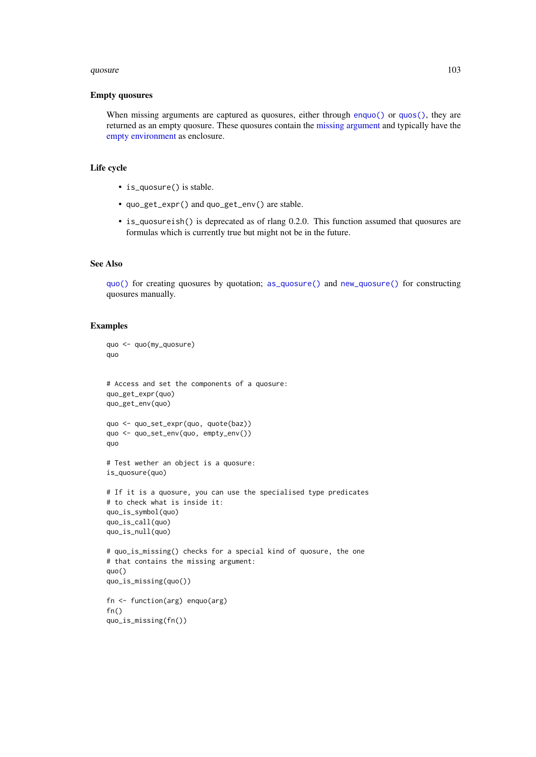## Empty quosures

When missing arguments are captured as quosures, either through `enquo()` or `quos()`, they are returned as an empty quosure. These quosures contain the missing argument and typically have the empty environment as enclosure.

## Life cycle

- `is_quosure()` is stable.
- `quo_get_expr()` and `quo_get_env()` are stable.
- `is_quosureish()` is deprecated as of rlang 0.2.0. This function assumed that quosures are formulas which is currently true but might not be in the future.

## See Also

`quo()` for creating quosures by quotation; `as_quosure()` and `new_quosure()` for constructing quosures manually.

## Examples

```
quo <- quo(my_quosure)
quo


# Access and set the components of a quosure:
quo_get_expr(quo)
quo_get_env(quo)

quo <- quo_set_expr(quo, quote(baz))
quo <- quo_set_env(quo, empty_env())
quo

# Test wether an object is a quosure:
is_quosure(quo)

# If it is a quosure, you can use the specialised type predicates
# to check what is inside it:
quo_is_symbol(quo)
quo_is_call(quo)
quo_is_null(quo)

# quo_is_missing() checks for a special kind of quosure, the one
# that contains the missing argument:
quo()
quo_is_missing(quo())

fn <- function(arg) enquo(arg)
fn()
quo_is_missing(fn())
```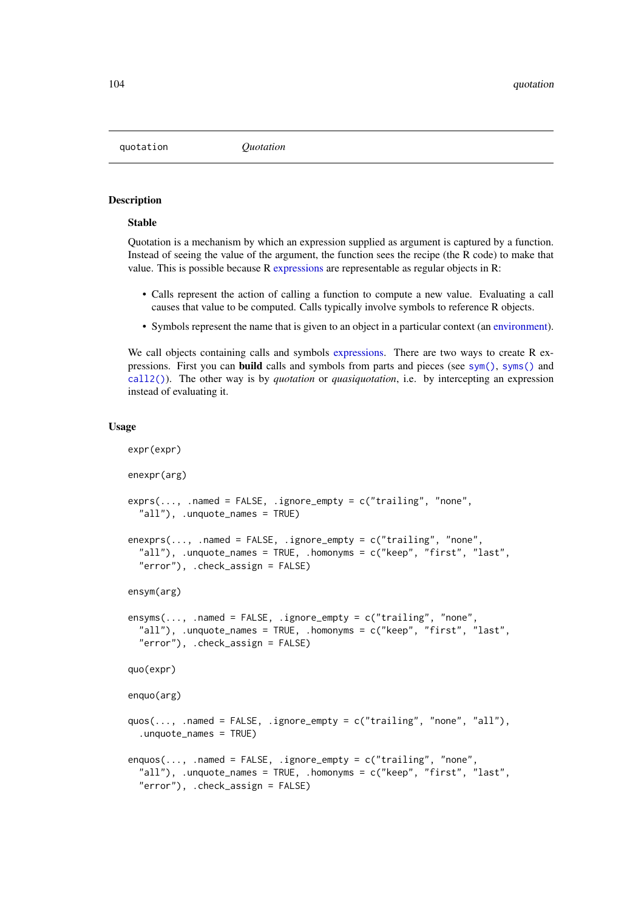| quotation | *Quotation* |
|---|---|

## Description

### Stable

Quotation is a mechanism by which an expression supplied as argument is captured by a function. Instead of seeing the value of the argument, the function sees the recipe (the R code) to make that value. This is possible because R expressions are representable as regular objects in R:

- Calls represent the action of calling a function to compute a new value. Evaluating a call causes that value to be computed. Calls typically involve symbols to reference R objects.
- Symbols represent the name that is given to an object in a particular context (an environment).

We call objects containing calls and symbols expressions. There are two ways to create R expressions. First you can **build** calls and symbols from parts and pieces (see `sym()`, `syms()` and `call2()`). The other way is by *quotation* or *quasiquotation*, i.e. by intercepting an expression instead of evaluating it.

## Usage

```
expr(expr)

enexpr(arg)

exprs(..., .named = FALSE, .ignore_empty = c("trailing", "none",
  "all"), .unquote_names = TRUE)

enexprs(..., .named = FALSE, .ignore_empty = c("trailing", "none",
  "all"), .unquote_names = TRUE, .homonyms = c("keep", "first", "last",
  "error"), .check_assign = FALSE)

ensym(arg)

ensyms(..., .named = FALSE, .ignore_empty = c("trailing", "none",
  "all"), .unquote_names = TRUE, .homonyms = c("keep", "first", "last",
  "error"), .check_assign = FALSE)

quo(expr)

enquo(arg)

quos(..., .named = FALSE, .ignore_empty = c("trailing", "none", "all"),
  .unquote_names = TRUE)

enquos(..., .named = FALSE, .ignore_empty = c("trailing", "none",
  "all"), .unquote_names = TRUE, .homonyms = c("keep", "first", "last",
  "error"), .check_assign = FALSE)
```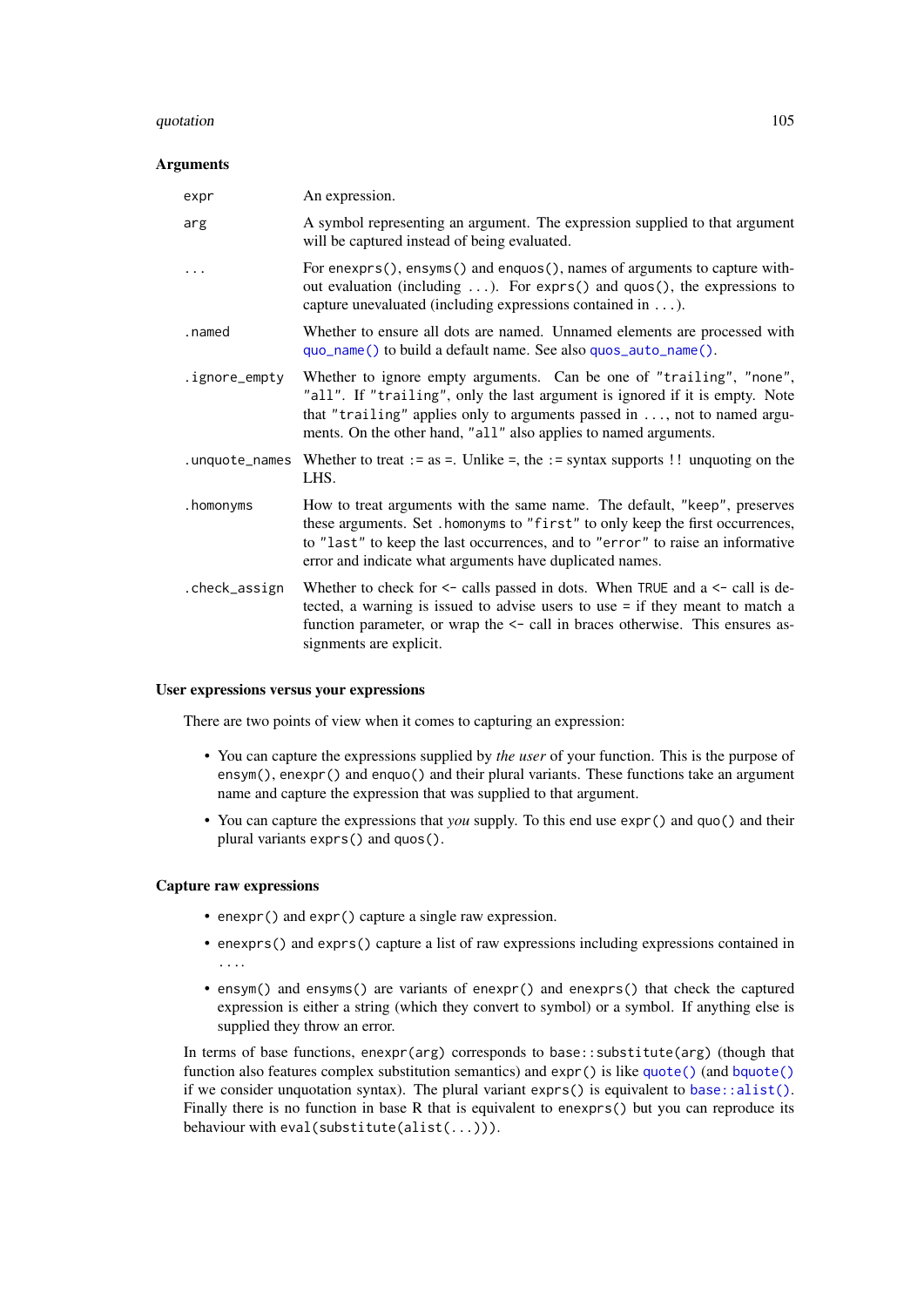## Arguments

| | |
|---|---|
| `expr` | An expression. |
| `arg` | A symbol representing an argument. The expression supplied to that argument will be captured instead of being evaluated. |
| `...` | For `enexprs()`, `ensyms()` and `enquos()`, names of arguments to capture without evaluation (including `...`). For `exprs()` and `quos()`, the expressions to capture unevaluated (including expressions contained in `...`). |
| `.named` | Whether to ensure all dots are named. Unnamed elements are processed with `quo_name()` to build a default name. See also `quos_auto_name()`. |
| `.ignore_empty` | Whether to ignore empty arguments. Can be one of `"trailing"`, `"none"`, `"all"`. If `"trailing"`, only the last argument is ignored if it is empty. Note that `"trailing"` applies only to arguments passed in `...`, not to named arguments. On the other hand, `"all"` also applies to named arguments. |
| `.unquote_names` | Whether to treat `:=` as `=`. Unlike `=`, the `:=` syntax supports `!!` unquoting on the LHS. |
| `.homonyms` | How to treat arguments with the same name. The default, `"keep"`, preserves these arguments. Set `.homonyms` to `"first"` to only keep the first occurrences, to `"last"` to keep the last occurrences, and to `"error"` to raise an informative error and indicate what arguments have duplicated names. |
| `.check_assign` | Whether to check for `<-` calls passed in dots. When `TRUE` and a `<-` call is detected, a warning is issued to advise users to use `=` if they meant to match a function parameter, or wrap the `<-` call in braces otherwise. This ensures assignments are explicit. |

## User expressions versus your expressions

There are two points of view when it comes to capturing an expression:

- You can capture the expressions supplied by *the user* of your function. This is the purpose of `ensym()`, `enexpr()` and `enquo()` and their plural variants. These functions take an argument name and capture the expression that was supplied to that argument.
- You can capture the expressions that *you* supply. To this end use `expr()` and `quo()` and their plural variants `exprs()` and `quos()`.

## Capture raw expressions

- `enexpr()` and `expr()` capture a single raw expression.
- `enexprs()` and `exprs()` capture a list of raw expressions including expressions contained in `...`.
- `ensym()` and `ensyms()` are variants of `enexpr()` and `enexprs()` that check the captured expression is either a string (which they convert to symbol) or a symbol. If anything else is supplied they throw an error.

In terms of base functions, `enexpr(arg)` corresponds to `base::substitute(arg)` (though that function also features complex substitution semantics) and `expr()` is like `quote()` (and `bquote()` if we consider unquotation syntax). The plural variant `exprs()` is equivalent to `base::alist()`. Finally there is no function in base R that is equivalent to `enexprs()` but you can reproduce its behaviour with `eval(substitute(alist(...)))`.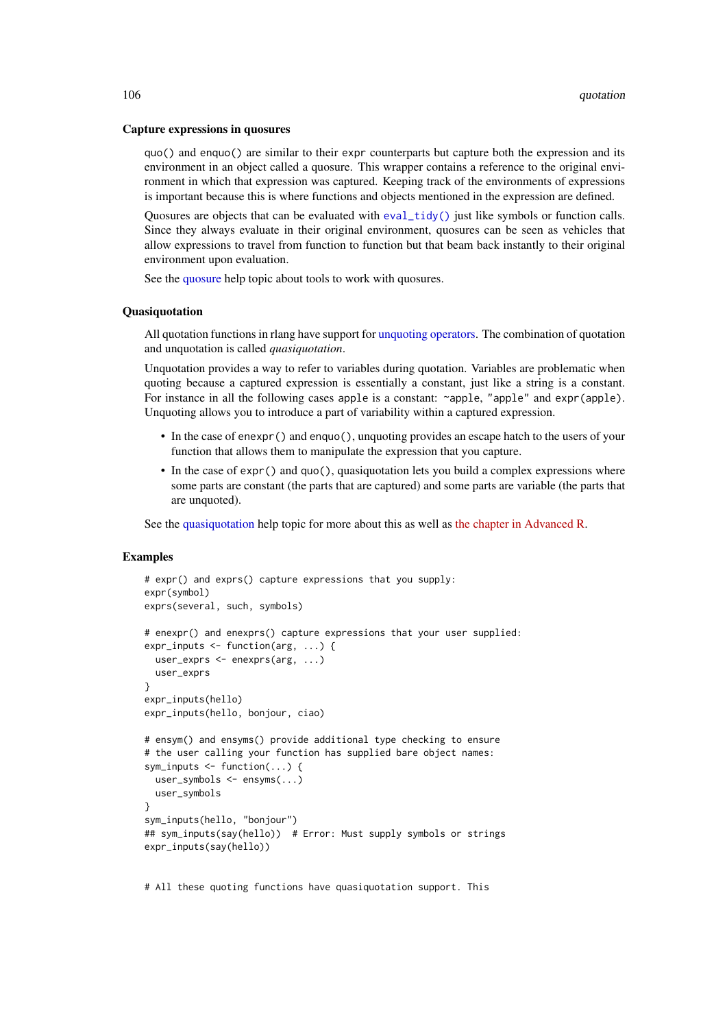### Capture expressions in quosures

`quo()` and `enquo()` are similar to their `expr` counterparts but capture both the expression and its environment in an object called a quosure. This wrapper contains a reference to the original environment in which that expression was captured. Keeping track of the environments of expressions is important because this is where functions and objects mentioned in the expression are defined.

Quosures are objects that can be evaluated with `eval_tidy()` just like symbols or function calls. Since they always evaluate in their original environment, quosures can be seen as vehicles that allow expressions to travel from function to function but that beam back instantly to their original environment upon evaluation.

See the quosure help topic about tools to work with quosures.

### Quasiquotation

All quotation functions in rlang have support for unquoting operators. The combination of quotation and unquotation is called *quasiquotation*.

Unquotation provides a way to refer to variables during quotation. Variables are problematic when quoting because a captured expression is essentially a constant, just like a string is a constant. For instance in all the following cases `apple` is a constant: `~apple`, `"apple"` and `expr(apple)`. Unquoting allows you to introduce a part of variability within a captured expression.

- In the case of `enexpr()` and `enquo()`, unquoting provides an escape hatch to the users of your function that allows them to manipulate the expression that you capture.
- In the case of `expr()` and `quo()`, quasiquotation lets you build a complex expressions where some parts are constant (the parts that are captured) and some parts are variable (the parts that are unquoted).

See the quasiquotation help topic for more about this as well as the chapter in Advanced R.

### Examples

```
# expr() and exprs() capture expressions that you supply:
expr(symbol)
exprs(several, such, symbols)

# enexpr() and enexprs() capture expressions that your user supplied:
expr_inputs <- function(arg, ...) {
  user_exprs <- enexprs(arg, ...)
  user_exprs
}
expr_inputs(hello)
expr_inputs(hello, bonjour, ciao)

# ensym() and ensyms() provide additional type checking to ensure
# the user calling your function has supplied bare object names:
sym_inputs <- function(...) {
  user_symbols <- ensyms(...)
  user_symbols
}
sym_inputs(hello, "bonjour")
## sym_inputs(say(hello))  # Error: Must supply symbols or strings
expr_inputs(say(hello))


# All these quoting functions have quasiquotation support. This
```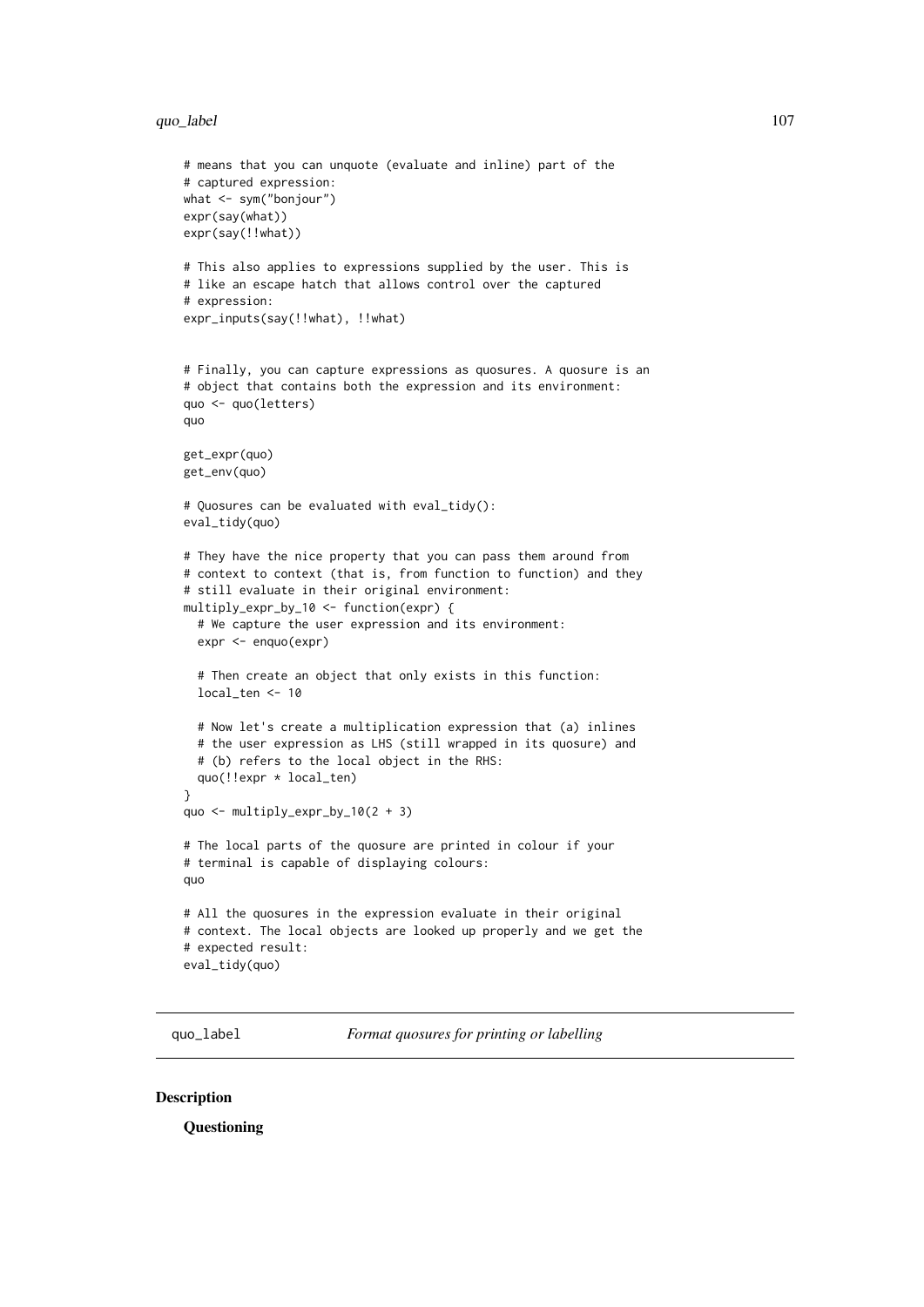```
# means that you can unquote (evaluate and inline) part of the
# captured expression:
what <- sym("bonjour")
expr(say(what))
expr(say(!!what))

# This also applies to expressions supplied by the user. This is
# like an escape hatch that allows control over the captured
# expression:
expr_inputs(say(!!what), !!what)


# Finally, you can capture expressions as quosures. A quosure is an
# object that contains both the expression and its environment:
quo <- quo(letters)
quo

get_expr(quo)
get_env(quo)

# Quosures can be evaluated with eval_tidy():
eval_tidy(quo)

# They have the nice property that you can pass them around from
# context to context (that is, from function to function) and they
# still evaluate in their original environment:
multiply_expr_by_10 <- function(expr) {
  # We capture the user expression and its environment:
  expr <- enquo(expr)

  # Then create an object that only exists in this function:
  local_ten <- 10

  # Now let's create a multiplication expression that (a) inlines
  # the user expression as LHS (still wrapped in its quosure) and
  # (b) refers to the local object in the RHS:
  quo(!!expr * local_ten)
}
quo <- multiply_expr_by_10(2 + 3)

# The local parts of the quosure are printed in colour if your
# terminal is capable of displaying colours:
quo

# All the quosures in the expression evaluate in their original
# context. The local objects are looked up properly and we get the
# expected result:
eval_tidy(quo)
```

## quo_label *Format quosures for printing or labelling*

### Description

**Questioning**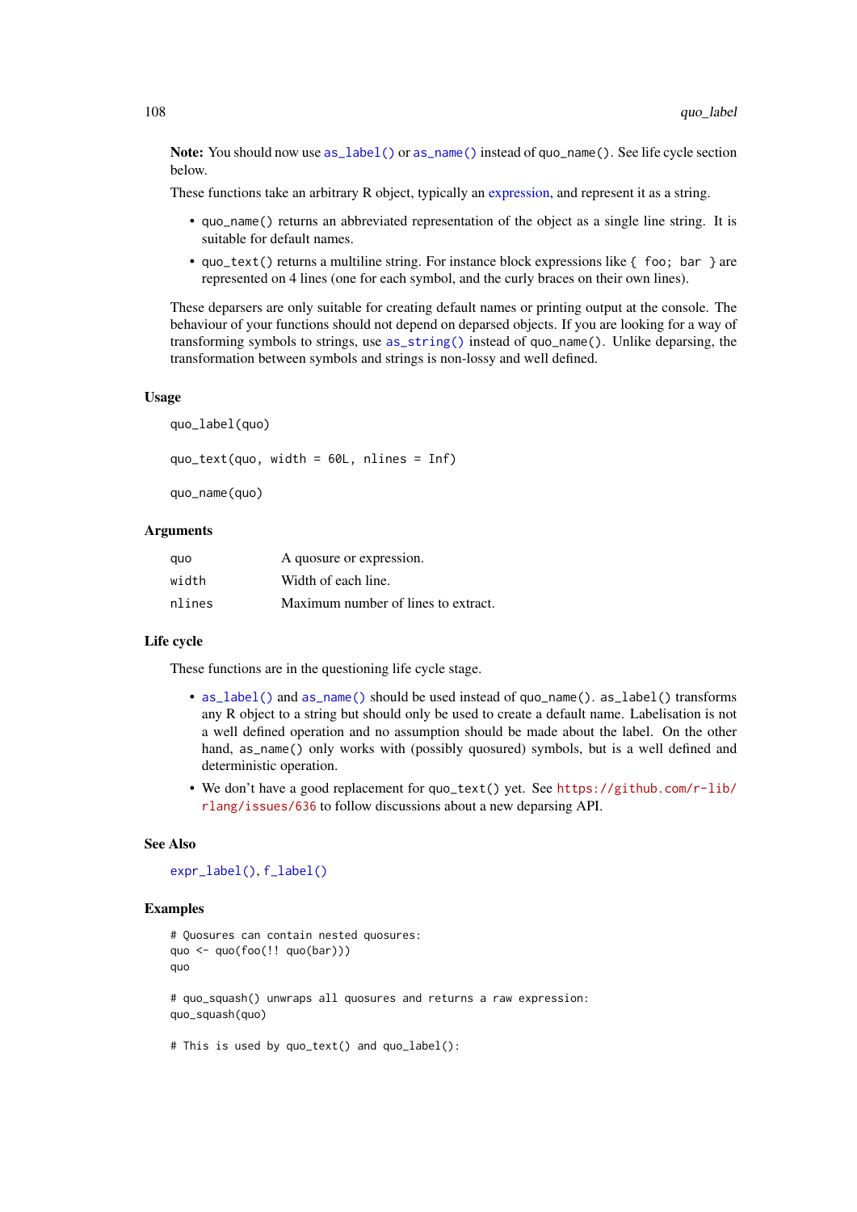**Note:** You should now use `as_label()` or `as_name()` instead of `quo_name()`. See life cycle section below.

These functions take an arbitrary R object, typically an expression, and represent it as a string.

- `quo_name()` returns an abbreviated representation of the object as a single line string. It is suitable for default names.
- `quo_text()` returns a multiline string. For instance block expressions like `{ foo; bar }` are represented on 4 lines (one for each symbol, and the curly braces on their own lines).

These deparsers are only suitable for creating default names or printing output at the console. The behaviour of your functions should not depend on deparsed objects. If you are looking for a way of transforming symbols to strings, use `as_string()` instead of `quo_name()`. Unlike deparsing, the transformation between symbols and strings is non-lossy and well defined.

### Usage

```
quo_label(quo)

quo_text(quo, width = 60L, nlines = Inf)

quo_name(quo)
```

### Arguments

| | |
|---|---|
| `quo` | A quosure or expression. |
| `width` | Width of each line. |
| `nlines` | Maximum number of lines to extract. |

### Life cycle

These functions are in the questioning life cycle stage.

- `as_label()` and `as_name()` should be used instead of `quo_name()`. `as_label()` transforms any R object to a string but should only be used to create a default name. Labelisation is not a well defined operation and no assumption should be made about the label. On the other hand, `as_name()` only works with (possibly quosured) symbols, but is a well defined and deterministic operation.
- We don't have a good replacement for `quo_text()` yet. See https://github.com/r-lib/rlang/issues/636 to follow discussions about a new deparsing API.

### See Also

`expr_label()`, `f_label()`

### Examples

```
# Quosures can contain nested quosures:
quo <- quo(foo(!! quo(bar)))
quo

# quo_squash() unwraps all quosures and returns a raw expression:
quo_squash(quo)

# This is used by quo_text() and quo_label():
```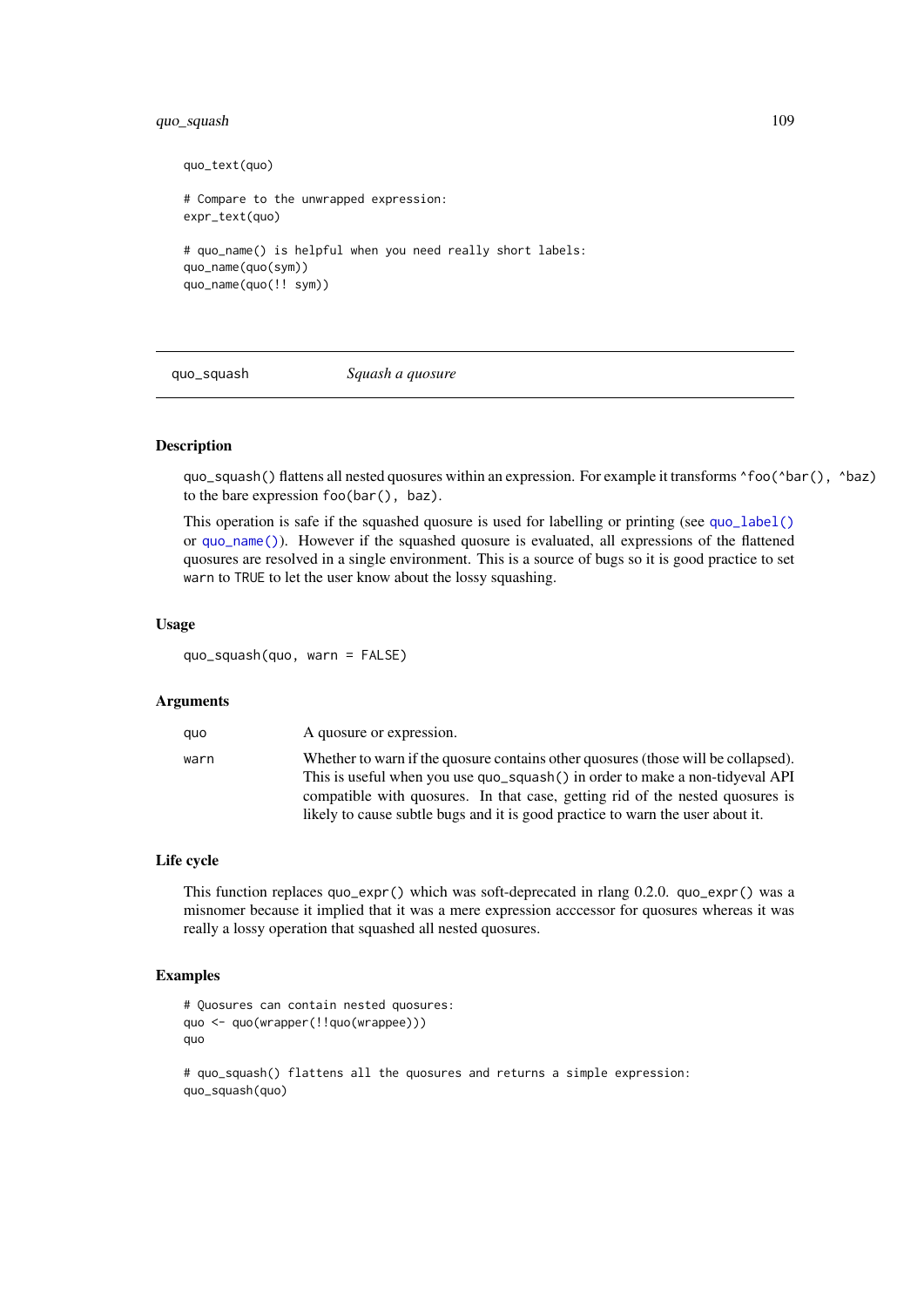```
quo_text(quo)

# Compare to the unwrapped expression:
expr_text(quo)

# quo_name() is helpful when you need really short labels:
quo_name(quo(sym))
quo_name(quo(!! sym))
```

---

quo_squash &emsp;&emsp; *Squash a quosure*

---

### Description

quo_squash() flattens all nested quosures within an expression. For example it transforms `^foo(^bar(), ^baz)` to the bare expression `foo(bar(), baz)`.

This operation is safe if the squashed quosure is used for labelling or printing (see `quo_label()` or `quo_name()`). However if the squashed quosure is evaluated, all expressions of the flattened quosures are resolved in a single environment. This is a source of bugs so it is good practice to set `warn` to `TRUE` to let the user know about the lossy squashing.

### Usage

```
quo_squash(quo, warn = FALSE)
```

### Arguments

| | |
|---|---|
| quo | A quosure or expression. |
| warn | Whether to warn if the quosure contains other quosures (those will be collapsed). This is useful when you use quo_squash() in order to make a non-tidyeval API compatible with quosures. In that case, getting rid of the nested quosures is likely to cause subtle bugs and it is good practice to warn the user about it. |

### Life cycle

This function replaces quo_expr() which was soft-deprecated in rlang 0.2.0. quo_expr() was a misnomer because it implied that it was a mere expression acccessor for quosures whereas it was really a lossy operation that squashed all nested quosures.

### Examples

```
# Quosures can contain nested quosures:
quo <- quo(wrapper(!!quo(wrappee)))
quo

# quo_squash() flattens all the quosures and returns a simple expression:
quo_squash(quo)
```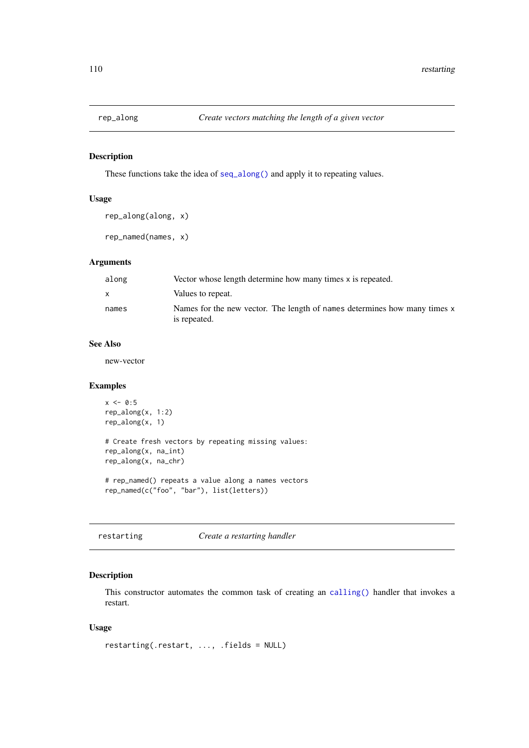## rep_along — *Create vectors matching the length of a given vector*

### Description

These functions take the idea of `seq_along()` and apply it to repeating values.

### Usage

```
rep_along(along, x)

rep_named(names, x)
```

### Arguments

| | |
|---|---|
| along | Vector whose length determine how many times x is repeated. |
| x | Values to repeat. |
| names | Names for the new vector. The length of names determines how many times x is repeated. |

### See Also

new-vector

### Examples

```
x <- 0:5
rep_along(x, 1:2)
rep_along(x, 1)

# Create fresh vectors by repeating missing values:
rep_along(x, na_int)
rep_along(x, na_chr)

# rep_named() repeats a value along a names vectors
rep_named(c("foo", "bar"), list(letters))
```

## restarting — *Create a restarting handler*

### Description

This constructor automates the common task of creating an `calling()` handler that invokes a restart.

### Usage

```
restarting(.restart, ..., .fields = NULL)
```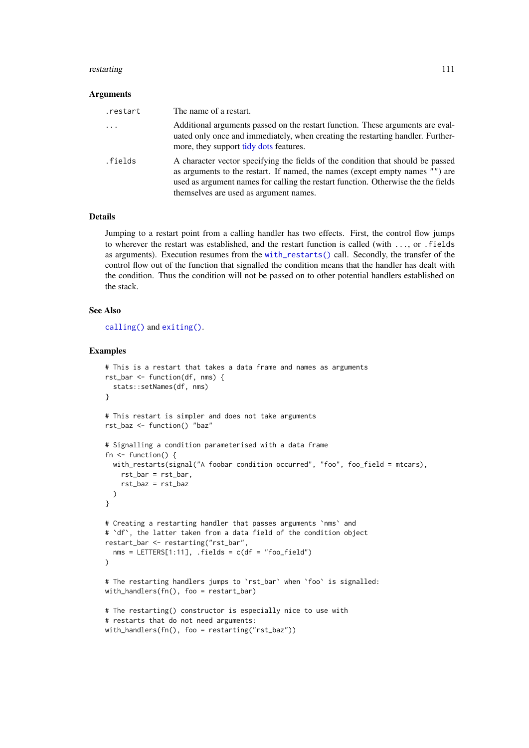### Arguments

| | |
|---|---|
| `.restart` | The name of a restart. |
| `...` | Additional arguments passed on the restart function. These arguments are evaluated only once and immediately, when creating the restarting handler. Furthermore, they support tidy dots features. |
| `.fields` | A character vector specifying the fields of the condition that should be passed as arguments to the restart. If named, the names (except empty names "") are used as argument names for calling the restart function. Otherwise the the fields themselves are used as argument names. |

### Details

Jumping to a restart point from a calling handler has two effects. First, the control flow jumps to wherever the restart was established, and the restart function is called (with `...`, or `.fields` as arguments). Execution resumes from the `with_restarts()` call. Secondly, the transfer of the control flow out of the function that signalled the condition means that the handler has dealt with the condition. Thus the condition will not be passed on to other potential handlers established on the stack.

### See Also

`calling()` and `exiting()`.

### Examples

```
# This is a restart that takes a data frame and names as arguments
rst_bar <- function(df, nms) {
  stats::setNames(df, nms)
}

# This restart is simpler and does not take arguments
rst_baz <- function() "baz"

# Signalling a condition parameterised with a data frame
fn <- function() {
  with_restarts(signal("A foobar condition occurred", "foo", foo_field = mtcars),
    rst_bar = rst_bar,
    rst_baz = rst_baz
  )
}

# Creating a restarting handler that passes arguments `nms` and
# `df`, the latter taken from a data field of the condition object
restart_bar <- restarting("rst_bar",
  nms = LETTERS[1:11], .fields = c(df = "foo_field")
)

# The restarting handlers jumps to `rst_bar` when `foo` is signalled:
with_handlers(fn(), foo = restart_bar)

# The restarting() constructor is especially nice to use with
# restarts that do not need arguments:
with_handlers(fn(), foo = restarting("rst_baz"))
```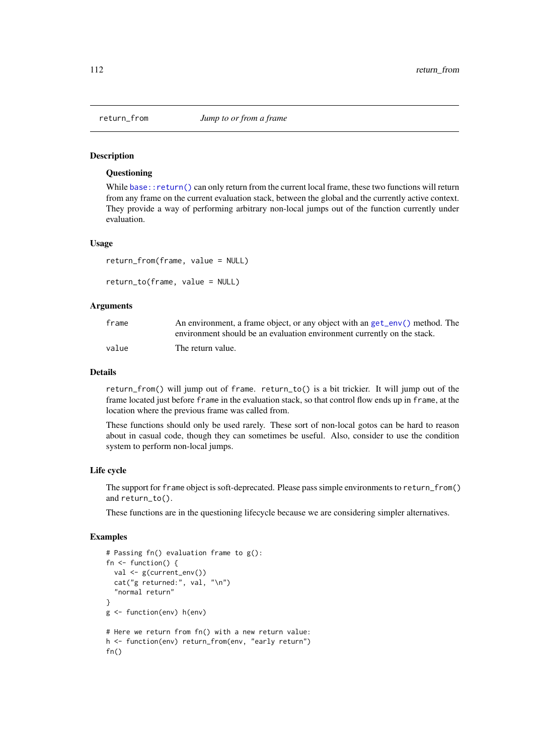# return_from — *Jump to or from a frame*

## Description

### Questioning

While `base::return()` can only return from the current local frame, these two functions will return from any frame on the current evaluation stack, between the global and the currently active context. They provide a way of performing arbitrary non-local jumps out of the function currently under evaluation.

## Usage

```
return_from(frame, value = NULL)

return_to(frame, value = NULL)
```

## Arguments

| | |
|---|---|
| `frame` | An environment, a frame object, or any object with an `get_env()` method. The environment should be an evaluation environment currently on the stack. |
| `value` | The return value. |

## Details

`return_from()` will jump out of `frame`. `return_to()` is a bit trickier. It will jump out of the frame located just before `frame` in the evaluation stack, so that control flow ends up in `frame`, at the location where the previous frame was called from.

These functions should only be used rarely. These sort of non-local gotos can be hard to reason about in casual code, though they can sometimes be useful. Also, consider to use the condition system to perform non-local jumps.

## Life cycle

The support for `frame` object is soft-deprecated. Please pass simple environments to `return_from()` and `return_to()`.

These functions are in the questioning lifecycle because we are considering simpler alternatives.

## Examples

```
# Passing fn() evaluation frame to g():
fn <- function() {
  val <- g(current_env())
  cat("g returned:", val, "\n")
  "normal return"
}
g <- function(env) h(env)

# Here we return from fn() with a new return value:
h <- function(env) return_from(env, "early return")
fn()
```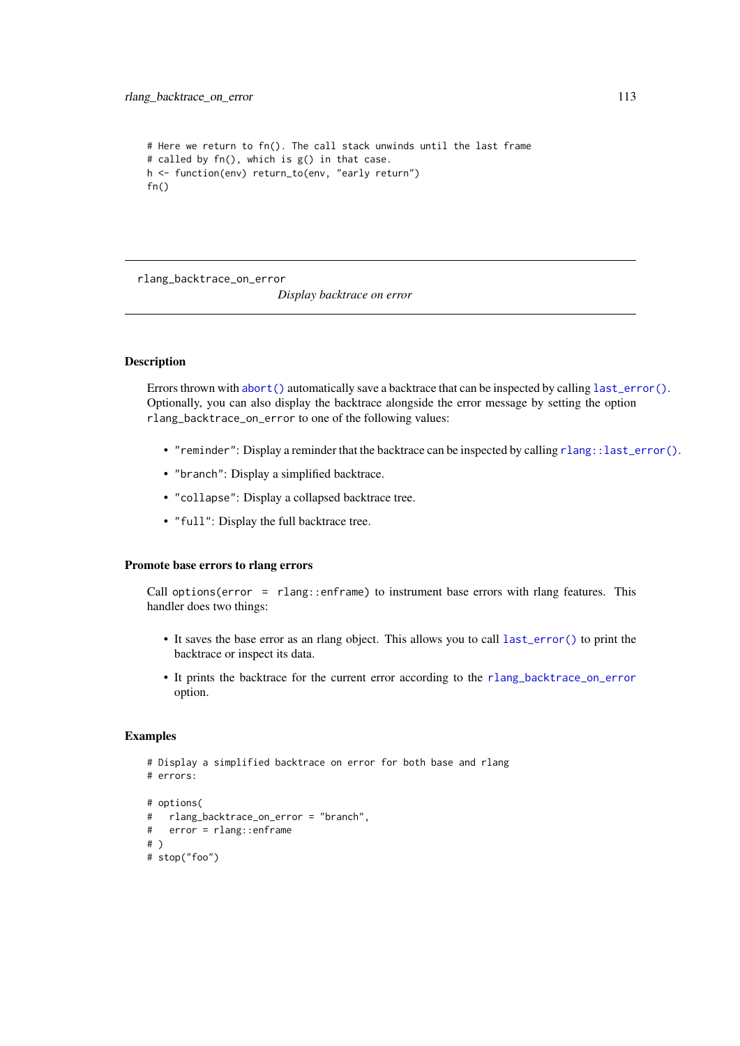```
# Here we return to fn(). The call stack unwinds until the last frame
# called by fn(), which is g() in that case.
h <- function(env) return_to(env, "early return")
fn()
```

---

rlang_backtrace_on_error    *Display backtrace on error*

---

### Description

Errors thrown with `abort()` automatically save a backtrace that can be inspected by calling `last_error()`. Optionally, you can also display the backtrace alongside the error message by setting the option `rlang_backtrace_on_error` to one of the following values:

- `"reminder"`: Display a reminder that the backtrace can be inspected by calling `rlang::last_error()`.
- `"branch"`: Display a simplified backtrace.
- `"collapse"`: Display a collapsed backtrace tree.
- `"full"`: Display the full backtrace tree.

### Promote base errors to rlang errors

Call `options(error = rlang::enframe)` to instrument base errors with rlang features. This handler does two things:

- It saves the base error as an rlang object. This allows you to call `last_error()` to print the backtrace or inspect its data.
- It prints the backtrace for the current error according to the `rlang_backtrace_on_error` option.

### Examples

```
# Display a simplified backtrace on error for both base and rlang
# errors:

# options(
#   rlang_backtrace_on_error = "branch",
#   error = rlang::enframe
# )
# stop("foo")
```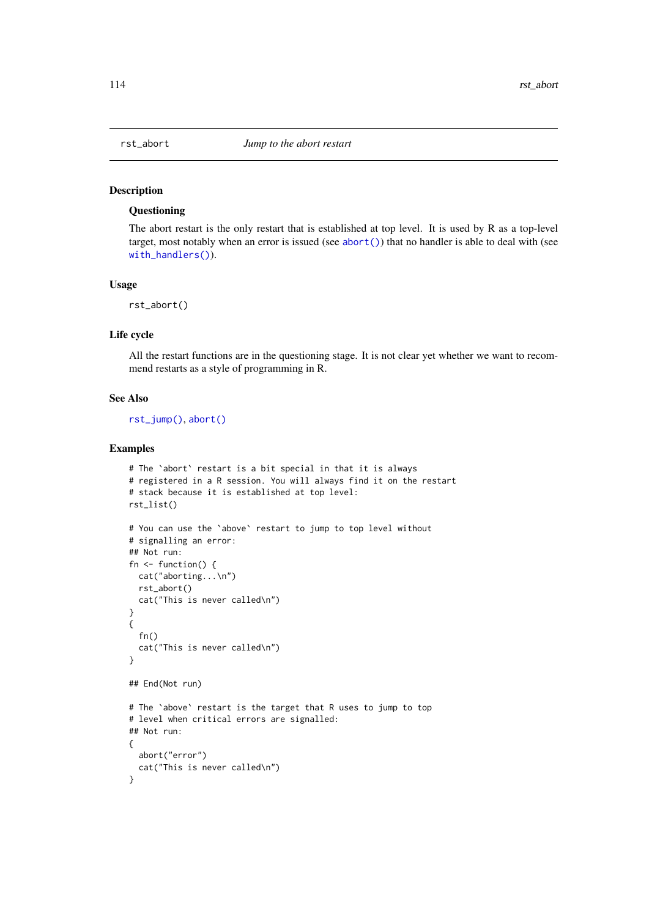## rst_abort — *Jump to the abort restart*

### Description

#### Questioning

The abort restart is the only restart that is established at top level. It is used by R as a top-level target, most notably when an error is issued (see abort()) that no handler is able to deal with (see with_handlers()).

### Usage

```
rst_abort()
```

### Life cycle

All the restart functions are in the questioning stage. It is not clear yet whether we want to recommend restarts as a style of programming in R.

### See Also

rst_jump(), abort()

### Examples

```
# The `abort` restart is a bit special in that it is always
# registered in a R session. You will always find it on the restart
# stack because it is established at top level:
rst_list()

# You can use the `above` restart to jump to top level without
# signalling an error:
## Not run:
fn <- function() {
  cat("aborting...\n")
  rst_abort()
  cat("This is never called\n")
}
{
  fn()
  cat("This is never called\n")
}

## End(Not run)

# The `above` restart is the target that R uses to jump to top
# level when critical errors are signalled:
## Not run:
{
  abort("error")
  cat("This is never called\n")
}
```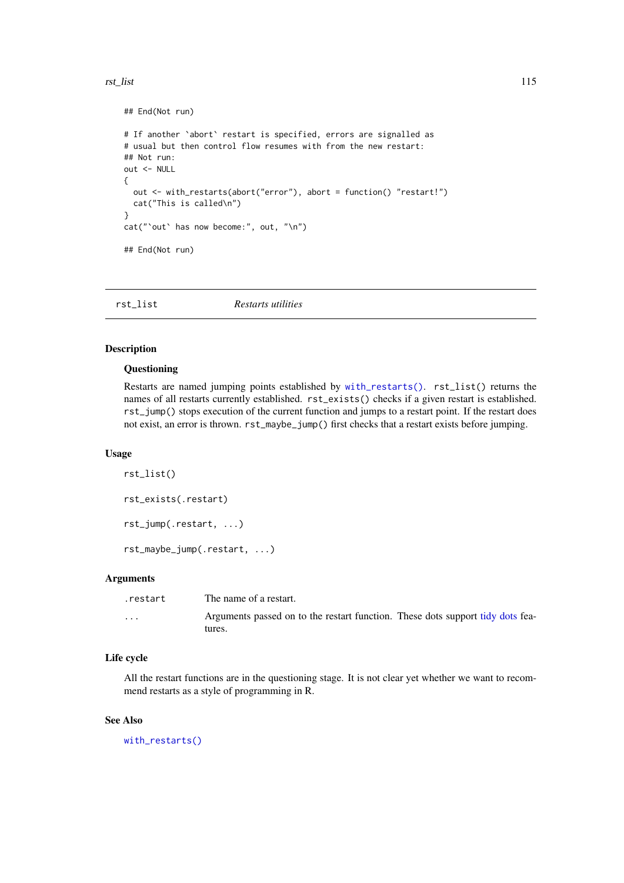```
## End(Not run)

# If another `abort` restart is specified, errors are signalled as
# usual but then control flow resumes with from the new restart:
## Not run:
out <- NULL
{
  out <- with_restarts(abort("error"), abort = function() "restart!")
  cat("This is called\n")
}
cat("`out` has now become:", out, "\n")

## End(Not run)
```

---

`rst_list` *Restarts utilities*

---

## Description

### Questioning

Restarts are named jumping points established by `with_restarts()`. `rst_list()` returns the names of all restarts currently established. `rst_exists()` checks if a given restart is established. `rst_jump()` stops execution of the current function and jumps to a restart point. If the restart does not exist, an error is thrown. `rst_maybe_jump()` first checks that a restart exists before jumping.

## Usage

```
rst_list()

rst_exists(.restart)

rst_jump(.restart, ...)

rst_maybe_jump(.restart, ...)
```

## Arguments

| | |
|---|---|
| `.restart` | The name of a restart. |
| `...` | Arguments passed on to the restart function. These dots support tidy dots features. |

## Life cycle

All the restart functions are in the questioning stage. It is not clear yet whether we want to recommend restarts as a style of programming in R.

## See Also

`with_restarts()`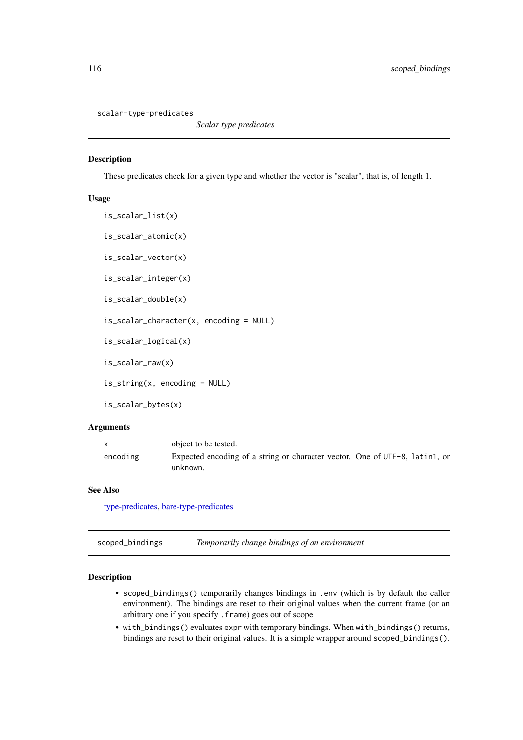## scalar-type-predicates

*Scalar type predicates*

### Description

These predicates check for a given type and whether the vector is "scalar", that is, of length 1.

### Usage

```
is_scalar_list(x)

is_scalar_atomic(x)

is_scalar_vector(x)

is_scalar_integer(x)

is_scalar_double(x)

is_scalar_character(x, encoding = NULL)

is_scalar_logical(x)

is_scalar_raw(x)

is_string(x, encoding = NULL)

is_scalar_bytes(x)
```

### Arguments

| | |
|---|---|
| x | object to be tested. |
| encoding | Expected encoding of a string or character vector. One of UTF-8, latin1, or unknown. |

### See Also

type-predicates, bare-type-predicates

## scoped_bindings

*Temporarily change bindings of an environment*

### Description

- scoped_bindings() temporarily changes bindings in .env (which is by default the caller environment). The bindings are reset to their original values when the current frame (or an arbitrary one if you specify .frame) goes out of scope.
- with_bindings() evaluates expr with temporary bindings. When with_bindings() returns, bindings are reset to their original values. It is a simple wrapper around scoped_bindings().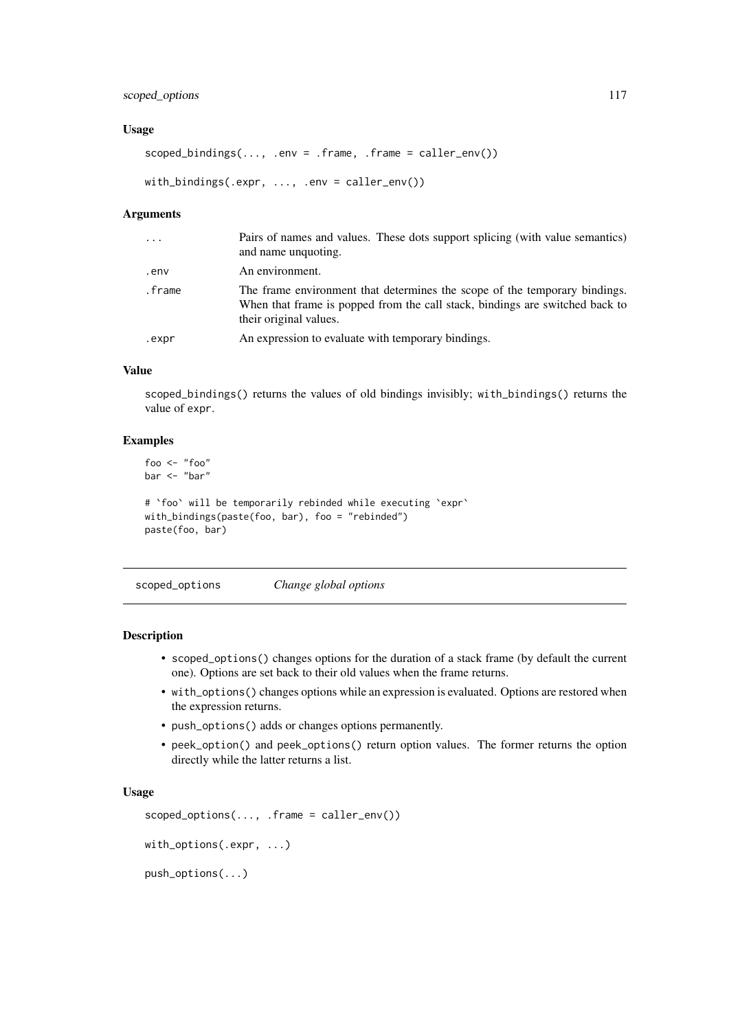### Usage

```
scoped_bindings(..., .env = .frame, .frame = caller_env())

with_bindings(.expr, ..., .env = caller_env())
```

### Arguments

| | |
|---|---|
| ... | Pairs of names and values. These dots support splicing (with value semantics) and name unquoting. |
| .env | An environment. |
| .frame | The frame environment that determines the scope of the temporary bindings. When that frame is popped from the call stack, bindings are switched back to their original values. |
| .expr | An expression to evaluate with temporary bindings. |

### Value

scoped_bindings() returns the values of old bindings invisibly; with_bindings() returns the value of expr.

### Examples

```
foo <- "foo"
bar <- "bar"

# `foo` will be temporarily rebinded while executing `expr`
with_bindings(paste(foo, bar), foo = "rebinded")
paste(foo, bar)
```

---

## scoped_options    *Change global options*

---

### Description

- scoped_options() changes options for the duration of a stack frame (by default the current one). Options are set back to their old values when the frame returns.
- with_options() changes options while an expression is evaluated. Options are restored when the expression returns.
- push_options() adds or changes options permanently.
- peek_option() and peek_options() return option values. The former returns the option directly while the latter returns a list.

### Usage

```
scoped_options(..., .frame = caller_env())

with_options(.expr, ...)

push_options(...)
```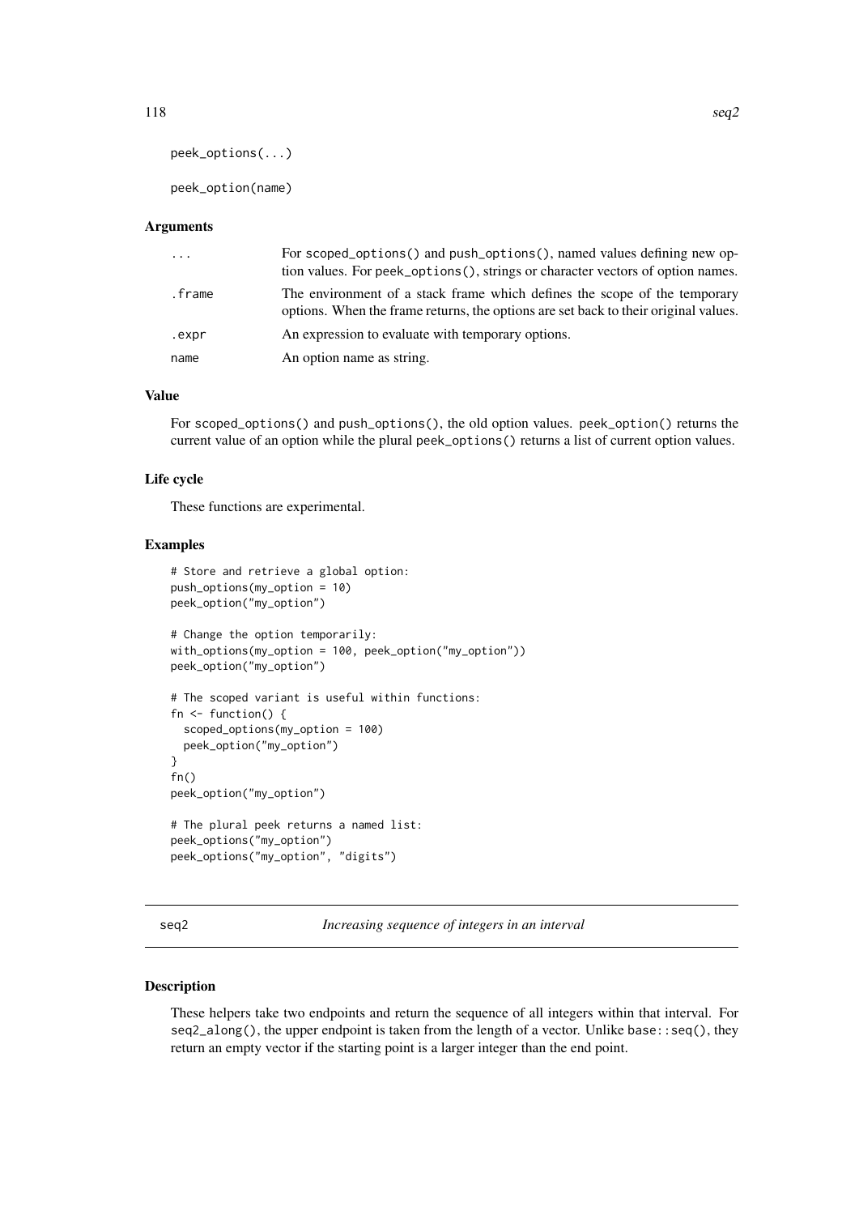```
peek_options(...)

peek_option(name)
```

### Arguments

| | |
|---|---|
| ... | For scoped_options() and push_options(), named values defining new option values. For peek_options(), strings or character vectors of option names. |
| .frame | The environment of a stack frame which defines the scope of the temporary options. When the frame returns, the options are set back to their original values. |
| .expr | An expression to evaluate with temporary options. |
| name | An option name as string. |

### Value

For scoped_options() and push_options(), the old option values. peek_option() returns the current value of an option while the plural peek_options() returns a list of current option values.

### Life cycle

These functions are experimental.

### Examples

```
# Store and retrieve a global option:
push_options(my_option = 10)
peek_option("my_option")

# Change the option temporarily:
with_options(my_option = 100, peek_option("my_option"))
peek_option("my_option")

# The scoped variant is useful within functions:
fn <- function() {
  scoped_options(my_option = 100)
  peek_option("my_option")
}
fn()
peek_option("my_option")

# The plural peek returns a named list:
peek_options("my_option")
peek_options("my_option", "digits")
```

## seq2 — *Increasing sequence of integers in an interval*

### Description

These helpers take two endpoints and return the sequence of all integers within that interval. For seq2_along(), the upper endpoint is taken from the length of a vector. Unlike base::seq(), they return an empty vector if the starting point is a larger integer than the end point.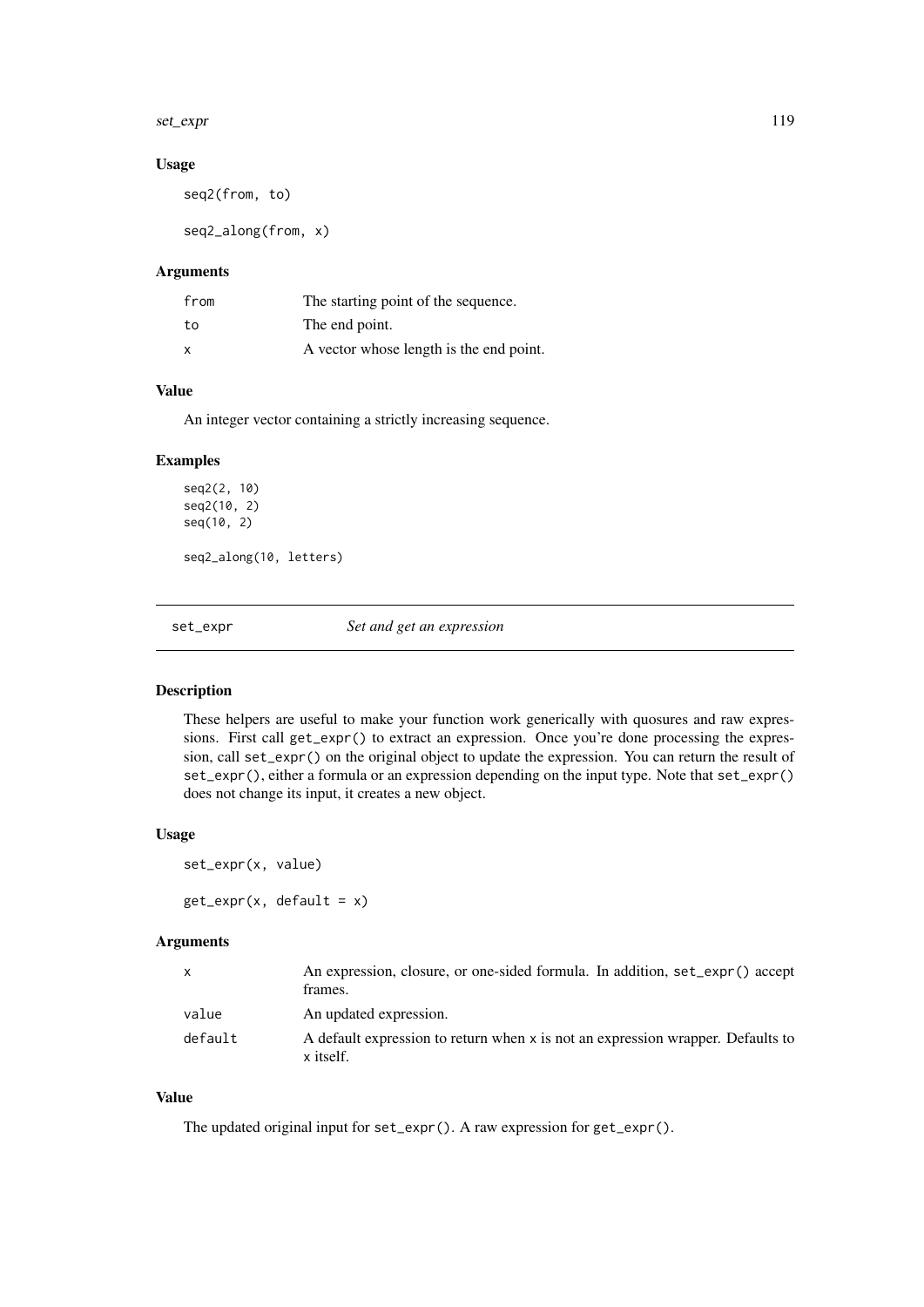### Usage

```
seq2(from, to)

seq2_along(from, x)
```

### Arguments

| | |
|---|---|
| from | The starting point of the sequence. |
| to | The end point. |
| x | A vector whose length is the end point. |

### Value

An integer vector containing a strictly increasing sequence.

### Examples

```
seq2(2, 10)
seq2(10, 2)
seq(10, 2)

seq2_along(10, letters)
```

---

## set_expr — *Set and get an expression*

---

### Description

These helpers are useful to make your function work generically with quosures and raw expressions. First call `get_expr()` to extract an expression. Once you're done processing the expression, call `set_expr()` on the original object to update the expression. You can return the result of `set_expr()`, either a formula or an expression depending on the input type. Note that `set_expr()` does not change its input, it creates a new object.

### Usage

```
set_expr(x, value)

get_expr(x, default = x)
```

### Arguments

| | |
|---|---|
| x | An expression, closure, or one-sided formula. In addition, `set_expr()` accept frames. |
| value | An updated expression. |
| default | A default expression to return when `x` is not an expression wrapper. Defaults to `x` itself. |

### Value

The updated original input for `set_expr()`. A raw expression for `get_expr()`.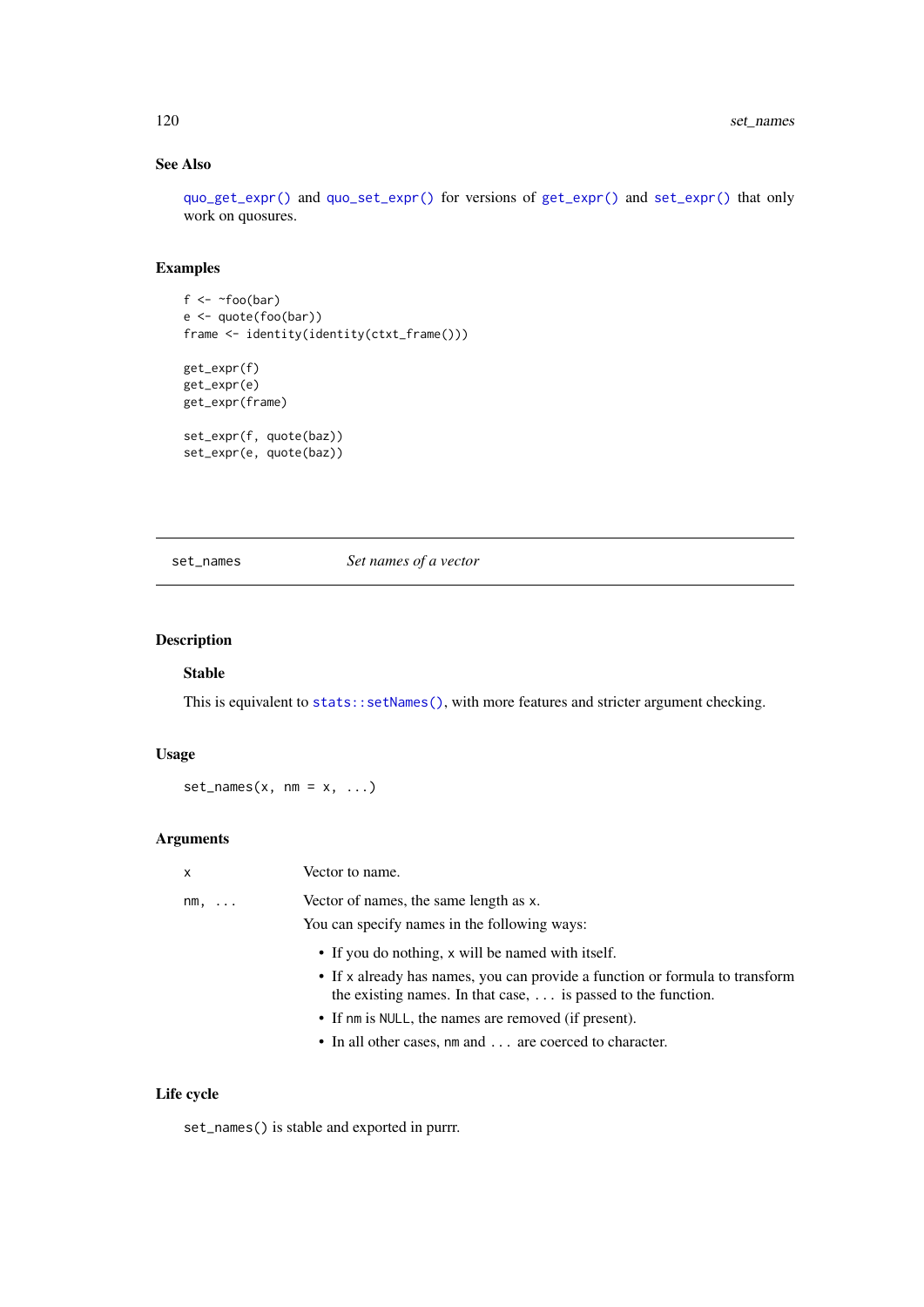### See Also

quo_get_expr() and quo_set_expr() for versions of get_expr() and set_expr() that only work on quosures.

### Examples

```
f <- ~foo(bar)
e <- quote(foo(bar))
frame <- identity(identity(ctxt_frame()))

get_expr(f)
get_expr(e)
get_expr(frame)

set_expr(f, quote(baz))
set_expr(e, quote(baz))
```

---

## set_names — *Set names of a vector*

---

### Description

#### Stable

This is equivalent to stats::setNames(), with more features and stricter argument checking.

### Usage

```
set_names(x, nm = x, ...)
```

### Arguments

| | |
|---|---|
| x | Vector to name. |
| nm, ... | Vector of names, the same length as x. |

You can specify names in the following ways:

- If you do nothing, x will be named with itself.
- If x already has names, you can provide a function or formula to transform the existing names. In that case, ... is passed to the function.
- If nm is NULL, the names are removed (if present).
- In all other cases, nm and ... are coerced to character.

### Life cycle

set_names() is stable and exported in purrr.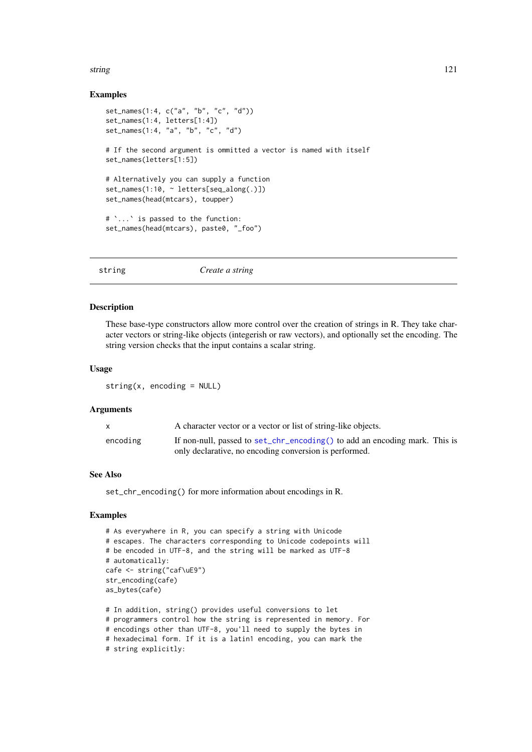### Examples

```
set_names(1:4, c("a", "b", "c", "d"))
set_names(1:4, letters[1:4])
set_names(1:4, "a", "b", "c", "d")

# If the second argument is ommitted a vector is named with itself
set_names(letters[1:5])

# Alternatively you can supply a function
set_names(1:10, ~ letters[seq_along(.)])
set_names(head(mtcars), toupper)

# `...` is passed to the function:
set_names(head(mtcars), paste0, "_foo")
```

---

## string — *Create a string*

---

### Description

These base-type constructors allow more control over the creation of strings in R. They take character vectors or string-like objects (integerish or raw vectors), and optionally set the encoding. The string version checks that the input contains a scalar string.

### Usage

```
string(x, encoding = NULL)
```

### Arguments

| | |
|---|---|
| `x` | A character vector or a vector or list of string-like objects. |
| `encoding` | If non-null, passed to `set_chr_encoding()` to add an encoding mark. This is only declarative, no encoding conversion is performed. |

### See Also

`set_chr_encoding()` for more information about encodings in R.

### Examples

```
# As everywhere in R, you can specify a string with Unicode
# escapes. The characters corresponding to Unicode codepoints will
# be encoded in UTF-8, and the string will be marked as UTF-8
# automatically:
cafe <- string("caf\uE9")
str_encoding(cafe)
as_bytes(cafe)

# In addition, string() provides useful conversions to let
# programmers control how the string is represented in memory. For
# encodings other than UTF-8, you'll need to supply the bytes in
# hexadecimal form. If it is a latin1 encoding, you can mark the
# string explicitly:
```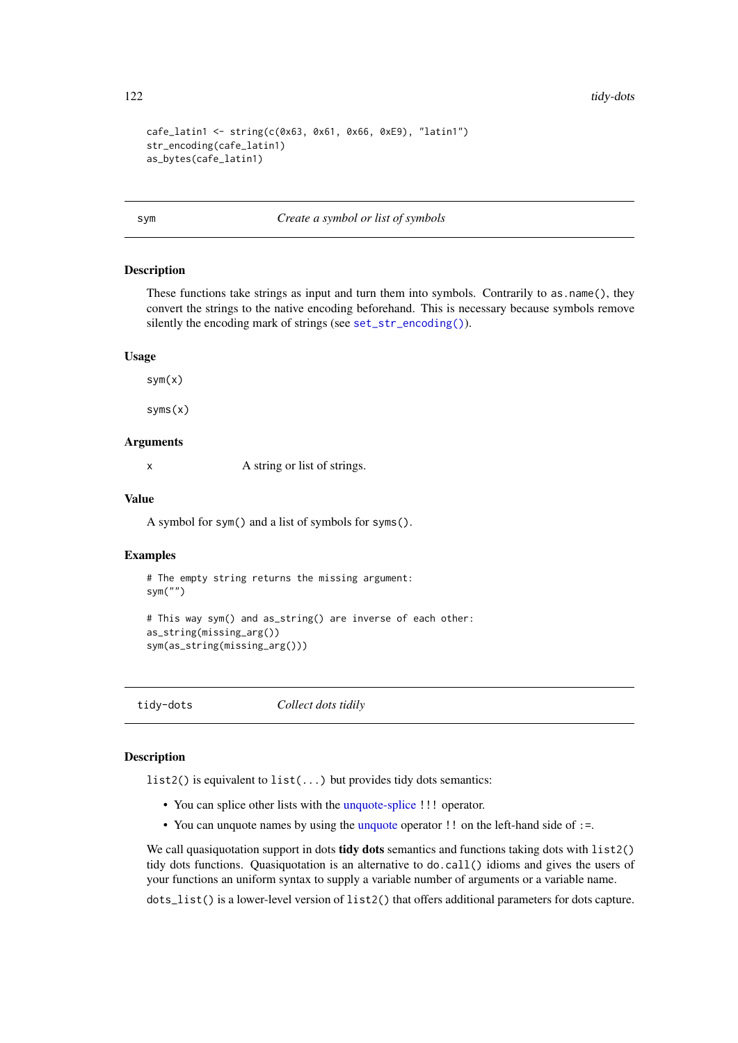```
cafe_latin1 <- string(c(0x63, 0x61, 0x66, 0xE9), "latin1")
str_encoding(cafe_latin1)
as_bytes(cafe_latin1)
```

## sym — *Create a symbol or list of symbols*

### Description

These functions take strings as input and turn them into symbols. Contrarily to `as.name()`, they convert the strings to the native encoding beforehand. This is necessary because symbols remove silently the encoding mark of strings (see `set_str_encoding()`).

### Usage

```
sym(x)

syms(x)
```

### Arguments

| | |
|---|---|
| x | A string or list of strings. |

### Value

A symbol for `sym()` and a list of symbols for `syms()`.

### Examples

```
# The empty string returns the missing argument:
sym("")

# This way sym() and as_string() are inverse of each other:
as_string(missing_arg())
sym(as_string(missing_arg()))
```

## tidy-dots — *Collect dots tidily*

### Description

`list2()` is equivalent to `list(...)` but provides tidy dots semantics:

- You can splice other lists with the unquote-splice `!!!` operator.
- You can unquote names by using the unquote operator `!!` on the left-hand side of `:=`.

We call quasiquotation support in dots **tidy dots** semantics and functions taking dots with `list2()` tidy dots functions. Quasiquotation is an alternative to `do.call()` idioms and gives the users of your functions an uniform syntax to supply a variable number of arguments or a variable name.

`dots_list()` is a lower-level version of `list2()` that offers additional parameters for dots capture.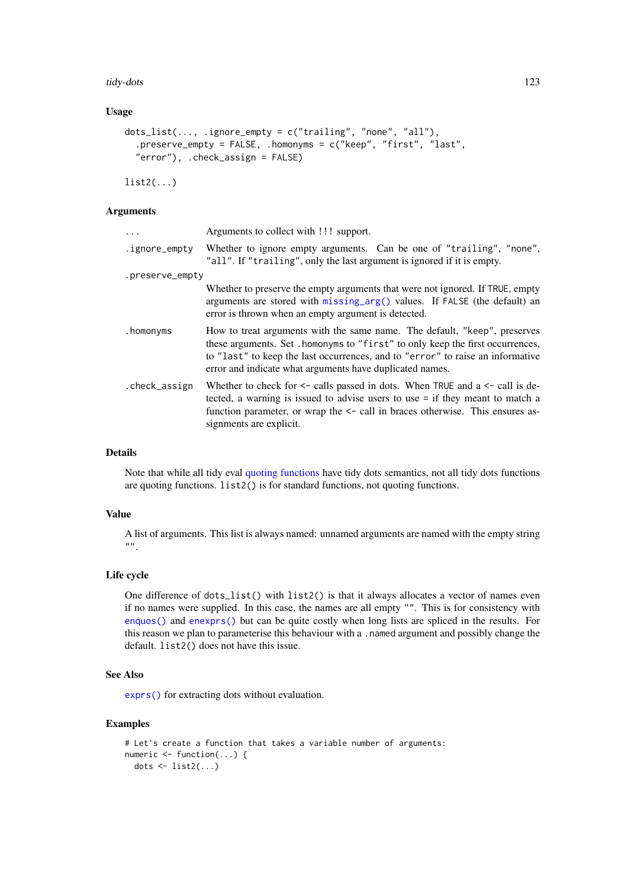### Usage

```
dots_list(..., .ignore_empty = c("trailing", "none", "all"),
  .preserve_empty = FALSE, .homonyms = c("keep", "first", "last",
  "error"), .check_assign = FALSE)

list2(...)
```

### Arguments

| | |
|---|---|
| `...` | Arguments to collect with `!!!` support. |
| `.ignore_empty` | Whether to ignore empty arguments. Can be one of `"trailing"`, `"none"`, `"all"`. If `"trailing"`, only the last argument is ignored if it is empty. |
| `.preserve_empty` | Whether to preserve the empty arguments that were not ignored. If `TRUE`, empty arguments are stored with `missing_arg()` values. If `FALSE` (the default) an error is thrown when an empty argument is detected. |
| `.homonyms` | How to treat arguments with the same name. The default, `"keep"`, preserves these arguments. Set `.homonyms` to `"first"` to only keep the first occurrences, to `"last"` to keep the last occurrences, and to `"error"` to raise an informative error and indicate what arguments have duplicated names. |
| `.check_assign` | Whether to check for `<-` calls passed in dots. When `TRUE` and a `<-` call is detected, a warning is issued to advise users to use `=` if they meant to match a function parameter, or wrap the `<-` call in braces otherwise. This ensures assignments are explicit. |

### Details

Note that while all tidy eval quoting functions have tidy dots semantics, not all tidy dots functions are quoting functions. `list2()` is for standard functions, not quoting functions.

### Value

A list of arguments. This list is always named: unnamed arguments are named with the empty string `""`.

### Life cycle

One difference of `dots_list()` with `list2()` is that it always allocates a vector of names even if no names were supplied. In this case, the names are all empty `""`. This is for consistency with `enquos()` and `enexprs()` but can be quite costly when long lists are spliced in the results. For this reason we plan to parameterise this behaviour with a `.named` argument and possibly change the default. `list2()` does not have this issue.

### See Also

`exprs()` for extracting dots without evaluation.

### Examples

```
# Let's create a function that takes a variable number of arguments:
numeric <- function(...) {
  dots <- list2(...)
```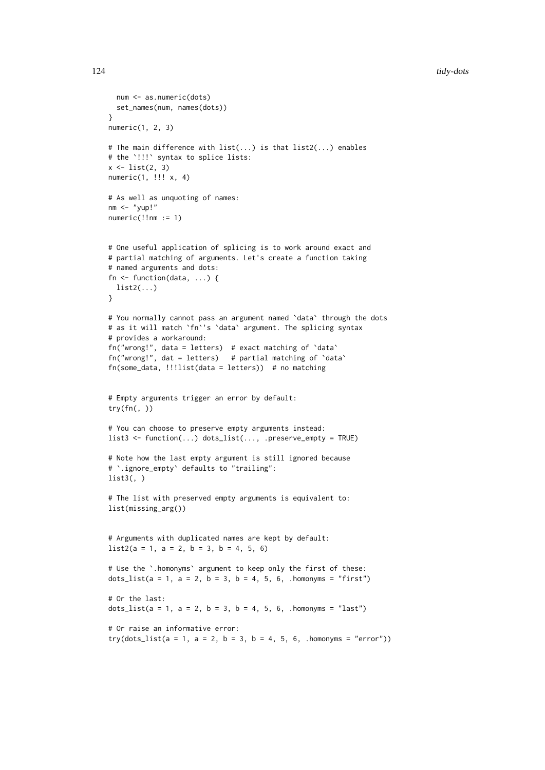```
  num <- as.numeric(dots)
  set_names(num, names(dots))
}
numeric(1, 2, 3)

# The main difference with list(...) is that list2(...) enables
# the `!!!` syntax to splice lists:
x <- list(2, 3)
numeric(1, !!! x, 4)

# As well as unquoting of names:
nm <- "yup!"
numeric(!!nm := 1)


# One useful application of splicing is to work around exact and
# partial matching of arguments. Let's create a function taking
# named arguments and dots:
fn <- function(data, ...) {
  list2(...)
}

# You normally cannot pass an argument named `data` through the dots
# as it will match `fn`'s `data` argument. The splicing syntax
# provides a workaround:
fn("wrong!", data = letters)  # exact matching of `data`
fn("wrong!", dat = letters)   # partial matching of `data`
fn(some_data, !!!list(data = letters))  # no matching


# Empty arguments trigger an error by default:
try(fn(, ))

# You can choose to preserve empty arguments instead:
list3 <- function(...) dots_list(..., .preserve_empty = TRUE)

# Note how the last empty argument is still ignored because
# `.ignore_empty` defaults to "trailing":
list3(, )

# The list with preserved empty arguments is equivalent to:
list(missing_arg())


# Arguments with duplicated names are kept by default:
list2(a = 1, a = 2, b = 3, b = 4, 5, 6)

# Use the `.homonyms` argument to keep only the first of these:
dots_list(a = 1, a = 2, b = 3, b = 4, 5, 6, .homonyms = "first")

# Or the last:
dots_list(a = 1, a = 2, b = 3, b = 4, 5, 6, .homonyms = "last")

# Or raise an informative error:
try(dots_list(a = 1, a = 2, b = 3, b = 4, 5, 6, .homonyms = "error"))
```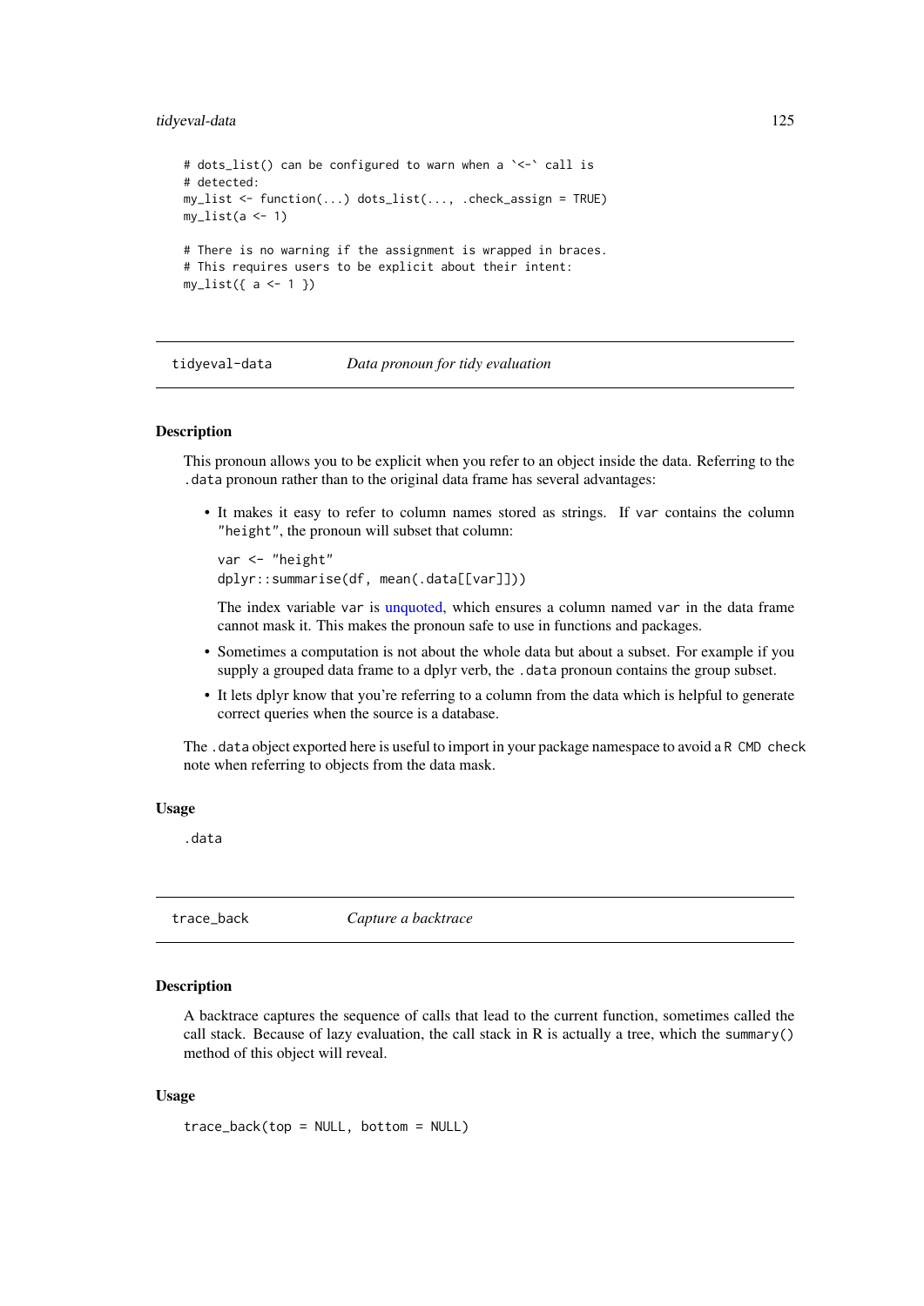```
# dots_list() can be configured to warn when a `<-` call is
# detected:
my_list <- function(...) dots_list(..., .check_assign = TRUE)
my_list(a <- 1)

# There is no warning if the assignment is wrapped in braces.
# This requires users to be explicit about their intent:
my_list({ a <- 1 })
```

---

## tidyeval-data — *Data pronoun for tidy evaluation*

### Description

This pronoun allows you to be explicit when you refer to an object inside the data. Referring to the `.data` pronoun rather than to the original data frame has several advantages:

- It makes it easy to refer to column names stored as strings. If `var` contains the column `"height"`, the pronoun will subset that column:

  ```
  var <- "height"
  dplyr::summarise(df, mean(.data[[var]]))
  ```

  The index variable `var` is unquoted, which ensures a column named `var` in the data frame cannot mask it. This makes the pronoun safe to use in functions and packages.

- Sometimes a computation is not about the whole data but about a subset. For example if you supply a grouped data frame to a dplyr verb, the `.data` pronoun contains the group subset.

- It lets dplyr know that you're referring to a column from the data which is helpful to generate correct queries when the source is a database.

The `.data` object exported here is useful to import in your package namespace to avoid a `R CMD check` note when referring to objects from the data mask.

### Usage

```
.data
```

---

## trace_back — *Capture a backtrace*

### Description

A backtrace captures the sequence of calls that lead to the current function, sometimes called the call stack. Because of lazy evaluation, the call stack in R is actually a tree, which the `summary()` method of this object will reveal.

### Usage

```
trace_back(top = NULL, bottom = NULL)
```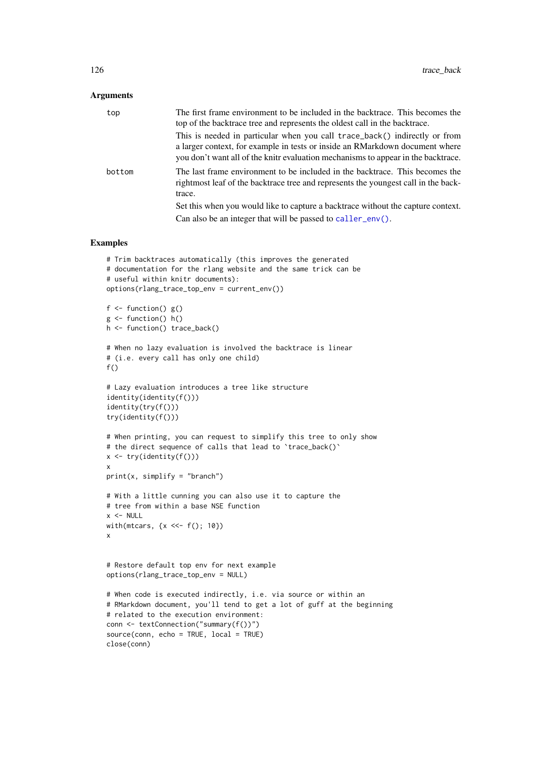## Arguments

- `top` — The first frame environment to be included in the backtrace. This becomes the top of the backtrace tree and represents the oldest call in the backtrace.

  This is needed in particular when you call `trace_back()` indirectly or from a larger context, for example in tests or inside an RMarkdown document where you don't want all of the knitr evaluation mechanisms to appear in the backtrace.

- `bottom` — The last frame environment to be included in the backtrace. This becomes the rightmost leaf of the backtrace tree and represents the youngest call in the backtrace.

  Set this when you would like to capture a backtrace without the capture context.

  Can also be an integer that will be passed to `caller_env()`.

## Examples

```
# Trim backtraces automatically (this improves the generated
# documentation for the rlang website and the same trick can be
# useful within knitr documents):
options(rlang_trace_top_env = current_env())

f <- function() g()
g <- function() h()
h <- function() trace_back()

# When no lazy evaluation is involved the backtrace is linear
# (i.e. every call has only one child)
f()

# Lazy evaluation introduces a tree like structure
identity(identity(f()))
identity(try(f()))
try(identity(f()))

# When printing, you can request to simplify this tree to only show
# the direct sequence of calls that lead to `trace_back()`
x <- try(identity(f()))
x
print(x, simplify = "branch")

# With a little cunning you can also use it to capture the
# tree from within a base NSE function
x <- NULL
with(mtcars, {x <<- f(); 10})
x


# Restore default top env for next example
options(rlang_trace_top_env = NULL)

# When code is executed indirectly, i.e. via source or within an
# RMarkdown document, you'll tend to get a lot of guff at the beginning
# related to the execution environment:
conn <- textConnection("summary(f())")
source(conn, echo = TRUE, local = TRUE)
close(conn)
```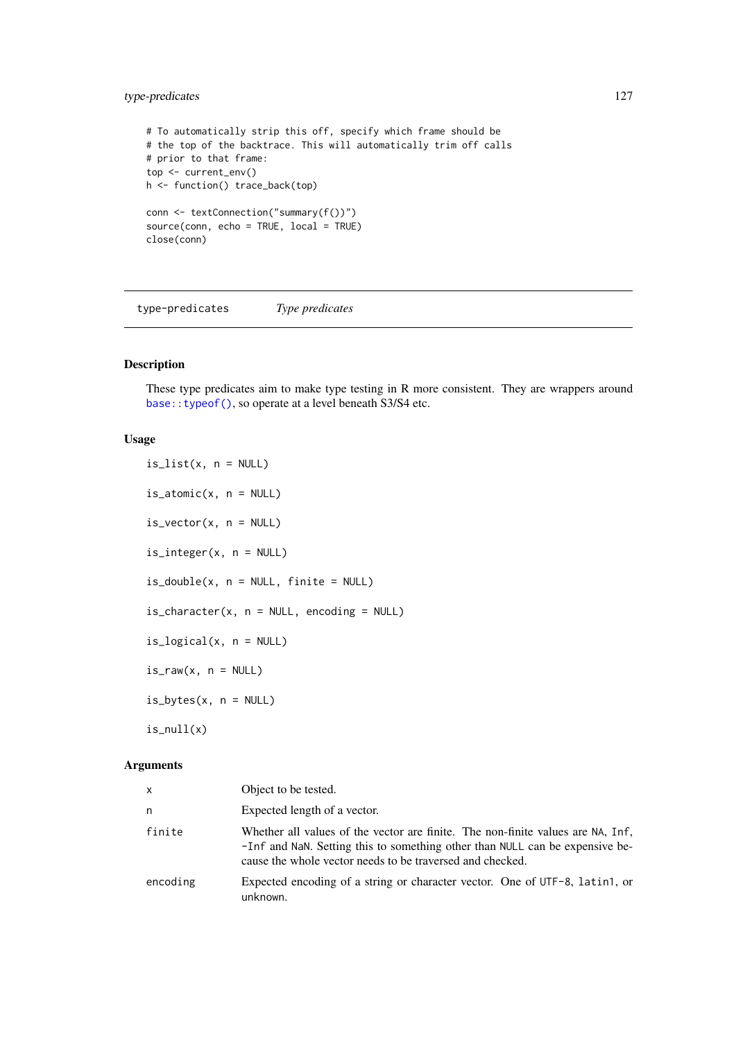```
# To automatically strip this off, specify which frame should be
# the top of the backtrace. This will automatically trim off calls
# prior to that frame:
top <- current_env()
h <- function() trace_back(top)

conn <- textConnection("summary(f())")
source(conn, echo = TRUE, local = TRUE)
close(conn)
```

---

## type-predicates *Type predicates*

---

### Description

These type predicates aim to make type testing in R more consistent. They are wrappers around `base::typeof()`, so operate at a level beneath S3/S4 etc.

### Usage

```
is_list(x, n = NULL)

is_atomic(x, n = NULL)

is_vector(x, n = NULL)

is_integer(x, n = NULL)

is_double(x, n = NULL, finite = NULL)

is_character(x, n = NULL, encoding = NULL)

is_logical(x, n = NULL)

is_raw(x, n = NULL)

is_bytes(x, n = NULL)

is_null(x)
```

### Arguments

| | |
|---|---|
| `x` | Object to be tested. |
| `n` | Expected length of a vector. |
| `finite` | Whether all values of the vector are finite. The non-finite values are `NA`, `Inf`, `-Inf` and `NaN`. Setting this to something other than `NULL` can be expensive because the whole vector needs to be traversed and checked. |
| `encoding` | Expected encoding of a string or character vector. One of `UTF-8`, `latin1`, or `unknown`. |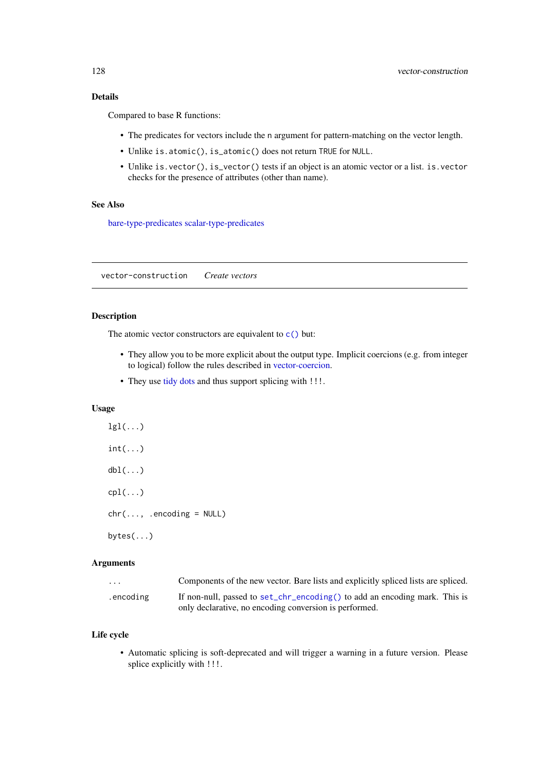### Details

Compared to base R functions:

- The predicates for vectors include the `n` argument for pattern-matching on the vector length.
- Unlike `is.atomic()`, `is_atomic()` does not return `TRUE` for `NULL`.
- Unlike `is.vector()`, `is_vector()` tests if an object is an atomic vector or a list. `is.vector` checks for the presence of attributes (other than name).

### See Also

bare-type-predicates scalar-type-predicates

---

## vector-construction *Create vectors*

---

### Description

The atomic vector constructors are equivalent to `c()` but:

- They allow you to be more explicit about the output type. Implicit coercions (e.g. from integer to logical) follow the rules described in vector-coercion.
- They use tidy dots and thus support splicing with `!!!`.

### Usage

```
lgl(...)

int(...)

dbl(...)

cpl(...)

chr(..., .encoding = NULL)

bytes(...)
```

### Arguments

| | |
|---|---|
| `...` | Components of the new vector. Bare lists and explicitly spliced lists are spliced. |
| `.encoding` | If non-null, passed to `set_chr_encoding()` to add an encoding mark. This is only declarative, no encoding conversion is performed. |

### Life cycle

- Automatic splicing is soft-deprecated and will trigger a warning in a future version. Please splice explicitly with `!!!`.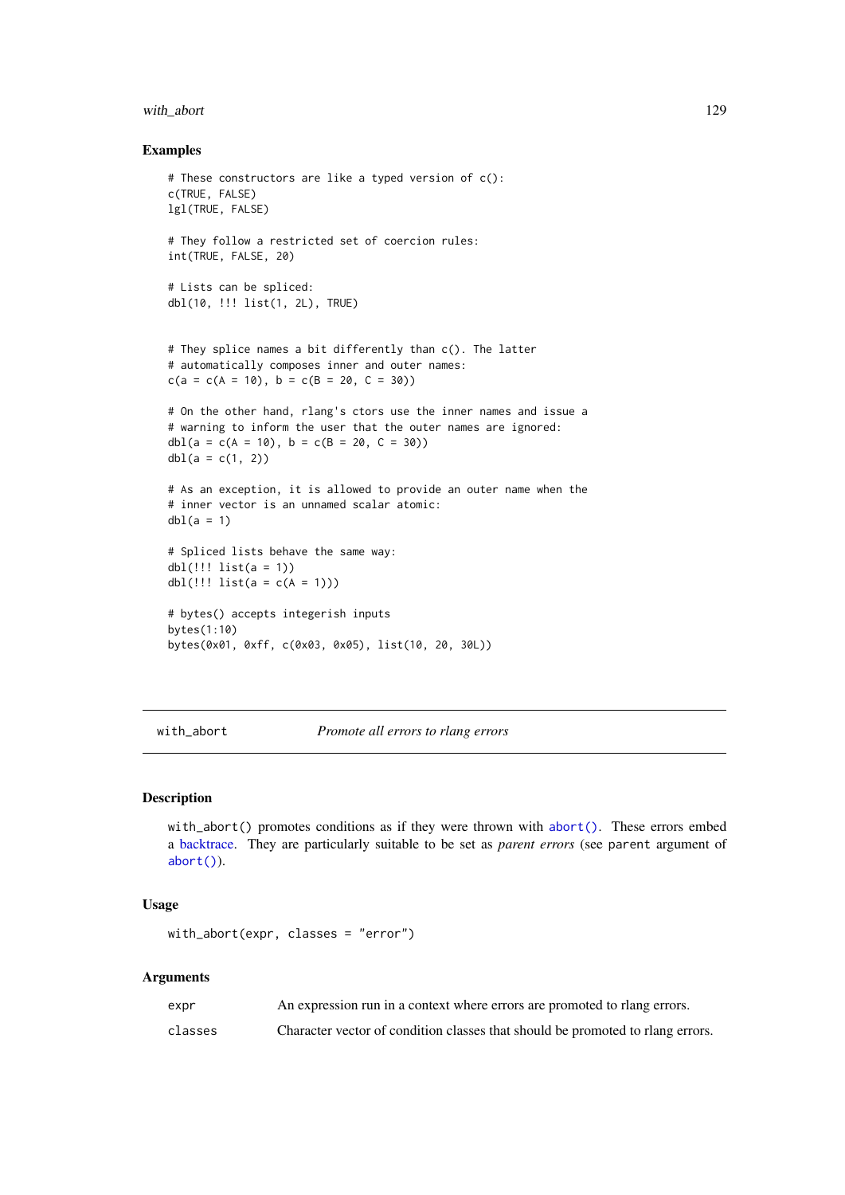## Examples

```
# These constructors are like a typed version of c():
c(TRUE, FALSE)
lgl(TRUE, FALSE)

# They follow a restricted set of coercion rules:
int(TRUE, FALSE, 20)

# Lists can be spliced:
dbl(10, !!! list(1, 2L), TRUE)


# They splice names a bit differently than c(). The latter
# automatically composes inner and outer names:
c(a = c(A = 10), b = c(B = 20, C = 30))

# On the other hand, rlang's ctors use the inner names and issue a
# warning to inform the user that the outer names are ignored:
dbl(a = c(A = 10), b = c(B = 20, C = 30))
dbl(a = c(1, 2))

# As an exception, it is allowed to provide an outer name when the
# inner vector is an unnamed scalar atomic:
dbl(a = 1)

# Spliced lists behave the same way:
dbl(!!! list(a = 1))
dbl(!!! list(a = c(A = 1)))

# bytes() accepts integerish inputs
bytes(1:10)
bytes(0x01, 0xff, c(0x03, 0x05), list(10, 20, 30L))
```

---

# with_abort — *Promote all errors to rlang errors*

## Description

with_abort() promotes conditions as if they were thrown with abort(). These errors embed a backtrace. They are particularly suitable to be set as *parent errors* (see parent argument of abort()).

## Usage

```
with_abort(expr, classes = "error")
```

## Arguments

| | |
|---|---|
| expr | An expression run in a context where errors are promoted to rlang errors. |
| classes | Character vector of condition classes that should be promoted to rlang errors. |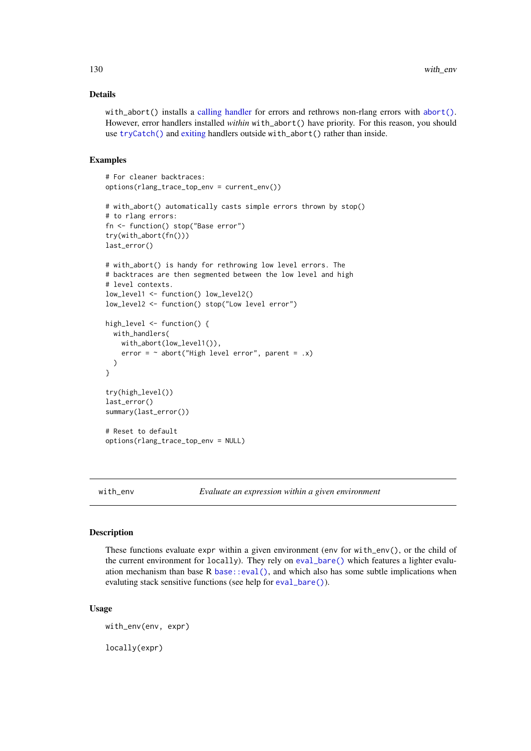### Details

`with_abort()` installs a calling handler for errors and rethrows non-rlang errors with `abort()`. However, error handlers installed *within* `with_abort()` have priority. For this reason, you should use `tryCatch()` and exiting handlers outside `with_abort()` rather than inside.

### Examples

```
# For cleaner backtraces:
options(rlang_trace_top_env = current_env())

# with_abort() automatically casts simple errors thrown by stop()
# to rlang errors:
fn <- function() stop("Base error")
try(with_abort(fn()))
last_error()

# with_abort() is handy for rethrowing low level errors. The
# backtraces are then segmented between the low level and high
# level contexts.
low_level1 <- function() low_level2()
low_level2 <- function() stop("Low level error")

high_level <- function() {
  with_handlers(
    with_abort(low_level1()),
    error = ~ abort("High level error", parent = .x)
  )
}

try(high_level())
last_error()
summary(last_error())

# Reset to default
options(rlang_trace_top_env = NULL)
```

---

## with_env — *Evaluate an expression within a given environment*

---

### Description

These functions evaluate `expr` within a given environment (`env` for `with_env()`, or the child of the current environment for `locally`). They rely on `eval_bare()` which features a lighter evaluation mechanism than base R `base::eval()`, and which also has some subtle implications when evaluting stack sensitive functions (see help for `eval_bare()`).

### Usage

```
with_env(env, expr)

locally(expr)
```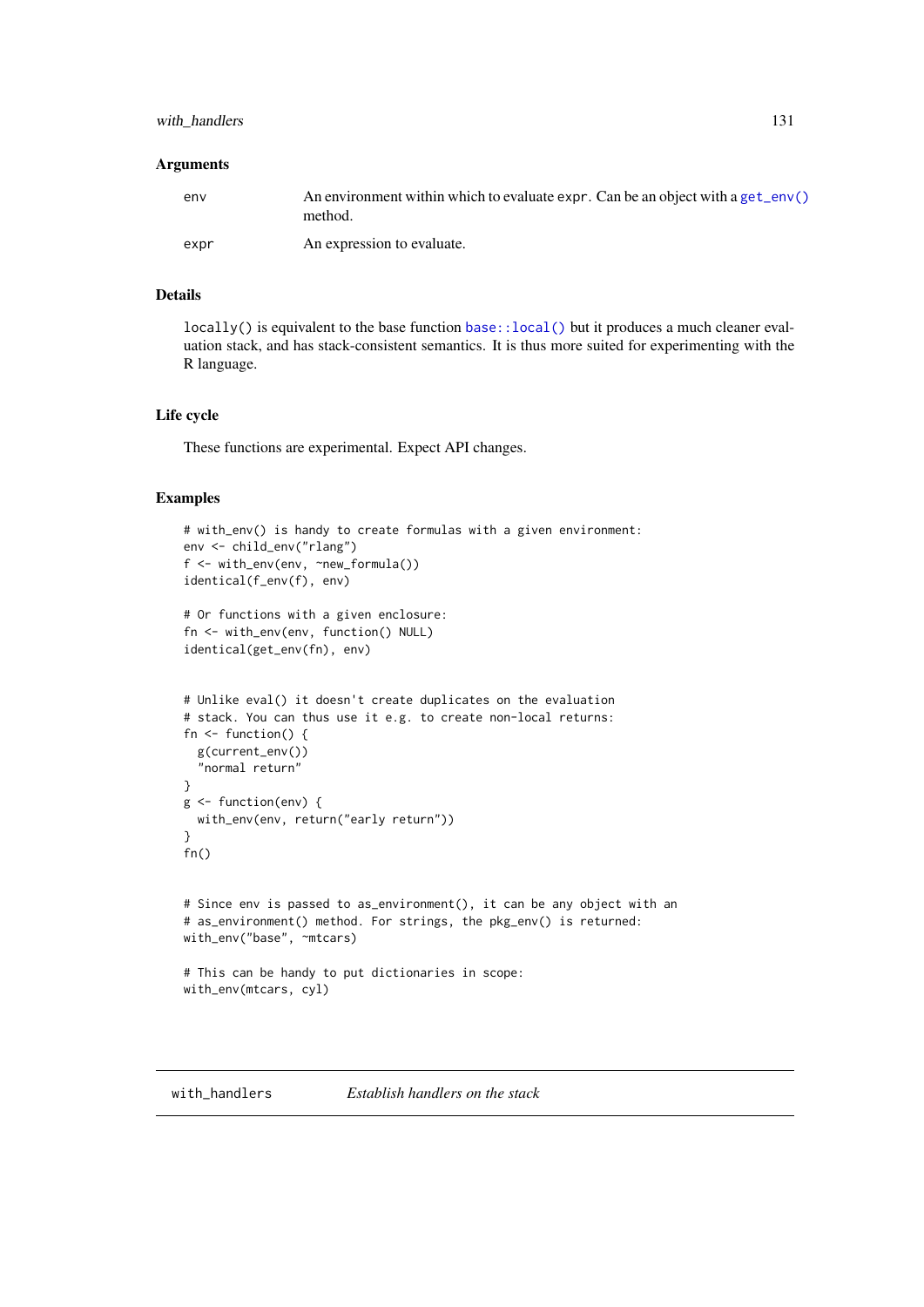### Arguments

| | |
|---|---|
| env | An environment within which to evaluate expr. Can be an object with a get_env() method. |
| expr | An expression to evaluate. |

### Details

locally() is equivalent to the base function base::local() but it produces a much cleaner evaluation stack, and has stack-consistent semantics. It is thus more suited for experimenting with the R language.

### Life cycle

These functions are experimental. Expect API changes.

### Examples

```
# with_env() is handy to create formulas with a given environment:
env <- child_env("rlang")
f <- with_env(env, ~new_formula())
identical(f_env(f), env)

# Or functions with a given enclosure:
fn <- with_env(env, function() NULL)
identical(get_env(fn), env)


# Unlike eval() it doesn't create duplicates on the evaluation
# stack. You can thus use it e.g. to create non-local returns:
fn <- function() {
  g(current_env())
  "normal return"
}
g <- function(env) {
  with_env(env, return("early return"))
}
fn()


# Since env is passed to as_environment(), it can be any object with an
# as_environment() method. For strings, the pkg_env() is returned:
with_env("base", ~mtcars)

# This can be handy to put dictionaries in scope:
with_env(mtcars, cyl)
```

---

## with_handlers — *Establish handlers on the stack*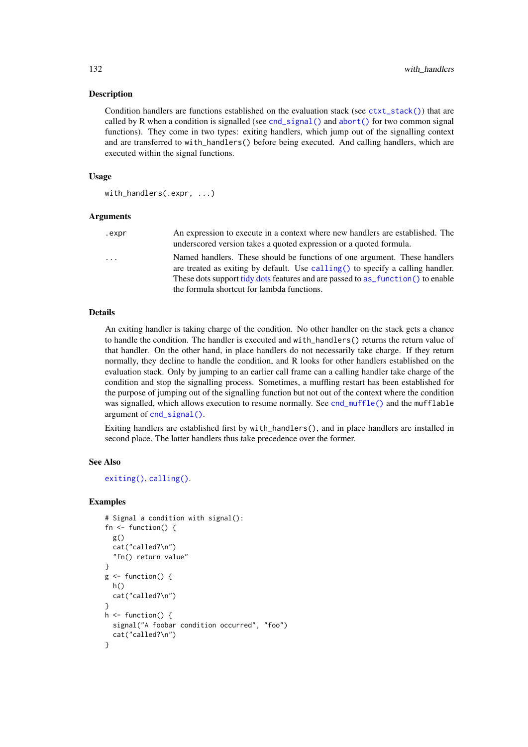### Description

Condition handlers are functions established on the evaluation stack (see `ctxt_stack()`) that are called by R when a condition is signalled (see `cnd_signal()` and `abort()` for two common signal functions). They come in two types: exiting handlers, which jump out of the signalling context and are transferred to `with_handlers()` before being executed. And calling handlers, which are executed within the signal functions.

### Usage

```
with_handlers(.expr, ...)
```

### Arguments

| | |
|---|---|
| `.expr` | An expression to execute in a context where new handlers are established. The underscored version takes a quoted expression or a quoted formula. |
| `...` | Named handlers. These should be functions of one argument. These handlers are treated as exiting by default. Use `calling()` to specify a calling handler. These dots support tidy dots features and are passed to `as_function()` to enable the formula shortcut for lambda functions. |

### Details

An exiting handler is taking charge of the condition. No other handler on the stack gets a chance to handle the condition. The handler is executed and `with_handlers()` returns the return value of that handler. On the other hand, in place handlers do not necessarily take charge. If they return normally, they decline to handle the condition, and R looks for other handlers established on the evaluation stack. Only by jumping to an earlier call frame can a calling handler take charge of the condition and stop the signalling process. Sometimes, a muffling restart has been established for the purpose of jumping out of the signalling function but not out of the context where the condition was signalled, which allows execution to resume normally. See `cnd_muffle()` and the `mufflable` argument of `cnd_signal()`.

Exiting handlers are established first by `with_handlers()`, and in place handlers are installed in second place. The latter handlers thus take precedence over the former.

### See Also

`exiting()`, `calling()`.

### Examples

```
# Signal a condition with signal():
fn <- function() {
  g()
  cat("called?\n")
  "fn() return value"
}
g <- function() {
  h()
  cat("called?\n")
}
h <- function() {
  signal("A foobar condition occurred", "foo")
  cat("called?\n")
}
```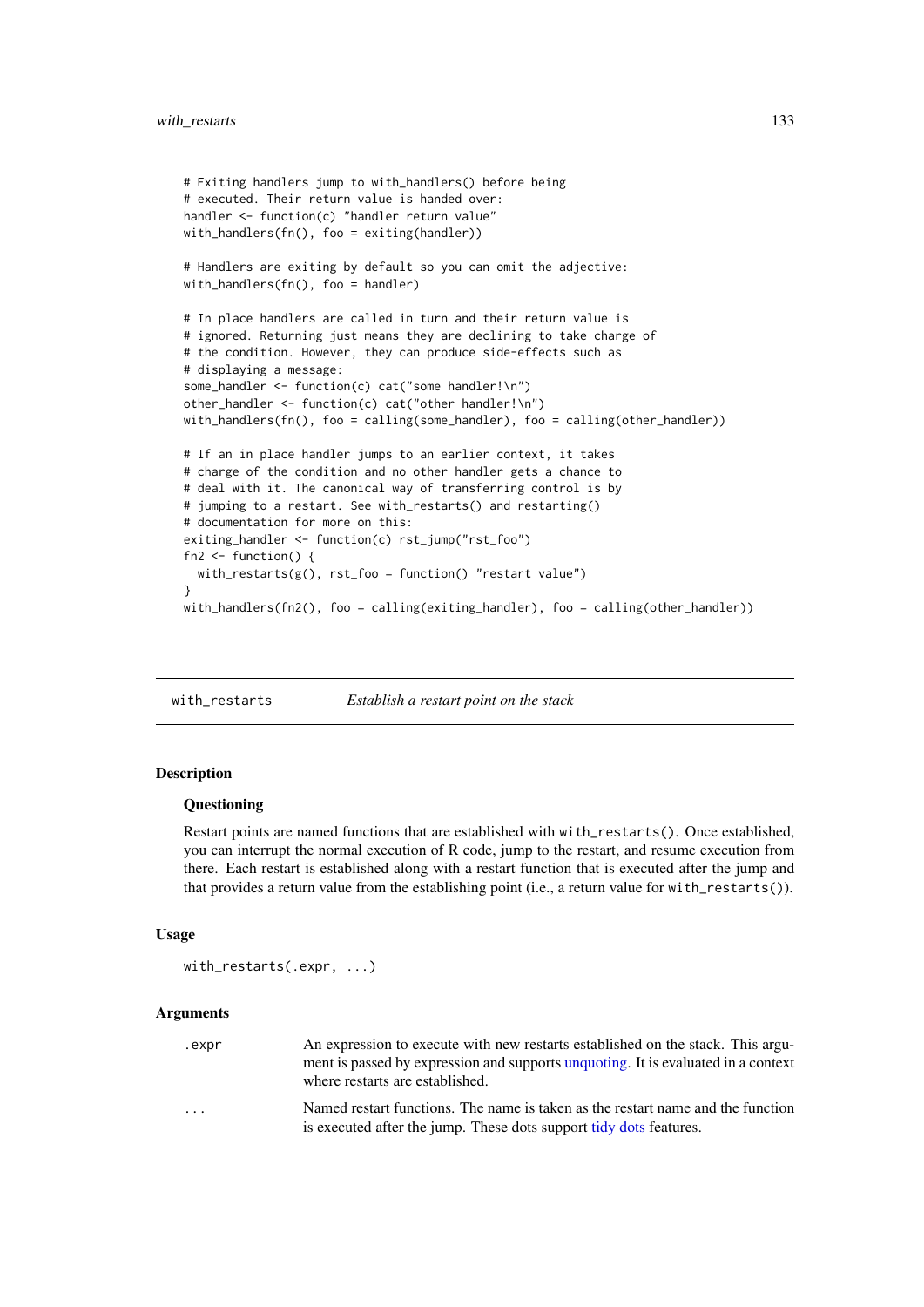```
# Exiting handlers jump to with_handlers() before being
# executed. Their return value is handed over:
handler <- function(c) "handler return value"
with_handlers(fn(), foo = exiting(handler))

# Handlers are exiting by default so you can omit the adjective:
with_handlers(fn(), foo = handler)

# In place handlers are called in turn and their return value is
# ignored. Returning just means they are declining to take charge of
# the condition. However, they can produce side-effects such as
# displaying a message:
some_handler <- function(c) cat("some handler!\n")
other_handler <- function(c) cat("other handler!\n")
with_handlers(fn(), foo = calling(some_handler), foo = calling(other_handler))

# If an in place handler jumps to an earlier context, it takes
# charge of the condition and no other handler gets a chance to
# deal with it. The canonical way of transferring control is by
# jumping to a restart. See with_restarts() and restarting()
# documentation for more on this:
exiting_handler <- function(c) rst_jump("rst_foo")
fn2 <- function() {
  with_restarts(g(), rst_foo = function() "restart value")
}
with_handlers(fn2(), foo = calling(exiting_handler), foo = calling(other_handler))
```

---

`with_restarts` *Establish a restart point on the stack*

## Description

### Questioning

Restart points are named functions that are established with `with_restarts()`. Once established, you can interrupt the normal execution of R code, jump to the restart, and resume execution from there. Each restart is established along with a restart function that is executed after the jump and that provides a return value from the establishing point (i.e., a return value for `with_restarts()`).

## Usage

```
with_restarts(.expr, ...)
```

## Arguments

| | |
|---|---|
| `.expr` | An expression to execute with new restarts established on the stack. This argument is passed by expression and supports unquoting. It is evaluated in a context where restarts are established. |
| `...` | Named restart functions. The name is taken as the restart name and the function is executed after the jump. These dots support tidy dots features. |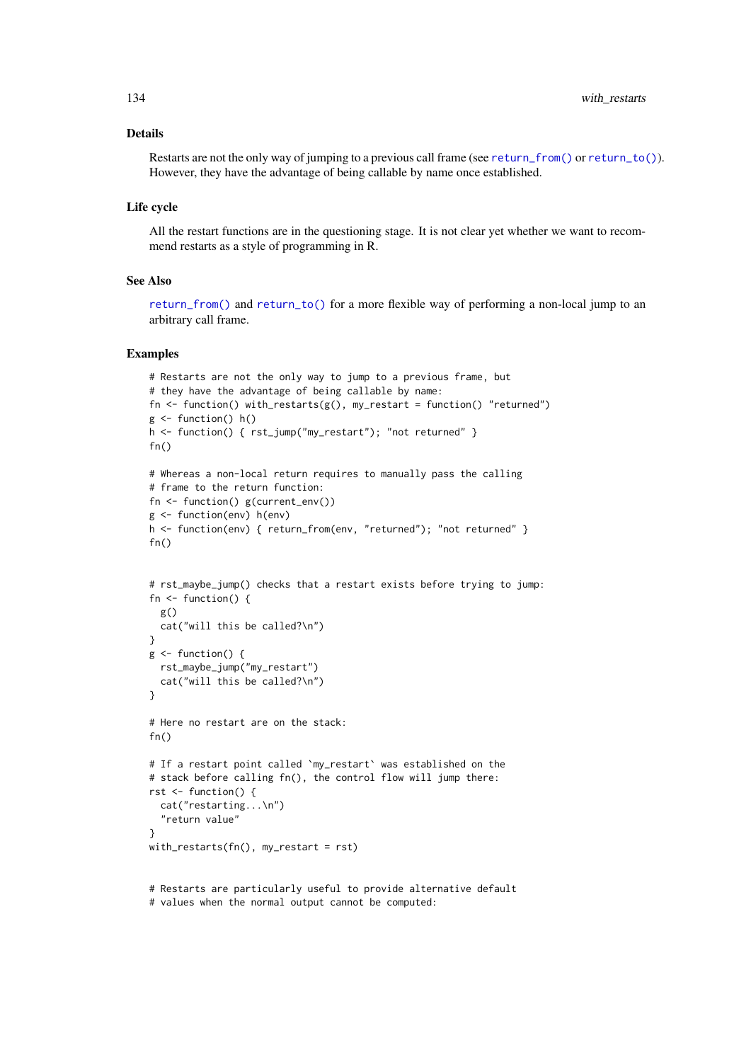### Details

Restarts are not the only way of jumping to a previous call frame (see `return_from()` or `return_to()`). However, they have the advantage of being callable by name once established.

### Life cycle

All the restart functions are in the questioning stage. It is not clear yet whether we want to recommend restarts as a style of programming in R.

### See Also

`return_from()` and `return_to()` for a more flexible way of performing a non-local jump to an arbitrary call frame.

### Examples

```
# Restarts are not the only way to jump to a previous frame, but
# they have the advantage of being callable by name:
fn <- function() with_restarts(g(), my_restart = function() "returned")
g <- function() h()
h <- function() { rst_jump("my_restart"); "not returned" }
fn()

# Whereas a non-local return requires to manually pass the calling
# frame to the return function:
fn <- function() g(current_env())
g <- function(env) h(env)
h <- function(env) { return_from(env, "returned"); "not returned" }
fn()


# rst_maybe_jump() checks that a restart exists before trying to jump:
fn <- function() {
  g()
  cat("will this be called?\n")
}
g <- function() {
  rst_maybe_jump("my_restart")
  cat("will this be called?\n")
}

# Here no restart are on the stack:
fn()

# If a restart point called `my_restart` was established on the
# stack before calling fn(), the control flow will jump there:
rst <- function() {
  cat("restarting...\n")
  "return value"
}
with_restarts(fn(), my_restart = rst)


# Restarts are particularly useful to provide alternative default
# values when the normal output cannot be computed:
```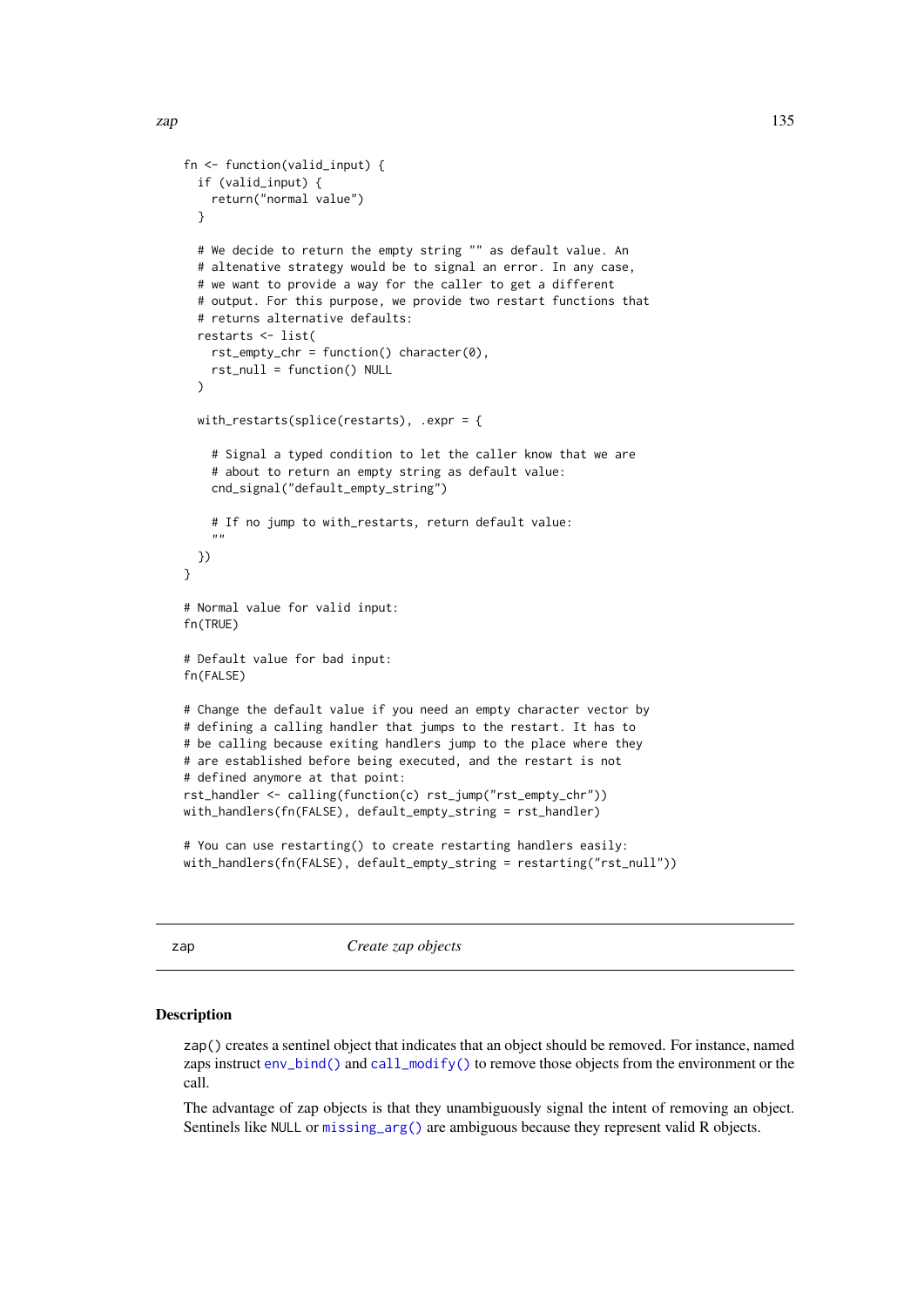```
fn <- function(valid_input) {
  if (valid_input) {
    return("normal value")
  }

  # We decide to return the empty string "" as default value. An
  # altenative strategy would be to signal an error. In any case,
  # we want to provide a way for the caller to get a different
  # output. For this purpose, we provide two restart functions that
  # returns alternative defaults:
  restarts <- list(
    rst_empty_chr = function() character(0),
    rst_null = function() NULL
  )

  with_restarts(splice(restarts), .expr = {

    # Signal a typed condition to let the caller know that we are
    # about to return an empty string as default value:
    cnd_signal("default_empty_string")

    # If no jump to with_restarts, return default value:
    ""
  })
}

# Normal value for valid input:
fn(TRUE)

# Default value for bad input:
fn(FALSE)

# Change the default value if you need an empty character vector by
# defining a calling handler that jumps to the restart. It has to
# be calling because exiting handlers jump to the place where they
# are established before being executed, and the restart is not
# defined anymore at that point:
rst_handler <- calling(function(c) rst_jump("rst_empty_chr"))
with_handlers(fn(FALSE), default_empty_string = rst_handler)

# You can use restarting() to create restarting handlers easily:
with_handlers(fn(FALSE), default_empty_string = restarting("rst_null"))
```

## zap — *Create zap objects*

### Description

`zap()` creates a sentinel object that indicates that an object should be removed. For instance, named zaps instruct `env_bind()` and `call_modify()` to remove those objects from the environment or the call.

The advantage of zap objects is that they unambiguously signal the intent of removing an object. Sentinels like `NULL` or `missing_arg()` are ambiguous because they represent valid R objects.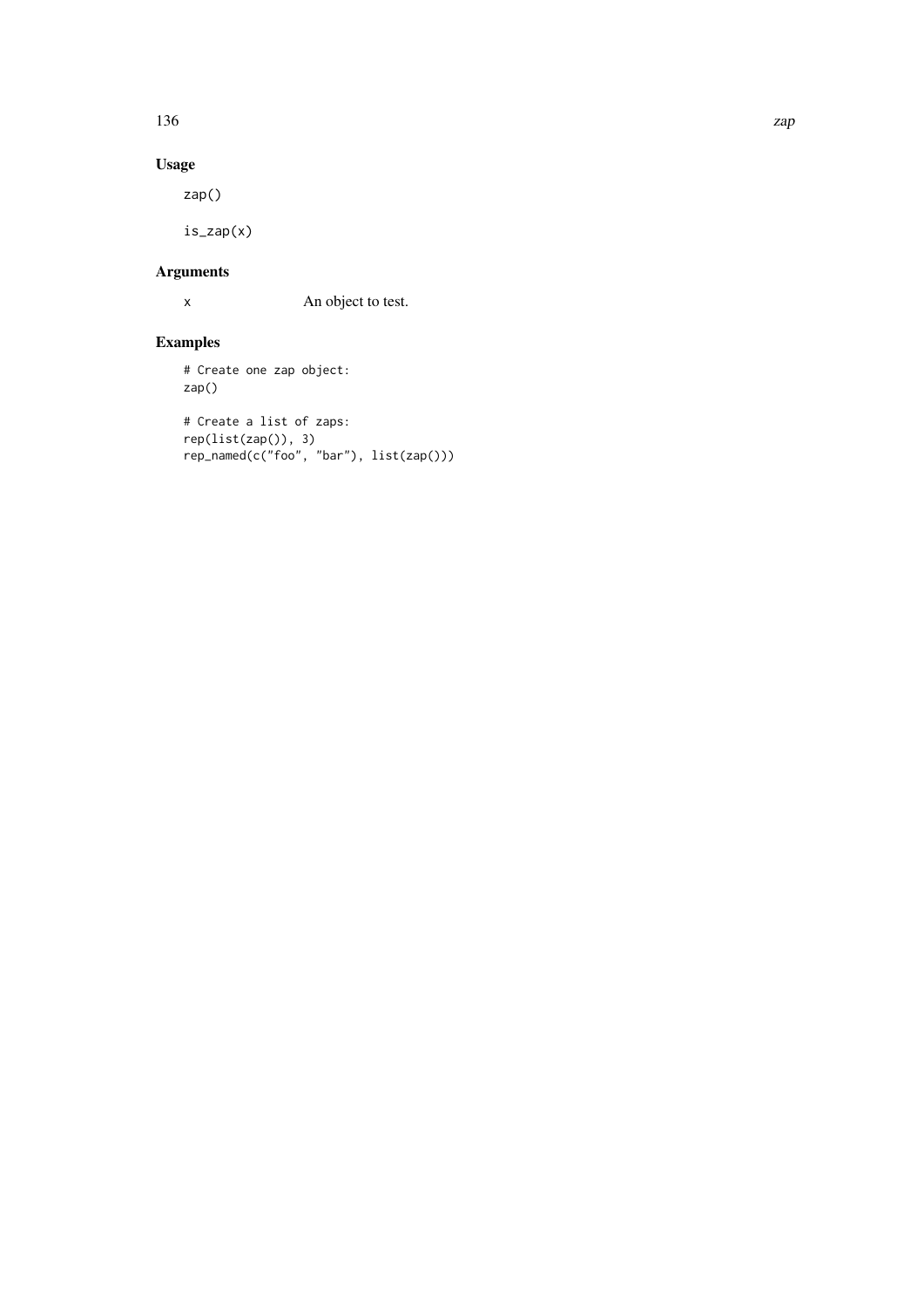## Usage

```
zap()

is_zap(x)
```

## Arguments

| | |
|---|---|
| x | An object to test. |

## Examples

```
# Create one zap object:
zap()

# Create a list of zaps:
rep(list(zap()), 3)
rep_named(c("foo", "bar"), list(zap()))
```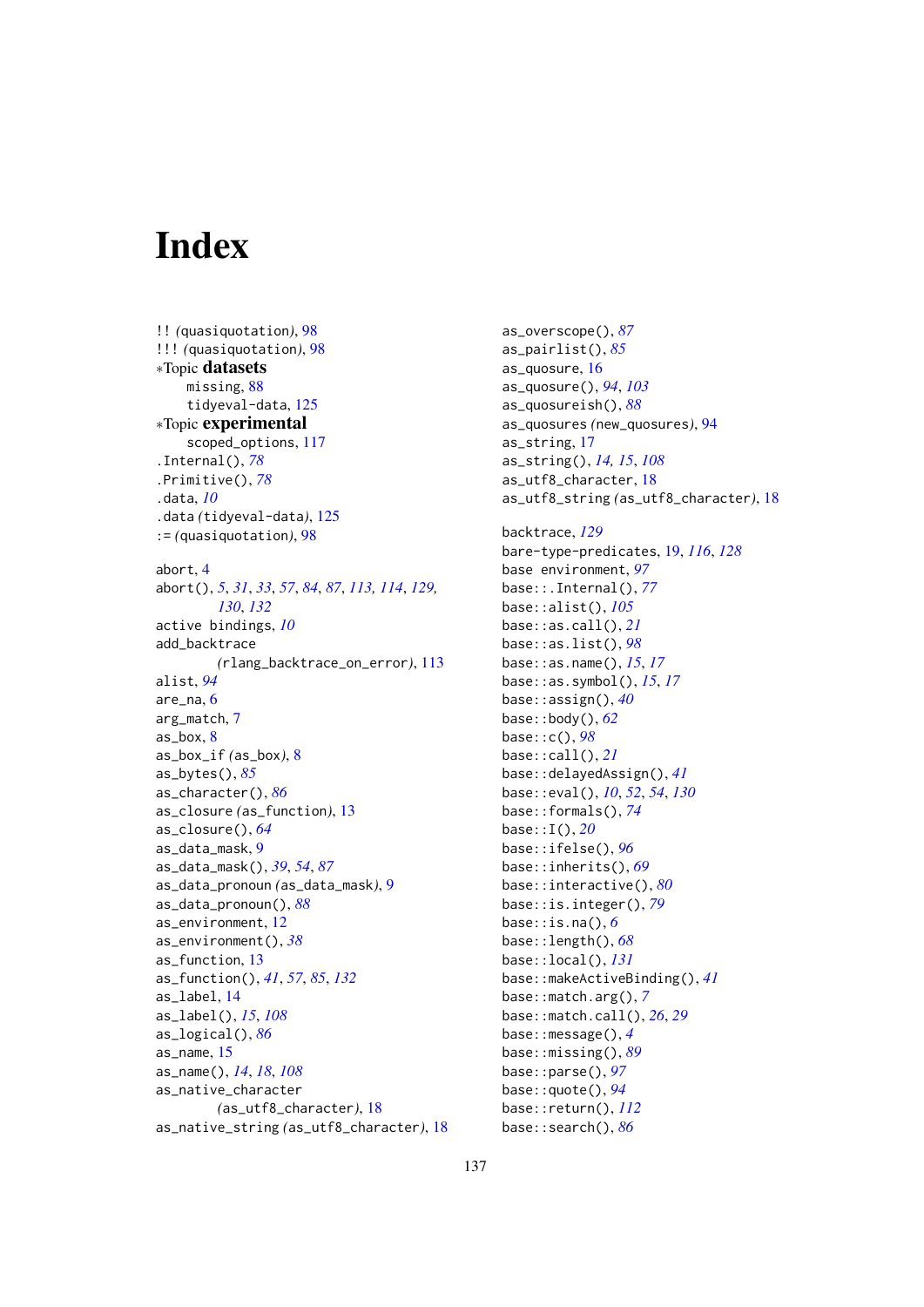# Index

!! (quasiquotation), 98
!!! (quasiquotation), 98
*Topic **datasets**
  missing, 88
  tidyeval-data, 125
*Topic **experimental**
  scoped_options, 117
.Internal(), *78*
.Primitive(), *78*
.data, *10*
.data (tidyeval-data), 125
:= (quasiquotation), 98

abort, 4
abort(), *5*, *31*, *33*, *57*, *84*, *87*, *113*, *114*, *129*, *130*, *132*
active bindings, *10*
add_backtrace (rlang_backtrace_on_error), 113
alist, *94*
are_na, 6
arg_match, 7
as_box, 8
as_box_if (as_box), 8
as_bytes(), *85*
as_character(), *86*
as_closure (as_function), 13
as_closure(), *64*
as_data_mask, 9
as_data_mask(), *39*, *54*, *87*
as_data_pronoun (as_data_mask), 9
as_data_pronoun(), *88*
as_environment, 12
as_environment(), *38*
as_function, 13
as_function(), *41*, *57*, *85*, *132*
as_label, 14
as_label(), *15*, *108*
as_logical(), *86*
as_name, 15
as_name(), *14*, *18*, *108*
as_native_character (as_utf8_character), 18
as_native_string (as_utf8_character), 18
as_overscope(), *87*
as_pairlist(), *85*
as_quosure, 16
as_quosure(), *94*, *103*
as_quosureish(), *88*
as_quosures (new_quosures), 94
as_string, 17
as_string(), *14*, *15*, *108*
as_utf8_character, 18
as_utf8_string (as_utf8_character), 18

backtrace, *129*
bare-type-predicates, 19, *116*, *128*
base environment, *97*
base::.Internal(), *77*
base::alist(), *105*
base::as.call(), *21*
base::as.list(), *98*
base::as.name(), *15*, *17*
base::as.symbol(), *15*, *17*
base::assign(), *40*
base::body(), *62*
base::c(), *98*
base::call(), *21*
base::delayedAssign(), *41*
base::eval(), *10*, *52*, *54*, *130*
base::formals(), *74*
base::I(), *20*
base::ifelse(), *96*
base::inherits(), *69*
base::interactive(), *80*
base::is.integer(), *79*
base::is.na(), *6*
base::length(), *68*
base::local(), *131*
base::makeActiveBinding(), *41*
base::match.arg(), *7*
base::match.call(), *26*, *29*
base::message(), *4*
base::missing(), *89*
base::parse(), *97*
base::quote(), *94*
base::return(), *112*
base::search(), *86*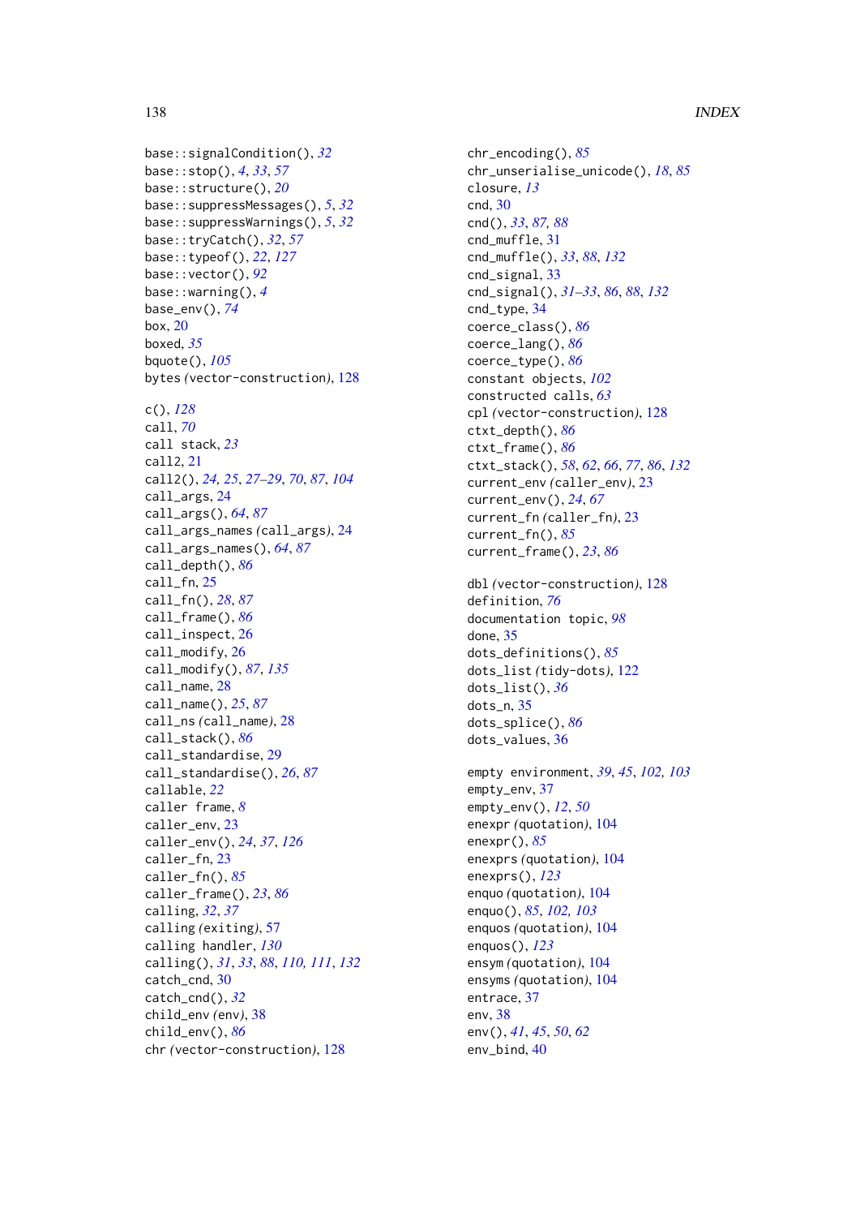base::signalCondition(), 32
base::stop(), 4, 33, 57
base::structure(), 20
base::suppressMessages(), 5, 32
base::suppressWarnings(), 5, 32
base::tryCatch(), 32, 57
base::typeof(), 22, 127
base::vector(), 92
base::warning(), 4
base_env(), 74
box, 20
boxed, 35
bquote(), 105
bytes (vector-construction), 128

c(), 128
call, 70
call stack, 23
call2, 21
call2(), 24, 25, 27–29, 70, 87, 104
call_args, 24
call_args(), 64, 87
call_args_names (call_args), 24
call_args_names(), 64, 87
call_depth(), 86
call_fn, 25
call_fn(), 28, 87
call_frame(), 86
call_inspect, 26
call_modify, 26
call_modify(), 87, 135
call_name, 28
call_name(), 25, 87
call_ns (call_name), 28
call_stack(), 86
call_standardise, 29
call_standardise(), 26, 87
callable, 22
caller frame, 8
caller_env, 23
caller_env(), 24, 37, 126
caller_fn, 23
caller_fn(), 85
caller_frame(), 23, 86
calling, 32, 37
calling (exiting), 57
calling handler, 130
calling(), 31, 33, 88, 110, 111, 132
catch_cnd, 30
catch_cnd(), 32
child_env (env), 38
child_env(), 86
chr (vector-construction), 128

chr_encoding(), 85
chr_unserialise_unicode(), 18, 85
closure, 13
cnd, 30
cnd(), 33, 87, 88
cnd_muffle, 31
cnd_muffle(), 33, 88, 132
cnd_signal, 33
cnd_signal(), 31–33, 86, 88, 132
cnd_type, 34
coerce_class(), 86
coerce_lang(), 86
coerce_type(), 86
constant objects, 102
constructed calls, 63
cpl (vector-construction), 128
ctxt_depth(), 86
ctxt_frame(), 86
ctxt_stack(), 58, 62, 66, 77, 86, 132
current_env (caller_env), 23
current_env(), 24, 67
current_fn (caller_fn), 23
current_fn(), 85
current_frame(), 23, 86

dbl (vector-construction), 128
definition, 76
documentation topic, 98
done, 35
dots_definitions(), 85
dots_list (tidy-dots), 122
dots_list(), 36
dots_n, 35
dots_splice(), 86
dots_values, 36

empty environment, 39, 45, 102, 103
empty_env, 37
empty_env(), 12, 50
enexpr (quotation), 104
enexpr(), 85
enexprs (quotation), 104
enexprs(), 123
enquo (quotation), 104
enquo(), 85, 102, 103
enquos (quotation), 104
enquos(), 123
ensym (quotation), 104
ensyms (quotation), 104
entrace, 37
env, 38
env(), 41, 45, 50, 62
env_bind, 40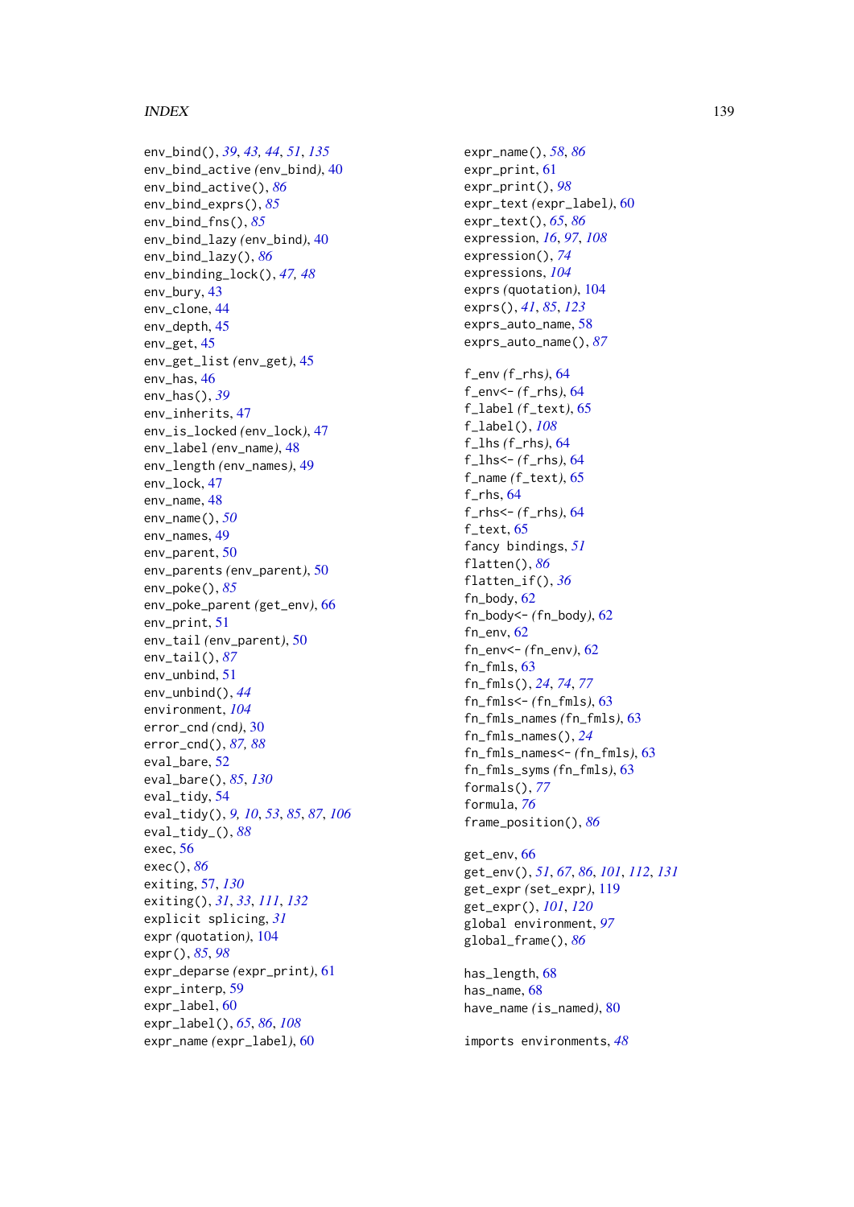env_bind(), *39*, *43, 44*, *51*, *135*
env_bind_active *(env_bind)*, 40
env_bind_active(), *86*
env_bind_exprs(), *85*
env_bind_fns(), *85*
env_bind_lazy *(env_bind)*, 40
env_bind_lazy(), *86*
env_binding_lock(), *47, 48*
env_bury, 43
env_clone, 44
env_depth, 45
env_get, 45
env_get_list *(env_get)*, 45
env_has, 46
env_has(), *39*
env_inherits, 47
env_is_locked *(env_lock)*, 47
env_label *(env_name)*, 48
env_length *(env_names)*, 49
env_lock, 47
env_name, 48
env_name(), *50*
env_names, 49
env_parent, 50
env_parents *(env_parent)*, 50
env_poke(), *85*
env_poke_parent *(get_env)*, 66
env_print, 51
env_tail *(env_parent)*, 50
env_tail(), *87*
env_unbind, 51
env_unbind(), *44*
environment, *104*
error_cnd *(cnd)*, 30
error_cnd(), *87, 88*
eval_bare, 52
eval_bare(), *85*, *130*
eval_tidy, 54
eval_tidy(), *9, 10*, *53*, *85*, *87*, *106*
eval_tidy_(), *88*
exec, 56
exec(), *86*
exiting, 57, *130*
exiting(), *31*, *33*, *111*, *132*
explicit splicing, *31*
expr *(quotation)*, 104
expr(), *85*, *98*
expr_deparse *(expr_print)*, 61
expr_interp, 59
expr_label, 60
expr_label(), *65*, *86*, *108*
expr_name *(expr_label)*, 60
expr_name(), *58*, *86*
expr_print, 61
expr_print(), *98*
expr_text *(expr_label)*, 60
expr_text(), *65*, *86*
expression, *16*, *97*, *108*
expression(), *74*
expressions, *104*
exprs *(quotation)*, 104
exprs(), *41*, *85*, *123*
exprs_auto_name, 58
exprs_auto_name(), *87*

f_env *(f_rhs)*, 64
f_env<- *(f_rhs)*, 64
f_label *(f_text)*, 65
f_label(), *108*
f_lhs *(f_rhs)*, 64
f_lhs<- *(f_rhs)*, 64
f_name *(f_text)*, 65
f_rhs, 64
f_rhs<- *(f_rhs)*, 64
f_text, 65
fancy bindings, *51*
flatten(), *86*
flatten_if(), *36*
fn_body, 62
fn_body<- *(fn_body)*, 62
fn_env, 62
fn_env<- *(fn_env)*, 62
fn_fmls, 63
fn_fmls(), *24*, *74*, *77*
fn_fmls<- *(fn_fmls)*, 63
fn_fmls_names *(fn_fmls)*, 63
fn_fmls_names(), *24*
fn_fmls_names<- *(fn_fmls)*, 63
fn_fmls_syms *(fn_fmls)*, 63
formals(), *77*
formula, *76*
frame_position(), *86*

get_env, 66
get_env(), *51*, *67*, *86*, *101*, *112*, *131*
get_expr *(set_expr)*, 119
get_expr(), *101*, *120*
global environment, *97*
global_frame(), *86*

has_length, 68
has_name, 68
have_name *(is_named)*, 80

imports environments, *48*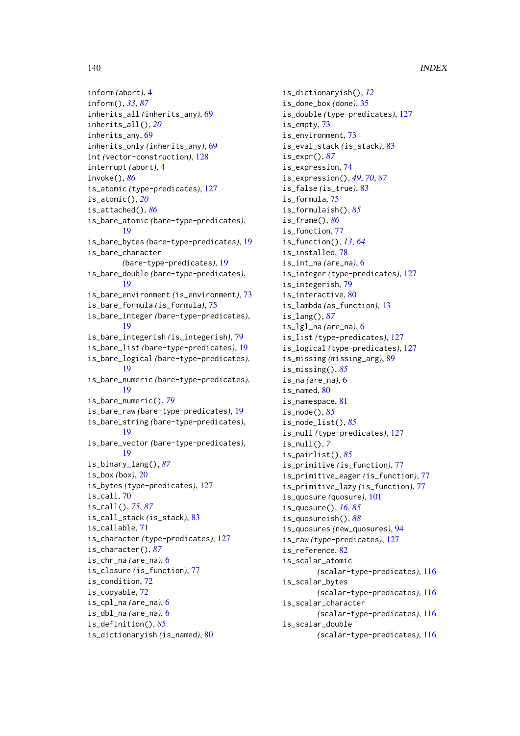inform (abort), 4
inform(), *33*, *87*
inherits_all (inherits_any), 69
inherits_all(), *20*
inherits_any, 69
inherits_only (inherits_any), 69
int (vector-construction), 128
interrupt (abort), 4
invoke(), *86*
is_atomic (type-predicates), 127
is_atomic(), *20*
is_attached(), *86*
is_bare_atomic (bare-type-predicates), 19
is_bare_bytes (bare-type-predicates), 19
is_bare_character (bare-type-predicates), 19
is_bare_double (bare-type-predicates), 19
is_bare_environment (is_environment), 73
is_bare_formula (is_formula), 75
is_bare_integer (bare-type-predicates), 19
is_bare_integerish (is_integerish), 79
is_bare_list (bare-type-predicates), 19
is_bare_logical (bare-type-predicates), 19
is_bare_numeric (bare-type-predicates), 19
is_bare_numeric(), *79*
is_bare_raw (bare-type-predicates), 19
is_bare_string (bare-type-predicates), 19
is_bare_vector (bare-type-predicates), 19
is_binary_lang(), *87*
is_box (box), 20
is_bytes (type-predicates), 127
is_call, 70
is_call(), *75*, *87*
is_call_stack (is_stack), 83
is_callable, 71
is_character (type-predicates), 127
is_character(), *87*
is_chr_na (are_na), 6
is_closure (is_function), 77
is_condition, 72
is_copyable, 72
is_cpl_na (are_na), 6
is_dbl_na (are_na), 6
is_definition(), *85*
is_dictionaryish (is_named), 80
is_dictionaryish(), *12*
is_done_box (done), 35
is_double (type-predicates), 127
is_empty, 73
is_environment, 73
is_eval_stack (is_stack), 83
is_expr(), *87*
is_expression, 74
is_expression(), *49*, *70*, *87*
is_false (is_true), 83
is_formula, 75
is_formulaish(), *85*
is_frame(), *86*
is_function, 77
is_function(), *13*, *64*
is_installed, 78
is_int_na (are_na), 6
is_integer (type-predicates), 127
is_integerish, 79
is_interactive, 80
is_lambda (as_function), 13
is_lang(), *87*
is_lgl_na (are_na), 6
is_list (type-predicates), 127
is_logical (type-predicates), 127
is_missing (missing_arg), 89
is_missing(), *85*
is_na (are_na), 6
is_named, 80
is_namespace, 81
is_node(), *85*
is_node_list(), *85*
is_null (type-predicates), 127
is_null(), *7*
is_pairlist(), *85*
is_primitive (is_function), 77
is_primitive_eager (is_function), 77
is_primitive_lazy (is_function), 77
is_quosure (quosure), 101
is_quosure(), *16*, *85*
is_quosureish(), *88*
is_quosures (new_quosures), 94
is_raw (type-predicates), 127
is_reference, 82
is_scalar_atomic (scalar-type-predicates), 116
is_scalar_bytes (scalar-type-predicates), 116
is_scalar_character (scalar-type-predicates), 116
is_scalar_double (scalar-type-predicates), 116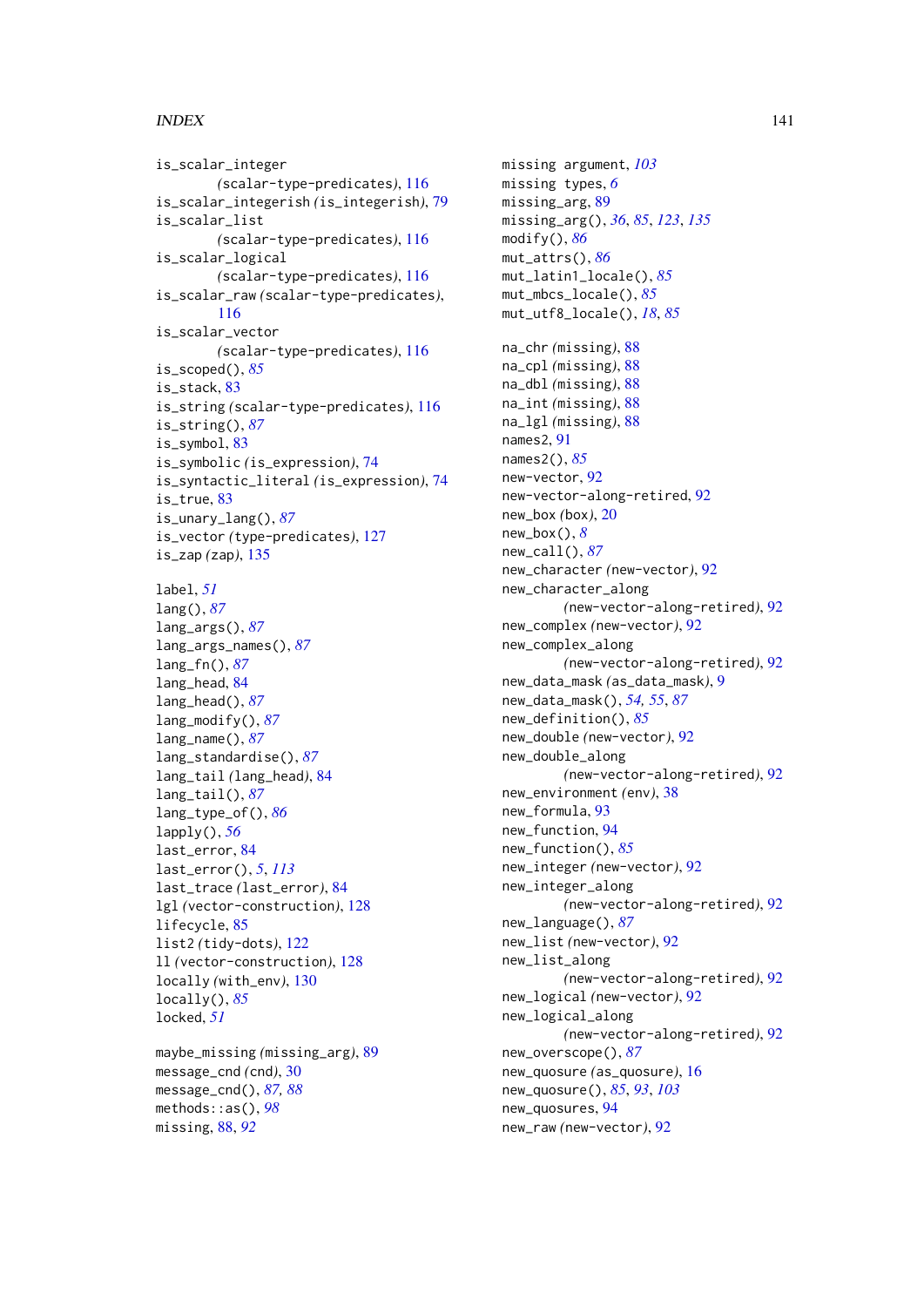is_scalar_integer
 *(scalar-type-predicates)*, 116
is_scalar_integerish *(is_integerish)*, 79
is_scalar_list
 *(scalar-type-predicates)*, 116
is_scalar_logical
 *(scalar-type-predicates)*, 116
is_scalar_raw *(scalar-type-predicates)*,
 116
is_scalar_vector
 *(scalar-type-predicates)*, 116
is_scoped(), *85*
is_stack, 83
is_string *(scalar-type-predicates)*, 116
is_string(), *87*
is_symbol, 83
is_symbolic *(is_expression)*, 74
is_syntactic_literal *(is_expression)*, 74
is_true, 83
is_unary_lang(), *87*
is_vector *(type-predicates)*, 127
is_zap *(zap)*, 135

label, *51*
lang(), *87*
lang_args(), *87*
lang_args_names(), *87*
lang_fn(), *87*
lang_head, 84
lang_head(), *87*
lang_modify(), *87*
lang_name(), *87*
lang_standardise(), *87*
lang_tail *(lang_head)*, 84
lang_tail(), *87*
lang_type_of(), *86*
lapply(), *56*
last_error, 84
last_error(), *5*, *113*
last_trace *(last_error)*, 84
lgl *(vector-construction)*, 128
lifecycle, 85
list2 *(tidy-dots)*, 122
ll *(vector-construction)*, 128
locally *(with_env)*, 130
locally(), *85*
locked, *51*

maybe_missing *(missing_arg)*, 89
message_cnd *(cnd)*, 30
message_cnd(), *87*, *88*
methods::as(), *98*
missing, 88, *92*
missing argument, *103*
missing types, *6*
missing_arg, 89
missing_arg(), *36*, *85*, *123*, *135*
modify(), *86*
mut_attrs(), *86*
mut_latin1_locale(), *85*
mut_mbcs_locale(), *85*
mut_utf8_locale(), *18*, *85*

na_chr *(missing)*, 88
na_cpl *(missing)*, 88
na_dbl *(missing)*, 88
na_int *(missing)*, 88
na_lgl *(missing)*, 88
names2, 91
names2(), *85*
new-vector, 92
new-vector-along-retired, 92
new_box *(box)*, 20
new_box(), *8*
new_call(), *87*
new_character *(new-vector)*, 92
new_character_along
 *(new-vector-along-retired)*, 92
new_complex *(new-vector)*, 92
new_complex_along
 *(new-vector-along-retired)*, 92
new_data_mask *(as_data_mask)*, 9
new_data_mask(), *54*, *55*, *87*
new_definition(), *85*
new_double *(new-vector)*, 92
new_double_along
 *(new-vector-along-retired)*, 92
new_environment *(env)*, 38
new_formula, 93
new_function, 94
new_function(), *85*
new_integer *(new-vector)*, 92
new_integer_along
 *(new-vector-along-retired)*, 92
new_language(), *87*
new_list *(new-vector)*, 92
new_list_along
 *(new-vector-along-retired)*, 92
new_logical *(new-vector)*, 92
new_logical_along
 *(new-vector-along-retired)*, 92
new_overscope(), *87*
new_quosure *(as_quosure)*, 16
new_quosure(), *85*, *93*, *103*
new_quosures, 94
new_raw *(new-vector)*, 92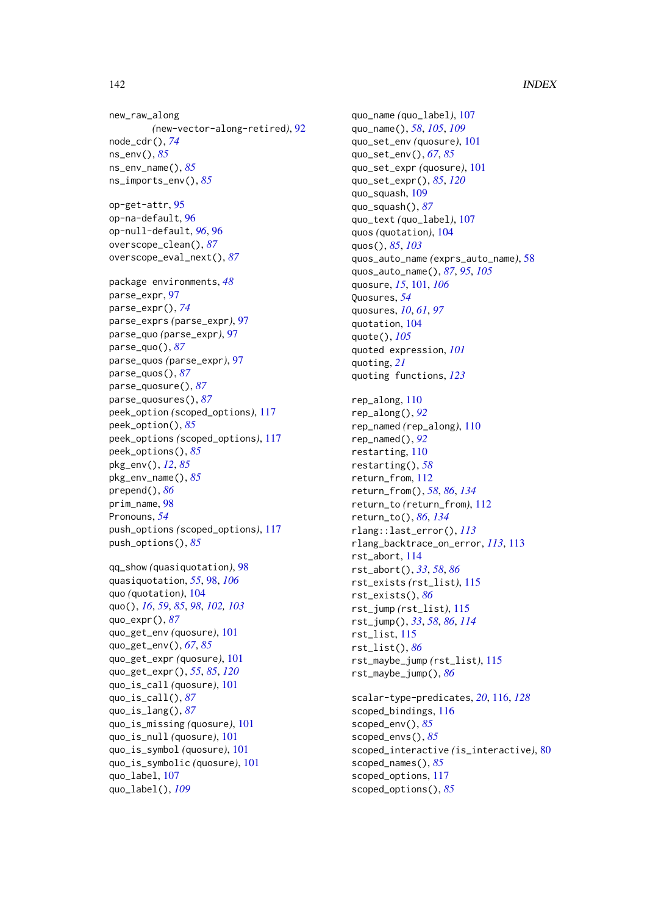new_raw_along
    (new-vector-along-retired), 92
node_cdr(), *74*
ns_env(), *85*
ns_env_name(), *85*
ns_imports_env(), *85*

op-get-attr, 95
op-na-default, 96
op-null-default, *96*, 96
overscope_clean(), *87*
overscope_eval_next(), *87*

package environments, *48*
parse_expr, 97
parse_expr(), *74*
parse_exprs (parse_expr), 97
parse_quo (parse_expr), 97
parse_quo(), *87*
parse_quos (parse_expr), 97
parse_quos(), *87*
parse_quosure(), *87*
parse_quosures(), *87*
peek_option (scoped_options), 117
peek_option(), *85*
peek_options (scoped_options), 117
peek_options(), *85*
pkg_env(), *12*, *85*
pkg_env_name(), *85*
prepend(), *86*
prim_name, 98
Pronouns, *54*
push_options (scoped_options), 117
push_options(), *85*

qq_show (quasiquotation), 98
quasiquotation, *55*, 98, *106*
quo (quotation), 104
quo(), *16*, *59*, *85*, *98*, *102*, *103*
quo_expr(), *87*
quo_get_env (quosure), 101
quo_get_env(), *67*, *85*
quo_get_expr (quosure), 101
quo_get_expr(), *55*, *85*, *120*
quo_is_call (quosure), 101
quo_is_call(), *87*
quo_is_lang(), *87*
quo_is_missing (quosure), 101
quo_is_null (quosure), 101
quo_is_symbol (quosure), 101
quo_is_symbolic (quosure), 101
quo_label, 107
quo_label(), *109*
quo_name (quo_label), 107
quo_name(), *58*, *105*, *109*
quo_set_env (quosure), 101
quo_set_env(), *67*, *85*
quo_set_expr (quosure), 101
quo_set_expr(), *85*, *120*
quo_squash, 109
quo_squash(), *87*
quo_text (quo_label), 107
quos (quotation), 104
quos(), *85*, *103*
quos_auto_name (exprs_auto_name), 58
quos_auto_name(), *87*, *95*, *105*
quosure, *15*, 101, *106*
Quosures, *54*
quosures, *10*, *61*, *97*
quotation, 104
quote(), *105*
quoted expression, *101*
quoting, *21*
quoting functions, *123*

rep_along, 110
rep_along(), *92*
rep_named (rep_along), 110
rep_named(), *92*
restarting, 110
restarting(), *58*
return_from, 112
return_from(), *58*, *86*, *134*
return_to (return_from), 112
return_to(), *86*, *134*
rlang::last_error(), *113*
rlang_backtrace_on_error, *113*, 113
rst_abort, 114
rst_abort(), *33*, *58*, *86*
rst_exists (rst_list), 115
rst_exists(), *86*
rst_jump (rst_list), 115
rst_jump(), *33*, *58*, *86*, *114*
rst_list, 115
rst_list(), *86*
rst_maybe_jump (rst_list), 115
rst_maybe_jump(), *86*

scalar-type-predicates, *20*, 116, *128*
scoped_bindings, 116
scoped_env(), *85*
scoped_envs(), *85*
scoped_interactive (is_interactive), 80
scoped_names(), *85*
scoped_options, 117
scoped_options(), *85*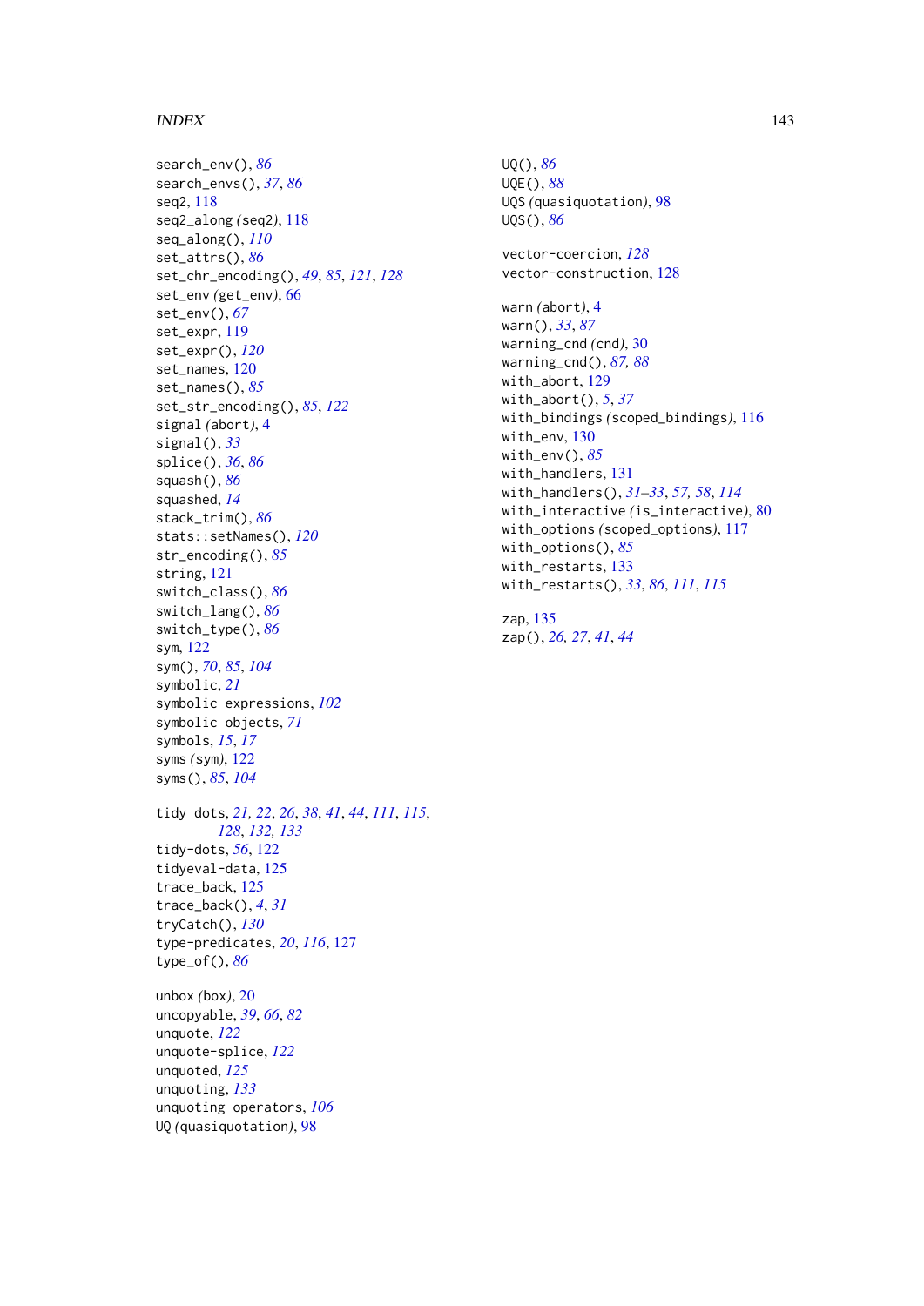search_env(), *86*
search_envs(), *37*, *86*
seq2, 118
seq2_along (seq2), 118
seq_along(), *110*
set_attrs(), *86*
set_chr_encoding(), *49*, *85*, *121*, *128*
set_env (get_env), 66
set_env(), *67*
set_expr, 119
set_expr(), *120*
set_names, 120
set_names(), *85*
set_str_encoding(), *85*, *122*
signal (abort), 4
signal(), *33*
splice(), *36*, *86*
squash(), *86*
squashed, *14*
stack_trim(), *86*
stats::setNames(), *120*
str_encoding(), *85*
string, 121
switch_class(), *86*
switch_lang(), *86*
switch_type(), *86*
sym, 122
sym(), *70*, *85*, *104*
symbolic, *21*
symbolic expressions, *102*
symbolic objects, *71*
symbols, *15*, *17*
syms (sym), 122
syms(), *85*, *104*

tidy dots, *21, 22*, *26*, *38*, *41*, *44*, *111*, *115*, *128*, *132, 133*
tidy-dots, *56*, 122
tidyeval-data, 125
trace_back, 125
trace_back(), *4*, *31*
tryCatch(), *130*
type-predicates, *20*, *116*, 127
type_of(), *86*

unbox (box), 20
uncopyable, *39*, *66*, *82*
unquote, *122*
unquote-splice, *122*
unquoted, *125*
unquoting, *133*
unquoting operators, *106*
UQ (quasiquotation), 98
UQ(), *86*
UQE(), *88*
UQS (quasiquotation), 98
UQS(), *86*

vector-coercion, *128*
vector-construction, 128

warn (abort), 4
warn(), *33*, *87*
warning_cnd (cnd), 30
warning_cnd(), *87, 88*
with_abort, 129
with_abort(), *5*, *37*
with_bindings (scoped_bindings), 116
with_env, 130
with_env(), *85*
with_handlers, 131
with_handlers(), *31–33*, *57, 58*, *114*
with_interactive (is_interactive), 80
with_options (scoped_options), 117
with_options(), *85*
with_restarts, 133
with_restarts(), *33*, *86*, *111*, *115*

zap, 135
zap(), *26, 27*, *41*, *44*